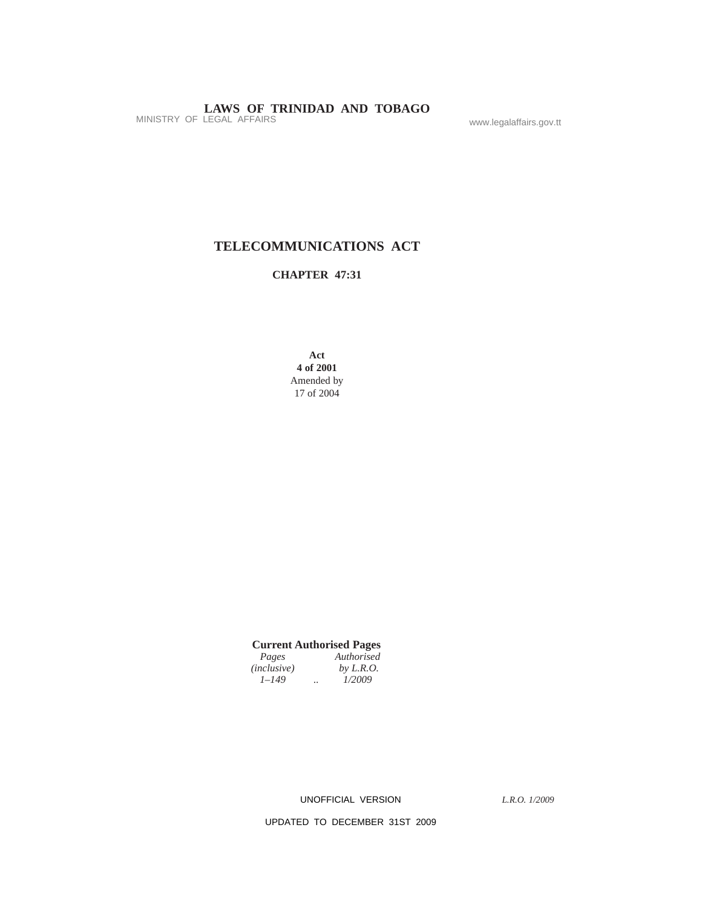# TELECOMMUNICATIONS ACT

## CHAPTER 47:31

**Act**
**4 of 2001**
Amended by
17 of 2004

**Current Authorised Pages**

| *Pages (inclusive)* | | *Authorised by L.R.O.* |
|---|---|---|
| *1–149* | .. | *1/2009* |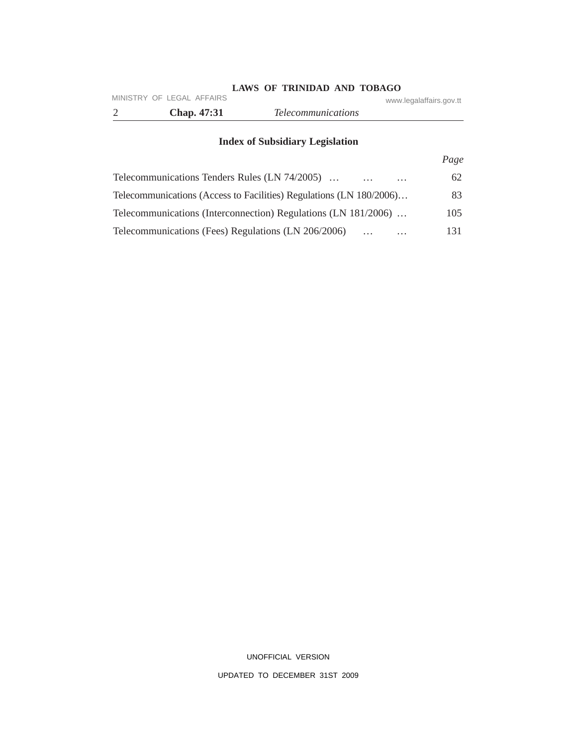## Index of Subsidiary Legislation

| | *Page* |
|---|---|
| Telecommunications Tenders Rules (LN 74/2005) … … … | 62 |
| Telecommunications (Access to Facilities) Regulations (LN 180/2006)… | 83 |
| Telecommunications (Interconnection) Regulations (LN 181/2006) … | 105 |
| Telecommunications (Fees) Regulations (LN 206/2006) … … | 131 |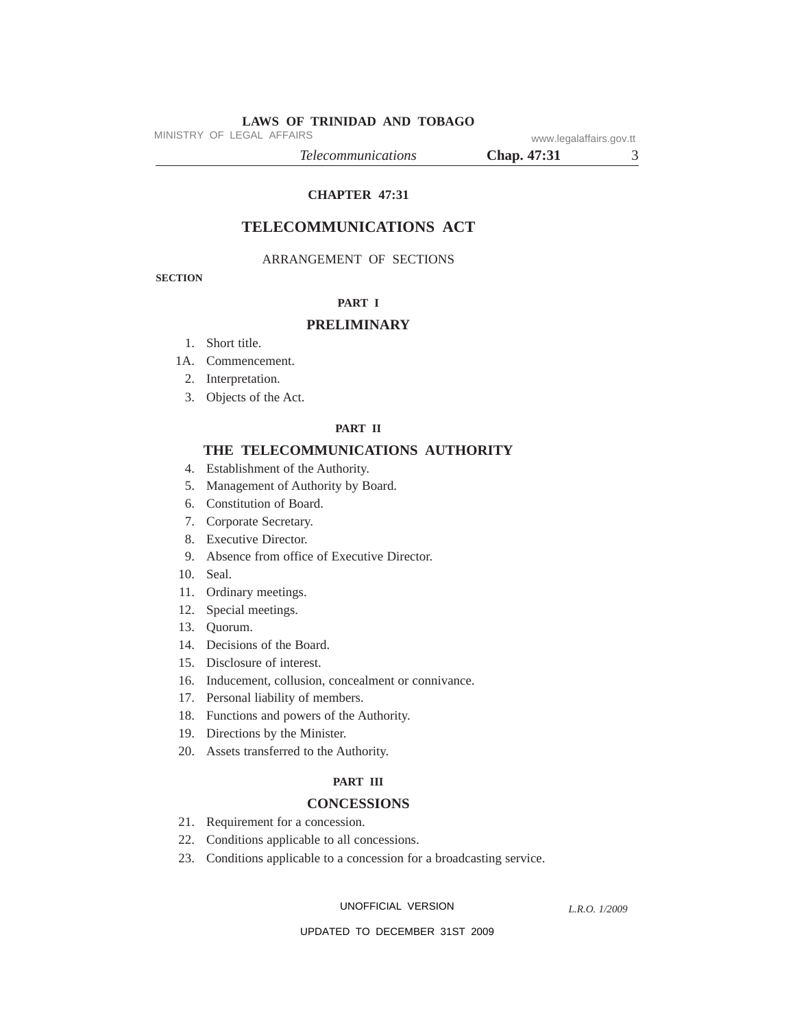# CHAPTER 47:31

# TELECOMMUNICATIONS ACT

ARRANGEMENT OF SECTIONS

**SECTION**

## PART I

## PRELIMINARY

1. Short title.

1A. Commencement.

2. Interpretation.

3. Objects of the Act.

## PART II

## THE TELECOMMUNICATIONS AUTHORITY

4. Establishment of the Authority.
5. Management of Authority by Board.
6. Constitution of Board.
7. Corporate Secretary.
8. Executive Director.
9. Absence from office of Executive Director.
10. Seal.
11. Ordinary meetings.
12. Special meetings.
13. Quorum.
14. Decisions of the Board.
15. Disclosure of interest.
16. Inducement, collusion, concealment or connivance.
17. Personal liability of members.
18. Functions and powers of the Authority.
19. Directions by the Minister.
20. Assets transferred to the Authority.

## PART III

## CONCESSIONS

21. Requirement for a concession.
22. Conditions applicable to all concessions.
23. Conditions applicable to a concession for a broadcasting service.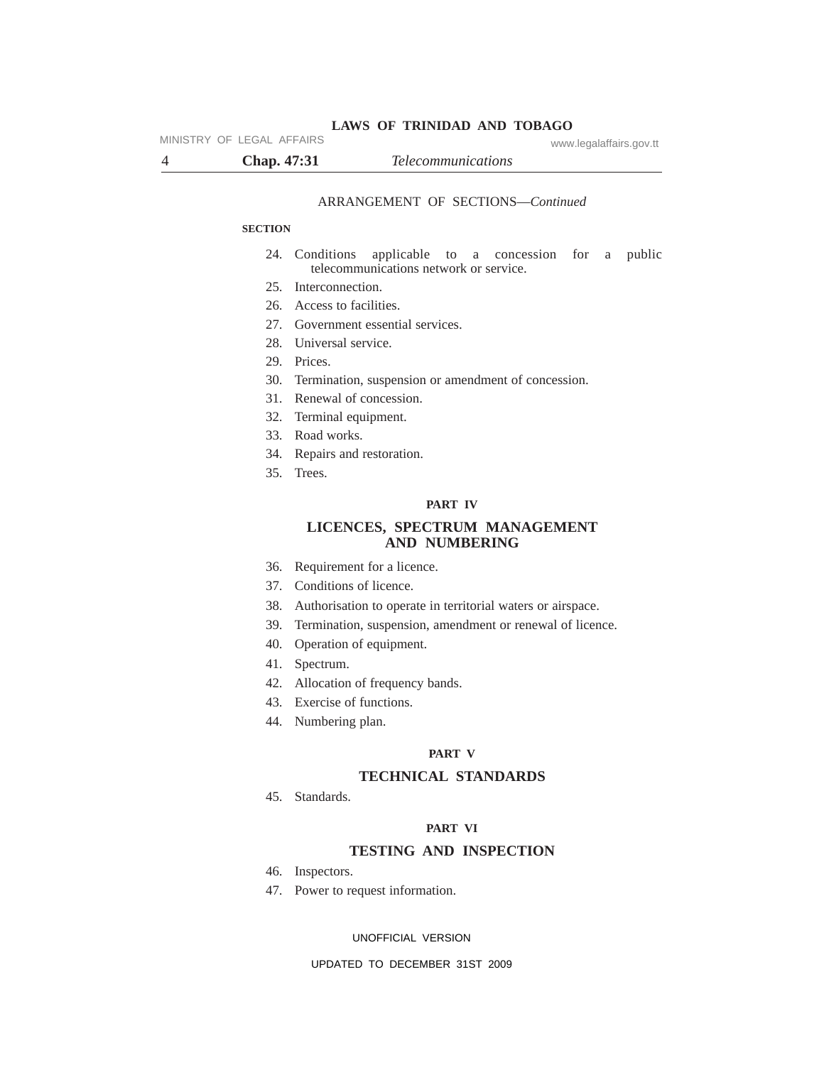ARRANGEMENT OF SECTIONS—*Continued*

**SECTION**

24. Conditions applicable to a concession for a public telecommunications network or service.
25. Interconnection.
26. Access to facilities.
27. Government essential services.
28. Universal service.
29. Prices.
30. Termination, suspension or amendment of concession.
31. Renewal of concession.
32. Terminal equipment.
33. Road works.
34. Repairs and restoration.
35. Trees.

**PART IV**

**LICENCES, SPECTRUM MANAGEMENT AND NUMBERING**

36. Requirement for a licence.
37. Conditions of licence.
38. Authorisation to operate in territorial waters or airspace.
39. Termination, suspension, amendment or renewal of licence.
40. Operation of equipment.
41. Spectrum.
42. Allocation of frequency bands.
43. Exercise of functions.
44. Numbering plan.

**PART V**

**TECHNICAL STANDARDS**

45. Standards.

**PART VI**

**TESTING AND INSPECTION**

46. Inspectors.
47. Power to request information.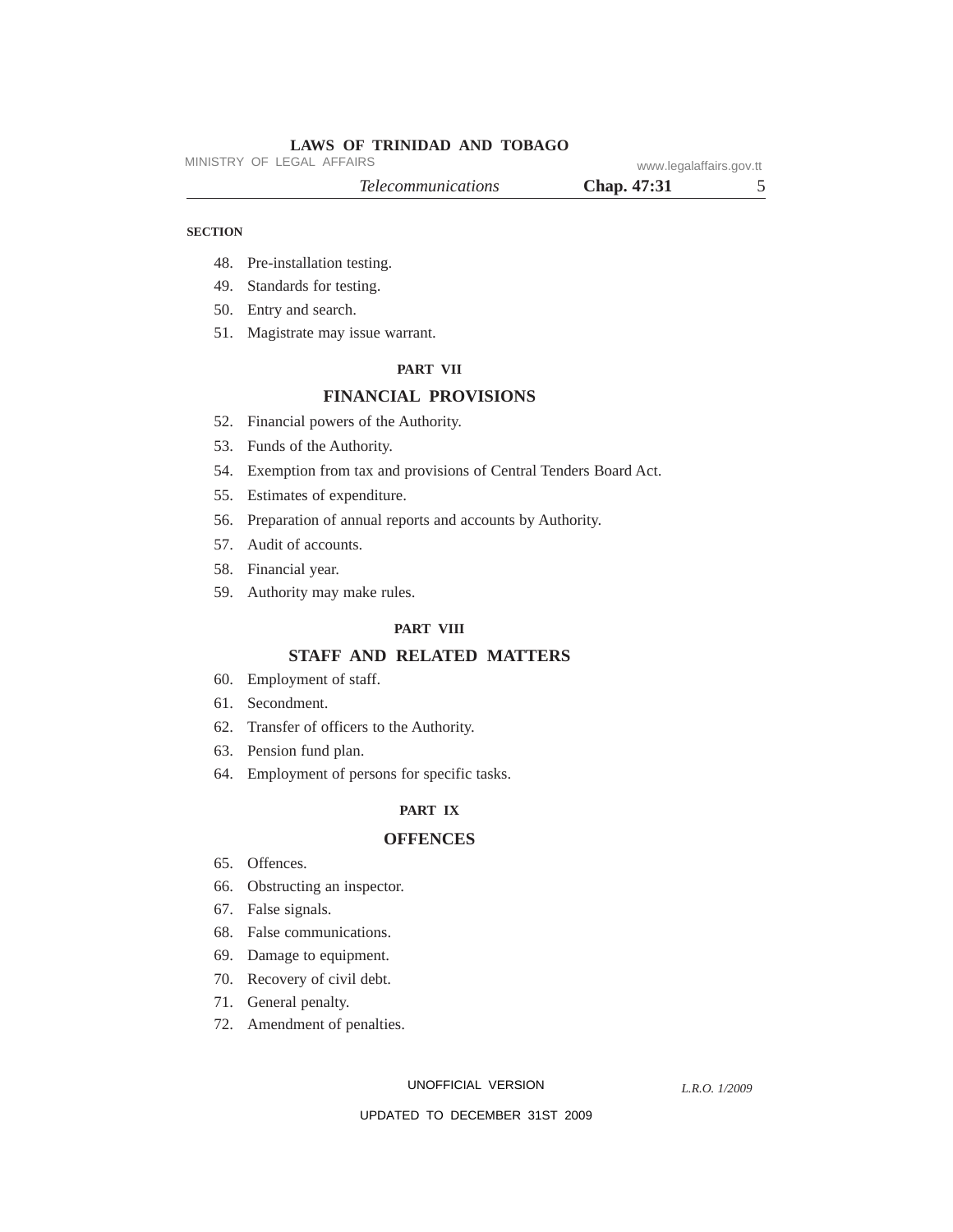SECTION

48. Pre-installation testing.
49. Standards for testing.
50. Entry and search.
51. Magistrate may issue warrant.

**PART VII**

## FINANCIAL PROVISIONS

52. Financial powers of the Authority.
53. Funds of the Authority.
54. Exemption from tax and provisions of Central Tenders Board Act.
55. Estimates of expenditure.
56. Preparation of annual reports and accounts by Authority.
57. Audit of accounts.
58. Financial year.
59. Authority may make rules.

**PART VIII**

## STAFF AND RELATED MATTERS

60. Employment of staff.
61. Secondment.
62. Transfer of officers to the Authority.
63. Pension fund plan.
64. Employment of persons for specific tasks.

**PART IX**

## OFFENCES

65. Offences.
66. Obstructing an inspector.
67. False signals.
68. False communications.
69. Damage to equipment.
70. Recovery of civil debt.
71. General penalty.
72. Amendment of penalties.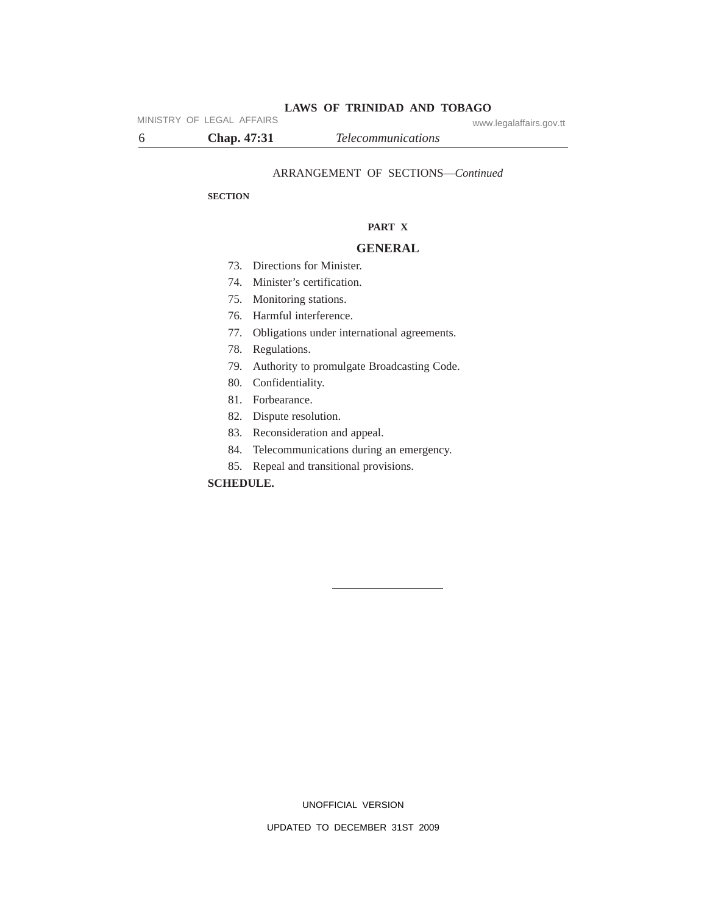ARRANGEMENT OF SECTIONS—*Continued*

**SECTION**

**PART X**

## GENERAL

73. Directions for Minister.
74. Minister's certification.
75. Monitoring stations.
76. Harmful interference.
77. Obligations under international agreements.
78. Regulations.
79. Authority to promulgate Broadcasting Code.
80. Confidentiality.
81. Forbearance.
82. Dispute resolution.
83. Reconsideration and appeal.
84. Telecommunications during an emergency.
85. Repeal and transitional provisions.

**SCHEDULE.**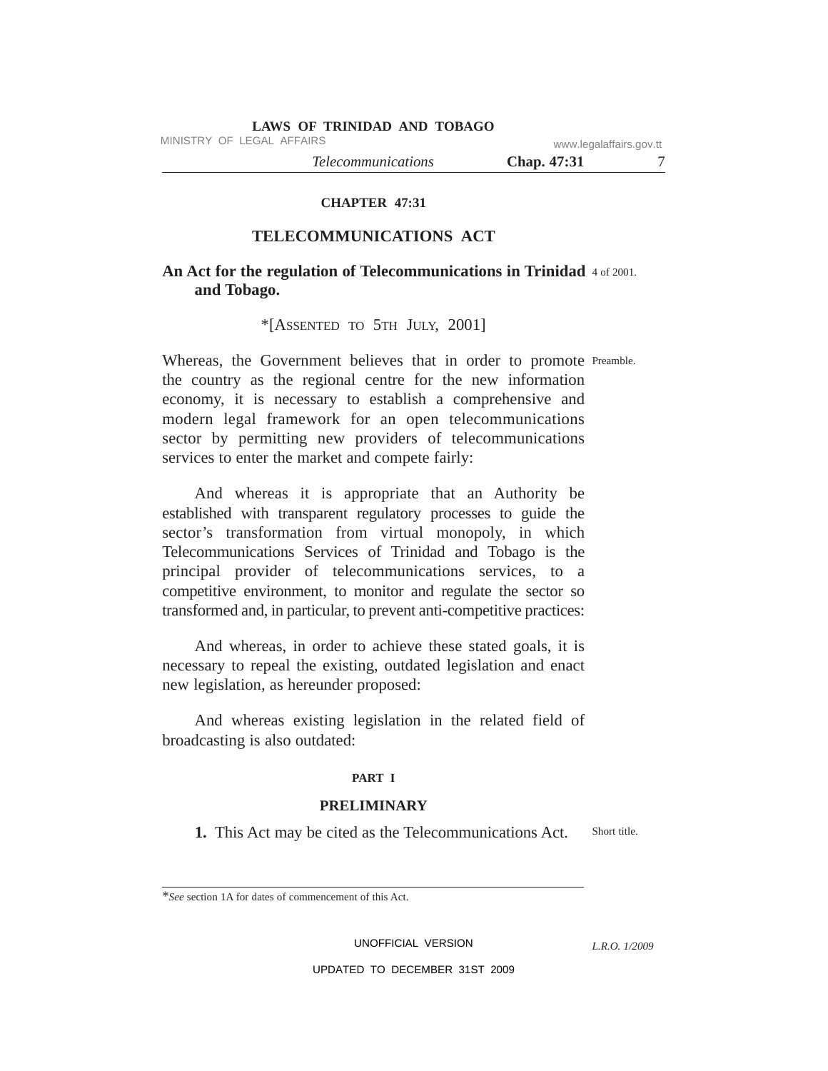## CHAPTER 47:31

# TELECOMMUNICATIONS ACT

**An Act for the regulation of Telecommunications in Trinidad and Tobago.**

4 of 2001.

*[ASSENTED TO 5TH JULY, 2001]

Preamble.

Whereas, the Government believes that in order to promote the country as the regional centre for the new information economy, it is necessary to establish a comprehensive and modern legal framework for an open telecommunications sector by permitting new providers of telecommunications services to enter the market and compete fairly:

And whereas it is appropriate that an Authority be established with transparent regulatory processes to guide the sector's transformation from virtual monopoly, in which Telecommunications Services of Trinidad and Tobago is the principal provider of telecommunications services, to a competitive environment, to monitor and regulate the sector so transformed and, in particular, to prevent anti-competitive practices:

And whereas, in order to achieve these stated goals, it is necessary to repeal the existing, outdated legislation and enact new legislation, as hereunder proposed:

And whereas existing legislation in the related field of broadcasting is also outdated:

## PART I

## PRELIMINARY

Short title.

**1.** This Act may be cited as the Telecommunications Act.

---

**See* section 1A for dates of commencement of this Act.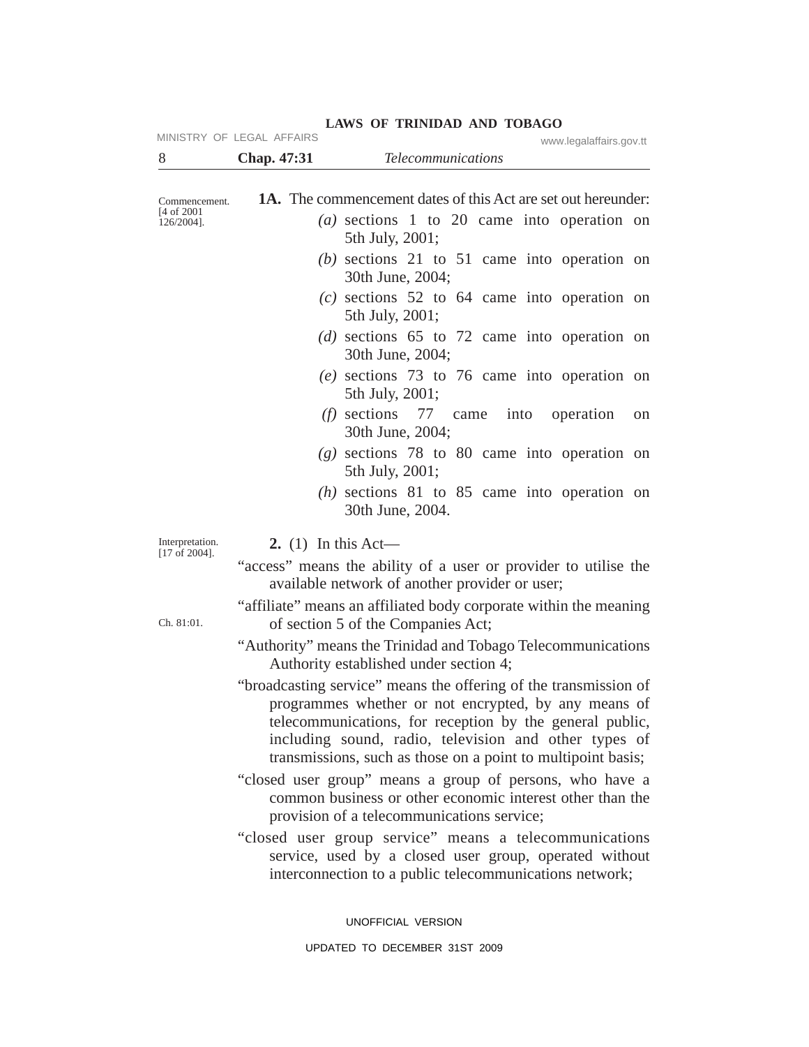Commencement. [4 of 2001 126/2004].

**1A.** The commencement dates of this Act are set out hereunder:

*(a)* sections 1 to 20 came into operation on 5th July, 2001;

*(b)* sections 21 to 51 came into operation on 30th June, 2004;

*(c)* sections 52 to 64 came into operation on 5th July, 2001;

*(d)* sections 65 to 72 came into operation on 30th June, 2004;

*(e)* sections 73 to 76 came into operation on 5th July, 2001;

*(f)* sections 77 came into operation on 30th June, 2004;

*(g)* sections 78 to 80 came into operation on 5th July, 2001;

*(h)* sections 81 to 85 came into operation on 30th June, 2004.

Interpretation. [17 of 2004].

**2.** (1) In this Act—

"access" means the ability of a user or provider to utilise the available network of another provider or user;

"affiliate" means an affiliated body corporate within the meaning of section 5 of the Companies Act; (Ch. 81:01.)

"Authority" means the Trinidad and Tobago Telecommunications Authority established under section 4;

"broadcasting service" means the offering of the transmission of programmes whether or not encrypted, by any means of telecommunications, for reception by the general public, including sound, radio, television and other types of transmissions, such as those on a point to multipoint basis;

"closed user group" means a group of persons, who have a common business or other economic interest other than the provision of a telecommunications service;

"closed user group service" means a telecommunications service, used by a closed user group, operated without interconnection to a public telecommunications network;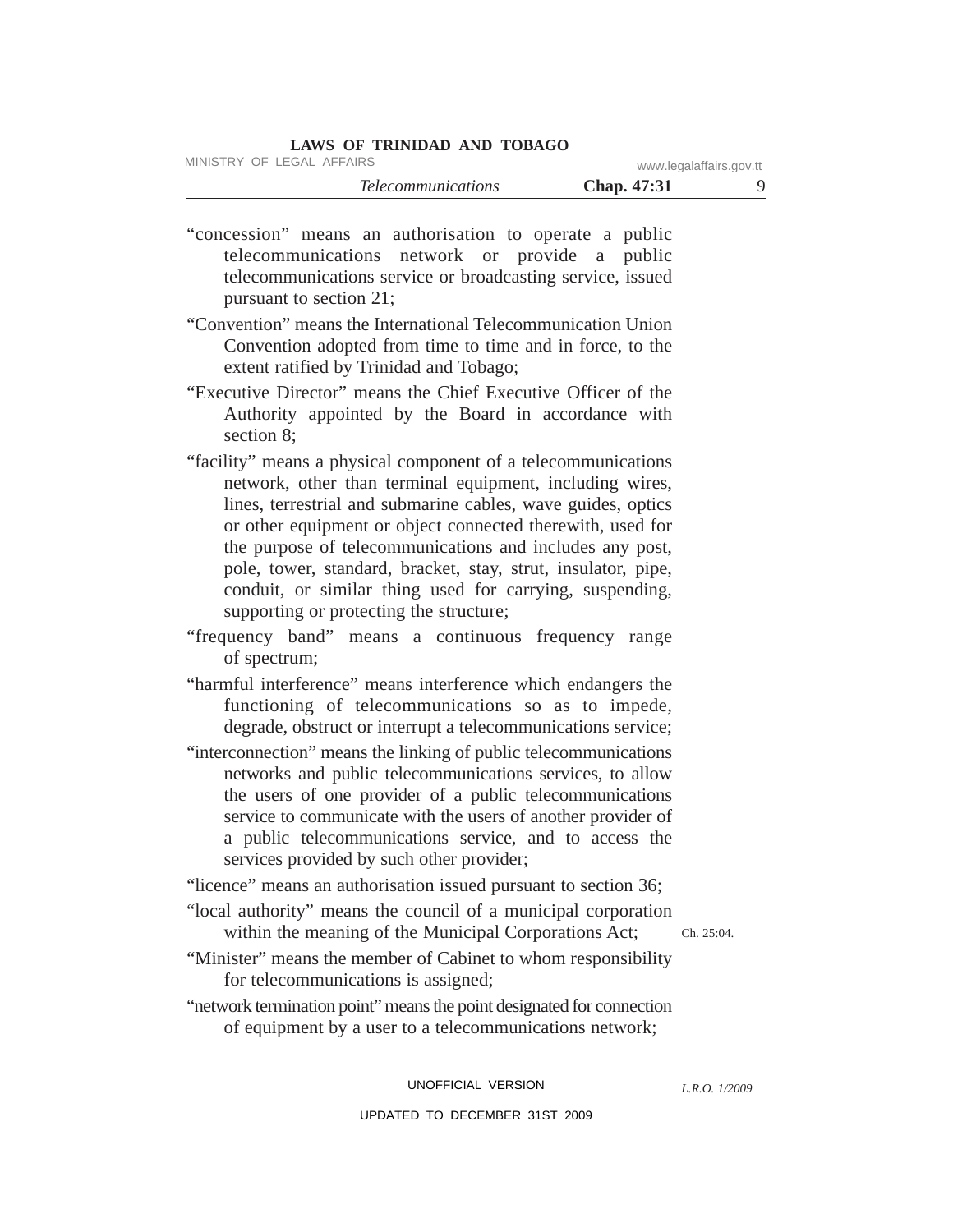"concession" means an authorisation to operate a public telecommunications network or provide a public telecommunications service or broadcasting service, issued pursuant to section 21;

"Convention" means the International Telecommunication Union Convention adopted from time to time and in force, to the extent ratified by Trinidad and Tobago;

"Executive Director" means the Chief Executive Officer of the Authority appointed by the Board in accordance with section 8;

"facility" means a physical component of a telecommunications network, other than terminal equipment, including wires, lines, terrestrial and submarine cables, wave guides, optics or other equipment or object connected therewith, used for the purpose of telecommunications and includes any post, pole, tower, standard, bracket, stay, strut, insulator, pipe, conduit, or similar thing used for carrying, suspending, supporting or protecting the structure;

"frequency band" means a continuous frequency range of spectrum;

"harmful interference" means interference which endangers the functioning of telecommunications so as to impede, degrade, obstruct or interrupt a telecommunications service;

"interconnection" means the linking of public telecommunications networks and public telecommunications services, to allow the users of one provider of a public telecommunications service to communicate with the users of another provider of a public telecommunications service, and to access the services provided by such other provider;

"licence" means an authorisation issued pursuant to section 36;

"local authority" means the council of a municipal corporation within the meaning of the Municipal Corporations Act; Ch. 25:04.

"Minister" means the member of Cabinet to whom responsibility for telecommunications is assigned;

"network termination point" means the point designated for connection of equipment by a user to a telecommunications network;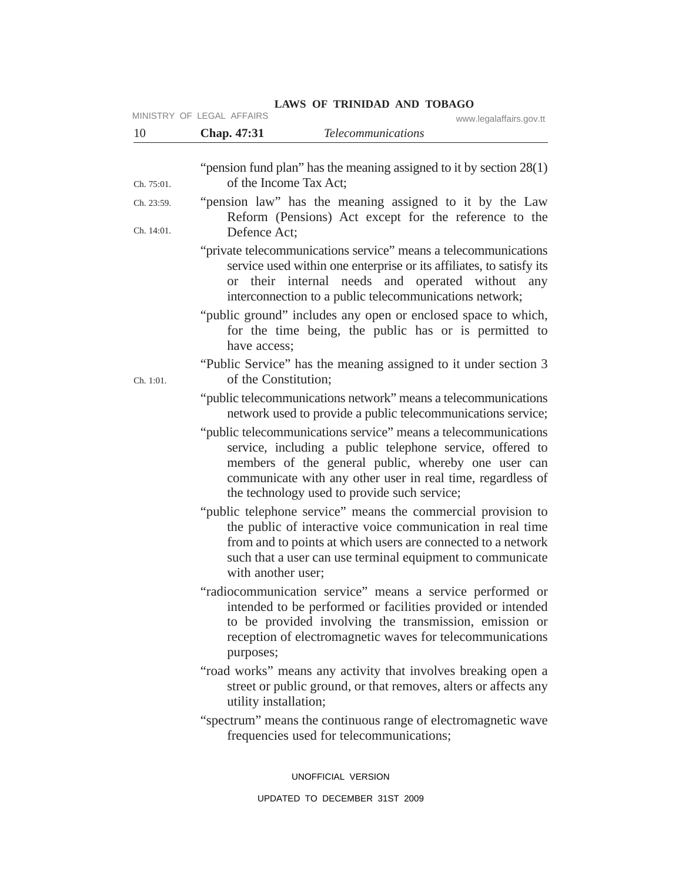"pension fund plan" has the meaning assigned to it by section 28(1) of the Income Tax Act;

Ch. 75:01.

"pension law" has the meaning assigned to it by the Law Reform (Pensions) Act except for the reference to the Defence Act;

Ch. 23:59.

Ch. 14:01.

"private telecommunications service" means a telecommunications service used within one enterprise or its affiliates, to satisfy its or their internal needs and operated without any interconnection to a public telecommunications network;

"public ground" includes any open or enclosed space to which, for the time being, the public has or is permitted to have access;

"Public Service" has the meaning assigned to it under section 3 of the Constitution;

Ch. 1:01.

"public telecommunications network" means a telecommunications network used to provide a public telecommunications service;

"public telecommunications service" means a telecommunications service, including a public telephone service, offered to members of the general public, whereby one user can communicate with any other user in real time, regardless of the technology used to provide such service;

"public telephone service" means the commercial provision to the public of interactive voice communication in real time from and to points at which users are connected to a network such that a user can use terminal equipment to communicate with another user;

"radiocommunication service" means a service performed or intended to be performed or facilities provided or intended to be provided involving the transmission, emission or reception of electromagnetic waves for telecommunications purposes;

"road works" means any activity that involves breaking open a street or public ground, or that removes, alters or affects any utility installation;

"spectrum" means the continuous range of electromagnetic wave frequencies used for telecommunications;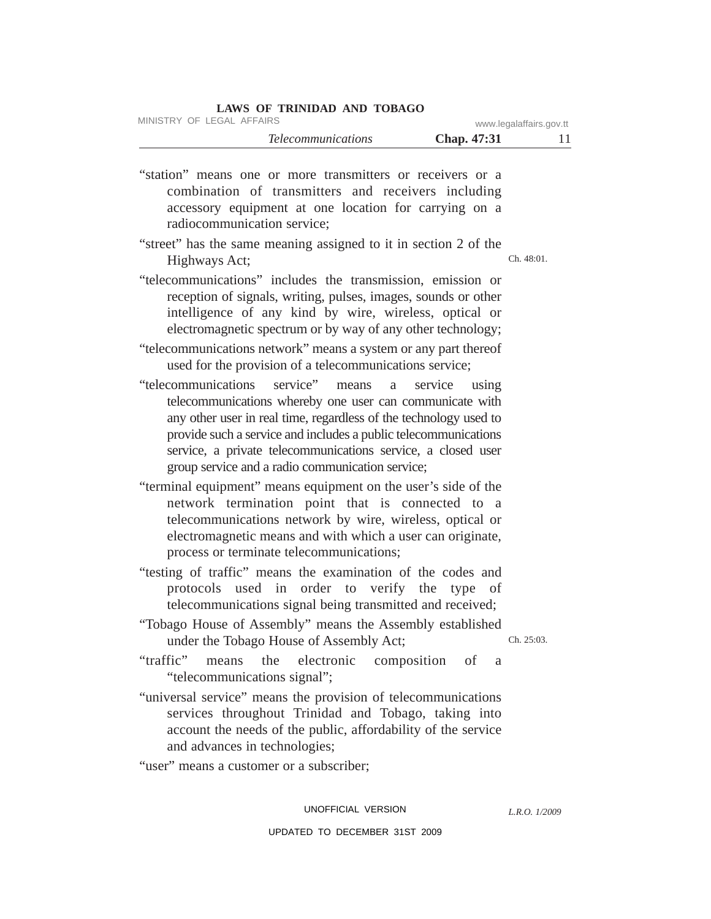"station" means one or more transmitters or receivers or a combination of transmitters and receivers including accessory equipment at one location for carrying on a radiocommunication service;

"street" has the same meaning assigned to it in section 2 of the Highways Act; Ch. 48:01.

"telecommunications" includes the transmission, emission or reception of signals, writing, pulses, images, sounds or other intelligence of any kind by wire, wireless, optical or electromagnetic spectrum or by way of any other technology;

"telecommunications network" means a system or any part thereof used for the provision of a telecommunications service;

"telecommunications service" means a service using telecommunications whereby one user can communicate with any other user in real time, regardless of the technology used to provide such a service and includes a public telecommunications service, a private telecommunications service, a closed user group service and a radio communication service;

"terminal equipment" means equipment on the user's side of the network termination point that is connected to a telecommunications network by wire, wireless, optical or electromagnetic means and with which a user can originate, process or terminate telecommunications;

"testing of traffic" means the examination of the codes and protocols used in order to verify the type of telecommunications signal being transmitted and received;

"Tobago House of Assembly" means the Assembly established under the Tobago House of Assembly Act; Ch. 25:03.

"traffic" means the electronic composition of a "telecommunications signal";

"universal service" means the provision of telecommunications services throughout Trinidad and Tobago, taking into account the needs of the public, affordability of the service and advances in technologies;

"user" means a customer or a subscriber;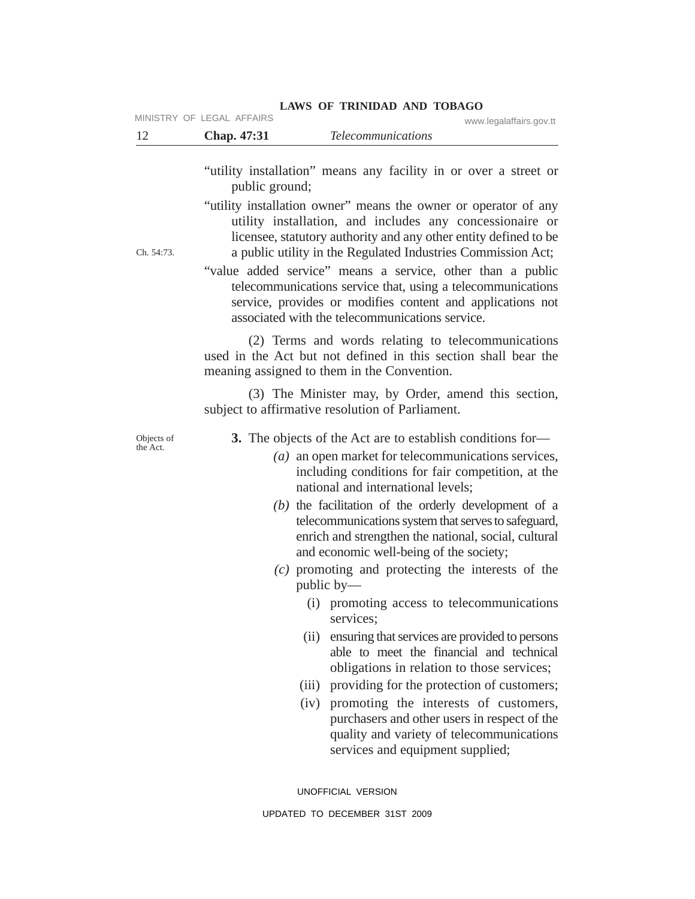"utility installation" means any facility in or over a street or public ground;

"utility installation owner" means the owner or operator of any utility installation, and includes any concessionaire or licensee, statutory authority and any other entity defined to be a public utility in the Regulated Industries Commission Act;

Ch. 54:73.

"value added service" means a service, other than a public telecommunications service that, using a telecommunications service, provides or modifies content and applications not associated with the telecommunications service.

(2) Terms and words relating to telecommunications used in the Act but not defined in this section shall bear the meaning assigned to them in the Convention.

(3) The Minister may, by Order, amend this section, subject to affirmative resolution of Parliament.

Objects of the Act.

**3.** The objects of the Act are to establish conditions for—

*(a)* an open market for telecommunications services, including conditions for fair competition, at the national and international levels;

*(b)* the facilitation of the orderly development of a telecommunications system that serves to safeguard, enrich and strengthen the national, social, cultural and economic well-being of the society;

*(c)* promoting and protecting the interests of the public by—

(i) promoting access to telecommunications services;

(ii) ensuring that services are provided to persons able to meet the financial and technical obligations in relation to those services;

(iii) providing for the protection of customers;

(iv) promoting the interests of customers, purchasers and other users in respect of the quality and variety of telecommunications services and equipment supplied;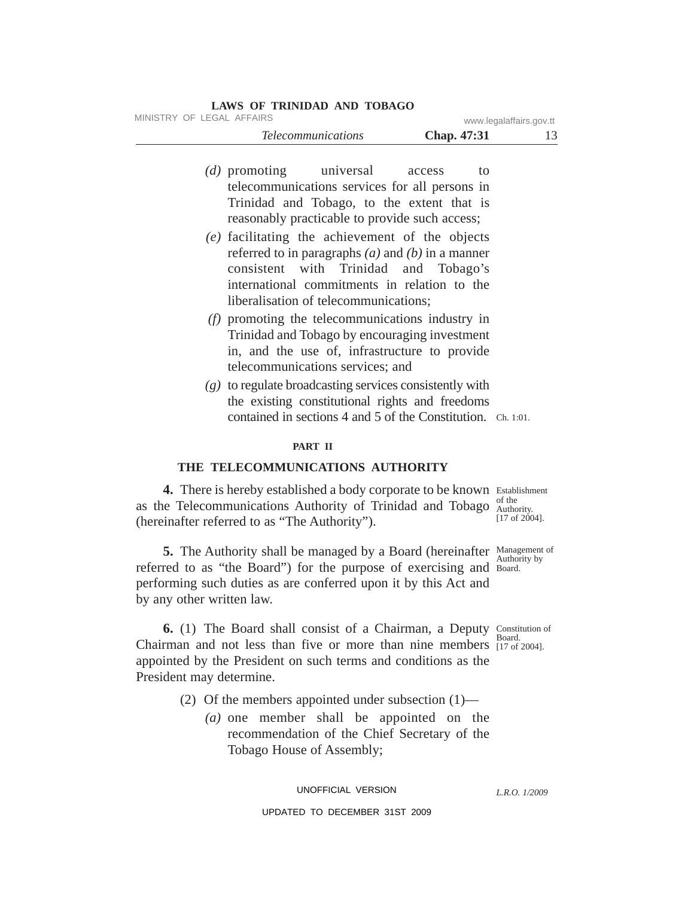*(d)* promoting universal access to telecommunications services for all persons in Trinidad and Tobago, to the extent that is reasonably practicable to provide such access;

*(e)* facilitating the achievement of the objects referred to in paragraphs *(a)* and *(b)* in a manner consistent with Trinidad and Tobago's international commitments in relation to the liberalisation of telecommunications;

*(f)* promoting the telecommunications industry in Trinidad and Tobago by encouraging investment in, and the use of, infrastructure to provide telecommunications services; and

*(g)* to regulate broadcasting services consistently with the existing constitutional rights and freedoms contained in sections 4 and 5 of the Constitution. Ch. 1:01.

## PART II

## THE TELECOMMUNICATIONS AUTHORITY

Establishment of the Authority. [17 of 2004].

**4.** There is hereby established a body corporate to be known as the Telecommunications Authority of Trinidad and Tobago (hereinafter referred to as "The Authority").

Management of Authority by Board.

**5.** The Authority shall be managed by a Board (hereinafter referred to as "the Board") for the purpose of exercising and performing such duties as are conferred upon it by this Act and by any other written law.

Constitution of Board. [17 of 2004].

**6.** (1) The Board shall consist of a Chairman, a Deputy Chairman and not less than five or more than nine members appointed by the President on such terms and conditions as the President may determine.

(2) Of the members appointed under subsection (1)—

*(a)* one member shall be appointed on the recommendation of the Chief Secretary of the Tobago House of Assembly;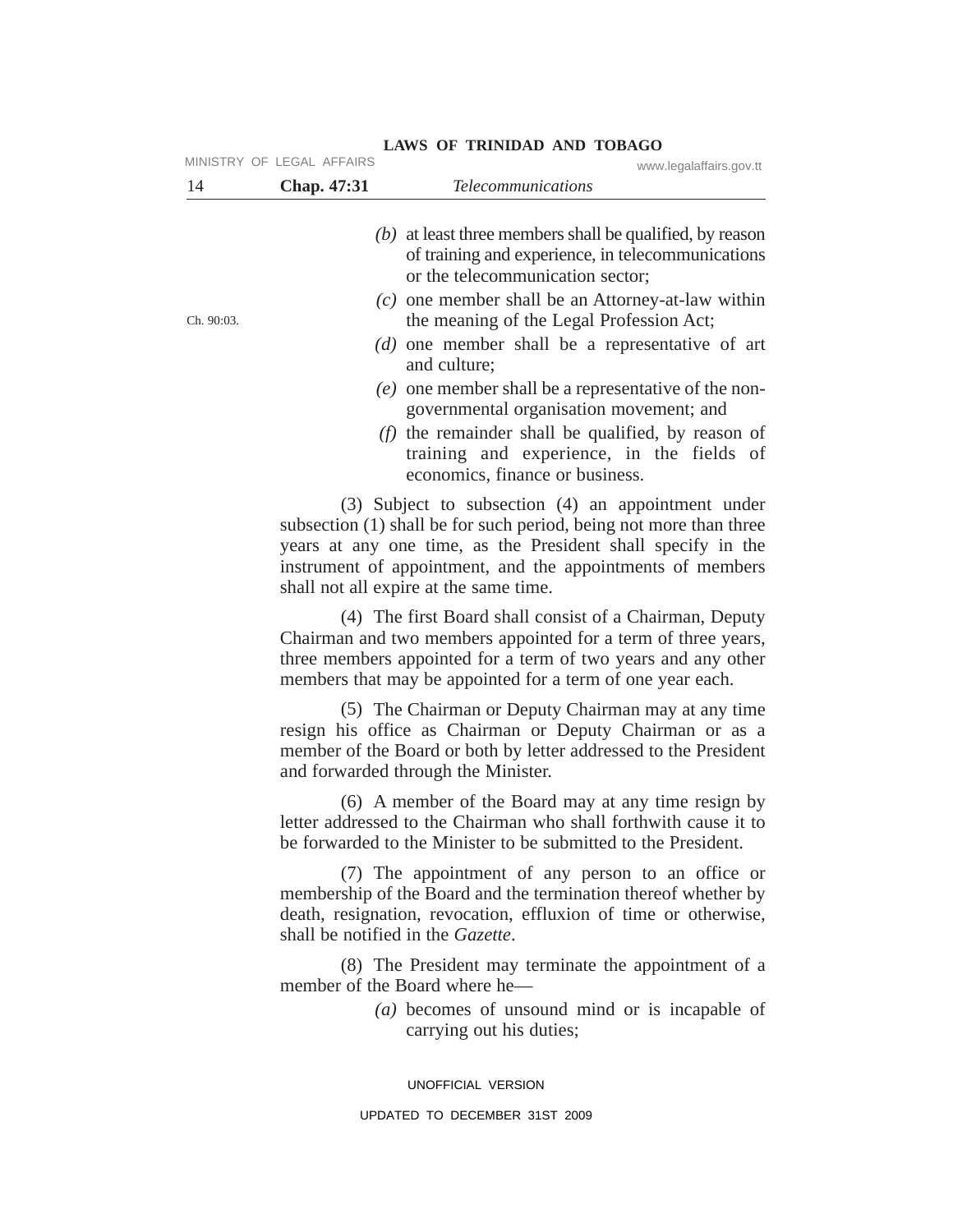(b) at least three members shall be qualified, by reason of training and experience, in telecommunications or the telecommunication sector;

(c) one member shall be an Attorney-at-law within the meaning of the Legal Profession Act;

Ch. 90:03.

(d) one member shall be a representative of art and culture;

(e) one member shall be a representative of the non-governmental organisation movement; and

(f) the remainder shall be qualified, by reason of training and experience, in the fields of economics, finance or business.

(3) Subject to subsection (4) an appointment under subsection (1) shall be for such period, being not more than three years at any one time, as the President shall specify in the instrument of appointment, and the appointments of members shall not all expire at the same time.

(4) The first Board shall consist of a Chairman, Deputy Chairman and two members appointed for a term of three years, three members appointed for a term of two years and any other members that may be appointed for a term of one year each.

(5) The Chairman or Deputy Chairman may at any time resign his office as Chairman or Deputy Chairman or as a member of the Board or both by letter addressed to the President and forwarded through the Minister.

(6) A member of the Board may at any time resign by letter addressed to the Chairman who shall forthwith cause it to be forwarded to the Minister to be submitted to the President.

(7) The appointment of any person to an office or membership of the Board and the termination thereof whether by death, resignation, revocation, effluxion of time or otherwise, shall be notified in the *Gazette*.

(8) The President may terminate the appointment of a member of the Board where he—

(a) becomes of unsound mind or is incapable of carrying out his duties;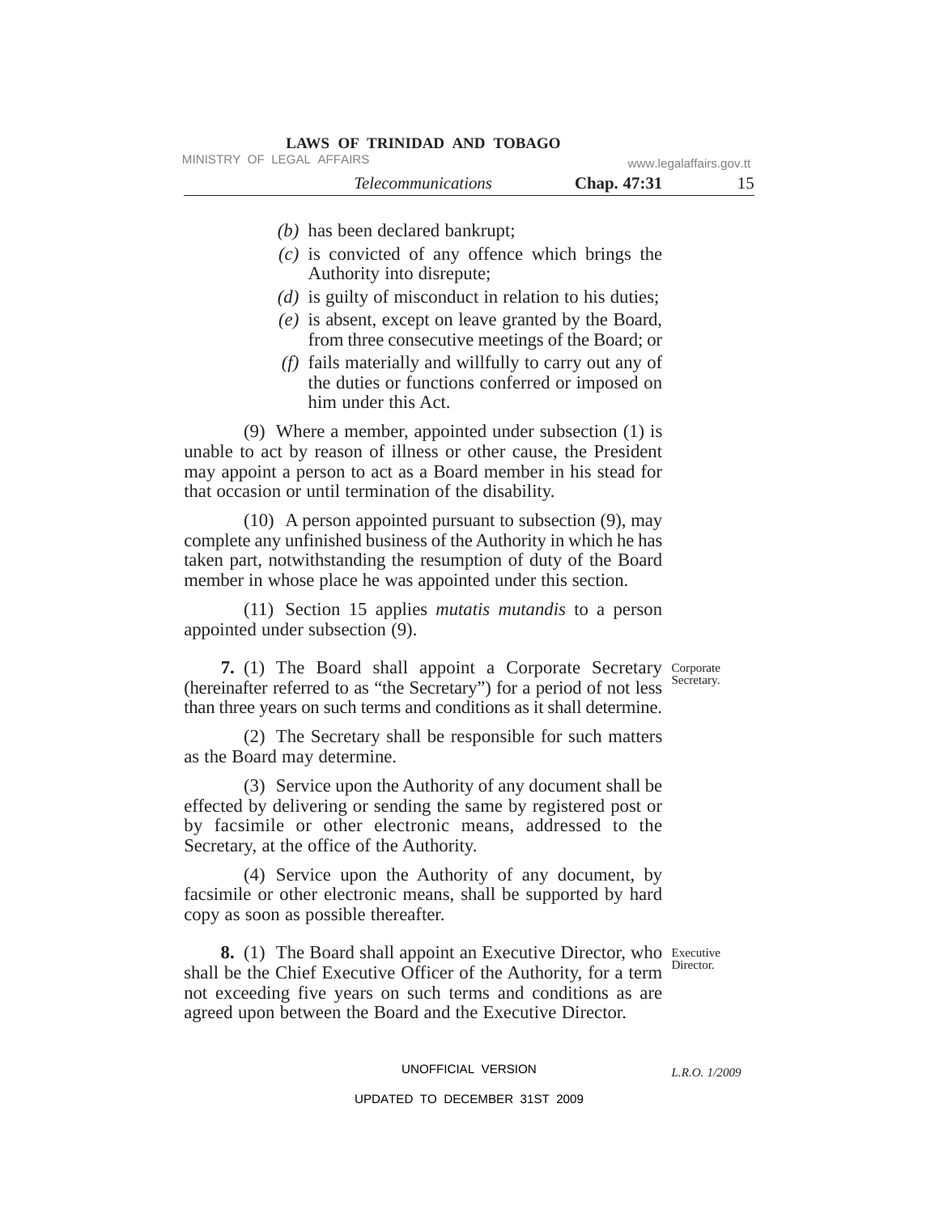*(b)* has been declared bankrupt;

*(c)* is convicted of any offence which brings the Authority into disrepute;

*(d)* is guilty of misconduct in relation to his duties;

*(e)* is absent, except on leave granted by the Board, from three consecutive meetings of the Board; or

*(f)* fails materially and willfully to carry out any of the duties or functions conferred or imposed on him under this Act.

(9) Where a member, appointed under subsection (1) is unable to act by reason of illness or other cause, the President may appoint a person to act as a Board member in his stead for that occasion or until termination of the disability.

(10) A person appointed pursuant to subsection (9), may complete any unfinished business of the Authority in which he has taken part, notwithstanding the resumption of duty of the Board member in whose place he was appointed under this section.

(11) Section 15 applies *mutatis mutandis* to a person appointed under subsection (9).

Corporate Secretary.

**7.** (1) The Board shall appoint a Corporate Secretary (hereinafter referred to as "the Secretary") for a period of not less than three years on such terms and conditions as it shall determine.

(2) The Secretary shall be responsible for such matters as the Board may determine.

(3) Service upon the Authority of any document shall be effected by delivering or sending the same by registered post or by facsimile or other electronic means, addressed to the Secretary, at the office of the Authority.

(4) Service upon the Authority of any document, by facsimile or other electronic means, shall be supported by hard copy as soon as possible thereafter.

Executive Director.

**8.** (1) The Board shall appoint an Executive Director, who shall be the Chief Executive Officer of the Authority, for a term not exceeding five years on such terms and conditions as are agreed upon between the Board and the Executive Director.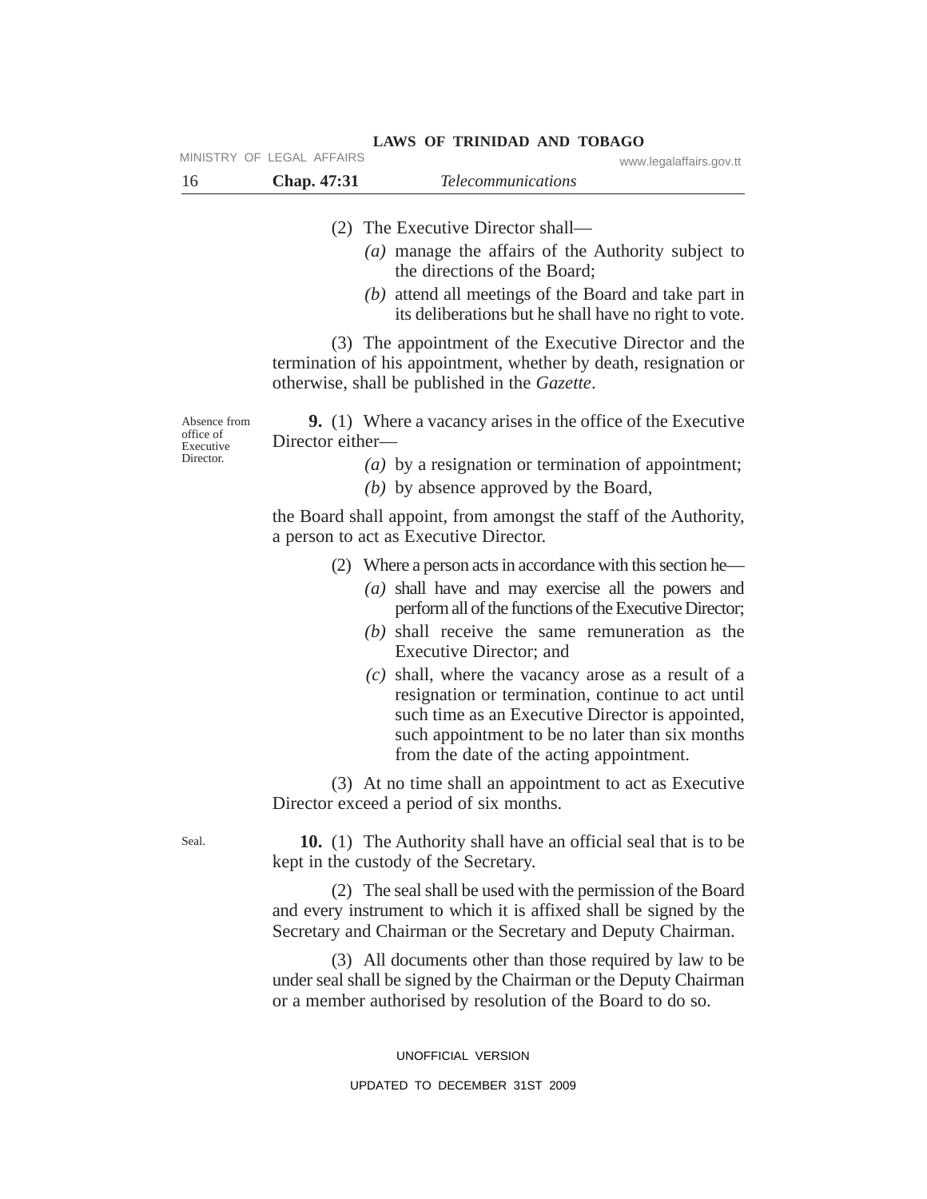(2) The Executive Director shall—

*(a)* manage the affairs of the Authority subject to the directions of the Board;

*(b)* attend all meetings of the Board and take part in its deliberations but he shall have no right to vote.

(3) The appointment of the Executive Director and the termination of his appointment, whether by death, resignation or otherwise, shall be published in the *Gazette*.

Absence from office of Executive Director.

**9.** (1) Where a vacancy arises in the office of the Executive Director either—

*(a)* by a resignation or termination of appointment;

*(b)* by absence approved by the Board,

the Board shall appoint, from amongst the staff of the Authority, a person to act as Executive Director.

(2) Where a person acts in accordance with this section he—

*(a)* shall have and may exercise all the powers and perform all of the functions of the Executive Director;

*(b)* shall receive the same remuneration as the Executive Director; and

*(c)* shall, where the vacancy arose as a result of a resignation or termination, continue to act until such time as an Executive Director is appointed, such appointment to be no later than six months from the date of the acting appointment.

(3) At no time shall an appointment to act as Executive Director exceed a period of six months.

Seal.

**10.** (1) The Authority shall have an official seal that is to be kept in the custody of the Secretary.

(2) The seal shall be used with the permission of the Board and every instrument to which it is affixed shall be signed by the Secretary and Chairman or the Secretary and Deputy Chairman.

(3) All documents other than those required by law to be under seal shall be signed by the Chairman or the Deputy Chairman or a member authorised by resolution of the Board to do so.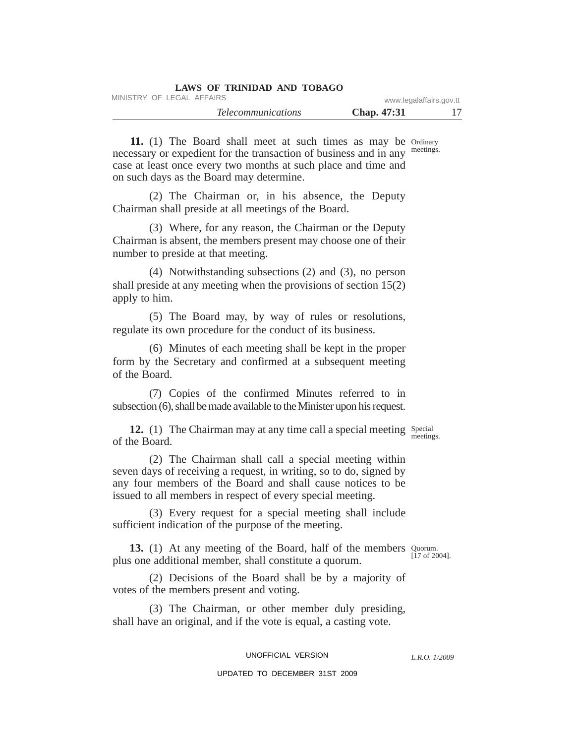**11.** (1) The Board shall meet at such times as may be necessary or expedient for the transaction of business and in any case at least once every two months at such place and time and on such days as the Board may determine.

Ordinary meetings.

(2) The Chairman or, in his absence, the Deputy Chairman shall preside at all meetings of the Board.

(3) Where, for any reason, the Chairman or the Deputy Chairman is absent, the members present may choose one of their number to preside at that meeting.

(4) Notwithstanding subsections (2) and (3), no person shall preside at any meeting when the provisions of section 15(2) apply to him.

(5) The Board may, by way of rules or resolutions, regulate its own procedure for the conduct of its business.

(6) Minutes of each meeting shall be kept in the proper form by the Secretary and confirmed at a subsequent meeting of the Board.

(7) Copies of the confirmed Minutes referred to in subsection (6), shall be made available to the Minister upon his request.

**12.** (1) The Chairman may at any time call a special meeting of the Board.

Special meetings.

(2) The Chairman shall call a special meeting within seven days of receiving a request, in writing, so to do, signed by any four members of the Board and shall cause notices to be issued to all members in respect of every special meeting.

(3) Every request for a special meeting shall include sufficient indication of the purpose of the meeting.

**13.** (1) At any meeting of the Board, half of the members plus one additional member, shall constitute a quorum.

Quorum. [17 of 2004].

(2) Decisions of the Board shall be by a majority of votes of the members present and voting.

(3) The Chairman, or other member duly presiding, shall have an original, and if the vote is equal, a casting vote.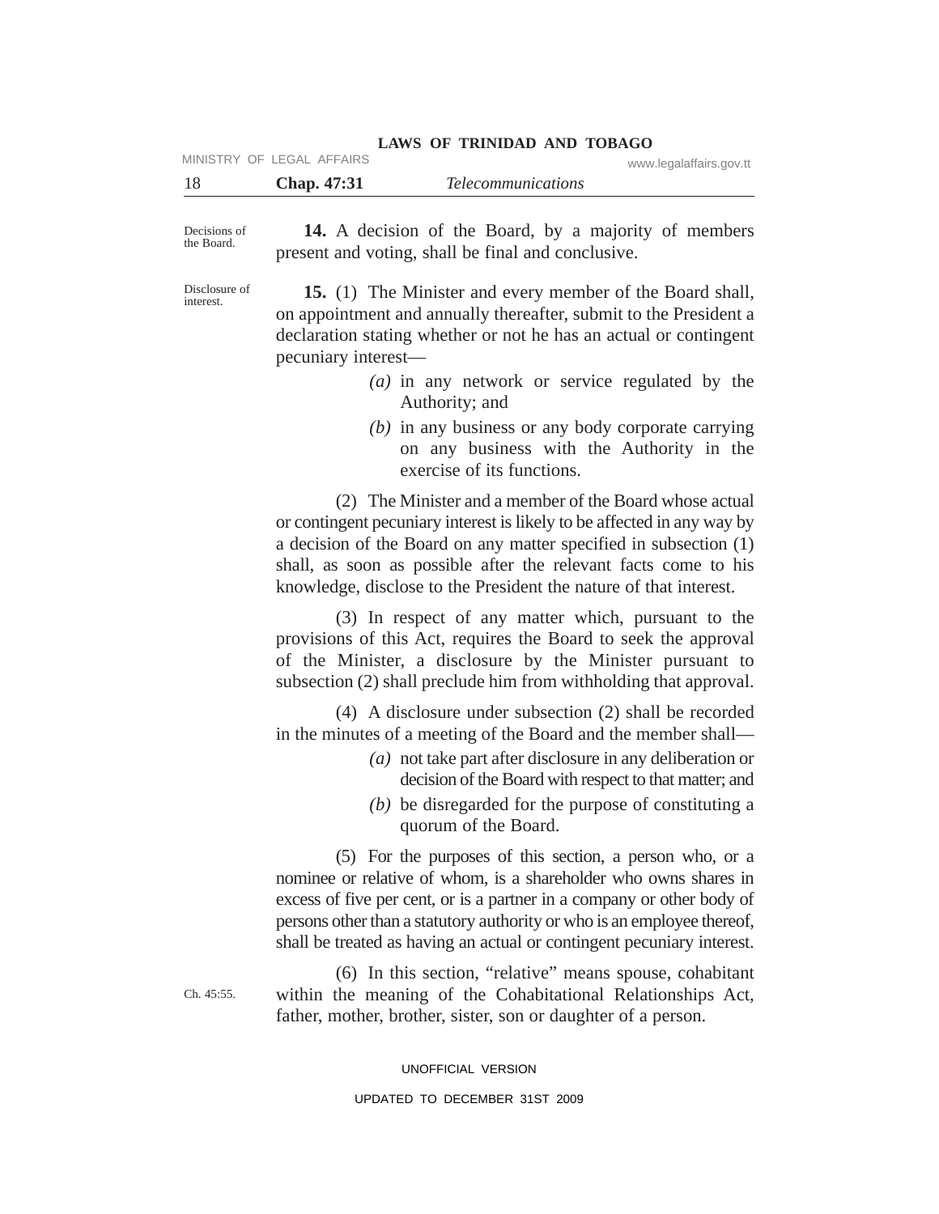Decisions of the Board.

**14.** A decision of the Board, by a majority of members present and voting, shall be final and conclusive.

Disclosure of interest.

**15.** (1) The Minister and every member of the Board shall, on appointment and annually thereafter, submit to the President a declaration stating whether or not he has an actual or contingent pecuniary interest—

*(a)* in any network or service regulated by the Authority; and

*(b)* in any business or any body corporate carrying on any business with the Authority in the exercise of its functions.

(2) The Minister and a member of the Board whose actual or contingent pecuniary interest is likely to be affected in any way by a decision of the Board on any matter specified in subsection (1) shall, as soon as possible after the relevant facts come to his knowledge, disclose to the President the nature of that interest.

(3) In respect of any matter which, pursuant to the provisions of this Act, requires the Board to seek the approval of the Minister, a disclosure by the Minister pursuant to subsection (2) shall preclude him from withholding that approval.

(4) A disclosure under subsection (2) shall be recorded in the minutes of a meeting of the Board and the member shall—

*(a)* not take part after disclosure in any deliberation or decision of the Board with respect to that matter; and

*(b)* be disregarded for the purpose of constituting a quorum of the Board.

(5) For the purposes of this section, a person who, or a nominee or relative of whom, is a shareholder who owns shares in excess of five per cent, or is a partner in a company or other body of persons other than a statutory authority or who is an employee thereof, shall be treated as having an actual or contingent pecuniary interest.

Ch. 45:55.

(6) In this section, "relative" means spouse, cohabitant within the meaning of the Cohabitational Relationships Act, father, mother, brother, sister, son or daughter of a person.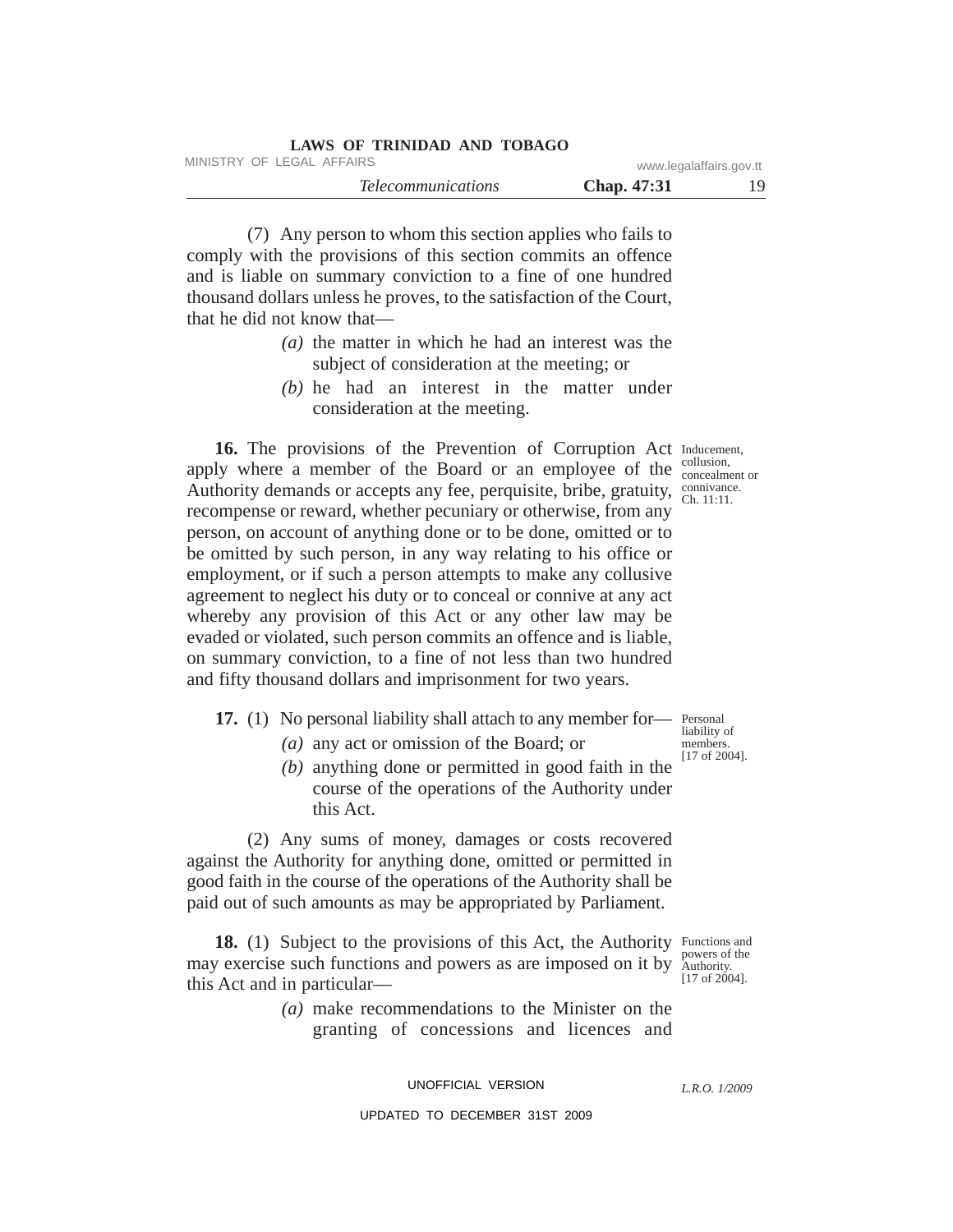(7) Any person to whom this section applies who fails to comply with the provisions of this section commits an offence and is liable on summary conviction to a fine of one hundred thousand dollars unless he proves, to the satisfaction of the Court, that he did not know that—

*(a)* the matter in which he had an interest was the subject of consideration at the meeting; or

*(b)* he had an interest in the matter under consideration at the meeting.

Inducement, collusion, concealment or connivance. Ch. 11:11.

**16.** The provisions of the Prevention of Corruption Act apply where a member of the Board or an employee of the Authority demands or accepts any fee, perquisite, bribe, gratuity, recompense or reward, whether pecuniary or otherwise, from any person, on account of anything done or to be done, omitted or to be omitted by such person, in any way relating to his office or employment, or if such a person attempts to make any collusive agreement to neglect his duty or to conceal or connive at any act whereby any provision of this Act or any other law may be evaded or violated, such person commits an offence and is liable, on summary conviction, to a fine of not less than two hundred and fifty thousand dollars and imprisonment for two years.

Personal liability of members. [17 of 2004].

**17.** (1) No personal liability shall attach to any member for—

*(a)* any act or omission of the Board; or

*(b)* anything done or permitted in good faith in the course of the operations of the Authority under this Act.

(2) Any sums of money, damages or costs recovered against the Authority for anything done, omitted or permitted in good faith in the course of the operations of the Authority shall be paid out of such amounts as may be appropriated by Parliament.

Functions and powers of the Authority. [17 of 2004].

**18.** (1) Subject to the provisions of this Act, the Authority may exercise such functions and powers as are imposed on it by this Act and in particular—

*(a)* make recommendations to the Minister on the granting of concessions and licences and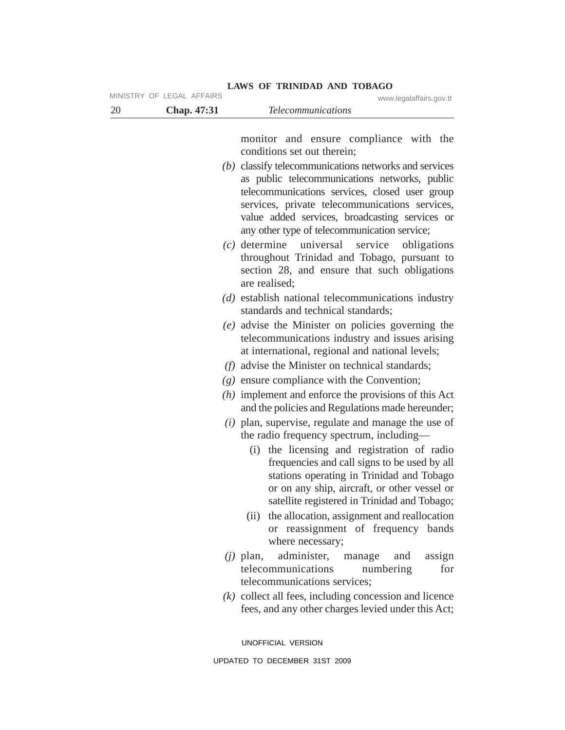monitor and ensure compliance with the conditions set out therein;

*(b)* classify telecommunications networks and services as public telecommunications networks, public telecommunications services, closed user group services, private telecommunications services, value added services, broadcasting services or any other type of telecommunication service;

*(c)* determine universal service obligations throughout Trinidad and Tobago, pursuant to section 28, and ensure that such obligations are realised;

*(d)* establish national telecommunications industry standards and technical standards;

*(e)* advise the Minister on policies governing the telecommunications industry and issues arising at international, regional and national levels;

*(f)* advise the Minister on technical standards;

*(g)* ensure compliance with the Convention;

*(h)* implement and enforce the provisions of this Act and the policies and Regulations made hereunder;

*(i)* plan, supervise, regulate and manage the use of the radio frequency spectrum, including—

(i) the licensing and registration of radio frequencies and call signs to be used by all stations operating in Trinidad and Tobago or on any ship, aircraft, or other vessel or satellite registered in Trinidad and Tobago;

(ii) the allocation, assignment and reallocation or reassignment of frequency bands where necessary;

*(j)* plan, administer, manage and assign telecommunications numbering for telecommunications services;

*(k)* collect all fees, including concession and licence fees, and any other charges levied under this Act;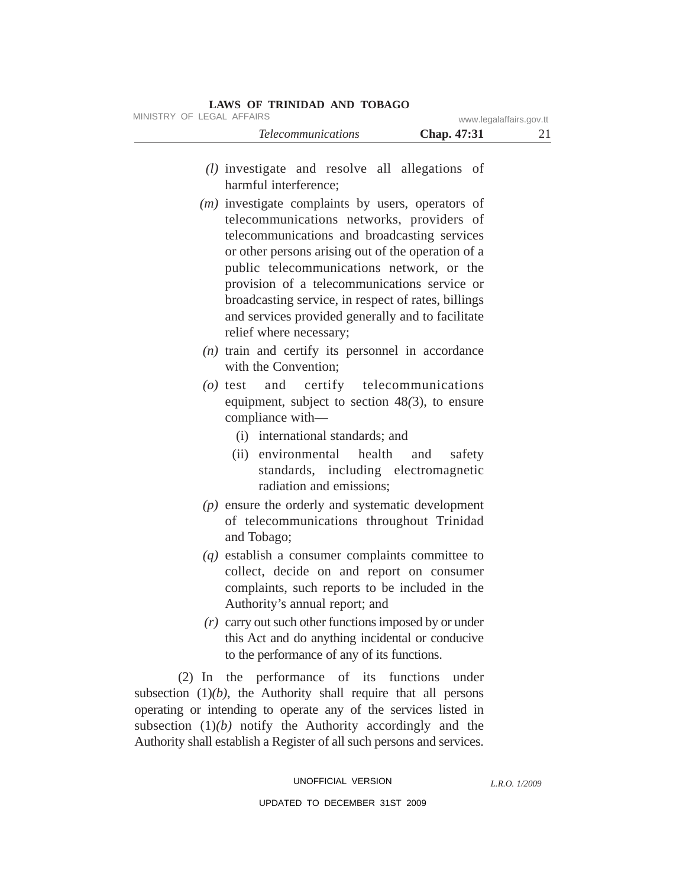*(l)* investigate and resolve all allegations of harmful interference;

*(m)* investigate complaints by users, operators of telecommunications networks, providers of telecommunications and broadcasting services or other persons arising out of the operation of a public telecommunications network, or the provision of a telecommunications service or broadcasting service, in respect of rates, billings and services provided generally and to facilitate relief where necessary;

*(n)* train and certify its personnel in accordance with the Convention;

*(o)* test and certify telecommunications equipment, subject to section 48(3), to ensure compliance with—

  (i) international standards; and

  (ii) environmental health and safety standards, including electromagnetic radiation and emissions;

*(p)* ensure the orderly and systematic development of telecommunications throughout Trinidad and Tobago;

*(q)* establish a consumer complaints committee to collect, decide on and report on consumer complaints, such reports to be included in the Authority's annual report; and

*(r)* carry out such other functions imposed by or under this Act and do anything incidental or conducive to the performance of any of its functions.

(2) In the performance of its functions under subsection (1)*(b)*, the Authority shall require that all persons operating or intending to operate any of the services listed in subsection (1)*(b)* notify the Authority accordingly and the Authority shall establish a Register of all such persons and services.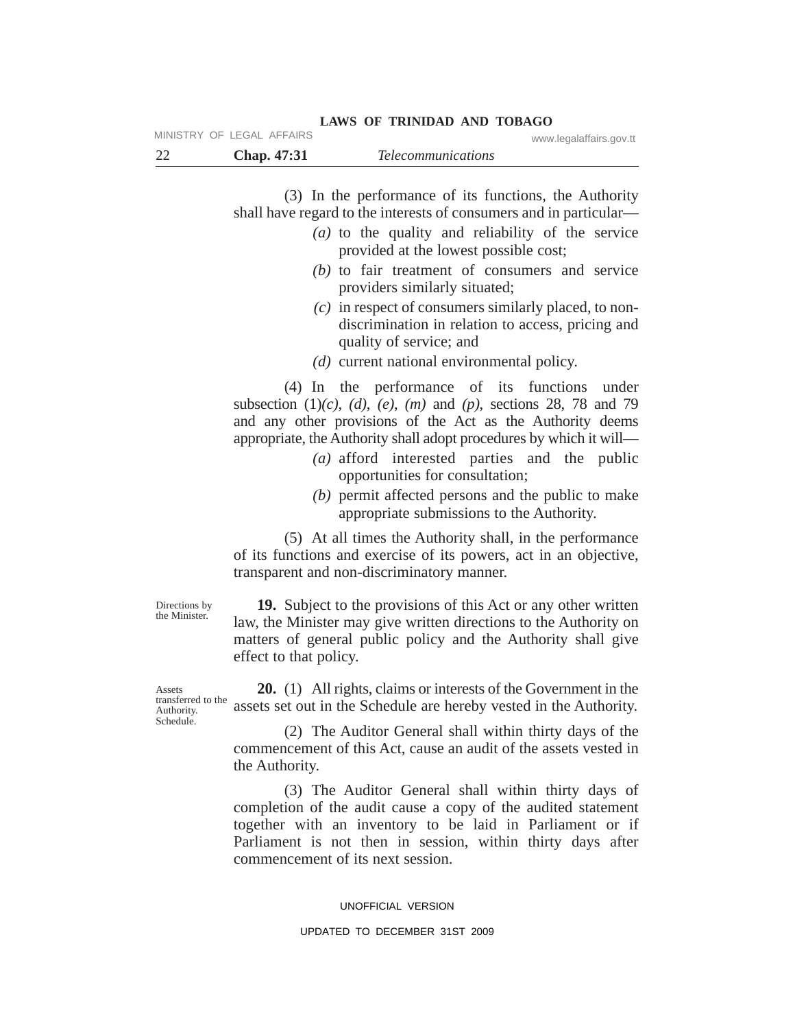(3) In the performance of its functions, the Authority shall have regard to the interests of consumers and in particular—

*(a)* to the quality and reliability of the service provided at the lowest possible cost;

*(b)* to fair treatment of consumers and service providers similarly situated;

*(c)* in respect of consumers similarly placed, to non-discrimination in relation to access, pricing and quality of service; and

*(d)* current national environmental policy.

(4) In the performance of its functions under subsection (1)*(c)*, *(d)*, *(e)*, *(m)* and *(p)*, sections 28, 78 and 79 and any other provisions of the Act as the Authority deems appropriate, the Authority shall adopt procedures by which it will—

*(a)* afford interested parties and the public opportunities for consultation;

*(b)* permit affected persons and the public to make appropriate submissions to the Authority.

(5) At all times the Authority shall, in the performance of its functions and exercise of its powers, act in an objective, transparent and non-discriminatory manner.

Directions by the Minister.

**19.** Subject to the provisions of this Act or any other written law, the Minister may give written directions to the Authority on matters of general public policy and the Authority shall give effect to that policy.

Assets transferred to the Authority. Schedule.

**20.** (1) All rights, claims or interests of the Government in the assets set out in the Schedule are hereby vested in the Authority.

(2) The Auditor General shall within thirty days of the commencement of this Act, cause an audit of the assets vested in the Authority.

(3) The Auditor General shall within thirty days of completion of the audit cause a copy of the audited statement together with an inventory to be laid in Parliament or if Parliament is not then in session, within thirty days after commencement of its next session.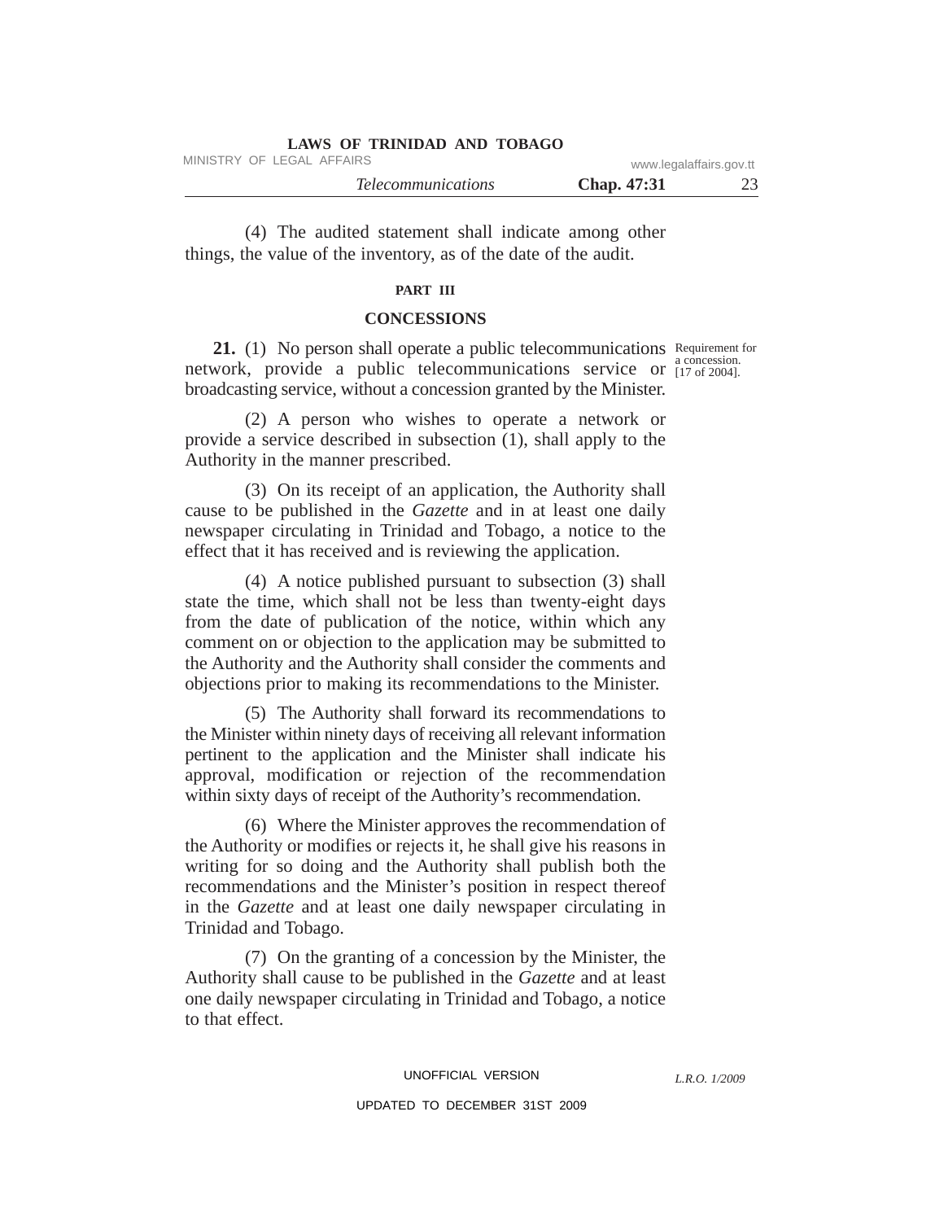(4) The audited statement shall indicate among other things, the value of the inventory, as of the date of the audit.

## PART III

## CONCESSIONS

Requirement for a concession. [17 of 2004].

**21.** (1) No person shall operate a public telecommunications network, provide a public telecommunications service or broadcasting service, without a concession granted by the Minister.

(2) A person who wishes to operate a network or provide a service described in subsection (1), shall apply to the Authority in the manner prescribed.

(3) On its receipt of an application, the Authority shall cause to be published in the *Gazette* and in at least one daily newspaper circulating in Trinidad and Tobago, a notice to the effect that it has received and is reviewing the application.

(4) A notice published pursuant to subsection (3) shall state the time, which shall not be less than twenty-eight days from the date of publication of the notice, within which any comment on or objection to the application may be submitted to the Authority and the Authority shall consider the comments and objections prior to making its recommendations to the Minister.

(5) The Authority shall forward its recommendations to the Minister within ninety days of receiving all relevant information pertinent to the application and the Minister shall indicate his approval, modification or rejection of the recommendation within sixty days of receipt of the Authority's recommendation.

(6) Where the Minister approves the recommendation of the Authority or modifies or rejects it, he shall give his reasons in writing for so doing and the Authority shall publish both the recommendations and the Minister's position in respect thereof in the *Gazette* and at least one daily newspaper circulating in Trinidad and Tobago.

(7) On the granting of a concession by the Minister, the Authority shall cause to be published in the *Gazette* and at least one daily newspaper circulating in Trinidad and Tobago, a notice to that effect.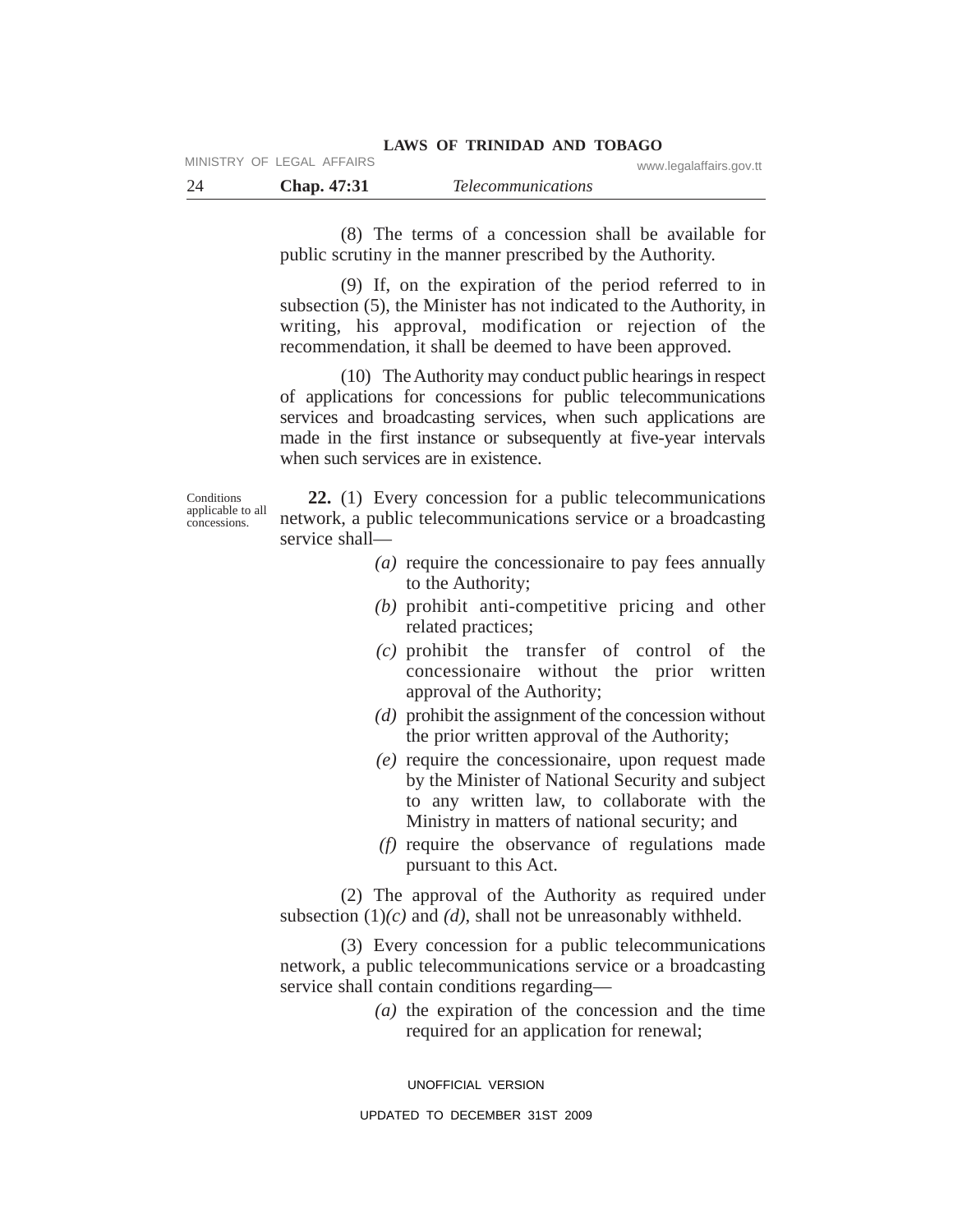(8) The terms of a concession shall be available for public scrutiny in the manner prescribed by the Authority.

(9) If, on the expiration of the period referred to in subsection (5), the Minister has not indicated to the Authority, in writing, his approval, modification or rejection of the recommendation, it shall be deemed to have been approved.

(10) The Authority may conduct public hearings in respect of applications for concessions for public telecommunications services and broadcasting services, when such applications are made in the first instance or subsequently at five-year intervals when such services are in existence.

Conditions applicable to all concessions.

**22.** (1) Every concession for a public telecommunications network, a public telecommunications service or a broadcasting service shall—

*(a)* require the concessionaire to pay fees annually to the Authority;

*(b)* prohibit anti-competitive pricing and other related practices;

*(c)* prohibit the transfer of control of the concessionaire without the prior written approval of the Authority;

*(d)* prohibit the assignment of the concession without the prior written approval of the Authority;

*(e)* require the concessionaire, upon request made by the Minister of National Security and subject to any written law, to collaborate with the Ministry in matters of national security; and

*(f)* require the observance of regulations made pursuant to this Act.

(2) The approval of the Authority as required under subsection (1)*(c)* and *(d)*, shall not be unreasonably withheld.

(3) Every concession for a public telecommunications network, a public telecommunications service or a broadcasting service shall contain conditions regarding—

*(a)* the expiration of the concession and the time required for an application for renewal;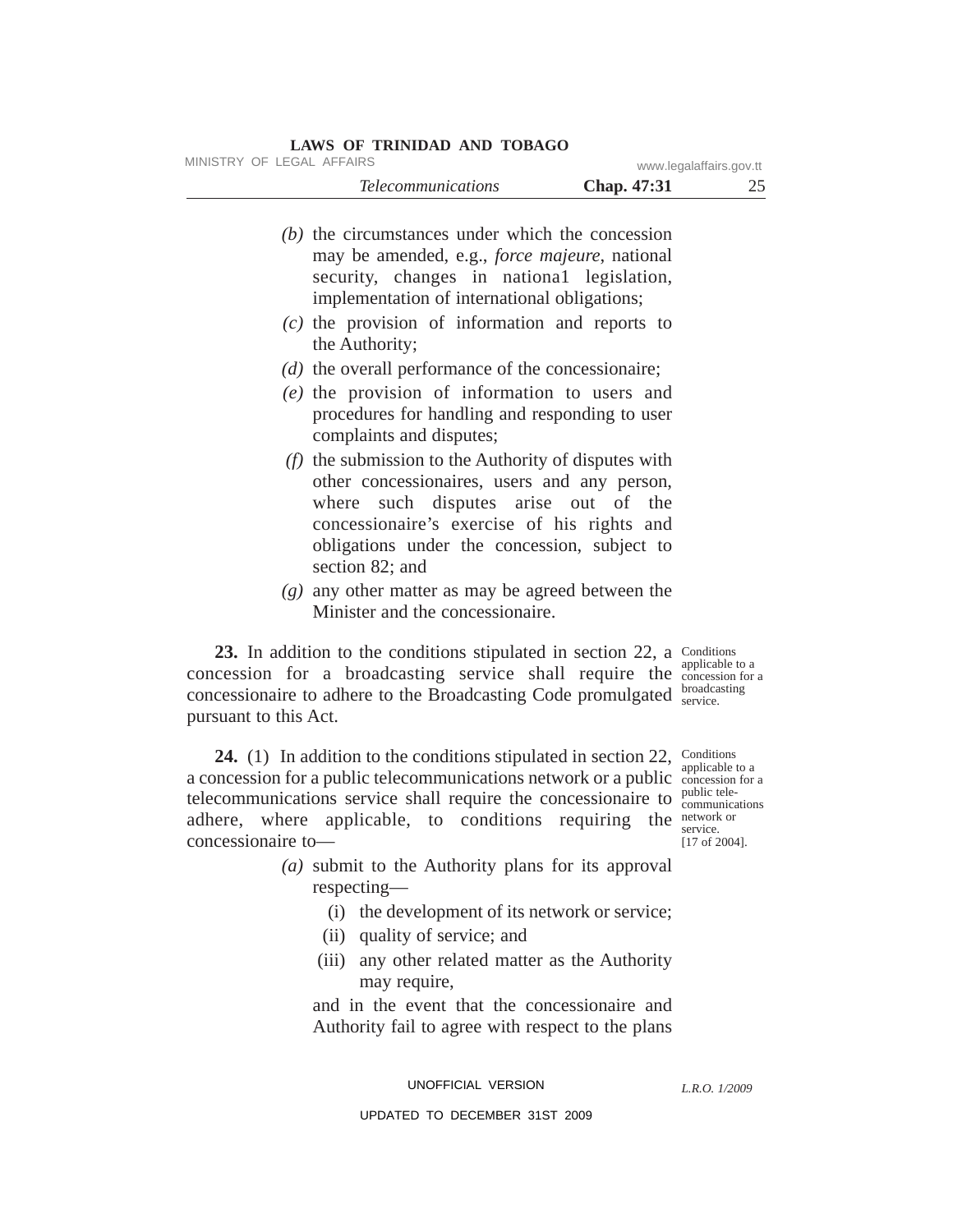*(b)* the circumstances under which the concession may be amended, e.g., *force majeure*, national security, changes in nationa1 legislation, implementation of international obligations;

*(c)* the provision of information and reports to the Authority;

*(d)* the overall performance of the concessionaire;

*(e)* the provision of information to users and procedures for handling and responding to user complaints and disputes;

*(f)* the submission to the Authority of disputes with other concessionaires, users and any person, where such disputes arise out of the concessionaire's exercise of his rights and obligations under the concession, subject to section 82; and

*(g)* any other matter as may be agreed between the Minister and the concessionaire.

Conditions applicable to a concession for a broadcasting service.

**23.** In addition to the conditions stipulated in section 22, a concession for a broadcasting service shall require the concessionaire to adhere to the Broadcasting Code promulgated pursuant to this Act.

Conditions applicable to a concession for a public telecommunications network or service. [17 of 2004].

**24.** (1) In addition to the conditions stipulated in section 22, a concession for a public telecommunications network or a public telecommunications service shall require the concessionaire to adhere, where applicable, to conditions requiring the concessionaire to—

*(a)* submit to the Authority plans for its approval respecting—

(i) the development of its network or service;

(ii) quality of service; and

(iii) any other related matter as the Authority may require,

and in the event that the concessionaire and Authority fail to agree with respect to the plans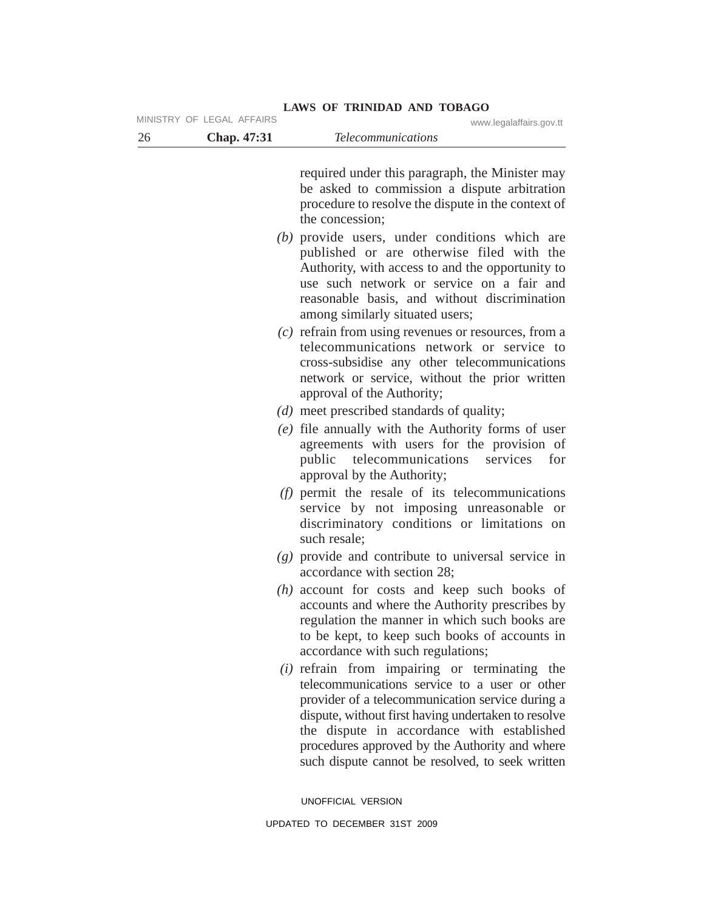required under this paragraph, the Minister may be asked to commission a dispute arbitration procedure to resolve the dispute in the context of the concession;

*(b)* provide users, under conditions which are published or are otherwise filed with the Authority, with access to and the opportunity to use such network or service on a fair and reasonable basis, and without discrimination among similarly situated users;

*(c)* refrain from using revenues or resources, from a telecommunications network or service to cross-subsidise any other telecommunications network or service, without the prior written approval of the Authority;

*(d)* meet prescribed standards of quality;

*(e)* file annually with the Authority forms of user agreements with users for the provision of public telecommunications services for approval by the Authority;

*(f)* permit the resale of its telecommunications service by not imposing unreasonable or discriminatory conditions or limitations on such resale;

*(g)* provide and contribute to universal service in accordance with section 28;

*(h)* account for costs and keep such books of accounts and where the Authority prescribes by regulation the manner in which such books are to be kept, to keep such books of accounts in accordance with such regulations;

*(i)* refrain from impairing or terminating the telecommunications service to a user or other provider of a telecommunication service during a dispute, without first having undertaken to resolve the dispute in accordance with established procedures approved by the Authority and where such dispute cannot be resolved, to seek written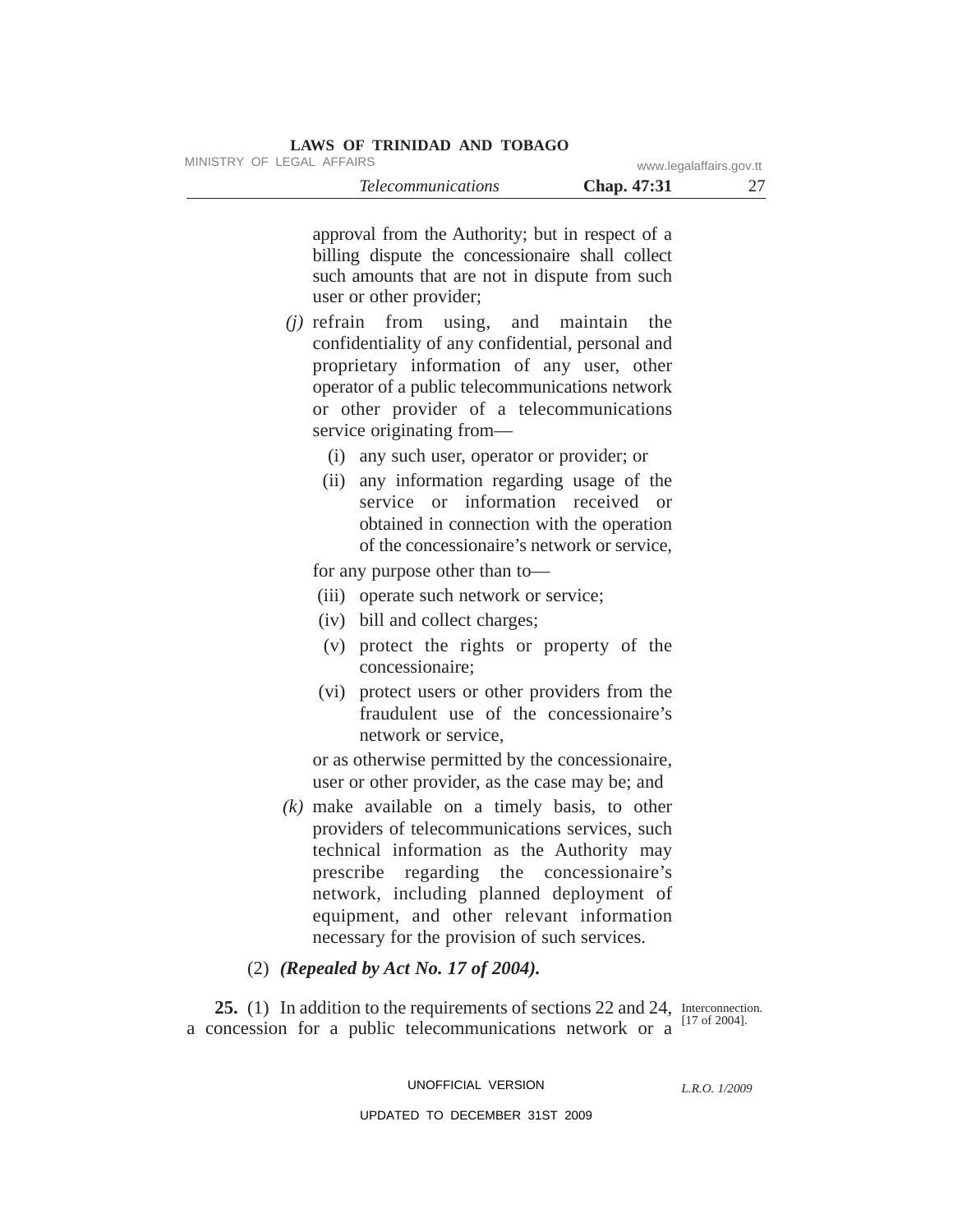approval from the Authority; but in respect of a billing dispute the concessionaire shall collect such amounts that are not in dispute from such user or other provider;

*(j)* refrain from using, and maintain the confidentiality of any confidential, personal and proprietary information of any user, other operator of a public telecommunications network or other provider of a telecommunications service originating from—

(i) any such user, operator or provider; or

(ii) any information regarding usage of the service or information received or obtained in connection with the operation of the concessionaire's network or service,

for any purpose other than to—

(iii) operate such network or service;

(iv) bill and collect charges;

(v) protect the rights or property of the concessionaire;

(vi) protect users or other providers from the fraudulent use of the concessionaire's network or service,

or as otherwise permitted by the concessionaire, user or other provider, as the case may be; and

*(k)* make available on a timely basis, to other providers of telecommunications services, such technical information as the Authority may prescribe regarding the concessionaire's network, including planned deployment of equipment, and other relevant information necessary for the provision of such services.

(2) ***(Repealed by Act No. 17 of 2004).***

Interconnection. [17 of 2004].

**25.** (1) In addition to the requirements of sections 22 and 24, a concession for a public telecommunications network or a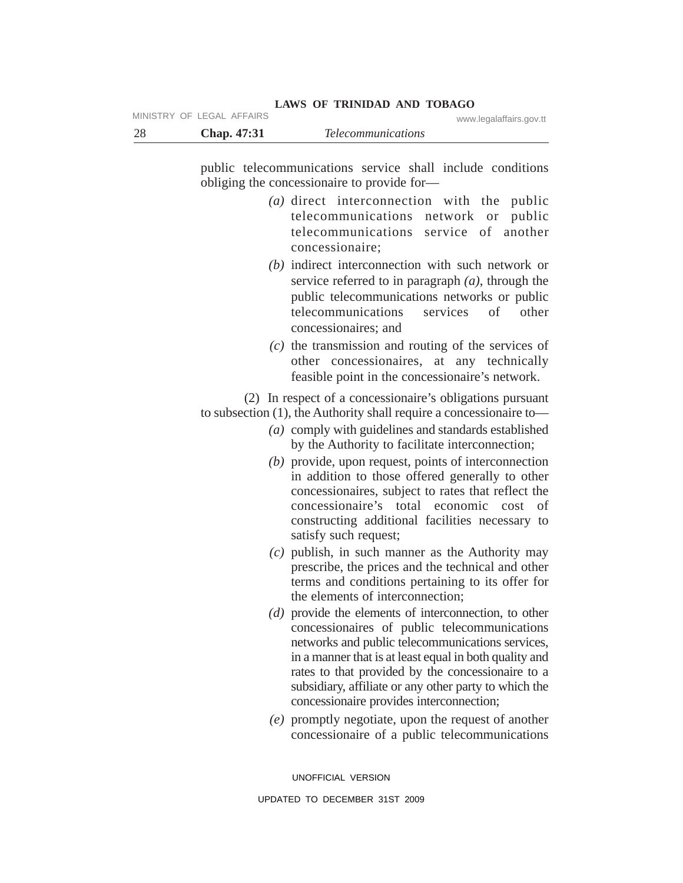public telecommunications service shall include conditions obliging the concessionaire to provide for—

*(a)* direct interconnection with the public telecommunications network or public telecommunications service of another concessionaire;

*(b)* indirect interconnection with such network or service referred to in paragraph *(a)*, through the public telecommunications networks or public telecommunications services of other concessionaires; and

*(c)* the transmission and routing of the services of other concessionaires, at any technically feasible point in the concessionaire's network.

(2) In respect of a concessionaire's obligations pursuant to subsection (1), the Authority shall require a concessionaire to—

*(a)* comply with guidelines and standards established by the Authority to facilitate interconnection;

*(b)* provide, upon request, points of interconnection in addition to those offered generally to other concessionaires, subject to rates that reflect the concessionaire's total economic cost of constructing additional facilities necessary to satisfy such request;

*(c)* publish, in such manner as the Authority may prescribe, the prices and the technical and other terms and conditions pertaining to its offer for the elements of interconnection;

*(d)* provide the elements of interconnection, to other concessionaires of public telecommunications networks and public telecommunications services, in a manner that is at least equal in both quality and rates to that provided by the concessionaire to a subsidiary, affiliate or any other party to which the concessionaire provides interconnection;

*(e)* promptly negotiate, upon the request of another concessionaire of a public telecommunications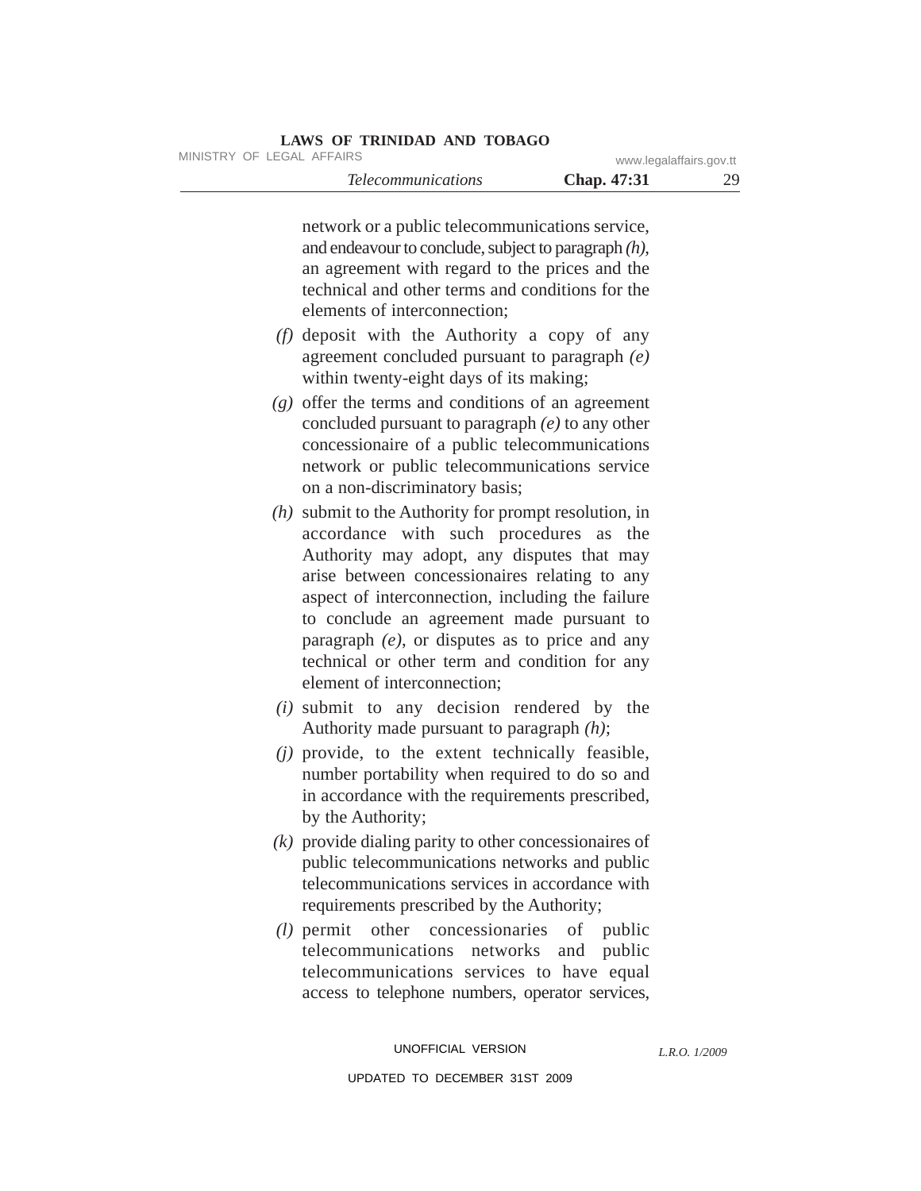network or a public telecommunications service, and endeavour to conclude, subject to paragraph *(h)*, an agreement with regard to the prices and the technical and other terms and conditions for the elements of interconnection;

*(f)* deposit with the Authority a copy of any agreement concluded pursuant to paragraph *(e)* within twenty-eight days of its making;

*(g)* offer the terms and conditions of an agreement concluded pursuant to paragraph *(e)* to any other concessionaire of a public telecommunications network or public telecommunications service on a non-discriminatory basis;

*(h)* submit to the Authority for prompt resolution, in accordance with such procedures as the Authority may adopt, any disputes that may arise between concessionaires relating to any aspect of interconnection, including the failure to conclude an agreement made pursuant to paragraph *(e)*, or disputes as to price and any technical or other term and condition for any element of interconnection;

*(i)* submit to any decision rendered by the Authority made pursuant to paragraph *(h)*;

*(j)* provide, to the extent technically feasible, number portability when required to do so and in accordance with the requirements prescribed, by the Authority;

*(k)* provide dialing parity to other concessionaires of public telecommunications networks and public telecommunications services in accordance with requirements prescribed by the Authority;

*(l)* permit other concessionaries of public telecommunications networks and public telecommunications services to have equal access to telephone numbers, operator services,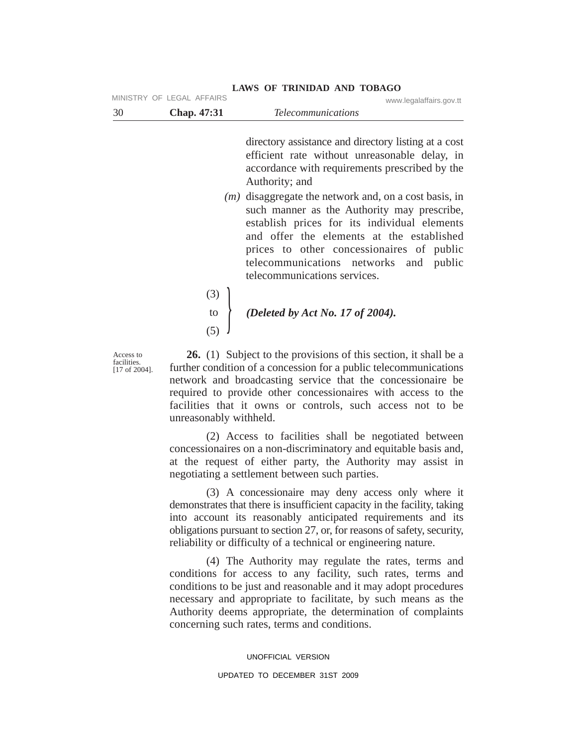directory assistance and directory listing at a cost efficient rate without unreasonable delay, in accordance with requirements prescribed by the Authority; and

*(m)* disaggregate the network and, on a cost basis, in such manner as the Authority may prescribe, establish prices for its individual elements and offer the elements at the established prices to other concessionaires of public telecommunications networks and public telecommunications services.

(3) to (5) ***(Deleted by Act No. 17 of 2004).***

Access to facilities. [17 of 2004].

**26.** (1) Subject to the provisions of this section, it shall be a further condition of a concession for a public telecommunications network and broadcasting service that the concessionaire be required to provide other concessionaires with access to the facilities that it owns or controls, such access not to be unreasonably withheld.

(2) Access to facilities shall be negotiated between concessionaires on a non-discriminatory and equitable basis and, at the request of either party, the Authority may assist in negotiating a settlement between such parties.

(3) A concessionaire may deny access only where it demonstrates that there is insufficient capacity in the facility, taking into account its reasonably anticipated requirements and its obligations pursuant to section 27, or, for reasons of safety, security, reliability or difficulty of a technical or engineering nature.

(4) The Authority may regulate the rates, terms and conditions for access to any facility, such rates, terms and conditions to be just and reasonable and it may adopt procedures necessary and appropriate to facilitate, by such means as the Authority deems appropriate, the determination of complaints concerning such rates, terms and conditions.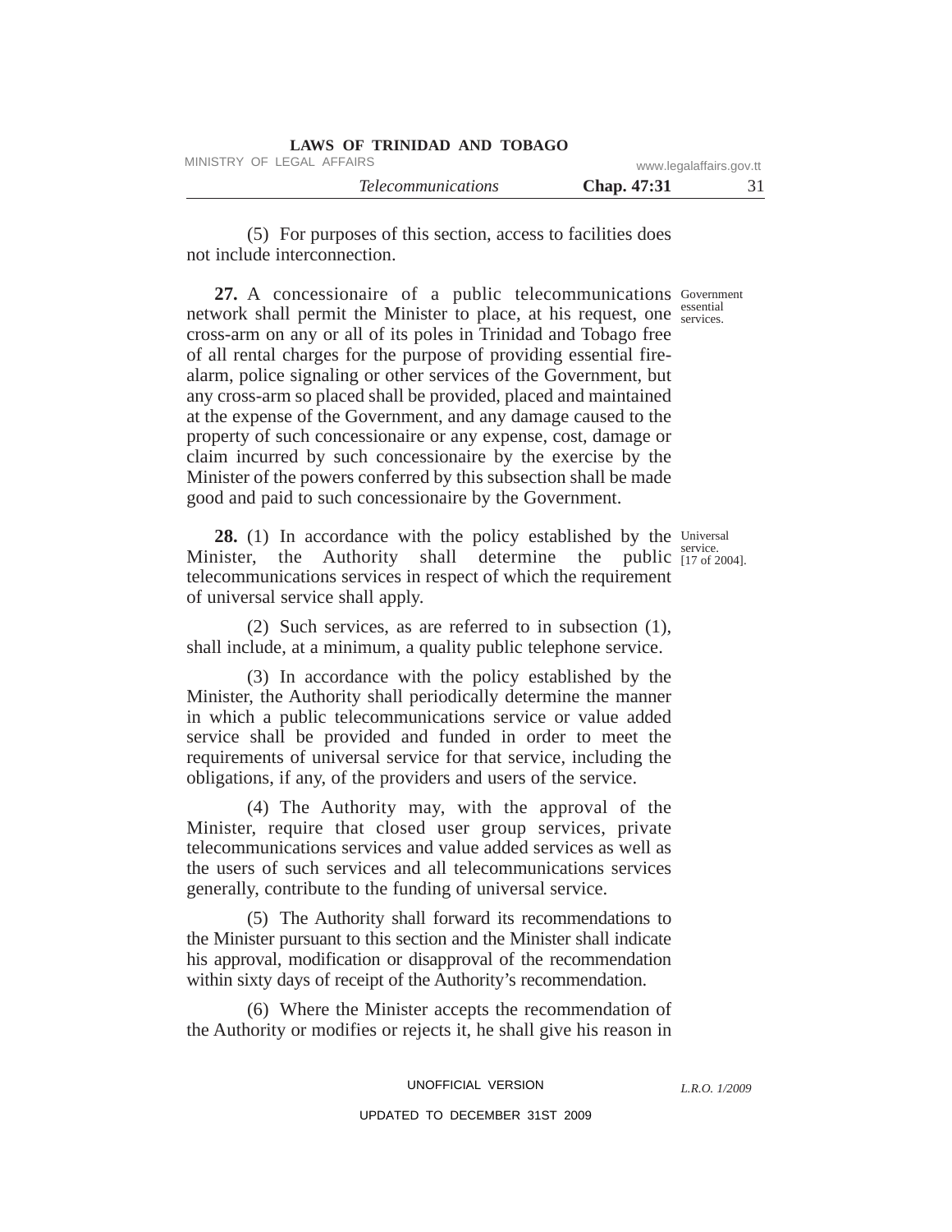(5) For purposes of this section, access to facilities does not include interconnection.

Government essential services.

**27.** A concessionaire of a public telecommunications network shall permit the Minister to place, at his request, one cross-arm on any or all of its poles in Trinidad and Tobago free of all rental charges for the purpose of providing essential fire-alarm, police signaling or other services of the Government, but any cross-arm so placed shall be provided, placed and maintained at the expense of the Government, and any damage caused to the property of such concessionaire or any expense, cost, damage or claim incurred by such concessionaire by the exercise by the Minister of the powers conferred by this subsection shall be made good and paid to such concessionaire by the Government.

Universal service. [17 of 2004].

**28.** (1) In accordance with the policy established by the Minister, the Authority shall determine the public telecommunications services in respect of which the requirement of universal service shall apply.

(2) Such services, as are referred to in subsection (1), shall include, at a minimum, a quality public telephone service.

(3) In accordance with the policy established by the Minister, the Authority shall periodically determine the manner in which a public telecommunications service or value added service shall be provided and funded in order to meet the requirements of universal service for that service, including the obligations, if any, of the providers and users of the service.

(4) The Authority may, with the approval of the Minister, require that closed user group services, private telecommunications services and value added services as well as the users of such services and all telecommunications services generally, contribute to the funding of universal service.

(5) The Authority shall forward its recommendations to the Minister pursuant to this section and the Minister shall indicate his approval, modification or disapproval of the recommendation within sixty days of receipt of the Authority's recommendation.

(6) Where the Minister accepts the recommendation of the Authority or modifies or rejects it, he shall give his reason in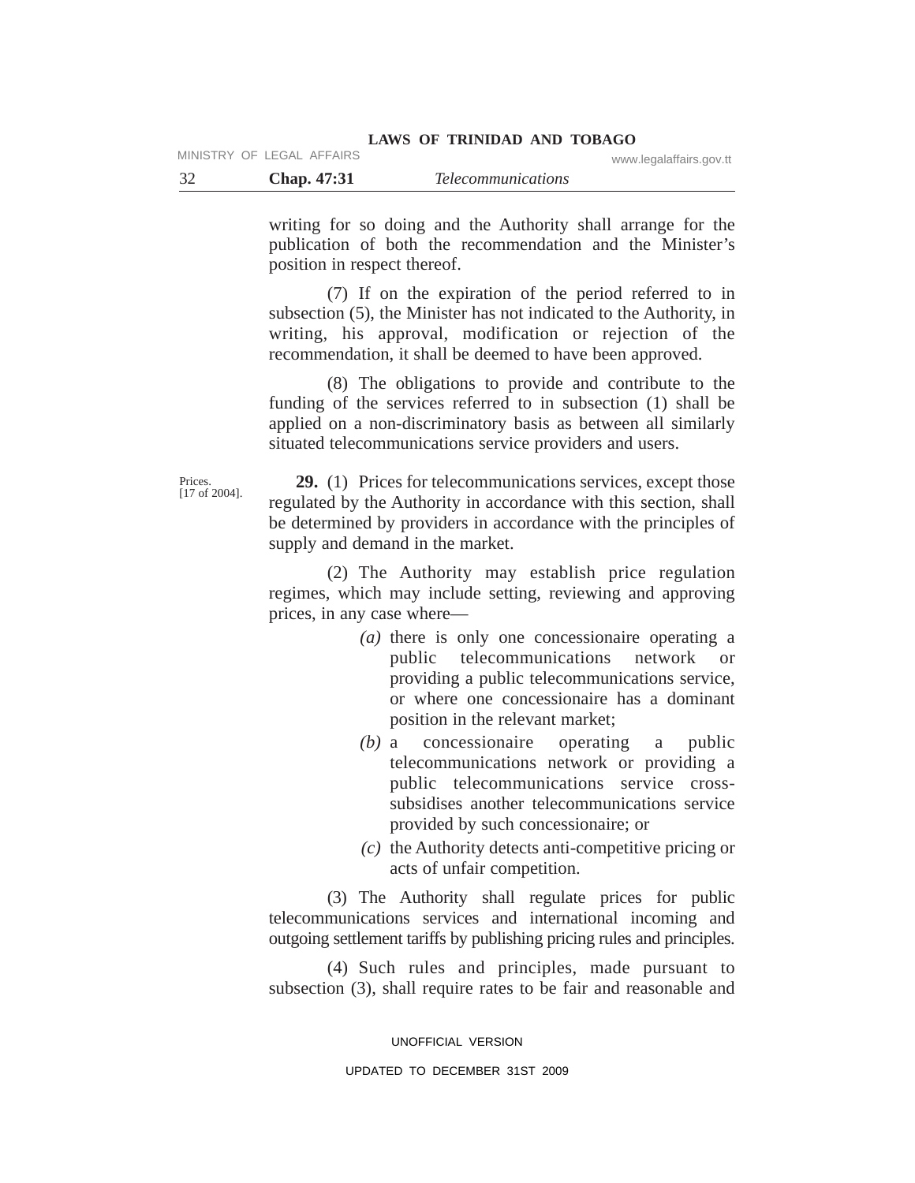writing for so doing and the Authority shall arrange for the publication of both the recommendation and the Minister's position in respect thereof.

(7) If on the expiration of the period referred to in subsection (5), the Minister has not indicated to the Authority, in writing, his approval, modification or rejection of the recommendation, it shall be deemed to have been approved.

(8) The obligations to provide and contribute to the funding of the services referred to in subsection (1) shall be applied on a non-discriminatory basis as between all similarly situated telecommunications service providers and users.

Prices. [17 of 2004].

**29.** (1) Prices for telecommunications services, except those regulated by the Authority in accordance with this section, shall be determined by providers in accordance with the principles of supply and demand in the market.

(2) The Authority may establish price regulation regimes, which may include setting, reviewing and approving prices, in any case where—

*(a)* there is only one concessionaire operating a public telecommunications network or providing a public telecommunications service, or where one concessionaire has a dominant position in the relevant market;

*(b)* a concessionaire operating a public telecommunications network or providing a public telecommunications service cross-subsidises another telecommunications service provided by such concessionaire; or

*(c)* the Authority detects anti-competitive pricing or acts of unfair competition.

(3) The Authority shall regulate prices for public telecommunications services and international incoming and outgoing settlement tariffs by publishing pricing rules and principles.

(4) Such rules and principles, made pursuant to subsection (3), shall require rates to be fair and reasonable and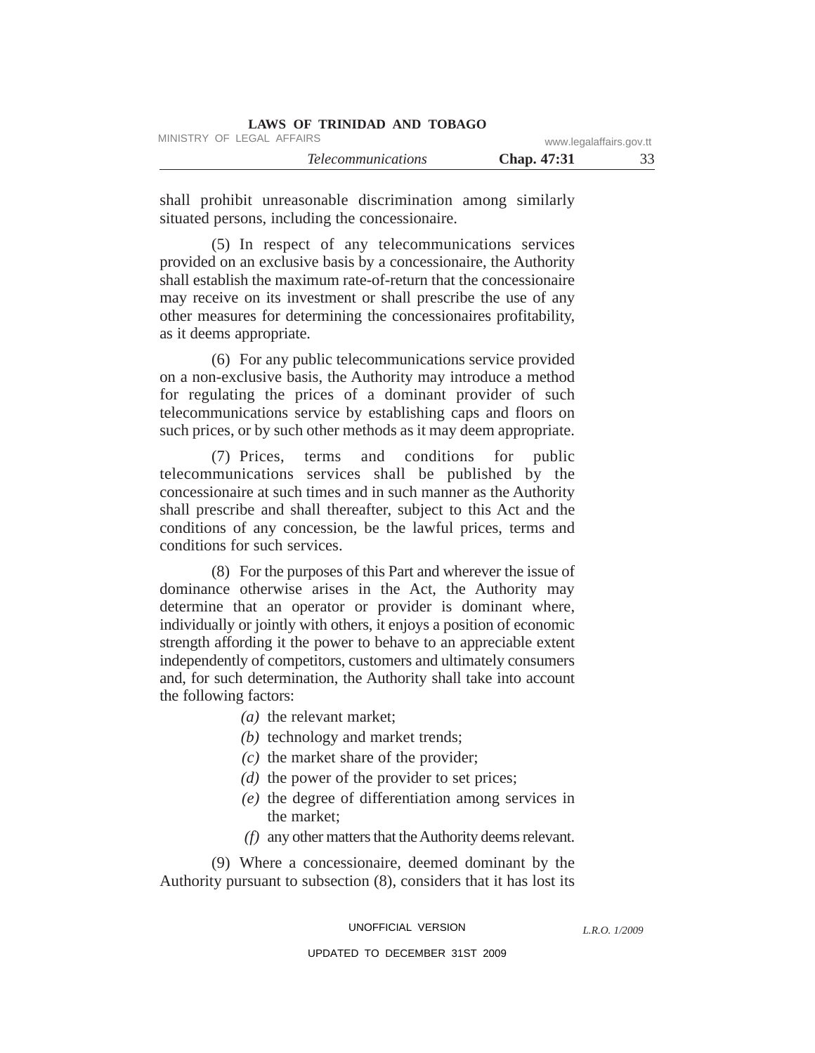shall prohibit unreasonable discrimination among similarly situated persons, including the concessionaire.

(5) In respect of any telecommunications services provided on an exclusive basis by a concessionaire, the Authority shall establish the maximum rate-of-return that the concessionaire may receive on its investment or shall prescribe the use of any other measures for determining the concessionaires profitability, as it deems appropriate.

(6) For any public telecommunications service provided on a non-exclusive basis, the Authority may introduce a method for regulating the prices of a dominant provider of such telecommunications service by establishing caps and floors on such prices, or by such other methods as it may deem appropriate.

(7) Prices, terms and conditions for public telecommunications services shall be published by the concessionaire at such times and in such manner as the Authority shall prescribe and shall thereafter, subject to this Act and the conditions of any concession, be the lawful prices, terms and conditions for such services.

(8) For the purposes of this Part and wherever the issue of dominance otherwise arises in the Act, the Authority may determine that an operator or provider is dominant where, individually or jointly with others, it enjoys a position of economic strength affording it the power to behave to an appreciable extent independently of competitors, customers and ultimately consumers and, for such determination, the Authority shall take into account the following factors:

*(a)* the relevant market;

*(b)* technology and market trends;

*(c)* the market share of the provider;

*(d)* the power of the provider to set prices;

*(e)* the degree of differentiation among services in the market;

*(f)* any other matters that the Authority deems relevant.

(9) Where a concessionaire, deemed dominant by the Authority pursuant to subsection (8), considers that it has lost its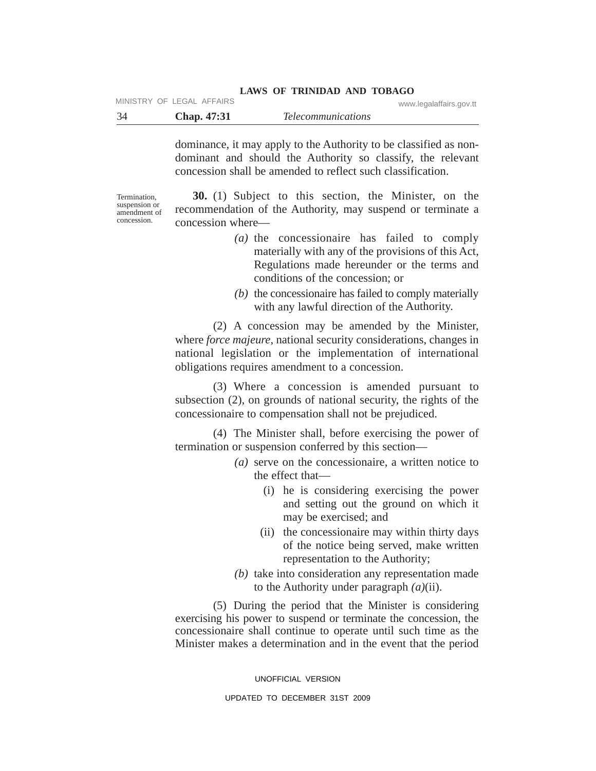dominance, it may apply to the Authority to be classified as non-dominant and should the Authority so classify, the relevant concession shall be amended to reflect such classification.

Termination, suspension or amendment of concession.

**30.** (1) Subject to this section, the Minister, on the recommendation of the Authority, may suspend or terminate a concession where—

*(a)* the concessionaire has failed to comply materially with any of the provisions of this Act, Regulations made hereunder or the terms and conditions of the concession; or

*(b)* the concessionaire has failed to comply materially with any lawful direction of the Authority.

(2) A concession may be amended by the Minister, where *force majeure*, national security considerations, changes in national legislation or the implementation of international obligations requires amendment to a concession.

(3) Where a concession is amended pursuant to subsection (2), on grounds of national security, the rights of the concessionaire to compensation shall not be prejudiced.

(4) The Minister shall, before exercising the power of termination or suspension conferred by this section—

*(a)* serve on the concessionaire, a written notice to the effect that—

(i) he is considering exercising the power and setting out the ground on which it may be exercised; and

(ii) the concessionaire may within thirty days of the notice being served, make written representation to the Authority;

*(b)* take into consideration any representation made to the Authority under paragraph *(a)*(ii).

(5) During the period that the Minister is considering exercising his power to suspend or terminate the concession, the concessionaire shall continue to operate until such time as the Minister makes a determination and in the event that the period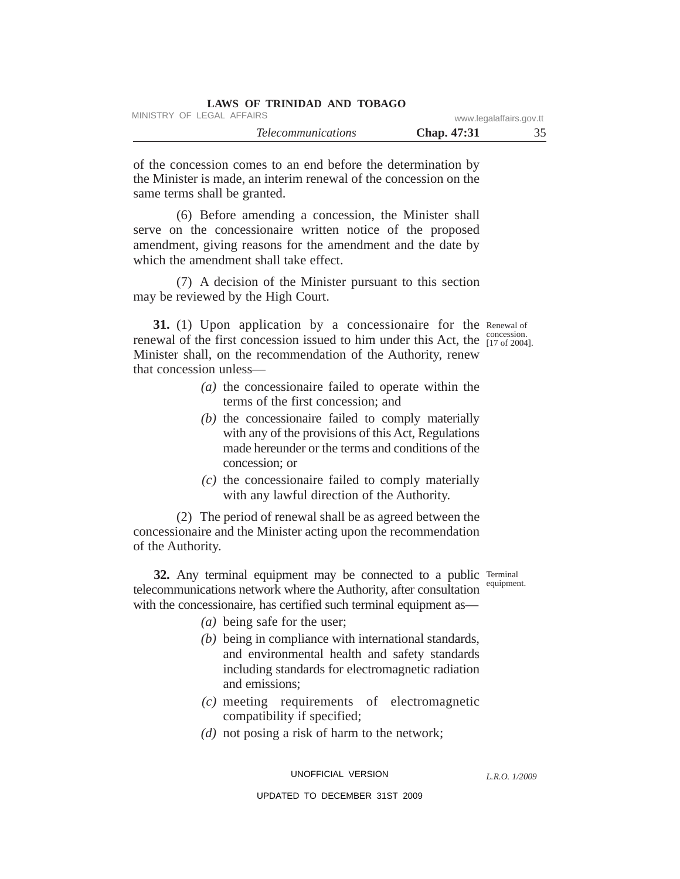of the concession comes to an end before the determination by the Minister is made, an interim renewal of the concession on the same terms shall be granted.

(6) Before amending a concession, the Minister shall serve on the concessionaire written notice of the proposed amendment, giving reasons for the amendment and the date by which the amendment shall take effect.

(7) A decision of the Minister pursuant to this section may be reviewed by the High Court.

Renewal of concession. [17 of 2004].

**31.** (1) Upon application by a concessionaire for the renewal of the first concession issued to him under this Act, the Minister shall, on the recommendation of the Authority, renew that concession unless—

*(a)* the concessionaire failed to operate within the terms of the first concession; and

*(b)* the concessionaire failed to comply materially with any of the provisions of this Act, Regulations made hereunder or the terms and conditions of the concession; or

*(c)* the concessionaire failed to comply materially with any lawful direction of the Authority.

(2) The period of renewal shall be as agreed between the concessionaire and the Minister acting upon the recommendation of the Authority.

Terminal equipment.

**32.** Any terminal equipment may be connected to a public telecommunications network where the Authority, after consultation with the concessionaire, has certified such terminal equipment as—

*(a)* being safe for the user;

*(b)* being in compliance with international standards, and environmental health and safety standards including standards for electromagnetic radiation and emissions;

*(c)* meeting requirements of electromagnetic compatibility if specified;

*(d)* not posing a risk of harm to the network;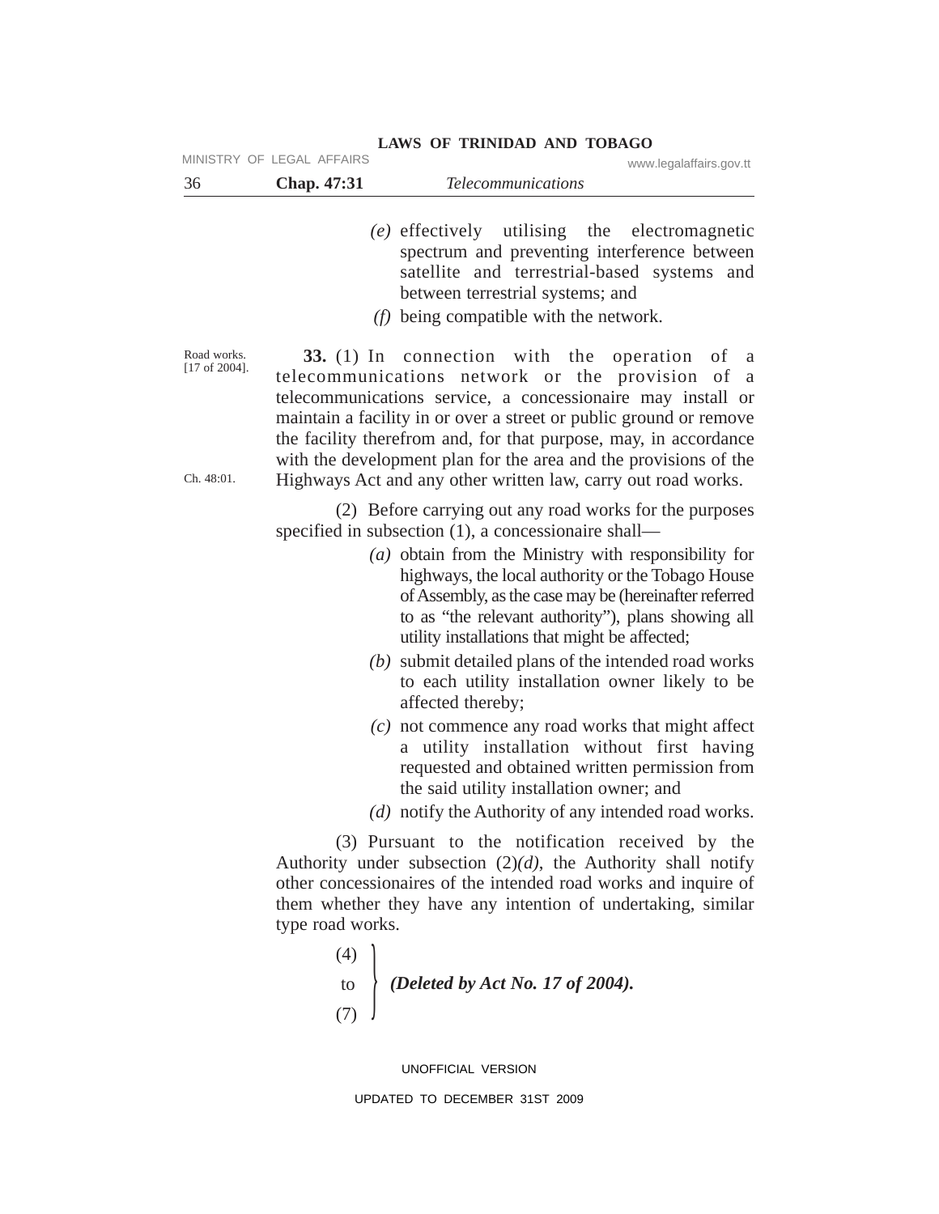*(e)* effectively utilising the electromagnetic spectrum and preventing interference between satellite and terrestrial-based systems and between terrestrial systems; and

*(f)* being compatible with the network.

Road works. [17 of 2004].

**33.** (1) In connection with the operation of a telecommunications network or the provision of a telecommunications service, a concessionaire may install or maintain a facility in or over a street or public ground or remove the facility therefrom and, for that purpose, may, in accordance with the development plan for the area and the provisions of the Highways Act and any other written law, carry out road works.

Ch. 48:01.

(2) Before carrying out any road works for the purposes specified in subsection (1), a concessionaire shall—

*(a)* obtain from the Ministry with responsibility for highways, the local authority or the Tobago House of Assembly, as the case may be (hereinafter referred to as "the relevant authority"), plans showing all utility installations that might be affected;

*(b)* submit detailed plans of the intended road works to each utility installation owner likely to be affected thereby;

*(c)* not commence any road works that might affect a utility installation without first having requested and obtained written permission from the said utility installation owner; and

*(d)* notify the Authority of any intended road works.

(3) Pursuant to the notification received by the Authority under subsection (2)*(d)*, the Authority shall notify other concessionaires of the intended road works and inquire of them whether they have any intention of undertaking, similar type road works.

(4) to (7) ***(Deleted by Act No. 17 of 2004).***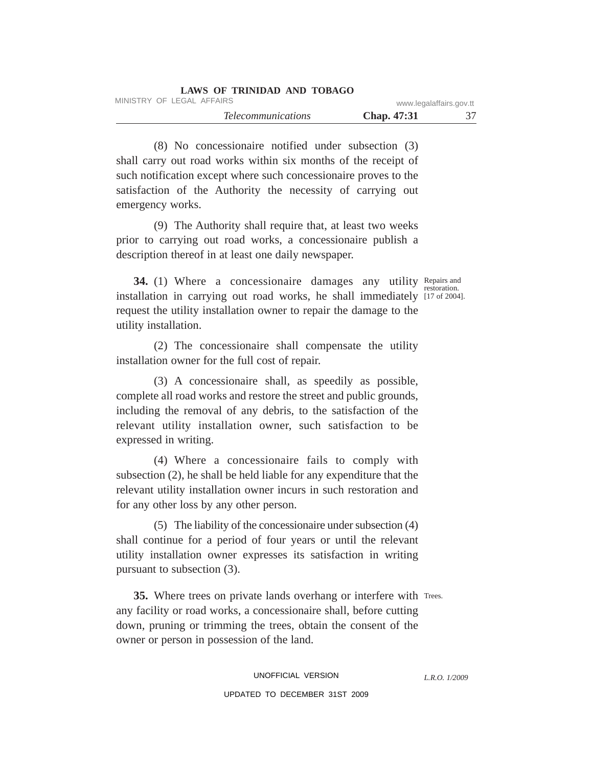(8) No concessionaire notified under subsection (3) shall carry out road works within six months of the receipt of such notification except where such concessionaire proves to the satisfaction of the Authority the necessity of carrying out emergency works.

(9) The Authority shall require that, at least two weeks prior to carrying out road works, a concessionaire publish a description thereof in at least one daily newspaper.

Repairs and restoration. [17 of 2004].

**34.** (1) Where a concessionaire damages any utility installation in carrying out road works, he shall immediately request the utility installation owner to repair the damage to the utility installation.

(2) The concessionaire shall compensate the utility installation owner for the full cost of repair.

(3) A concessionaire shall, as speedily as possible, complete all road works and restore the street and public grounds, including the removal of any debris, to the satisfaction of the relevant utility installation owner, such satisfaction to be expressed in writing.

(4) Where a concessionaire fails to comply with subsection (2), he shall be held liable for any expenditure that the relevant utility installation owner incurs in such restoration and for any other loss by any other person.

(5) The liability of the concessionaire under subsection (4) shall continue for a period of four years or until the relevant utility installation owner expresses its satisfaction in writing pursuant to subsection (3).

Trees.

**35.** Where trees on private lands overhang or interfere with any facility or road works, a concessionaire shall, before cutting down, pruning or trimming the trees, obtain the consent of the owner or person in possession of the land.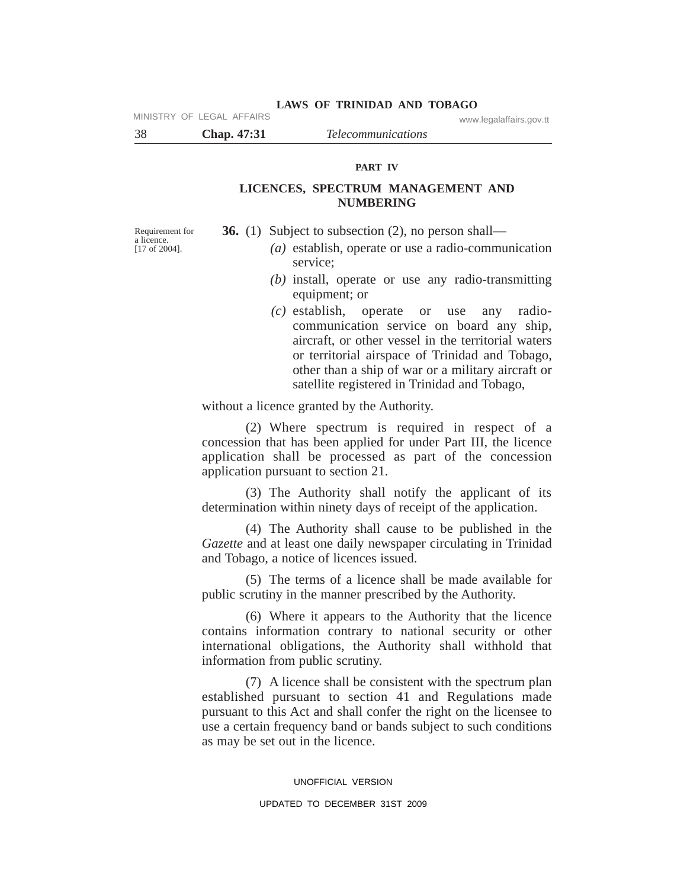## PART IV

## LICENCES, SPECTRUM MANAGEMENT AND NUMBERING

Requirement for a licence. [17 of 2004].

**36.** (1) Subject to subsection (2), no person shall—

*(a)* establish, operate or use a radio-communication service;

*(b)* install, operate or use any radio-transmitting equipment; or

*(c)* establish, operate or use any radio-communication service on board any ship, aircraft, or other vessel in the territorial waters or territorial airspace of Trinidad and Tobago, other than a ship of war or a military aircraft or satellite registered in Trinidad and Tobago,

without a licence granted by the Authority.

(2) Where spectrum is required in respect of a concession that has been applied for under Part III, the licence application shall be processed as part of the concession application pursuant to section 21.

(3) The Authority shall notify the applicant of its determination within ninety days of receipt of the application.

(4) The Authority shall cause to be published in the *Gazette* and at least one daily newspaper circulating in Trinidad and Tobago, a notice of licences issued.

(5) The terms of a licence shall be made available for public scrutiny in the manner prescribed by the Authority.

(6) Where it appears to the Authority that the licence contains information contrary to national security or other international obligations, the Authority shall withhold that information from public scrutiny.

(7) A licence shall be consistent with the spectrum plan established pursuant to section 41 and Regulations made pursuant to this Act and shall confer the right on the licensee to use a certain frequency band or bands subject to such conditions as may be set out in the licence.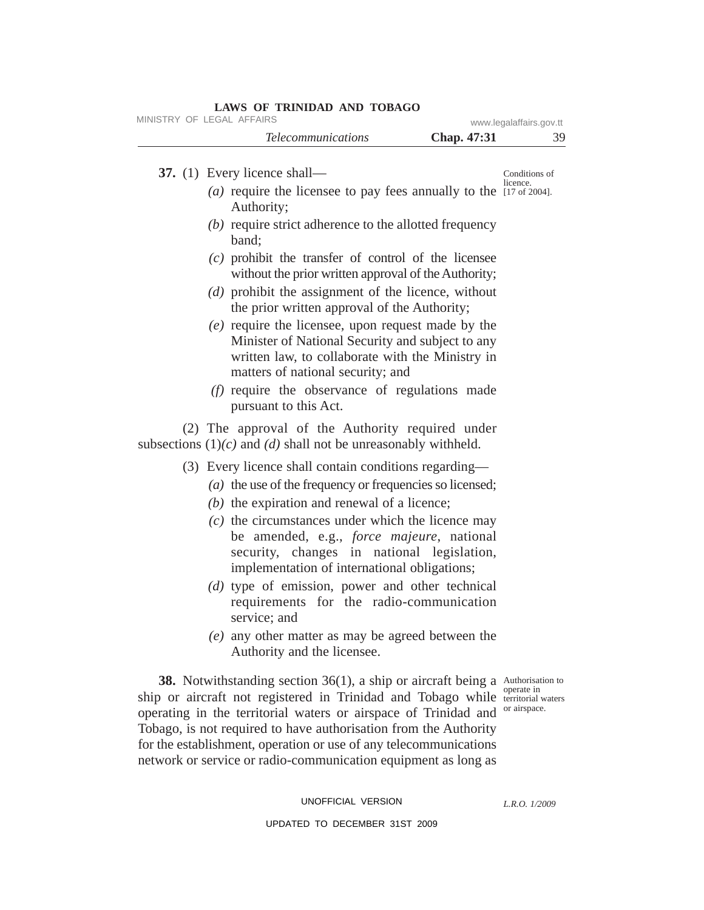**37.** (1) Every licence shall—

Conditions of licence. [17 of 2004].

*(a)* require the licensee to pay fees annually to the Authority;

*(b)* require strict adherence to the allotted frequency band;

*(c)* prohibit the transfer of control of the licensee without the prior written approval of the Authority;

*(d)* prohibit the assignment of the licence, without the prior written approval of the Authority;

*(e)* require the licensee, upon request made by the Minister of National Security and subject to any written law, to collaborate with the Ministry in matters of national security; and

*(f)* require the observance of regulations made pursuant to this Act.

(2) The approval of the Authority required under subsections (1)*(c)* and *(d)* shall not be unreasonably withheld.

(3) Every licence shall contain conditions regarding—

*(a)* the use of the frequency or frequencies so licensed;

*(b)* the expiration and renewal of a licence;

*(c)* the circumstances under which the licence may be amended, e.g., *force majeure*, national security, changes in national legislation, implementation of international obligations;

*(d)* type of emission, power and other technical requirements for the radio-communication service; and

*(e)* any other matter as may be agreed between the Authority and the licensee.

Authorisation to operate in territorial waters or airspace.

**38.** Notwithstanding section 36(1), a ship or aircraft being a ship or aircraft not registered in Trinidad and Tobago while operating in the territorial waters or airspace of Trinidad and Tobago, is not required to have authorisation from the Authority for the establishment, operation or use of any telecommunications network or service or radio-communication equipment as long as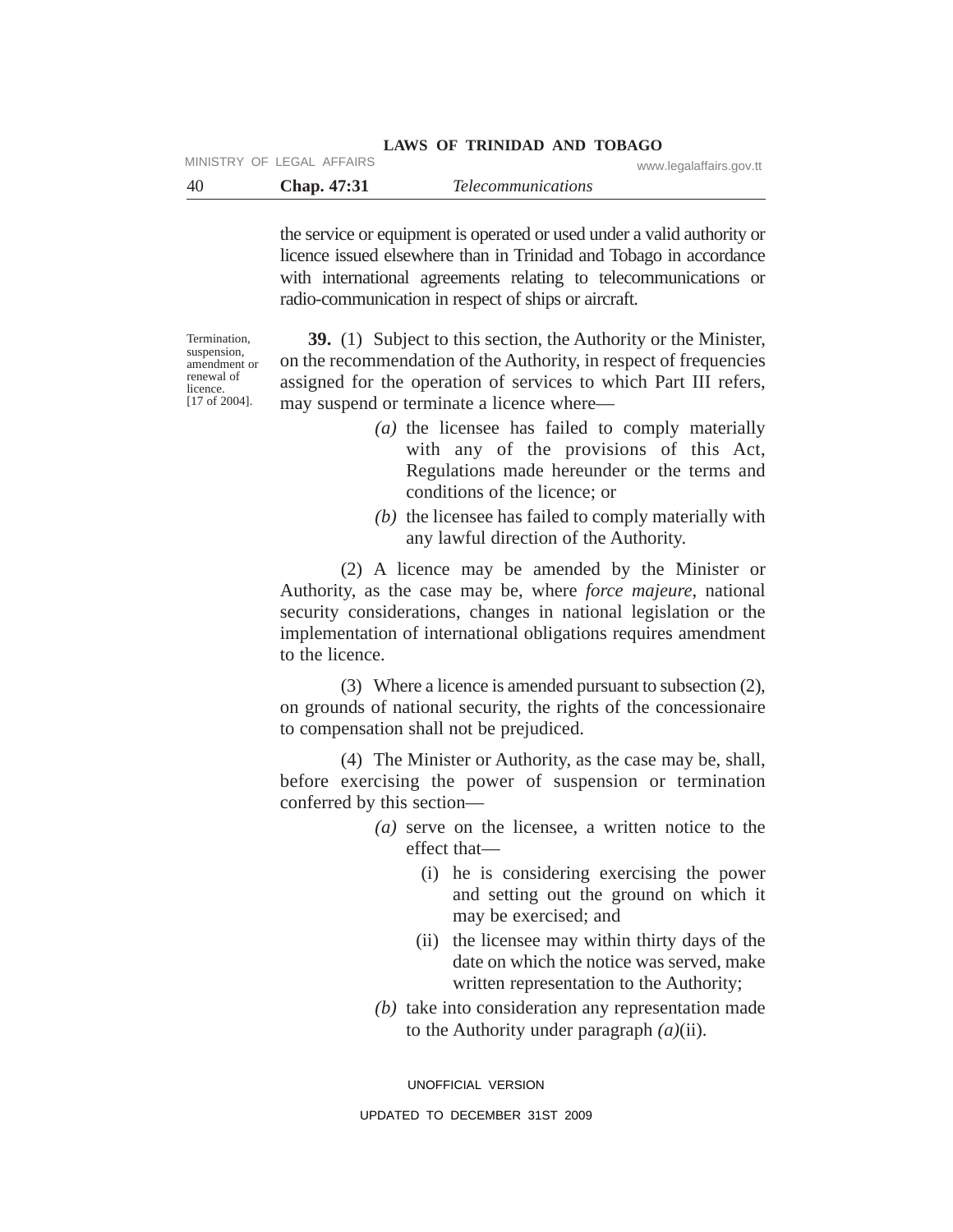the service or equipment is operated or used under a valid authority or licence issued elsewhere than in Trinidad and Tobago in accordance with international agreements relating to telecommunications or radio-communication in respect of ships or aircraft.

Termination, suspension, amendment or renewal of licence. [17 of 2004].

**39.** (1) Subject to this section, the Authority or the Minister, on the recommendation of the Authority, in respect of frequencies assigned for the operation of services to which Part III refers, may suspend or terminate a licence where—

*(a)* the licensee has failed to comply materially with any of the provisions of this Act, Regulations made hereunder or the terms and conditions of the licence; or

*(b)* the licensee has failed to comply materially with any lawful direction of the Authority.

(2) A licence may be amended by the Minister or Authority, as the case may be, where *force majeure*, national security considerations, changes in national legislation or the implementation of international obligations requires amendment to the licence.

(3) Where a licence is amended pursuant to subsection (2), on grounds of national security, the rights of the concessionaire to compensation shall not be prejudiced.

(4) The Minister or Authority, as the case may be, shall, before exercising the power of suspension or termination conferred by this section—

*(a)* serve on the licensee, a written notice to the effect that—

(i) he is considering exercising the power and setting out the ground on which it may be exercised; and

(ii) the licensee may within thirty days of the date on which the notice was served, make written representation to the Authority;

*(b)* take into consideration any representation made to the Authority under paragraph *(a)*(ii).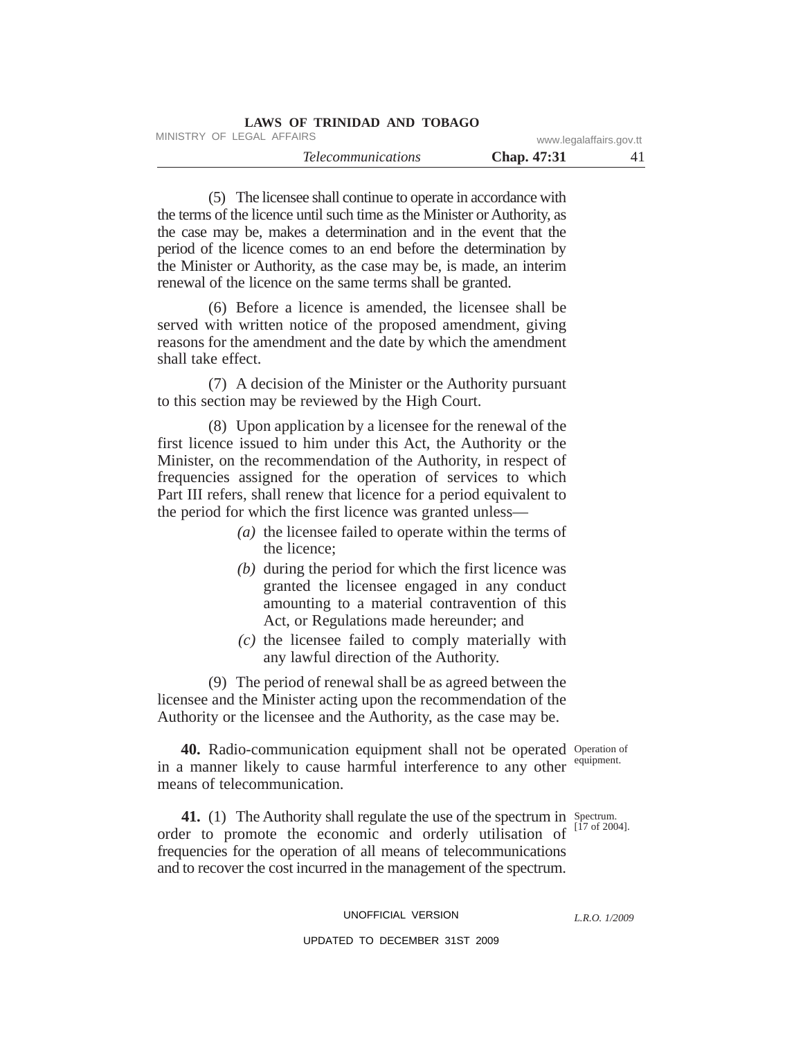(5) The licensee shall continue to operate in accordance with the terms of the licence until such time as the Minister or Authority, as the case may be, makes a determination and in the event that the period of the licence comes to an end before the determination by the Minister or Authority, as the case may be, is made, an interim renewal of the licence on the same terms shall be granted.

(6) Before a licence is amended, the licensee shall be served with written notice of the proposed amendment, giving reasons for the amendment and the date by which the amendment shall take effect.

(7) A decision of the Minister or the Authority pursuant to this section may be reviewed by the High Court.

(8) Upon application by a licensee for the renewal of the first licence issued to him under this Act, the Authority or the Minister, on the recommendation of the Authority, in respect of frequencies assigned for the operation of services to which Part III refers, shall renew that licence for a period equivalent to the period for which the first licence was granted unless—

*(a)* the licensee failed to operate within the terms of the licence;

*(b)* during the period for which the first licence was granted the licensee engaged in any conduct amounting to a material contravention of this Act, or Regulations made hereunder; and

*(c)* the licensee failed to comply materially with any lawful direction of the Authority.

(9) The period of renewal shall be as agreed between the licensee and the Minister acting upon the recommendation of the Authority or the licensee and the Authority, as the case may be.

Operation of equipment.

**40.** Radio-communication equipment shall not be operated in a manner likely to cause harmful interference to any other means of telecommunication.

Spectrum. [17 of 2004].

**41.** (1) The Authority shall regulate the use of the spectrum in order to promote the economic and orderly utilisation of frequencies for the operation of all means of telecommunications and to recover the cost incurred in the management of the spectrum.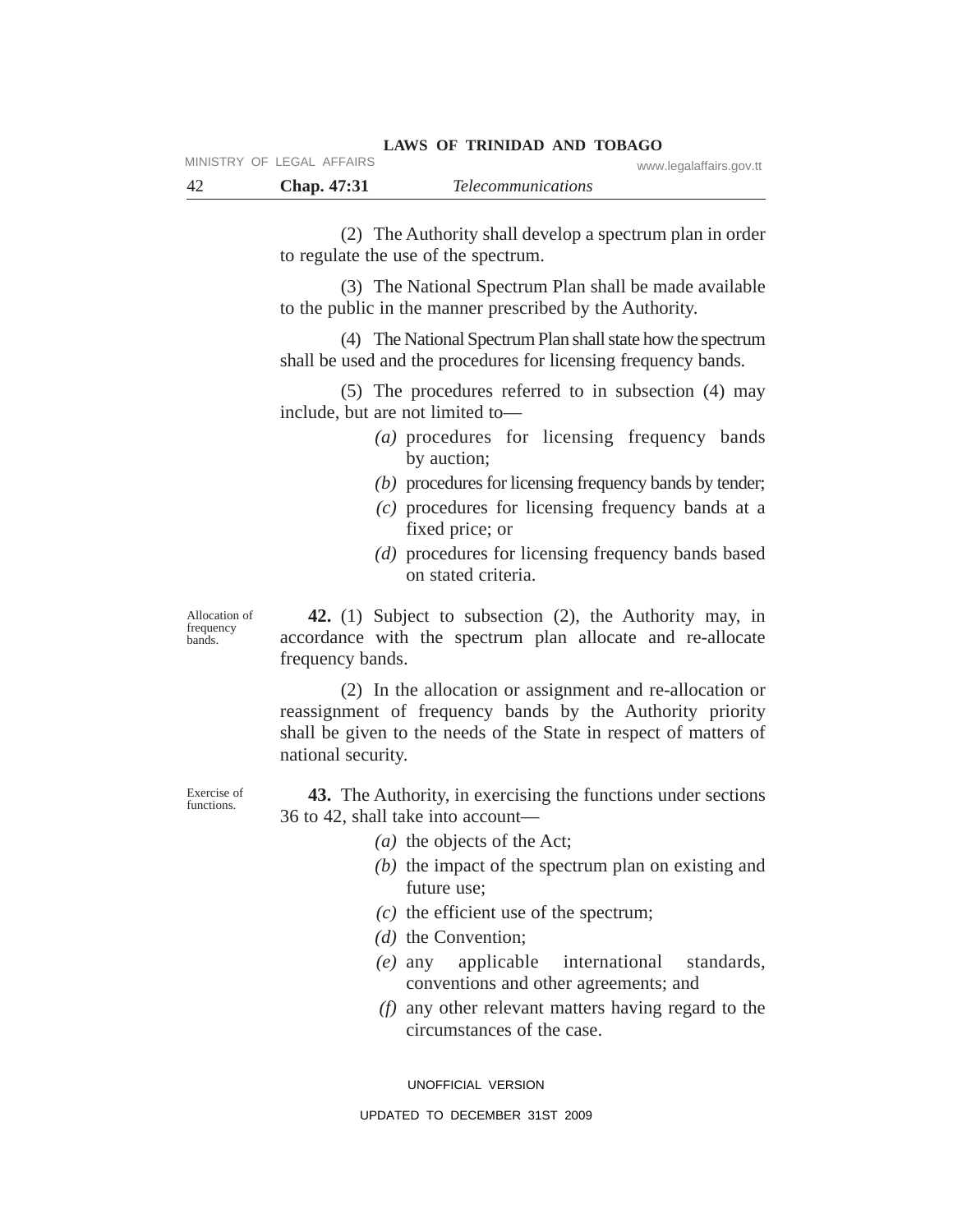(2) The Authority shall develop a spectrum plan in order to regulate the use of the spectrum.

(3) The National Spectrum Plan shall be made available to the public in the manner prescribed by the Authority.

(4) The National Spectrum Plan shall state how the spectrum shall be used and the procedures for licensing frequency bands.

(5) The procedures referred to in subsection (4) may include, but are not limited to—

*(a)* procedures for licensing frequency bands by auction;

*(b)* procedures for licensing frequency bands by tender;

*(c)* procedures for licensing frequency bands at a fixed price; or

*(d)* procedures for licensing frequency bands based on stated criteria.

Allocation of frequency bands.

**42.** (1) Subject to subsection (2), the Authority may, in accordance with the spectrum plan allocate and re-allocate frequency bands.

(2) In the allocation or assignment and re-allocation or reassignment of frequency bands by the Authority priority shall be given to the needs of the State in respect of matters of national security.

Exercise of functions.

**43.** The Authority, in exercising the functions under sections 36 to 42, shall take into account—

*(a)* the objects of the Act;

*(b)* the impact of the spectrum plan on existing and future use;

*(c)* the efficient use of the spectrum;

*(d)* the Convention;

*(e)* any applicable international standards, conventions and other agreements; and

*(f)* any other relevant matters having regard to the circumstances of the case.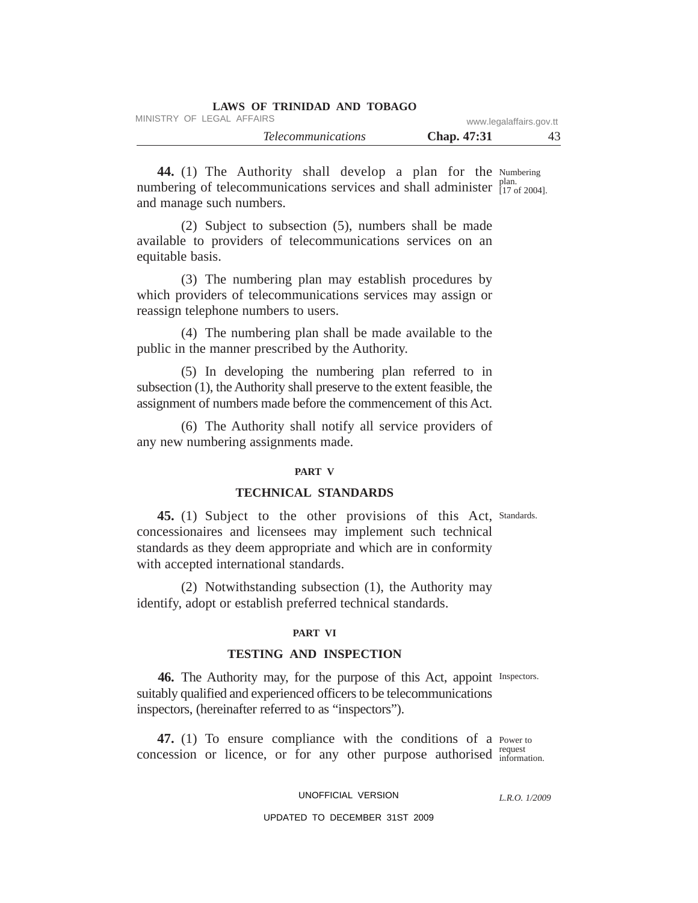**44.** (1) The Authority shall develop a plan for the numbering of telecommunications services and shall administer and manage such numbers.

Numbering plan. [17 of 2004].

(2) Subject to subsection (5), numbers shall be made available to providers of telecommunications services on an equitable basis.

(3) The numbering plan may establish procedures by which providers of telecommunications services may assign or reassign telephone numbers to users.

(4) The numbering plan shall be made available to the public in the manner prescribed by the Authority.

(5) In developing the numbering plan referred to in subsection (1), the Authority shall preserve to the extent feasible, the assignment of numbers made before the commencement of this Act.

(6) The Authority shall notify all service providers of any new numbering assignments made.

## PART V

## TECHNICAL STANDARDS

**45.** (1) Subject to the other provisions of this Act, concessionaires and licensees may implement such technical standards as they deem appropriate and which are in conformity with accepted international standards.

Standards.

(2) Notwithstanding subsection (1), the Authority may identify, adopt or establish preferred technical standards.

## PART VI

## TESTING AND INSPECTION

**46.** The Authority may, for the purpose of this Act, appoint suitably qualified and experienced officers to be telecommunications inspectors, (hereinafter referred to as "inspectors").

Inspectors.

**47.** (1) To ensure compliance with the conditions of a concession or licence, or for any other purpose authorised

Power to request information.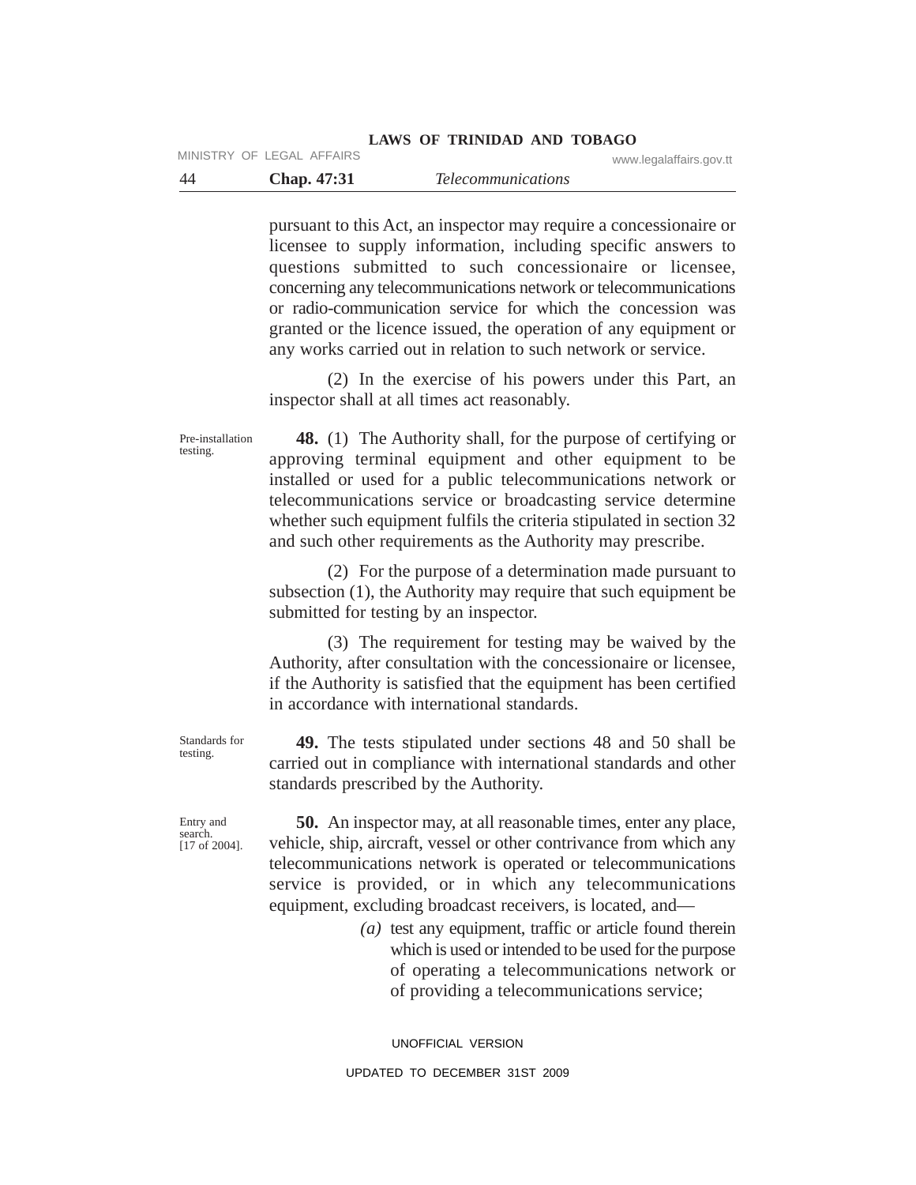pursuant to this Act, an inspector may require a concessionaire or licensee to supply information, including specific answers to questions submitted to such concessionaire or licensee, concerning any telecommunications network or telecommunications or radio-communication service for which the concession was granted or the licence issued, the operation of any equipment or any works carried out in relation to such network or service.

(2) In the exercise of his powers under this Part, an inspector shall at all times act reasonably.

Pre-installation testing.

**48.** (1) The Authority shall, for the purpose of certifying or approving terminal equipment and other equipment to be installed or used for a public telecommunications network or telecommunications service or broadcasting service determine whether such equipment fulfils the criteria stipulated in section 32 and such other requirements as the Authority may prescribe.

(2) For the purpose of a determination made pursuant to subsection (1), the Authority may require that such equipment be submitted for testing by an inspector.

(3) The requirement for testing may be waived by the Authority, after consultation with the concessionaire or licensee, if the Authority is satisfied that the equipment has been certified in accordance with international standards.

Standards for testing.

**49.** The tests stipulated under sections 48 and 50 shall be carried out in compliance with international standards and other standards prescribed by the Authority.

Entry and search. [17 of 2004].

**50.** An inspector may, at all reasonable times, enter any place, vehicle, ship, aircraft, vessel or other contrivance from which any telecommunications network is operated or telecommunications service is provided, or in which any telecommunications equipment, excluding broadcast receivers, is located, and—

*(a)* test any equipment, traffic or article found therein which is used or intended to be used for the purpose of operating a telecommunications network or of providing a telecommunications service;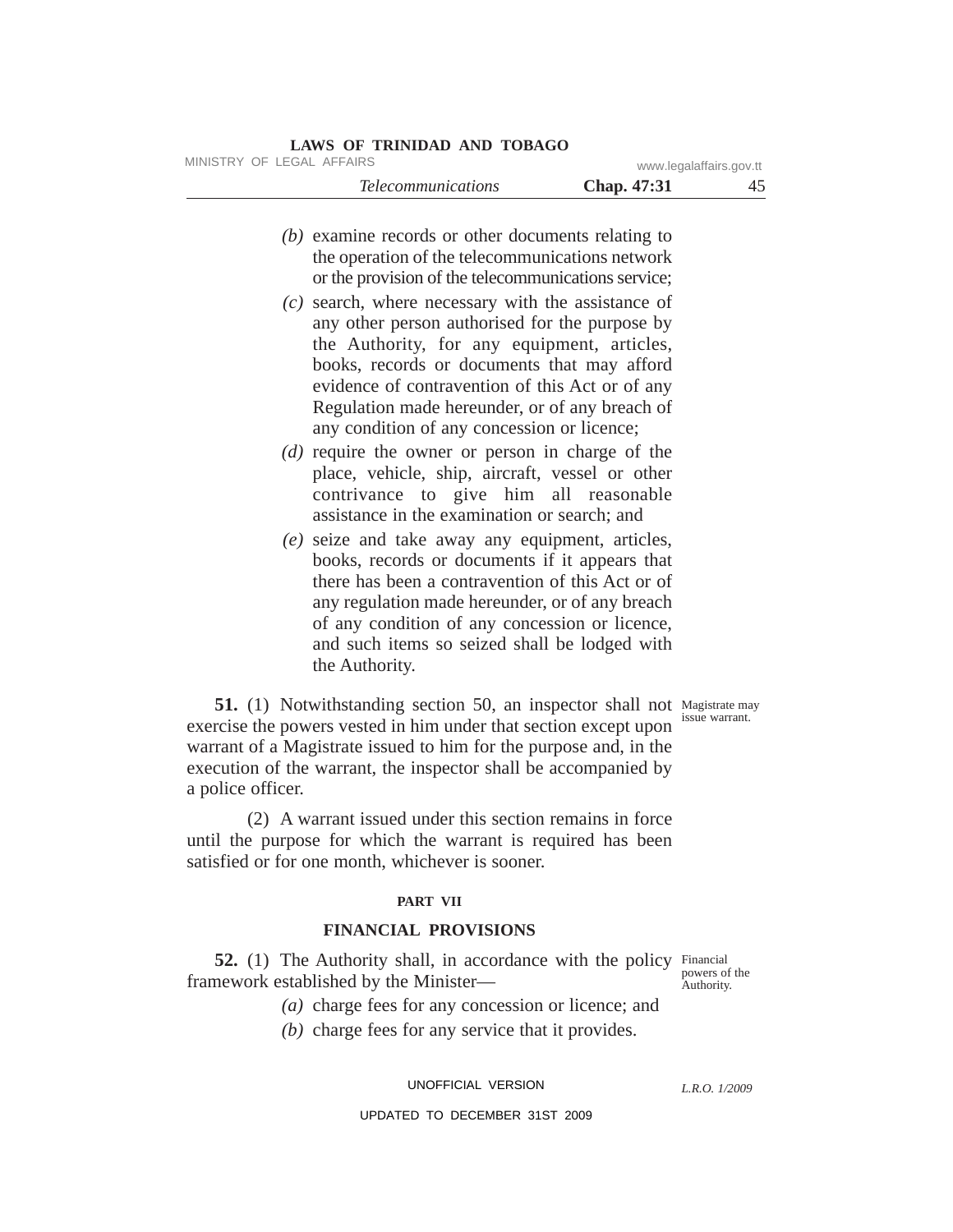(b) examine records or other documents relating to the operation of the telecommunications network or the provision of the telecommunications service;

(c) search, where necessary with the assistance of any other person authorised for the purpose by the Authority, for any equipment, articles, books, records or documents that may afford evidence of contravention of this Act or of any Regulation made hereunder, or of any breach of any condition of any concession or licence;

(d) require the owner or person in charge of the place, vehicle, ship, aircraft, vessel or other contrivance to give him all reasonable assistance in the examination or search; and

(e) seize and take away any equipment, articles, books, records or documents if it appears that there has been a contravention of this Act or of any regulation made hereunder, or of any breach of any condition of any concession or licence, and such items so seized shall be lodged with the Authority.

*Magistrate may issue warrant.*

**51.** (1) Notwithstanding section 50, an inspector shall not exercise the powers vested in him under that section except upon warrant of a Magistrate issued to him for the purpose and, in the execution of the warrant, the inspector shall be accompanied by a police officer.

(2) A warrant issued under this section remains in force until the purpose for which the warrant is required has been satisfied or for one month, whichever is sooner.

## PART VII

## FINANCIAL PROVISIONS

*Financial powers of the Authority.*

**52.** (1) The Authority shall, in accordance with the policy framework established by the Minister—

(a) charge fees for any concession or licence; and

(b) charge fees for any service that it provides.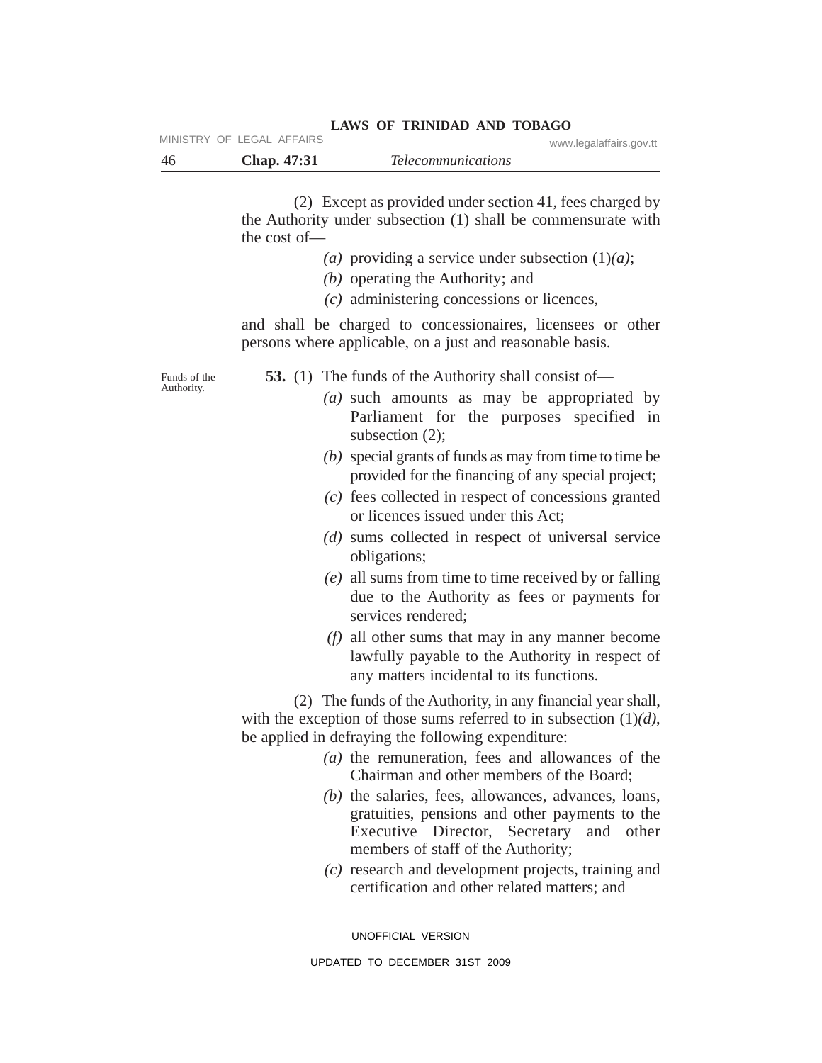(2) Except as provided under section 41, fees charged by the Authority under subsection (1) shall be commensurate with the cost of—

*(a)* providing a service under subsection (1)*(a)*;

*(b)* operating the Authority; and

*(c)* administering concessions or licences,

and shall be charged to concessionaires, licensees or other persons where applicable, on a just and reasonable basis.

Funds of the Authority.

**53.** (1) The funds of the Authority shall consist of—

*(a)* such amounts as may be appropriated by Parliament for the purposes specified in subsection (2);

*(b)* special grants of funds as may from time to time be provided for the financing of any special project;

*(c)* fees collected in respect of concessions granted or licences issued under this Act;

*(d)* sums collected in respect of universal service obligations;

*(e)* all sums from time to time received by or falling due to the Authority as fees or payments for services rendered;

*(f)* all other sums that may in any manner become lawfully payable to the Authority in respect of any matters incidental to its functions.

(2) The funds of the Authority, in any financial year shall, with the exception of those sums referred to in subsection (1)*(d)*, be applied in defraying the following expenditure:

*(a)* the remuneration, fees and allowances of the Chairman and other members of the Board;

*(b)* the salaries, fees, allowances, advances, loans, gratuities, pensions and other payments to the Executive Director, Secretary and other members of staff of the Authority;

*(c)* research and development projects, training and certification and other related matters; and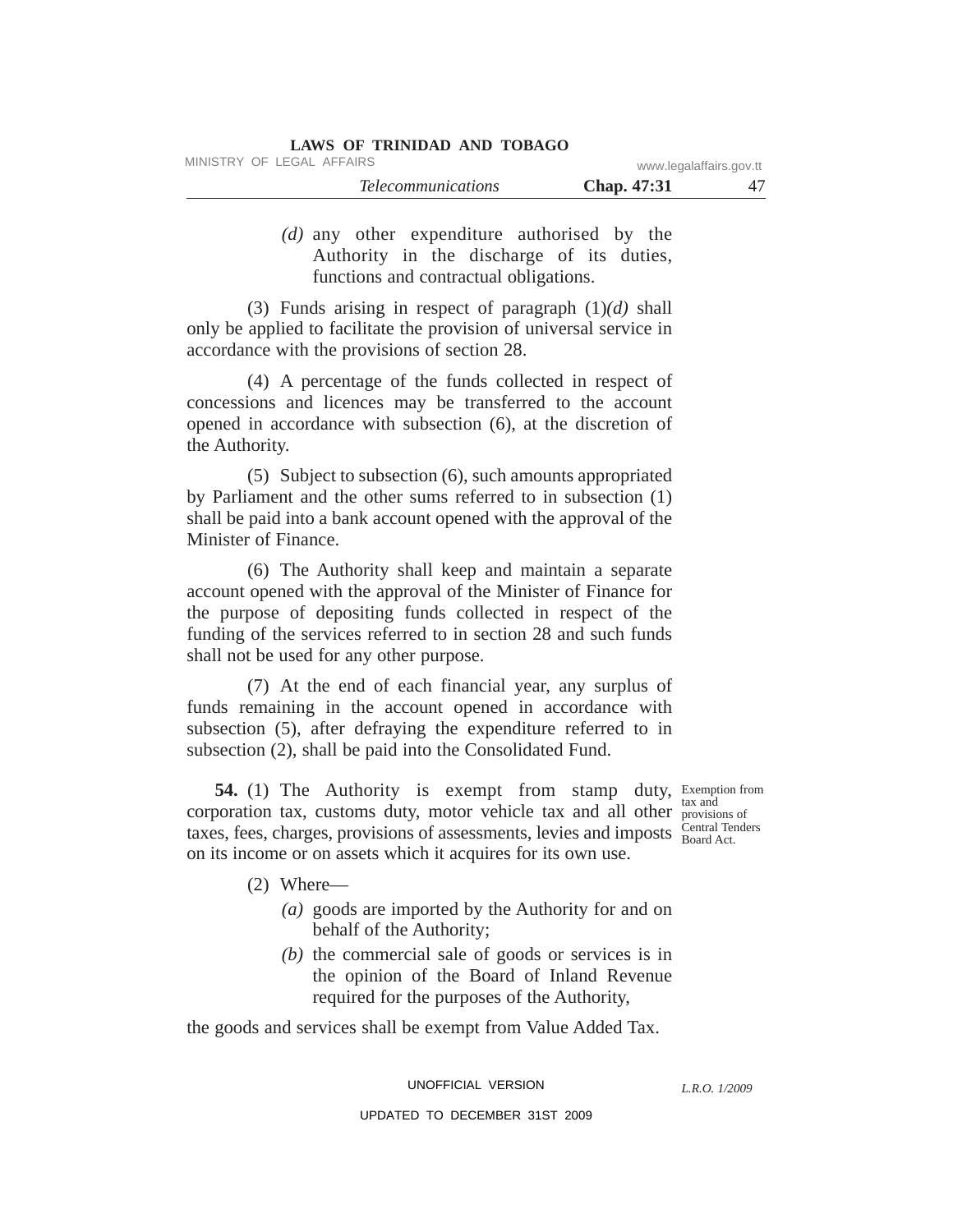*(d)* any other expenditure authorised by the Authority in the discharge of its duties, functions and contractual obligations.

(3) Funds arising in respect of paragraph (1)*(d)* shall only be applied to facilitate the provision of universal service in accordance with the provisions of section 28.

(4) A percentage of the funds collected in respect of concessions and licences may be transferred to the account opened in accordance with subsection (6), at the discretion of the Authority.

(5) Subject to subsection (6), such amounts appropriated by Parliament and the other sums referred to in subsection (1) shall be paid into a bank account opened with the approval of the Minister of Finance.

(6) The Authority shall keep and maintain a separate account opened with the approval of the Minister of Finance for the purpose of depositing funds collected in respect of the funding of the services referred to in section 28 and such funds shall not be used for any other purpose.

(7) At the end of each financial year, any surplus of funds remaining in the account opened in accordance with subsection (5), after defraying the expenditure referred to in subsection (2), shall be paid into the Consolidated Fund.

Exemption from tax and provisions of Central Tenders Board Act.

**54.** (1) The Authority is exempt from stamp duty, corporation tax, customs duty, motor vehicle tax and all other taxes, fees, charges, provisions of assessments, levies and imposts on its income or on assets which it acquires for its own use.

(2) Where—

*(a)* goods are imported by the Authority for and on behalf of the Authority;

*(b)* the commercial sale of goods or services is in the opinion of the Board of Inland Revenue required for the purposes of the Authority,

the goods and services shall be exempt from Value Added Tax.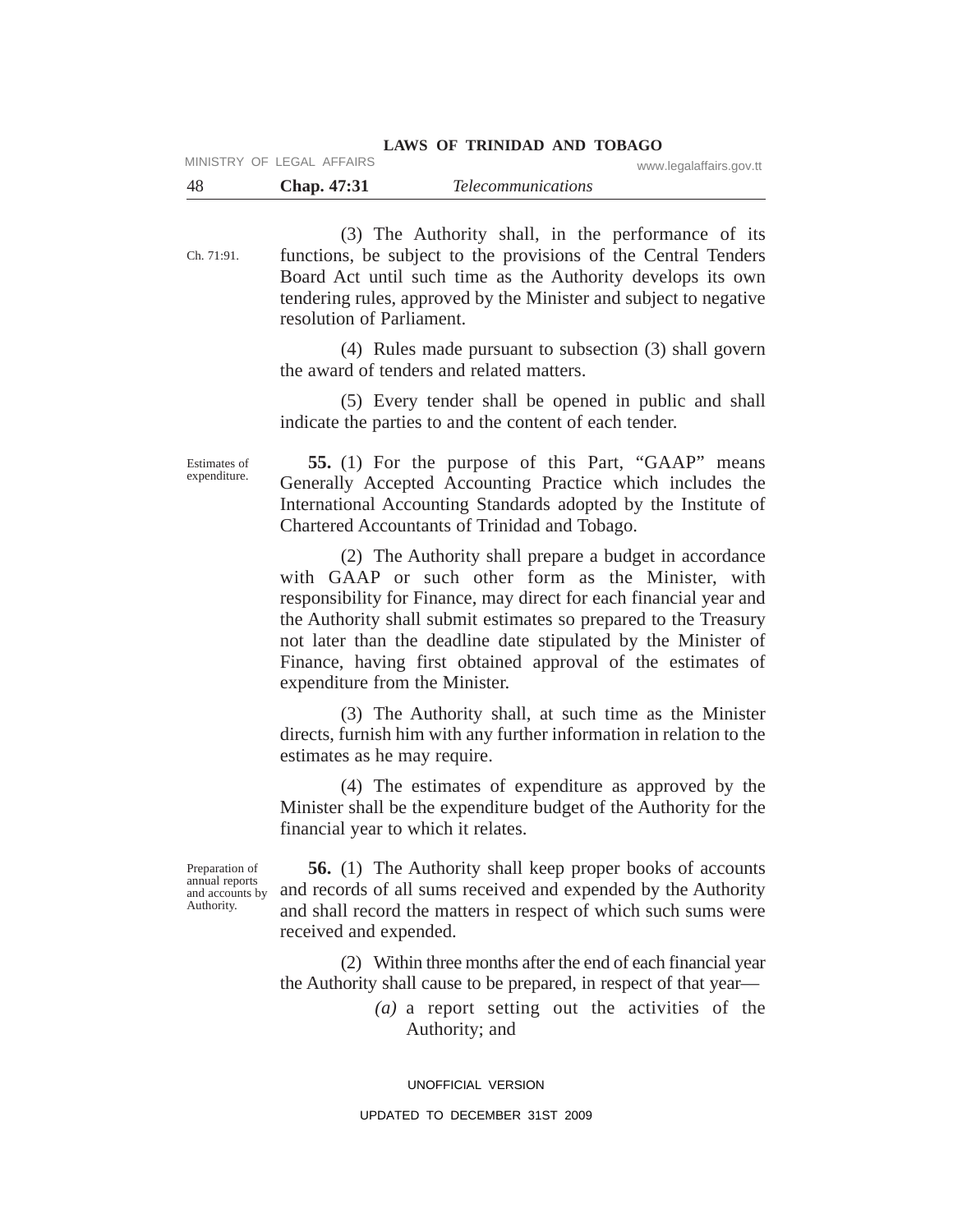(3) The Authority shall, in the performance of its functions, be subject to the provisions of the Central Tenders Board Act until such time as the Authority develops its own tendering rules, approved by the Minister and subject to negative resolution of Parliament.

Ch. 71:91.

(4) Rules made pursuant to subsection (3) shall govern the award of tenders and related matters.

(5) Every tender shall be opened in public and shall indicate the parties to and the content of each tender.

Estimates of expenditure.

**55.** (1) For the purpose of this Part, "GAAP" means Generally Accepted Accounting Practice which includes the International Accounting Standards adopted by the Institute of Chartered Accountants of Trinidad and Tobago.

(2) The Authority shall prepare a budget in accordance with GAAP or such other form as the Minister, with responsibility for Finance, may direct for each financial year and the Authority shall submit estimates so prepared to the Treasury not later than the deadline date stipulated by the Minister of Finance, having first obtained approval of the estimates of expenditure from the Minister.

(3) The Authority shall, at such time as the Minister directs, furnish him with any further information in relation to the estimates as he may require.

(4) The estimates of expenditure as approved by the Minister shall be the expenditure budget of the Authority for the financial year to which it relates.

Preparation of annual reports and accounts by Authority.

**56.** (1) The Authority shall keep proper books of accounts and records of all sums received and expended by the Authority and shall record the matters in respect of which such sums were received and expended.

(2) Within three months after the end of each financial year the Authority shall cause to be prepared, in respect of that year—

*(a)* a report setting out the activities of the Authority; and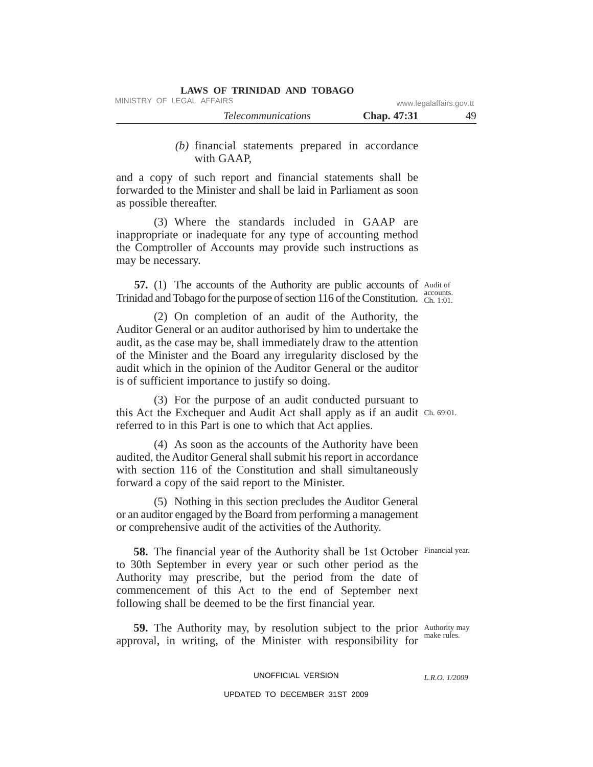*(b)* financial statements prepared in accordance with GAAP,

and a copy of such report and financial statements shall be forwarded to the Minister and shall be laid in Parliament as soon as possible thereafter.

(3) Where the standards included in GAAP are inappropriate or inadequate for any type of accounting method the Comptroller of Accounts may provide such instructions as may be necessary.

Audit of accounts. Ch. 1:01.

**57.** (1) The accounts of the Authority are public accounts of Trinidad and Tobago for the purpose of section 116 of the Constitution.

(2) On completion of an audit of the Authority, the Auditor General or an auditor authorised by him to undertake the audit, as the case may be, shall immediately draw to the attention of the Minister and the Board any irregularity disclosed by the audit which in the opinion of the Auditor General or the auditor is of sufficient importance to justify so doing.

Ch. 69:01.

(3) For the purpose of an audit conducted pursuant to this Act the Exchequer and Audit Act shall apply as if an audit referred to in this Part is one to which that Act applies.

(4) As soon as the accounts of the Authority have been audited, the Auditor General shall submit his report in accordance with section 116 of the Constitution and shall simultaneously forward a copy of the said report to the Minister.

(5) Nothing in this section precludes the Auditor General or an auditor engaged by the Board from performing a management or comprehensive audit of the activities of the Authority.

Financial year.

**58.** The financial year of the Authority shall be 1st October to 30th September in every year or such other period as the Authority may prescribe, but the period from the date of commencement of this Act to the end of September next following shall be deemed to be the first financial year.

Authority may make rules.

**59.** The Authority may, by resolution subject to the prior approval, in writing, of the Minister with responsibility for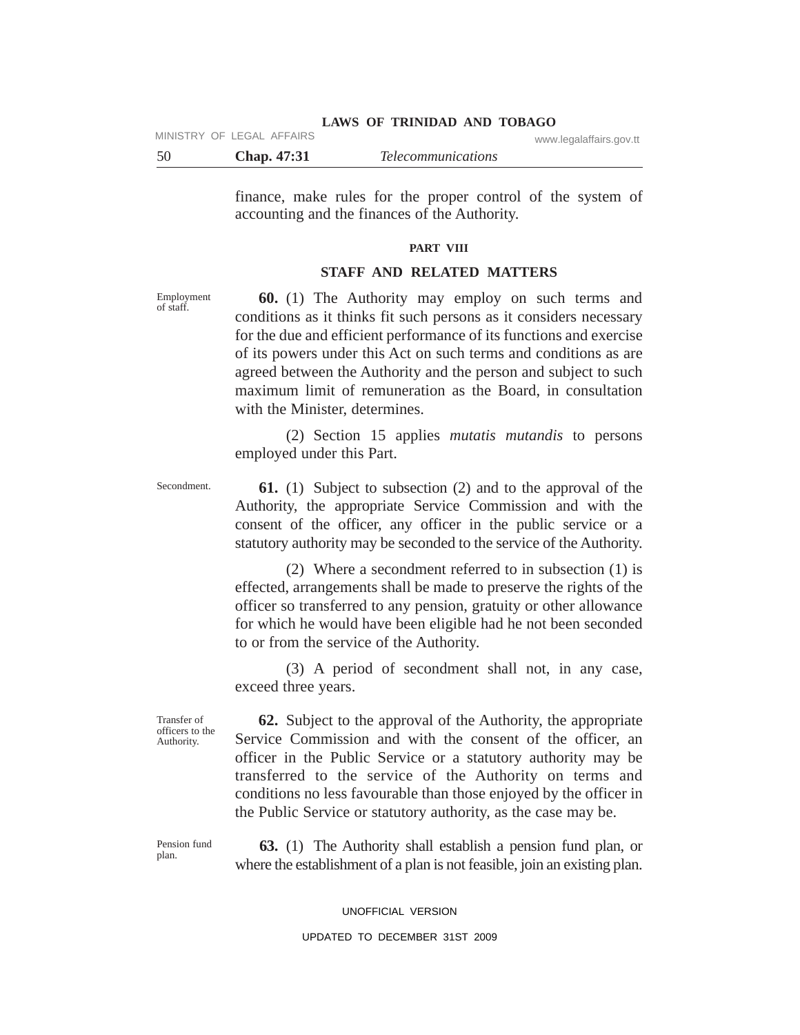finance, make rules for the proper control of the system of accounting and the finances of the Authority.

## PART VIII

## STAFF AND RELATED MATTERS

Employment of staff.

**60.** (1) The Authority may employ on such terms and conditions as it thinks fit such persons as it considers necessary for the due and efficient performance of its functions and exercise of its powers under this Act on such terms and conditions as are agreed between the Authority and the person and subject to such maximum limit of remuneration as the Board, in consultation with the Minister, determines.

(2) Section 15 applies *mutatis mutandis* to persons employed under this Part.

Secondment.

**61.** (1) Subject to subsection (2) and to the approval of the Authority, the appropriate Service Commission and with the consent of the officer, any officer in the public service or a statutory authority may be seconded to the service of the Authority.

(2) Where a secondment referred to in subsection (1) is effected, arrangements shall be made to preserve the rights of the officer so transferred to any pension, gratuity or other allowance for which he would have been eligible had he not been seconded to or from the service of the Authority.

(3) A period of secondment shall not, in any case, exceed three years.

Transfer of officers to the Authority.

**62.** Subject to the approval of the Authority, the appropriate Service Commission and with the consent of the officer, an officer in the Public Service or a statutory authority may be transferred to the service of the Authority on terms and conditions no less favourable than those enjoyed by the officer in the Public Service or statutory authority, as the case may be.

Pension fund plan.

**63.** (1) The Authority shall establish a pension fund plan, or where the establishment of a plan is not feasible, join an existing plan.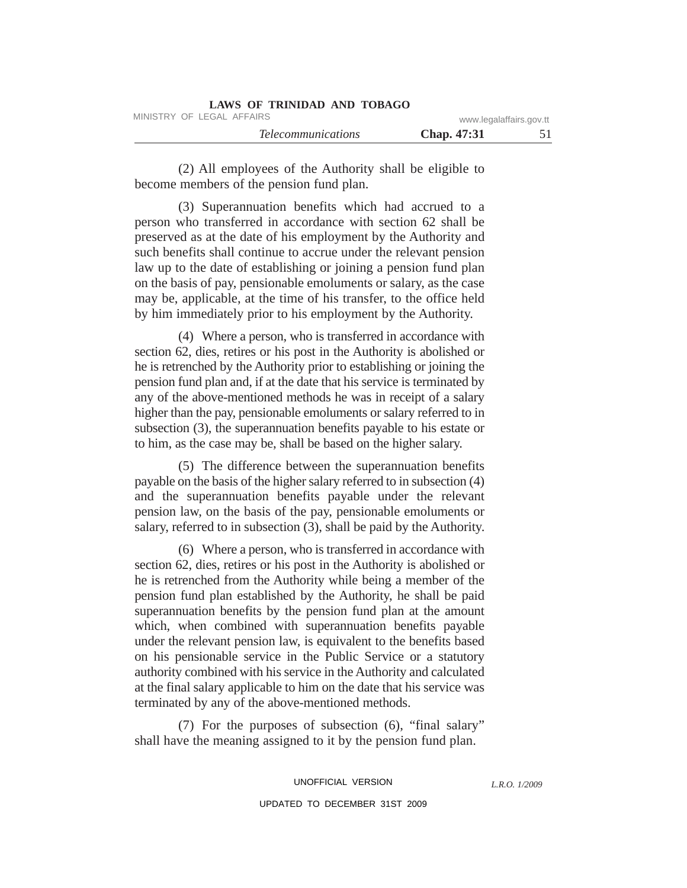(2) All employees of the Authority shall be eligible to become members of the pension fund plan.

(3) Superannuation benefits which had accrued to a person who transferred in accordance with section 62 shall be preserved as at the date of his employment by the Authority and such benefits shall continue to accrue under the relevant pension law up to the date of establishing or joining a pension fund plan on the basis of pay, pensionable emoluments or salary, as the case may be, applicable, at the time of his transfer, to the office held by him immediately prior to his employment by the Authority.

(4) Where a person, who is transferred in accordance with section 62, dies, retires or his post in the Authority is abolished or he is retrenched by the Authority prior to establishing or joining the pension fund plan and, if at the date that his service is terminated by any of the above-mentioned methods he was in receipt of a salary higher than the pay, pensionable emoluments or salary referred to in subsection (3), the superannuation benefits payable to his estate or to him, as the case may be, shall be based on the higher salary.

(5) The difference between the superannuation benefits payable on the basis of the higher salary referred to in subsection (4) and the superannuation benefits payable under the relevant pension law, on the basis of the pay, pensionable emoluments or salary, referred to in subsection (3), shall be paid by the Authority.

(6) Where a person, who is transferred in accordance with section 62, dies, retires or his post in the Authority is abolished or he is retrenched from the Authority while being a member of the pension fund plan established by the Authority, he shall be paid superannuation benefits by the pension fund plan at the amount which, when combined with superannuation benefits payable under the relevant pension law, is equivalent to the benefits based on his pensionable service in the Public Service or a statutory authority combined with his service in the Authority and calculated at the final salary applicable to him on the date that his service was terminated by any of the above-mentioned methods.

(7) For the purposes of subsection (6), "final salary" shall have the meaning assigned to it by the pension fund plan.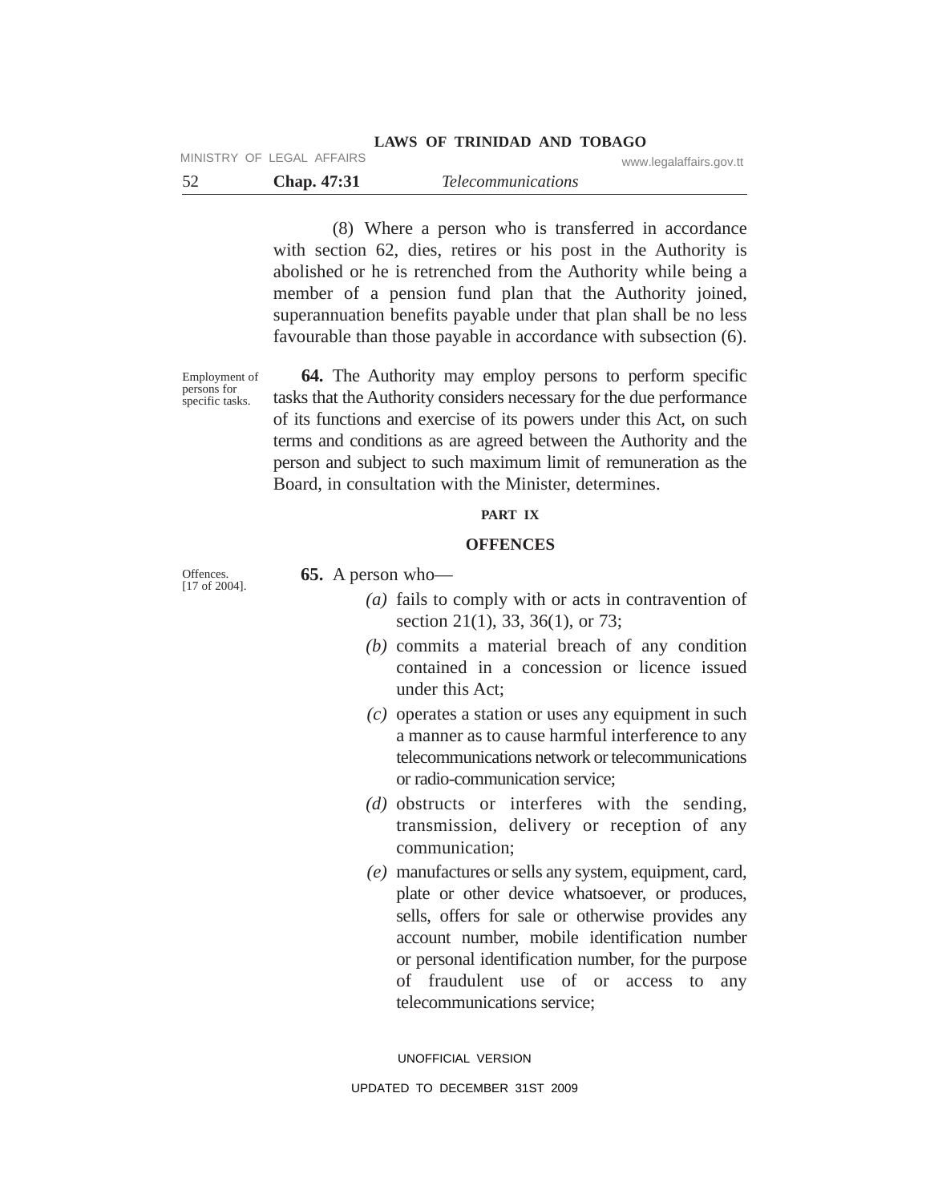(8) Where a person who is transferred in accordance with section 62, dies, retires or his post in the Authority is abolished or he is retrenched from the Authority while being a member of a pension fund plan that the Authority joined, superannuation benefits payable under that plan shall be no less favourable than those payable in accordance with subsection (6).

Employment of persons for specific tasks.

**64.** The Authority may employ persons to perform specific tasks that the Authority considers necessary for the due performance of its functions and exercise of its powers under this Act, on such terms and conditions as are agreed between the Authority and the person and subject to such maximum limit of remuneration as the Board, in consultation with the Minister, determines.

## PART IX

## OFFENCES

Offences. [17 of 2004].

**65.** A person who—

*(a)* fails to comply with or acts in contravention of section 21(1), 33, 36(1), or 73;

*(b)* commits a material breach of any condition contained in a concession or licence issued under this Act;

*(c)* operates a station or uses any equipment in such a manner as to cause harmful interference to any telecommunications network or telecommunications or radio-communication service;

*(d)* obstructs or interferes with the sending, transmission, delivery or reception of any communication;

*(e)* manufactures or sells any system, equipment, card, plate or other device whatsoever, or produces, sells, offers for sale or otherwise provides any account number, mobile identification number or personal identification number, for the purpose of fraudulent use of or access to any telecommunications service;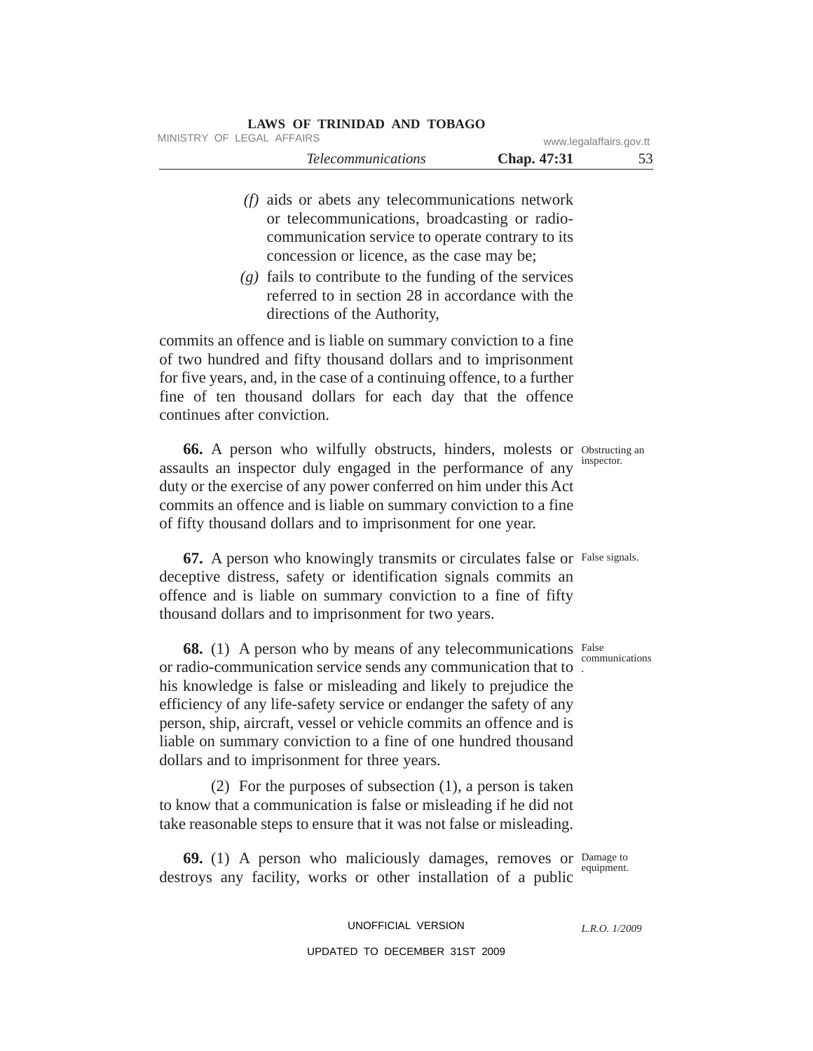*(f)* aids or abets any telecommunications network or telecommunications, broadcasting or radio-communication service to operate contrary to its concession or licence, as the case may be;

*(g)* fails to contribute to the funding of the services referred to in section 28 in accordance with the directions of the Authority,

commits an offence and is liable on summary conviction to a fine of two hundred and fifty thousand dollars and to imprisonment for five years, and, in the case of a continuing offence, to a further fine of ten thousand dollars for each day that the offence continues after conviction.

Obstructing an inspector.

**66.** A person who wilfully obstructs, hinders, molests or assaults an inspector duly engaged in the performance of any duty or the exercise of any power conferred on him under this Act commits an offence and is liable on summary conviction to a fine of fifty thousand dollars and to imprisonment for one year.

False signals.

**67.** A person who knowingly transmits or circulates false or deceptive distress, safety or identification signals commits an offence and is liable on summary conviction to a fine of fifty thousand dollars and to imprisonment for two years.

False communications.

**68.** (1) A person who by means of any telecommunications or radio-communication service sends any communication that to his knowledge is false or misleading and likely to prejudice the efficiency of any life-safety service or endanger the safety of any person, ship, aircraft, vessel or vehicle commits an offence and is liable on summary conviction to a fine of one hundred thousand dollars and to imprisonment for three years.

(2) For the purposes of subsection (1), a person is taken to know that a communication is false or misleading if he did not take reasonable steps to ensure that it was not false or misleading.

Damage to equipment.

**69.** (1) A person who maliciously damages, removes or destroys any facility, works or other installation of a public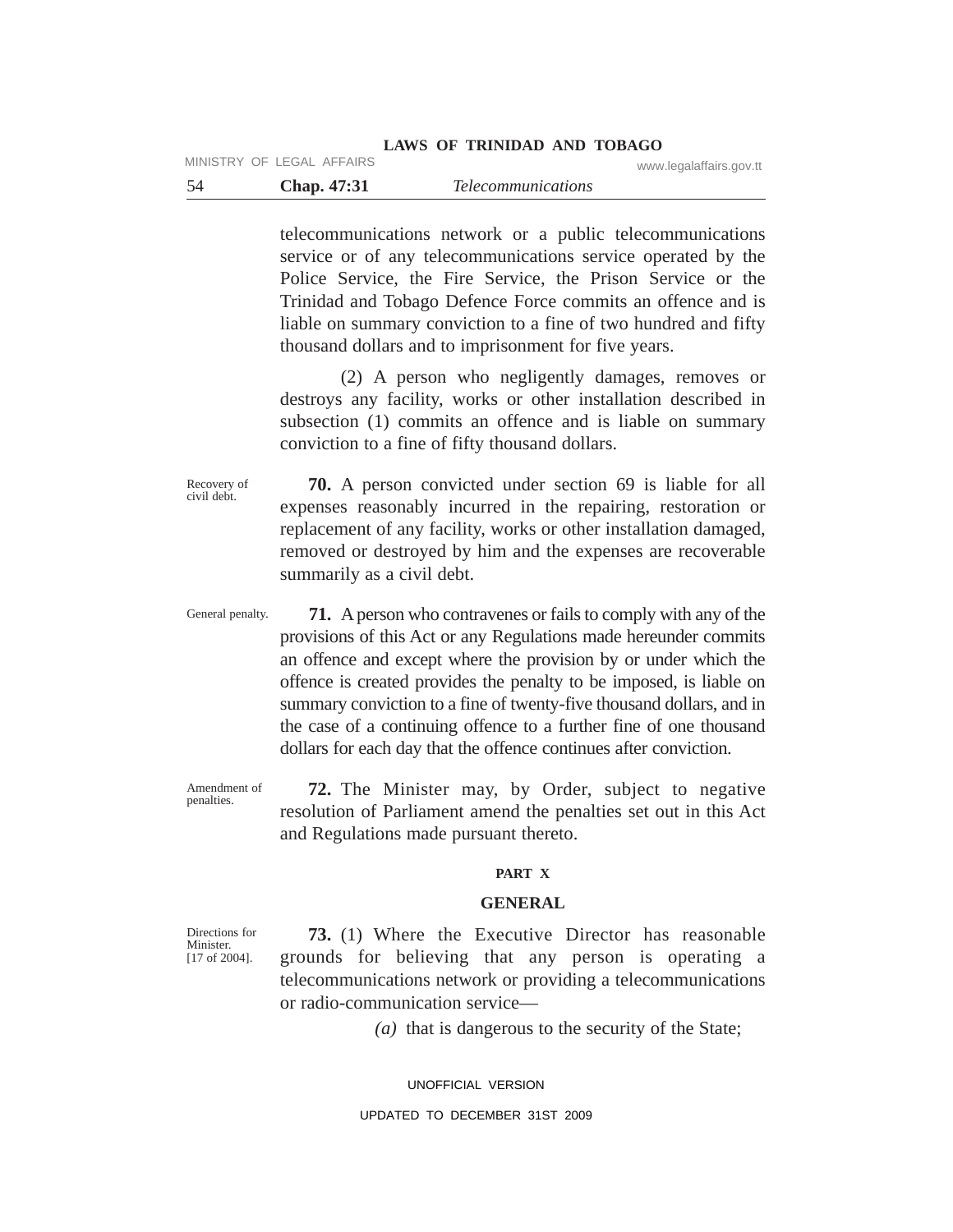telecommunications network or a public telecommunications service or of any telecommunications service operated by the Police Service, the Fire Service, the Prison Service or the Trinidad and Tobago Defence Force commits an offence and is liable on summary conviction to a fine of two hundred and fifty thousand dollars and to imprisonment for five years.

(2) A person who negligently damages, removes or destroys any facility, works or other installation described in subsection (1) commits an offence and is liable on summary conviction to a fine of fifty thousand dollars.

Recovery of civil debt.

**70.** A person convicted under section 69 is liable for all expenses reasonably incurred in the repairing, restoration or replacement of any facility, works or other installation damaged, removed or destroyed by him and the expenses are recoverable summarily as a civil debt.

General penalty.

**71.** A person who contravenes or fails to comply with any of the provisions of this Act or any Regulations made hereunder commits an offence and except where the provision by or under which the offence is created provides the penalty to be imposed, is liable on summary conviction to a fine of twenty-five thousand dollars, and in the case of a continuing offence to a further fine of one thousand dollars for each day that the offence continues after conviction.

Amendment of penalties.

**72.** The Minister may, by Order, subject to negative resolution of Parliament amend the penalties set out in this Act and Regulations made pursuant thereto.

## PART X

## GENERAL

Directions for Minister. [17 of 2004].

**73.** (1) Where the Executive Director has reasonable grounds for believing that any person is operating a telecommunications network or providing a telecommunications or radio-communication service—

*(a)* that is dangerous to the security of the State;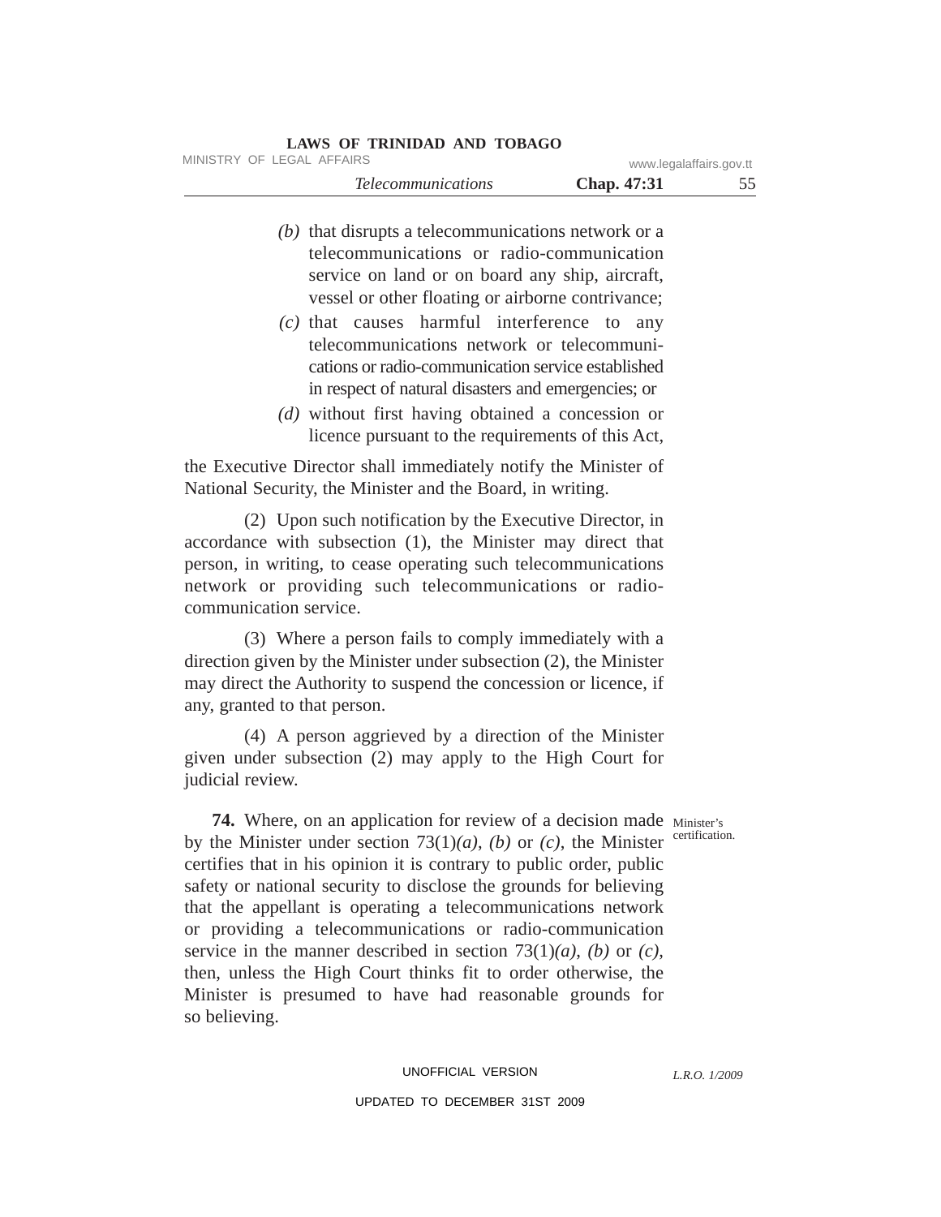*(b)* that disrupts a telecommunications network or a telecommunications or radio-communication service on land or on board any ship, aircraft, vessel or other floating or airborne contrivance;

*(c)* that causes harmful interference to any telecommunications network or telecommunications or radio-communication service established in respect of natural disasters and emergencies; or

*(d)* without first having obtained a concession or licence pursuant to the requirements of this Act,

the Executive Director shall immediately notify the Minister of National Security, the Minister and the Board, in writing.

(2) Upon such notification by the Executive Director, in accordance with subsection (1), the Minister may direct that person, in writing, to cease operating such telecommunications network or providing such telecommunications or radio-communication service.

(3) Where a person fails to comply immediately with a direction given by the Minister under subsection (2), the Minister may direct the Authority to suspend the concession or licence, if any, granted to that person.

(4) A person aggrieved by a direction of the Minister given under subsection (2) may apply to the High Court for judicial review.

Minister's certification.

**74.** Where, on an application for review of a decision made by the Minister under section 73(1)*(a)*, *(b)* or *(c)*, the Minister certifies that in his opinion it is contrary to public order, public safety or national security to disclose the grounds for believing that the appellant is operating a telecommunications network or providing a telecommunications or radio-communication service in the manner described in section 73(1)*(a)*, *(b)* or *(c)*, then, unless the High Court thinks fit to order otherwise, the Minister is presumed to have had reasonable grounds for so believing.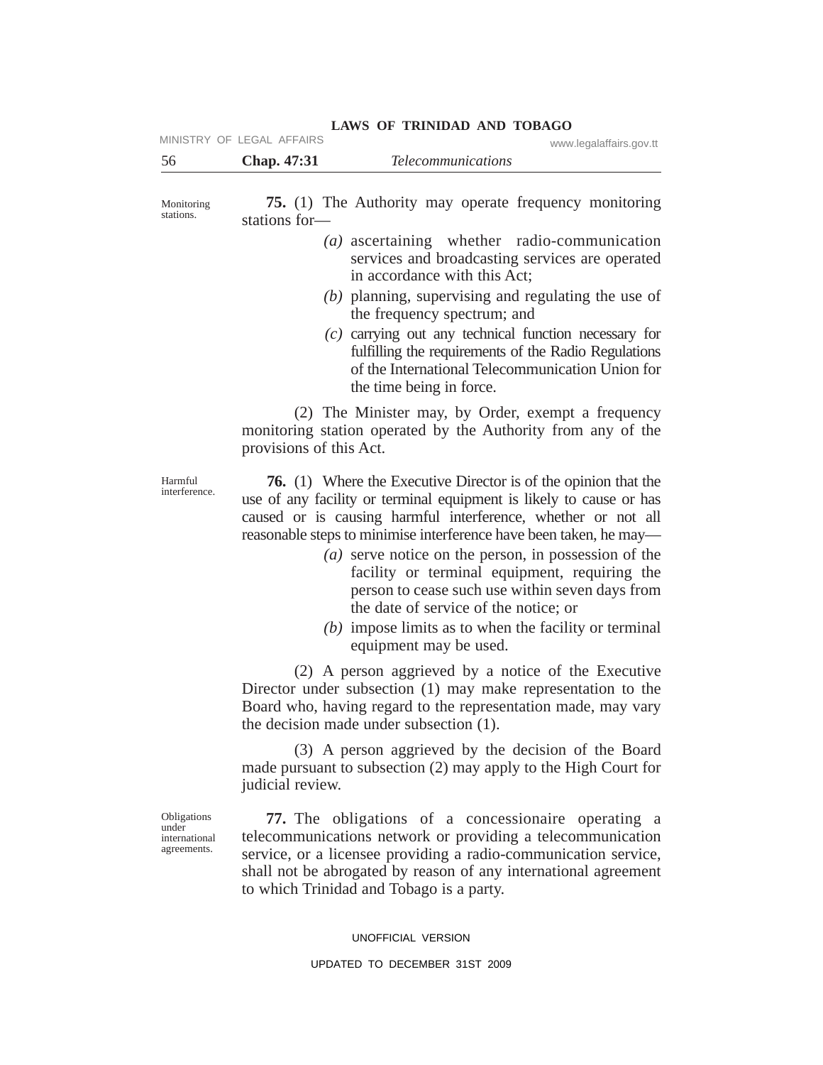Monitoring stations.

**75.** (1) The Authority may operate frequency monitoring stations for—

*(a)* ascertaining whether radio-communication services and broadcasting services are operated in accordance with this Act;

*(b)* planning, supervising and regulating the use of the frequency spectrum; and

*(c)* carrying out any technical function necessary for fulfilling the requirements of the Radio Regulations of the International Telecommunication Union for the time being in force.

(2) The Minister may, by Order, exempt a frequency monitoring station operated by the Authority from any of the provisions of this Act.

Harmful interference.

**76.** (1) Where the Executive Director is of the opinion that the use of any facility or terminal equipment is likely to cause or has caused or is causing harmful interference, whether or not all reasonable steps to minimise interference have been taken, he may—

*(a)* serve notice on the person, in possession of the facility or terminal equipment, requiring the person to cease such use within seven days from the date of service of the notice; or

*(b)* impose limits as to when the facility or terminal equipment may be used.

(2) A person aggrieved by a notice of the Executive Director under subsection (1) may make representation to the Board who, having regard to the representation made, may vary the decision made under subsection (1).

(3) A person aggrieved by the decision of the Board made pursuant to subsection (2) may apply to the High Court for judicial review.

Obligations under international agreements.

**77.** The obligations of a concessionaire operating a telecommunications network or providing a telecommunication service, or a licensee providing a radio-communication service, shall not be abrogated by reason of any international agreement to which Trinidad and Tobago is a party.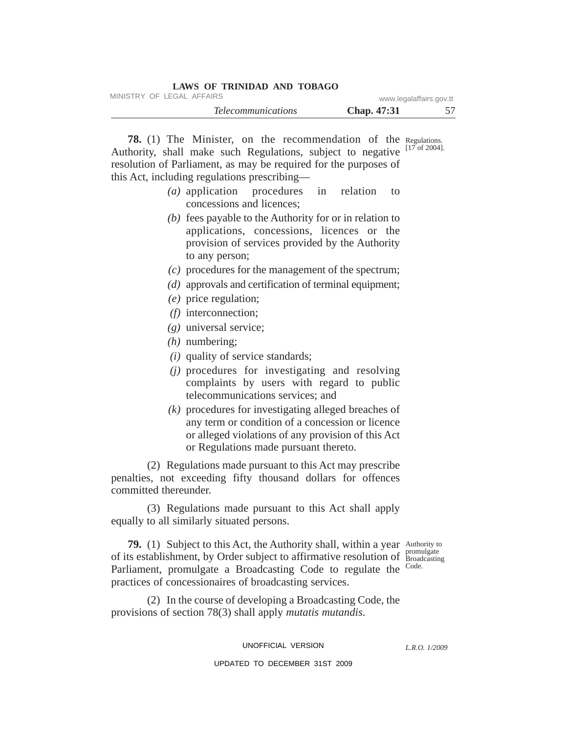**78.** (1) The Minister, on the recommendation of the Authority, shall make such Regulations, subject to negative resolution of Parliament, as may be required for the purposes of this Act, including regulations prescribing—

Regulations. [17 of 2004].

*(a)* application procedures in relation to concessions and licences;

*(b)* fees payable to the Authority for or in relation to applications, concessions, licences or the provision of services provided by the Authority to any person;

*(c)* procedures for the management of the spectrum;

*(d)* approvals and certification of terminal equipment;

*(e)* price regulation;

*(f)* interconnection;

*(g)* universal service;

*(h)* numbering;

*(i)* quality of service standards;

*(j)* procedures for investigating and resolving complaints by users with regard to public telecommunications services; and

*(k)* procedures for investigating alleged breaches of any term or condition of a concession or licence or alleged violations of any provision of this Act or Regulations made pursuant thereto.

(2) Regulations made pursuant to this Act may prescribe penalties, not exceeding fifty thousand dollars for offences committed thereunder.

(3) Regulations made pursuant to this Act shall apply equally to all similarly situated persons.

**79.** (1) Subject to this Act, the Authority shall, within a year of its establishment, by Order subject to affirmative resolution of Parliament, promulgate a Broadcasting Code to regulate the practices of concessionaires of broadcasting services.

Authority to promulgate Broadcasting Code.

(2) In the course of developing a Broadcasting Code, the provisions of section 78(3) shall apply *mutatis mutandis*.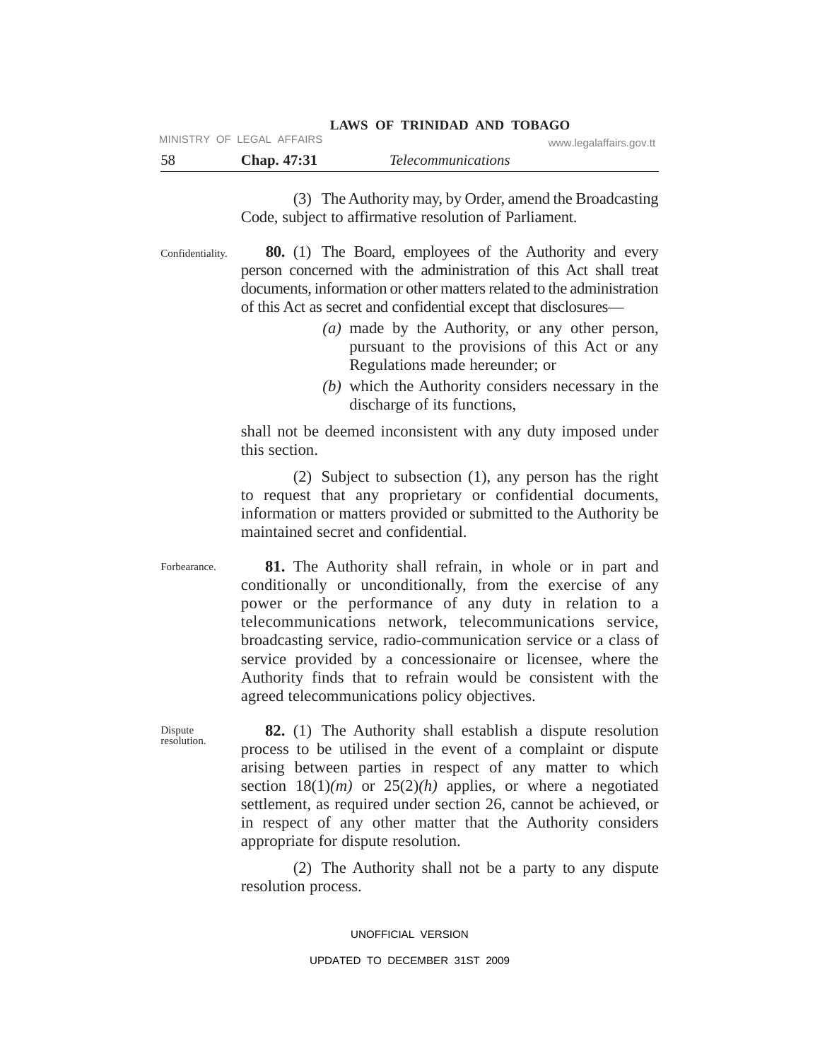(3) The Authority may, by Order, amend the Broadcasting Code, subject to affirmative resolution of Parliament.

Confidentiality.

**80.** (1) The Board, employees of the Authority and every person concerned with the administration of this Act shall treat documents, information or other matters related to the administration of this Act as secret and confidential except that disclosures—

*(a)* made by the Authority, or any other person, pursuant to the provisions of this Act or any Regulations made hereunder; or

*(b)* which the Authority considers necessary in the discharge of its functions,

shall not be deemed inconsistent with any duty imposed under this section.

(2) Subject to subsection (1), any person has the right to request that any proprietary or confidential documents, information or matters provided or submitted to the Authority be maintained secret and confidential.

Forbearance.

**81.** The Authority shall refrain, in whole or in part and conditionally or unconditionally, from the exercise of any power or the performance of any duty in relation to a telecommunications network, telecommunications service, broadcasting service, radio-communication service or a class of service provided by a concessionaire or licensee, where the Authority finds that to refrain would be consistent with the agreed telecommunications policy objectives.

Dispute resolution.

**82.** (1) The Authority shall establish a dispute resolution process to be utilised in the event of a complaint or dispute arising between parties in respect of any matter to which section 18(1)*(m)* or 25(2)*(h)* applies, or where a negotiated settlement, as required under section 26, cannot be achieved, or in respect of any other matter that the Authority considers appropriate for dispute resolution.

(2) The Authority shall not be a party to any dispute resolution process.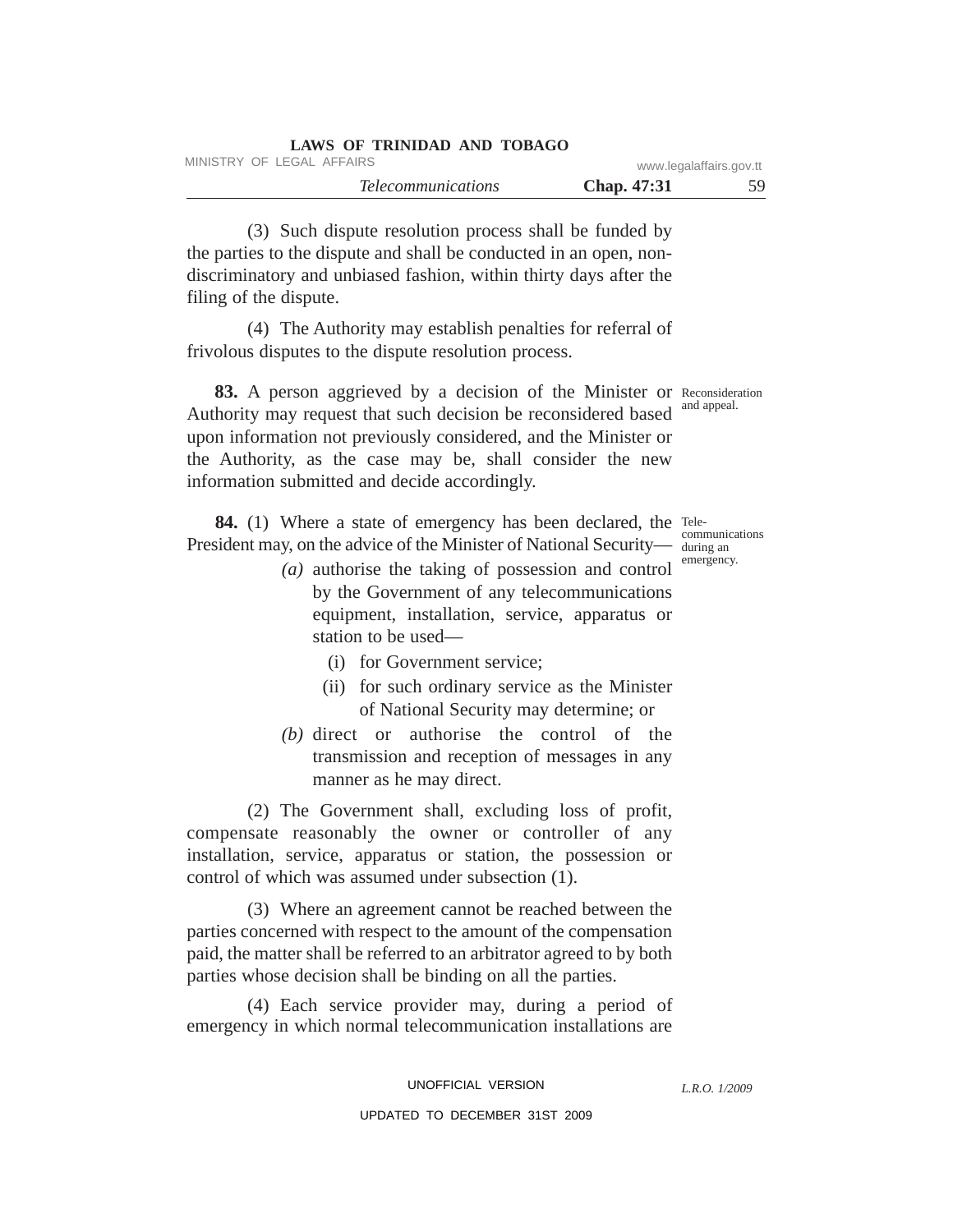(3) Such dispute resolution process shall be funded by the parties to the dispute and shall be conducted in an open, non-discriminatory and unbiased fashion, within thirty days after the filing of the dispute.

(4) The Authority may establish penalties for referral of frivolous disputes to the dispute resolution process.

Reconsideration and appeal.

**83.** A person aggrieved by a decision of the Minister or Authority may request that such decision be reconsidered based upon information not previously considered, and the Minister or the Authority, as the case may be, shall consider the new information submitted and decide accordingly.

Telecommunications during an emergency.

**84.** (1) Where a state of emergency has been declared, the President may, on the advice of the Minister of National Security—

*(a)* authorise the taking of possession and control by the Government of any telecommunications equipment, installation, service, apparatus or station to be used—

(i) for Government service;

(ii) for such ordinary service as the Minister of National Security may determine; or

*(b)* direct or authorise the control of the transmission and reception of messages in any manner as he may direct.

(2) The Government shall, excluding loss of profit, compensate reasonably the owner or controller of any installation, service, apparatus or station, the possession or control of which was assumed under subsection (1).

(3) Where an agreement cannot be reached between the parties concerned with respect to the amount of the compensation paid, the matter shall be referred to an arbitrator agreed to by both parties whose decision shall be binding on all the parties.

(4) Each service provider may, during a period of emergency in which normal telecommunication installations are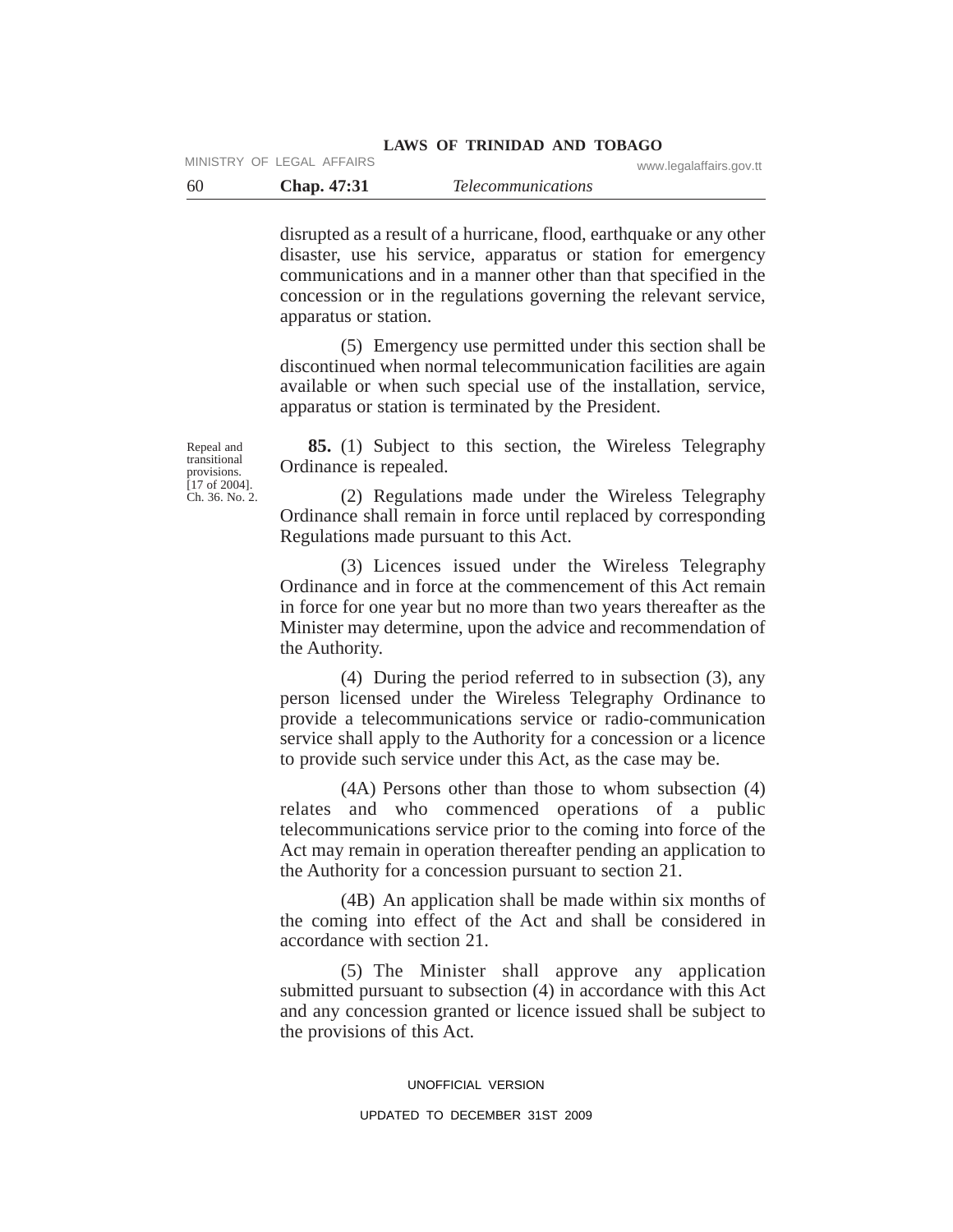disrupted as a result of a hurricane, flood, earthquake or any other disaster, use his service, apparatus or station for emergency communications and in a manner other than that specified in the concession or in the regulations governing the relevant service, apparatus or station.

(5) Emergency use permitted under this section shall be discontinued when normal telecommunication facilities are again available or when such special use of the installation, service, apparatus or station is terminated by the President.

Repeal and transitional provisions. [17 of 2004]. Ch. 36. No. 2.

**85.** (1) Subject to this section, the Wireless Telegraphy Ordinance is repealed.

(2) Regulations made under the Wireless Telegraphy Ordinance shall remain in force until replaced by corresponding Regulations made pursuant to this Act.

(3) Licences issued under the Wireless Telegraphy Ordinance and in force at the commencement of this Act remain in force for one year but no more than two years thereafter as the Minister may determine, upon the advice and recommendation of the Authority.

(4) During the period referred to in subsection (3), any person licensed under the Wireless Telegraphy Ordinance to provide a telecommunications service or radio-communication service shall apply to the Authority for a concession or a licence to provide such service under this Act, as the case may be.

(4A) Persons other than those to whom subsection (4) relates and who commenced operations of a public telecommunications service prior to the coming into force of the Act may remain in operation thereafter pending an application to the Authority for a concession pursuant to section 21.

(4B) An application shall be made within six months of the coming into effect of the Act and shall be considered in accordance with section 21.

(5) The Minister shall approve any application submitted pursuant to subsection (4) in accordance with this Act and any concession granted or licence issued shall be subject to the provisions of this Act.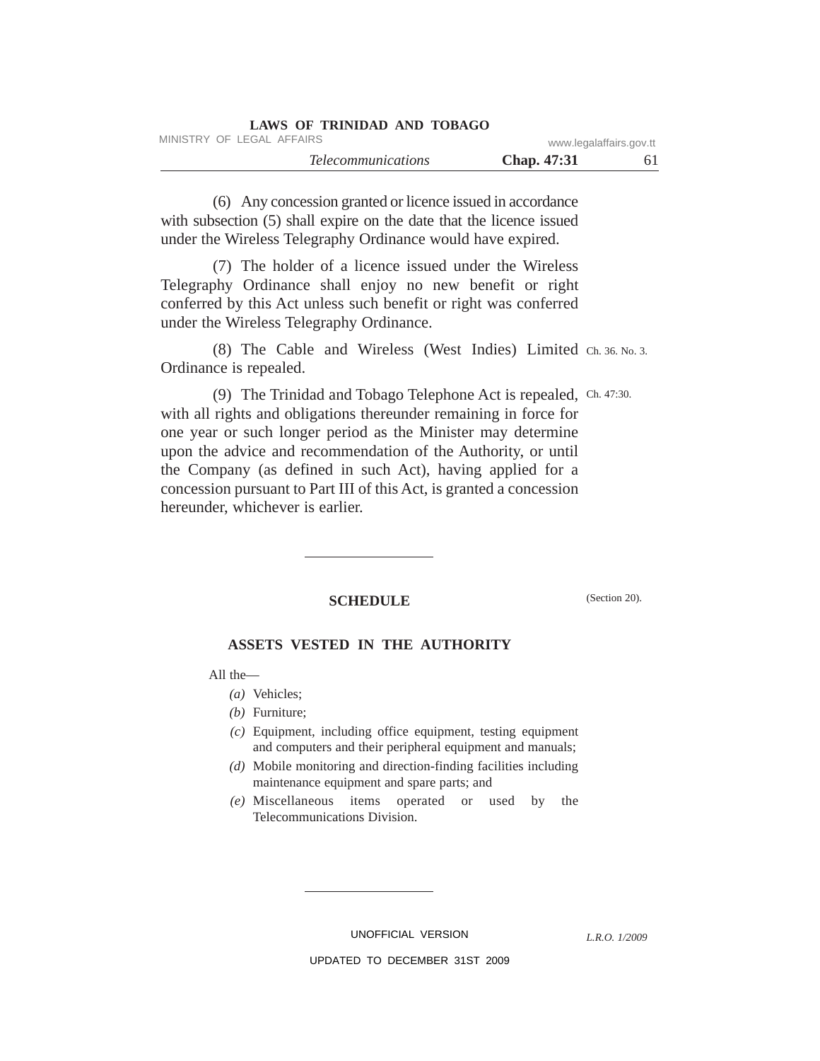(6) Any concession granted or licence issued in accordance with subsection (5) shall expire on the date that the licence issued under the Wireless Telegraphy Ordinance would have expired.

(7) The holder of a licence issued under the Wireless Telegraphy Ordinance shall enjoy no new benefit or right conferred by this Act unless such benefit or right was conferred under the Wireless Telegraphy Ordinance.

(8) The Cable and Wireless (West Indies) Limited Ordinance is repealed. Ch. 36. No. 3.

(9) The Trinidad and Tobago Telephone Act is repealed, with all rights and obligations thereunder remaining in force for one year or such longer period as the Minister may determine upon the advice and recommendation of the Authority, or until the Company (as defined in such Act), having applied for a concession pursuant to Part III of this Act, is granted a concession hereunder, whichever is earlier. Ch. 47:30.

---

## SCHEDULE

(Section 20).

### ASSETS VESTED IN THE AUTHORITY

All the—

*(a)* Vehicles;

*(b)* Furniture;

*(c)* Equipment, including office equipment, testing equipment and computers and their peripheral equipment and manuals;

*(d)* Mobile monitoring and direction-finding facilities including maintenance equipment and spare parts; and

*(e)* Miscellaneous items operated or used by the Telecommunications Division.

---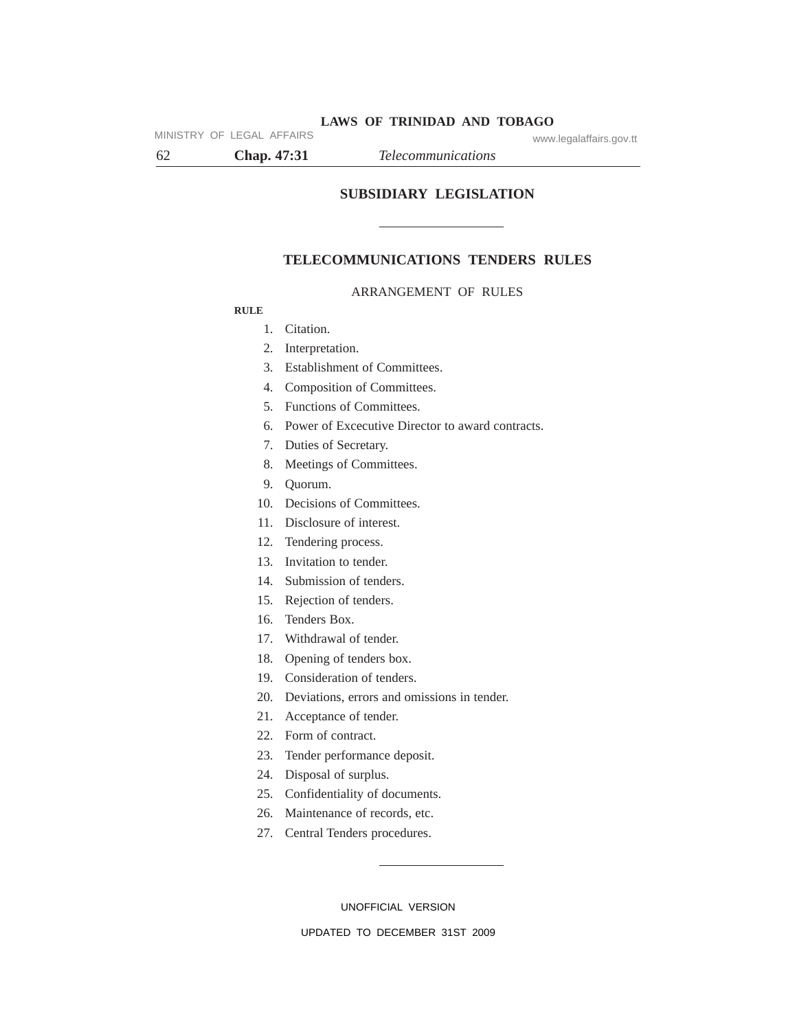## SUBSIDIARY LEGISLATION

---

# TELECOMMUNICATIONS TENDERS RULES

ARRANGEMENT OF RULES

**RULE**

1. Citation.
2. Interpretation.
3. Establishment of Committees.
4. Composition of Committees.
5. Functions of Committees.
6. Power of Excecutive Director to award contracts.
7. Duties of Secretary.
8. Meetings of Committees.
9. Quorum.
10. Decisions of Committees.
11. Disclosure of interest.
12. Tendering process.
13. Invitation to tender.
14. Submission of tenders.
15. Rejection of tenders.
16. Tenders Box.
17. Withdrawal of tender.
18. Opening of tenders box.
19. Consideration of tenders.
20. Deviations, errors and omissions in tender.
21. Acceptance of tender.
22. Form of contract.
23. Tender performance deposit.
24. Disposal of surplus.
25. Confidentiality of documents.
26. Maintenance of records, etc.
27. Central Tenders procedures.

---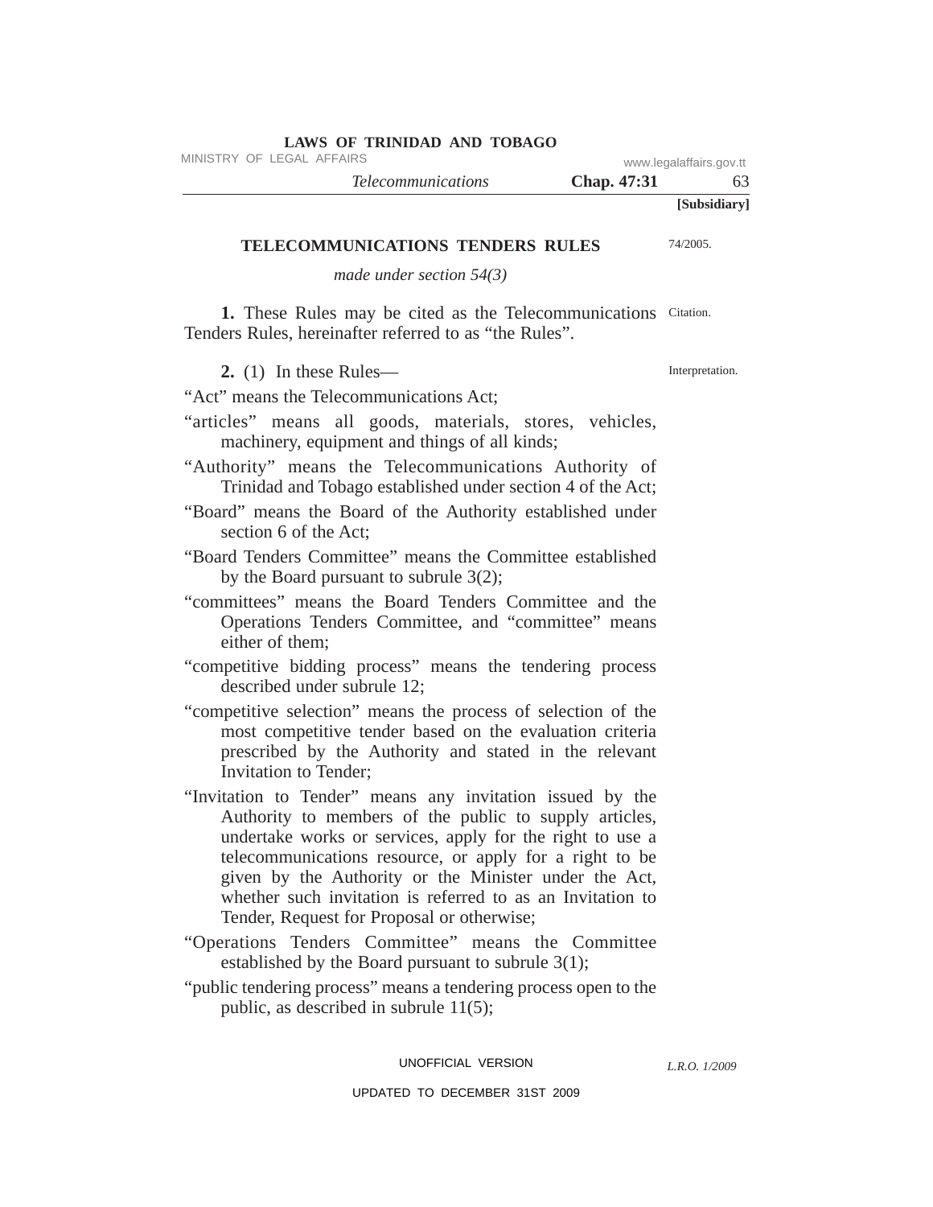**[Subsidiary]**

## TELECOMMUNICATIONS TENDERS RULES

74/2005.

*made under section 54(3)*

Citation.

**1.** These Rules may be cited as the Telecommunications Tenders Rules, hereinafter referred to as "the Rules".

Interpretation.

**2.** (1) In these Rules—

"Act" means the Telecommunications Act;

"articles" means all goods, materials, stores, vehicles, machinery, equipment and things of all kinds;

"Authority" means the Telecommunications Authority of Trinidad and Tobago established under section 4 of the Act;

"Board" means the Board of the Authority established under section 6 of the Act;

"Board Tenders Committee" means the Committee established by the Board pursuant to subrule 3(2);

"committees" means the Board Tenders Committee and the Operations Tenders Committee, and "committee" means either of them;

"competitive bidding process" means the tendering process described under subrule 12;

"competitive selection" means the process of selection of the most competitive tender based on the evaluation criteria prescribed by the Authority and stated in the relevant Invitation to Tender;

"Invitation to Tender" means any invitation issued by the Authority to members of the public to supply articles, undertake works or services, apply for the right to use a telecommunications resource, or apply for a right to be given by the Authority or the Minister under the Act, whether such invitation is referred to as an Invitation to Tender, Request for Proposal or otherwise;

"Operations Tenders Committee" means the Committee established by the Board pursuant to subrule 3(1);

"public tendering process" means a tendering process open to the public, as described in subrule 11(5);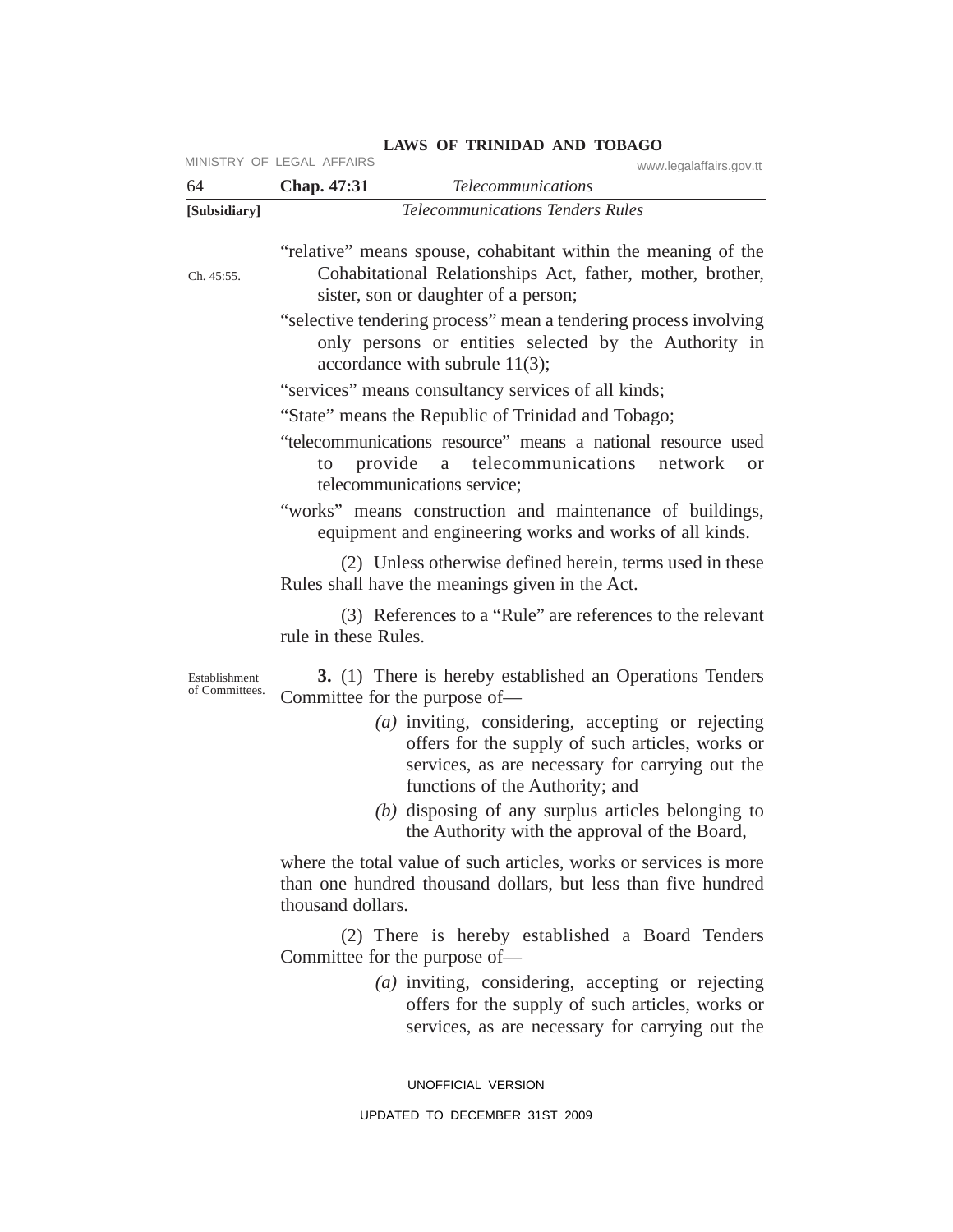"relative" means spouse, cohabitant within the meaning of the Cohabitational Relationships Act, father, mother, brother, sister, son or daughter of a person;

Ch. 45:55.

"selective tendering process" mean a tendering process involving only persons or entities selected by the Authority in accordance with subrule 11(3);

"services" means consultancy services of all kinds;

"State" means the Republic of Trinidad and Tobago;

"telecommunications resource" means a national resource used to provide a telecommunications network or telecommunications service;

"works" means construction and maintenance of buildings, equipment and engineering works and works of all kinds.

(2) Unless otherwise defined herein, terms used in these Rules shall have the meanings given in the Act.

(3) References to a "Rule" are references to the relevant rule in these Rules.

Establishment of Committees.

**3.** (1) There is hereby established an Operations Tenders Committee for the purpose of—

*(a)* inviting, considering, accepting or rejecting offers for the supply of such articles, works or services, as are necessary for carrying out the functions of the Authority; and

*(b)* disposing of any surplus articles belonging to the Authority with the approval of the Board,

where the total value of such articles, works or services is more than one hundred thousand dollars, but less than five hundred thousand dollars.

(2) There is hereby established a Board Tenders Committee for the purpose of—

*(a)* inviting, considering, accepting or rejecting offers for the supply of such articles, works or services, as are necessary for carrying out the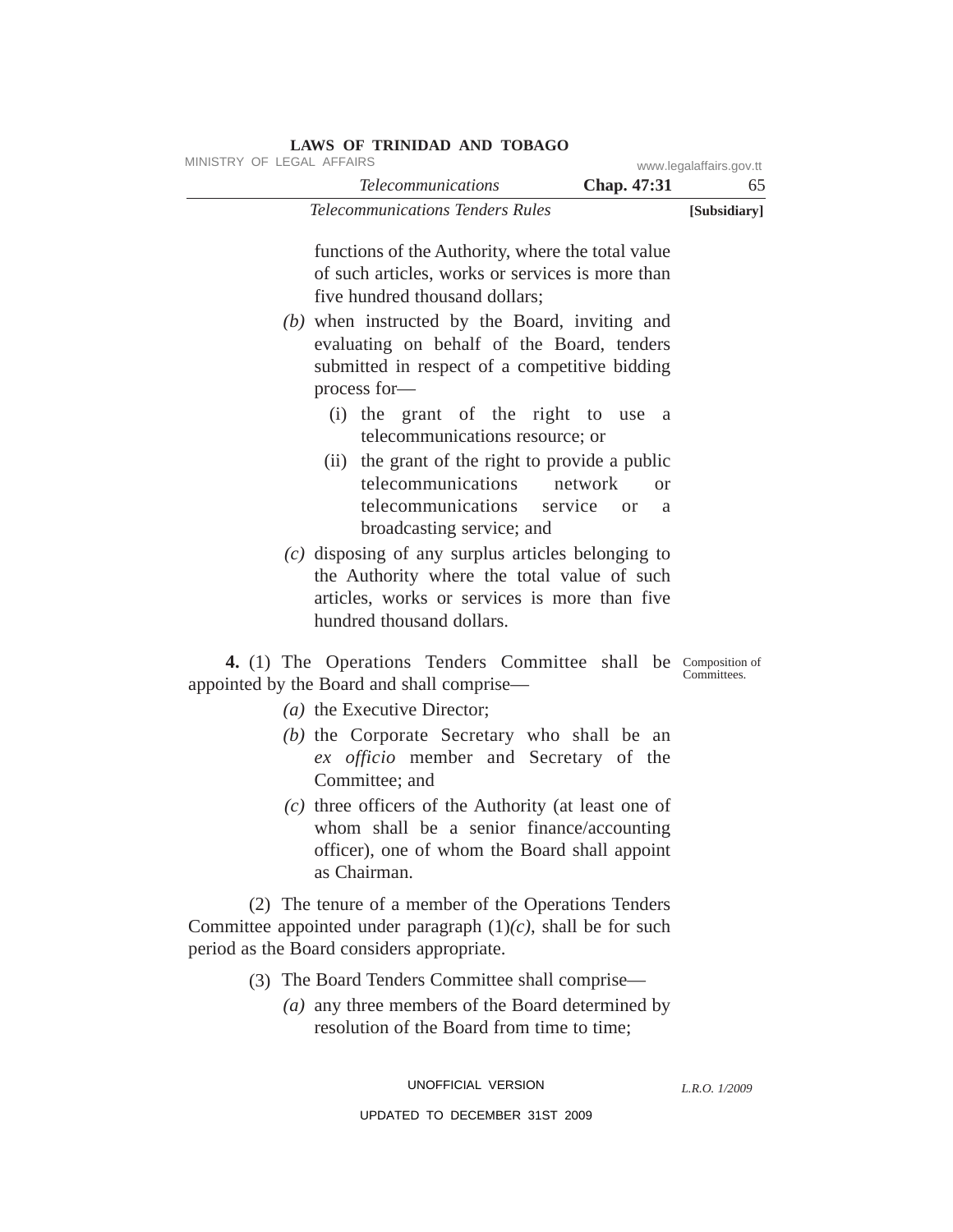functions of the Authority, where the total value of such articles, works or services is more than five hundred thousand dollars;

*(b)* when instructed by the Board, inviting and evaluating on behalf of the Board, tenders submitted in respect of a competitive bidding process for—

(i) the grant of the right to use a telecommunications resource; or

(ii) the grant of the right to provide a public telecommunications network or telecommunications service or a broadcasting service; and

*(c)* disposing of any surplus articles belonging to the Authority where the total value of such articles, works or services is more than five hundred thousand dollars.

Composition of Committees.

**4.** (1) The Operations Tenders Committee shall be appointed by the Board and shall comprise—

*(a)* the Executive Director;

*(b)* the Corporate Secretary who shall be an *ex officio* member and Secretary of the Committee; and

*(c)* three officers of the Authority (at least one of whom shall be a senior finance/accounting officer), one of whom the Board shall appoint as Chairman.

(2) The tenure of a member of the Operations Tenders Committee appointed under paragraph (1)*(c)*, shall be for such period as the Board considers appropriate.

(3) The Board Tenders Committee shall comprise—

*(a)* any three members of the Board determined by resolution of the Board from time to time;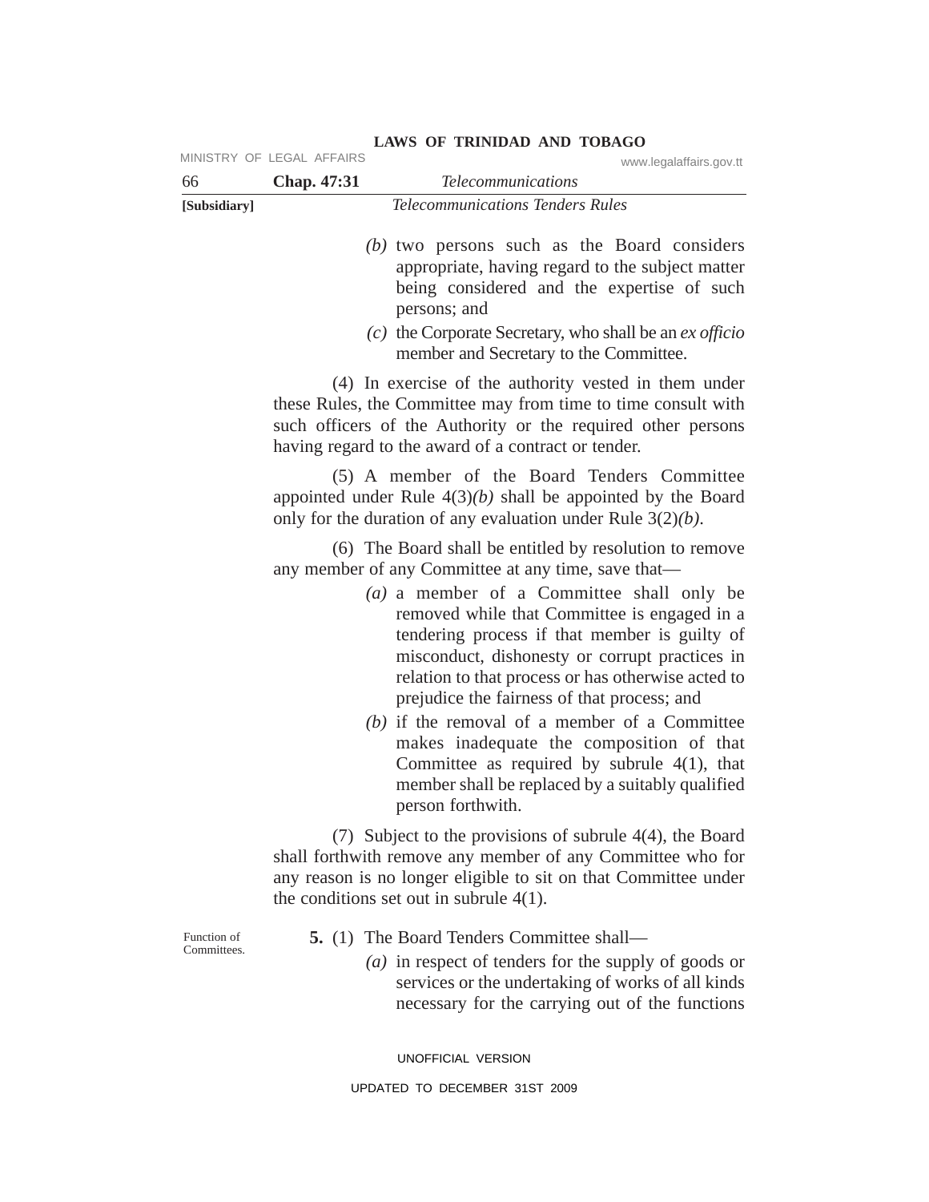*(b)* two persons such as the Board considers appropriate, having regard to the subject matter being considered and the expertise of such persons; and

*(c)* the Corporate Secretary, who shall be an *ex officio* member and Secretary to the Committee.

(4) In exercise of the authority vested in them under these Rules, the Committee may from time to time consult with such officers of the Authority or the required other persons having regard to the award of a contract or tender.

(5) A member of the Board Tenders Committee appointed under Rule 4(3)*(b)* shall be appointed by the Board only for the duration of any evaluation under Rule 3(2)*(b)*.

(6) The Board shall be entitled by resolution to remove any member of any Committee at any time, save that—

*(a)* a member of a Committee shall only be removed while that Committee is engaged in a tendering process if that member is guilty of misconduct, dishonesty or corrupt practices in relation to that process or has otherwise acted to prejudice the fairness of that process; and

*(b)* if the removal of a member of a Committee makes inadequate the composition of that Committee as required by subrule 4(1), that member shall be replaced by a suitably qualified person forthwith.

(7) Subject to the provisions of subrule 4(4), the Board shall forthwith remove any member of any Committee who for any reason is no longer eligible to sit on that Committee under the conditions set out in subrule 4(1).

Function of Committees.

**5.** (1) The Board Tenders Committee shall—

*(a)* in respect of tenders for the supply of goods or services or the undertaking of works of all kinds necessary for the carrying out of the functions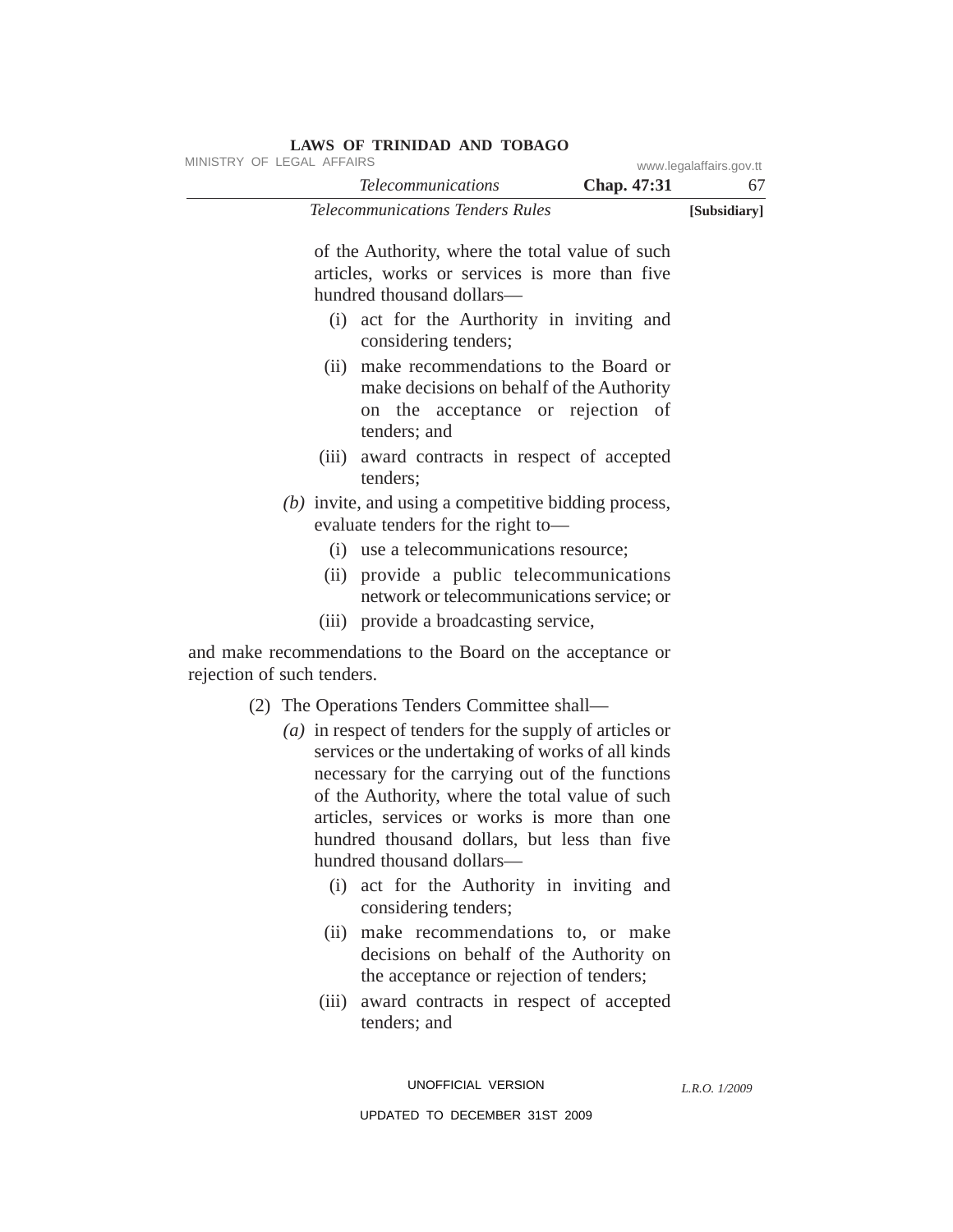of the Authority, where the total value of such articles, works or services is more than five hundred thousand dollars—

(i) act for the Aurthority in inviting and considering tenders;

(ii) make recommendations to the Board or make decisions on behalf of the Authority on the acceptance or rejection of tenders; and

(iii) award contracts in respect of accepted tenders;

*(b)* invite, and using a competitive bidding process, evaluate tenders for the right to—

(i) use a telecommunications resource;

(ii) provide a public telecommunications network or telecommunications service; or

(iii) provide a broadcasting service,

and make recommendations to the Board on the acceptance or rejection of such tenders.

(2) The Operations Tenders Committee shall—

*(a)* in respect of tenders for the supply of articles or services or the undertaking of works of all kinds necessary for the carrying out of the functions of the Authority, where the total value of such articles, services or works is more than one hundred thousand dollars, but less than five hundred thousand dollars—

(i) act for the Authority in inviting and considering tenders;

(ii) make recommendations to, or make decisions on behalf of the Authority on the acceptance or rejection of tenders;

(iii) award contracts in respect of accepted tenders; and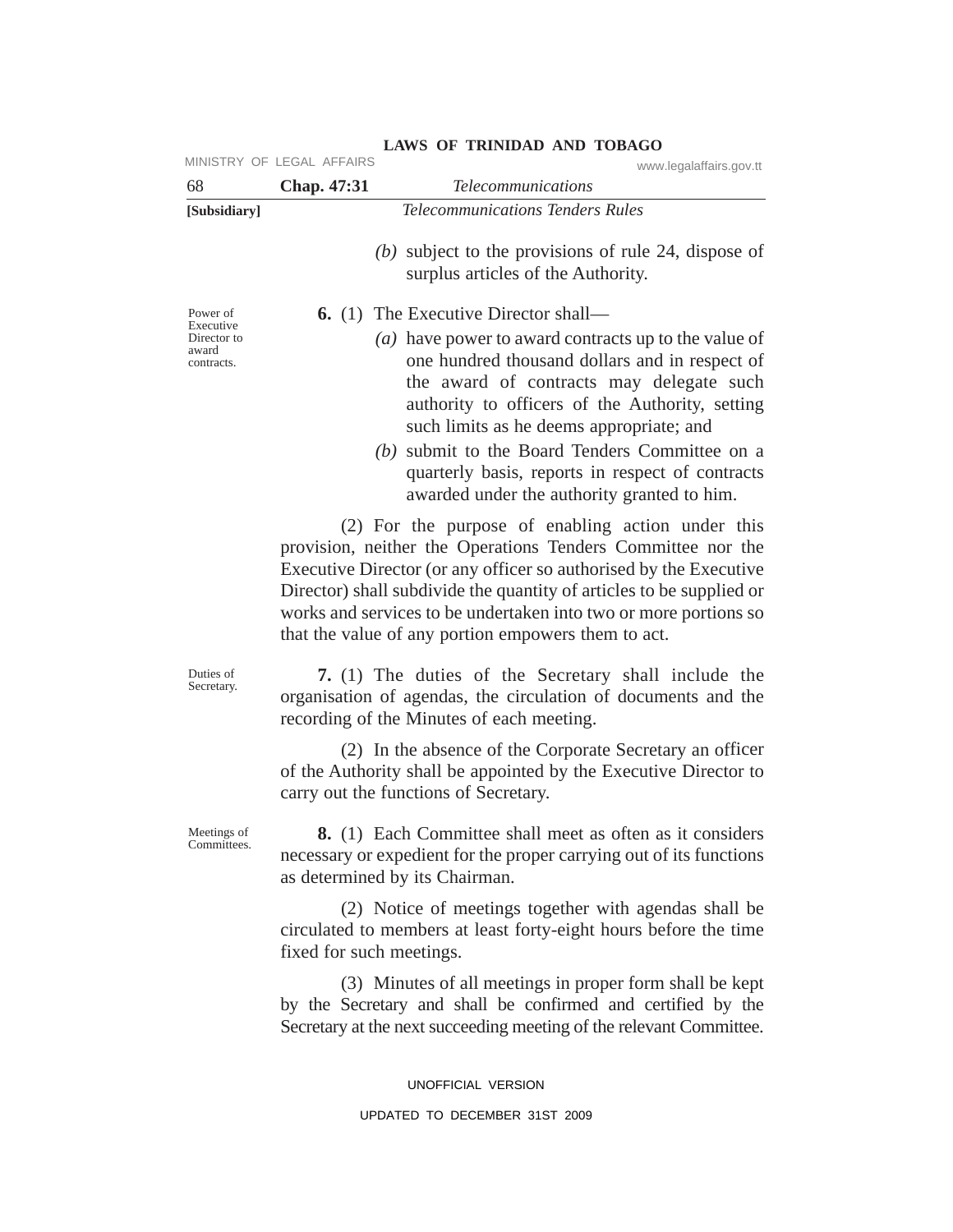(b) subject to the provisions of rule 24, dispose of surplus articles of the Authority.

Power of Executive Director to award contracts.

**6.** (1) The Executive Director shall—

*(a)* have power to award contracts up to the value of one hundred thousand dollars and in respect of the award of contracts may delegate such authority to officers of the Authority, setting such limits as he deems appropriate; and

*(b)* submit to the Board Tenders Committee on a quarterly basis, reports in respect of contracts awarded under the authority granted to him.

(2) For the purpose of enabling action under this provision, neither the Operations Tenders Committee nor the Executive Director (or any officer so authorised by the Executive Director) shall subdivide the quantity of articles to be supplied or works and services to be undertaken into two or more portions so that the value of any portion empowers them to act.

Duties of Secretary.

**7.** (1) The duties of the Secretary shall include the organisation of agendas, the circulation of documents and the recording of the Minutes of each meeting.

(2) In the absence of the Corporate Secretary an officer of the Authority shall be appointed by the Executive Director to carry out the functions of Secretary.

Meetings of Committees.

**8.** (1) Each Committee shall meet as often as it considers necessary or expedient for the proper carrying out of its functions as determined by its Chairman.

(2) Notice of meetings together with agendas shall be circulated to members at least forty-eight hours before the time fixed for such meetings.

(3) Minutes of all meetings in proper form shall be kept by the Secretary and shall be confirmed and certified by the Secretary at the next succeeding meeting of the relevant Committee.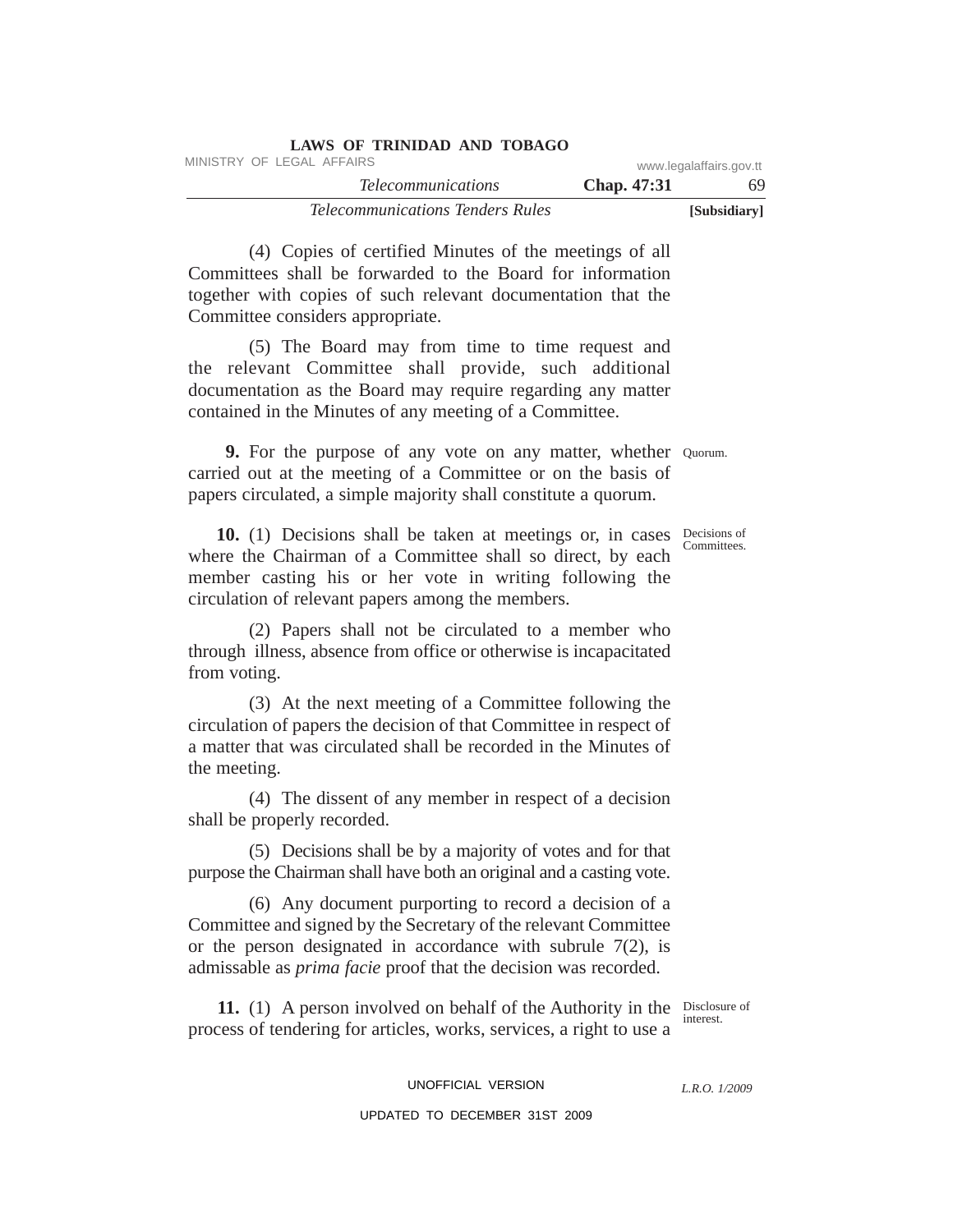(4) Copies of certified Minutes of the meetings of all Committees shall be forwarded to the Board for information together with copies of such relevant documentation that the Committee considers appropriate.

(5) The Board may from time to time request and the relevant Committee shall provide, such additional documentation as the Board may require regarding any matter contained in the Minutes of any meeting of a Committee.

Quorum.

**9.** For the purpose of any vote on any matter, whether carried out at the meeting of a Committee or on the basis of papers circulated, a simple majority shall constitute a quorum.

Decisions of Committees.

**10.** (1) Decisions shall be taken at meetings or, in cases where the Chairman of a Committee shall so direct, by each member casting his or her vote in writing following the circulation of relevant papers among the members.

(2) Papers shall not be circulated to a member who through illness, absence from office or otherwise is incapacitated from voting.

(3) At the next meeting of a Committee following the circulation of papers the decision of that Committee in respect of a matter that was circulated shall be recorded in the Minutes of the meeting.

(4) The dissent of any member in respect of a decision shall be properly recorded.

(5) Decisions shall be by a majority of votes and for that purpose the Chairman shall have both an original and a casting vote.

(6) Any document purporting to record a decision of a Committee and signed by the Secretary of the relevant Committee or the person designated in accordance with subrule 7(2), is admissable as *prima facie* proof that the decision was recorded.

Disclosure of interest.

**11.** (1) A person involved on behalf of the Authority in the process of tendering for articles, works, services, a right to use a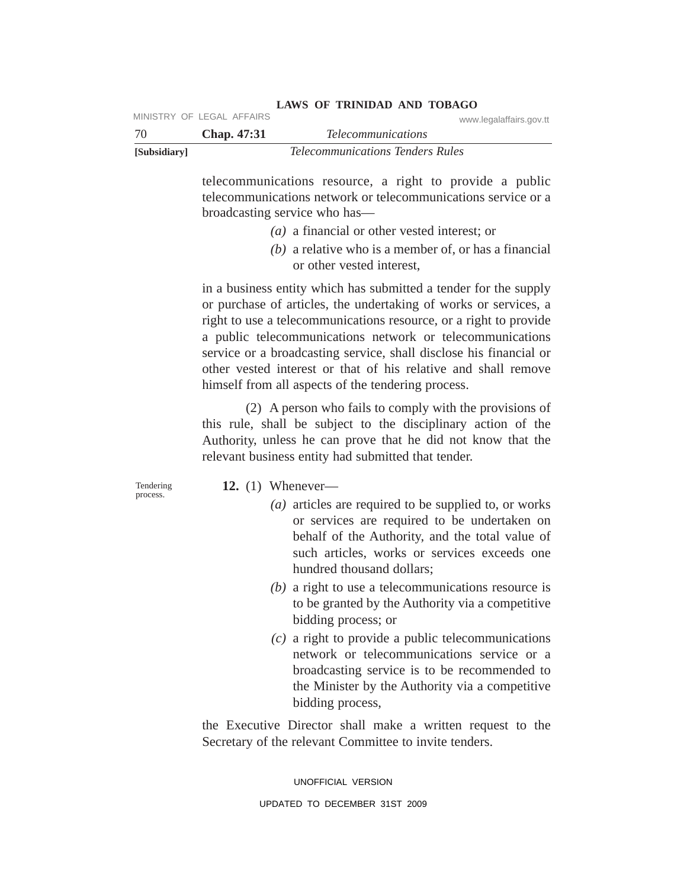telecommunications resource, a right to provide a public telecommunications network or telecommunications service or a broadcasting service who has—

*(a)* a financial or other vested interest; or

*(b)* a relative who is a member of, or has a financial or other vested interest,

in a business entity which has submitted a tender for the supply or purchase of articles, the undertaking of works or services, a right to use a telecommunications resource, or a right to provide a public telecommunications network or telecommunications service or a broadcasting service, shall disclose his financial or other vested interest or that of his relative and shall remove himself from all aspects of the tendering process.

(2) A person who fails to comply with the provisions of this rule, shall be subject to the disciplinary action of the Authority, unless he can prove that he did not know that the relevant business entity had submitted that tender.

Tendering process.

**12.** (1) Whenever—

*(a)* articles are required to be supplied to, or works or services are required to be undertaken on behalf of the Authority, and the total value of such articles, works or services exceeds one hundred thousand dollars;

*(b)* a right to use a telecommunications resource is to be granted by the Authority via a competitive bidding process; or

*(c)* a right to provide a public telecommunications network or telecommunications service or a broadcasting service is to be recommended to the Minister by the Authority via a competitive bidding process,

the Executive Director shall make a written request to the Secretary of the relevant Committee to invite tenders.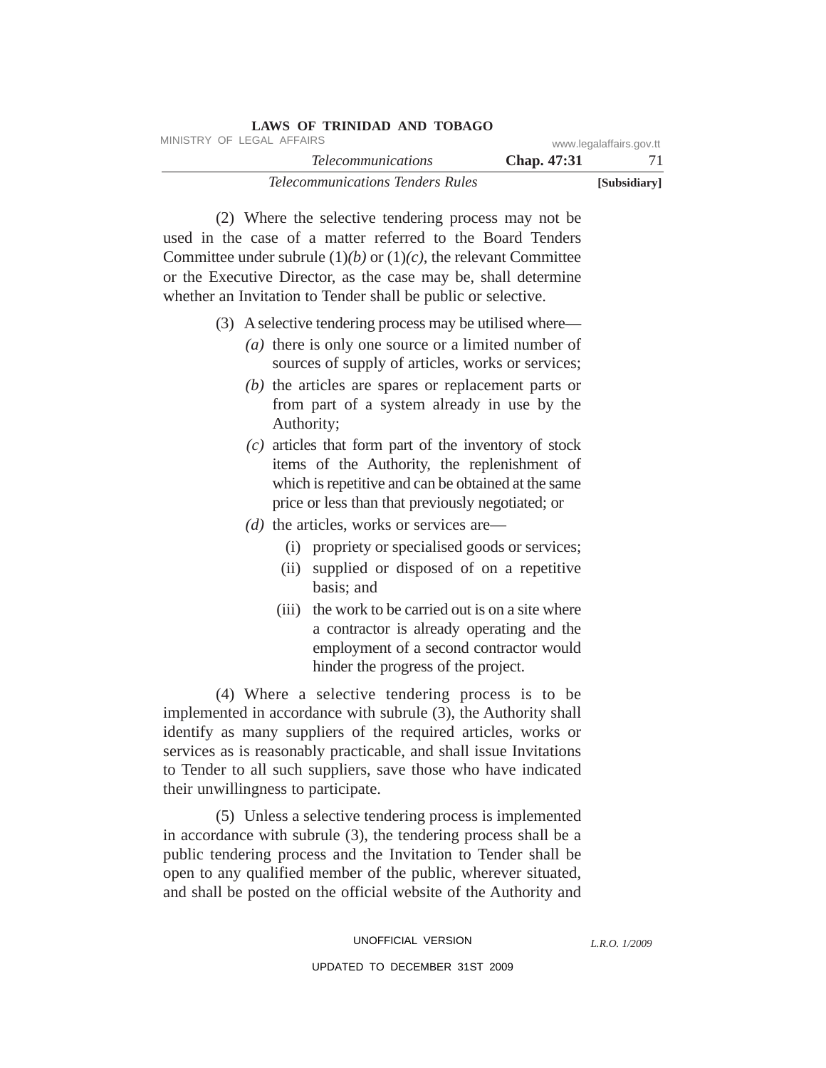(2) Where the selective tendering process may not be used in the case of a matter referred to the Board Tenders Committee under subrule (1)*(b)* or (1)*(c)*, the relevant Committee or the Executive Director, as the case may be, shall determine whether an Invitation to Tender shall be public or selective.

(3) A selective tendering process may be utilised where—

*(a)* there is only one source or a limited number of sources of supply of articles, works or services;

*(b)* the articles are spares or replacement parts or from part of a system already in use by the Authority;

*(c)* articles that form part of the inventory of stock items of the Authority, the replenishment of which is repetitive and can be obtained at the same price or less than that previously negotiated; or

*(d)* the articles, works or services are—

(i) propriety or specialised goods or services;

(ii) supplied or disposed of on a repetitive basis; and

(iii) the work to be carried out is on a site where a contractor is already operating and the employment of a second contractor would hinder the progress of the project.

(4) Where a selective tendering process is to be implemented in accordance with subrule (3), the Authority shall identify as many suppliers of the required articles, works or services as is reasonably practicable, and shall issue Invitations to Tender to all such suppliers, save those who have indicated their unwillingness to participate.

(5) Unless a selective tendering process is implemented in accordance with subrule (3), the tendering process shall be a public tendering process and the Invitation to Tender shall be open to any qualified member of the public, wherever situated, and shall be posted on the official website of the Authority and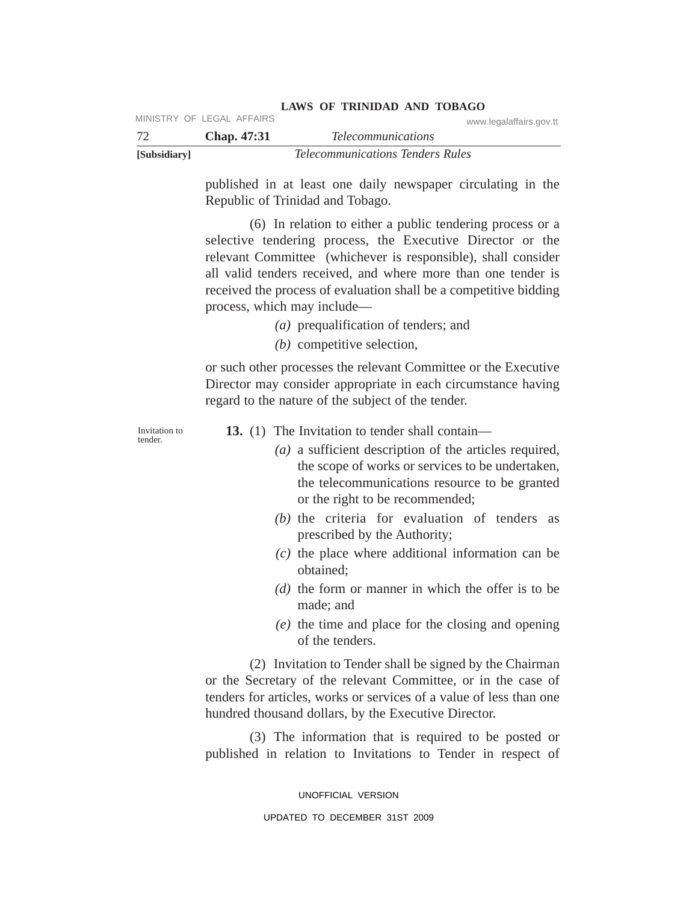published in at least one daily newspaper circulating in the Republic of Trinidad and Tobago.

(6) In relation to either a public tendering process or a selective tendering process, the Executive Director or the relevant Committee (whichever is responsible), shall consider all valid tenders received, and where more than one tender is received the process of evaluation shall be a competitive bidding process, which may include—

*(a)* prequalification of tenders; and

*(b)* competitive selection,

or such other processes the relevant Committee or the Executive Director may consider appropriate in each circumstance having regard to the nature of the subject of the tender.

Invitation to tender.

**13.** (1) The Invitation to tender shall contain—

*(a)* a sufficient description of the articles required, the scope of works or services to be undertaken, the telecommunications resource to be granted or the right to be recommended;

*(b)* the criteria for evaluation of tenders as prescribed by the Authority;

*(c)* the place where additional information can be obtained;

*(d)* the form or manner in which the offer is to be made; and

*(e)* the time and place for the closing and opening of the tenders.

(2) Invitation to Tender shall be signed by the Chairman or the Secretary of the relevant Committee, or in the case of tenders for articles, works or services of a value of less than one hundred thousand dollars, by the Executive Director.

(3) The information that is required to be posted or published in relation to Invitations to Tender in respect of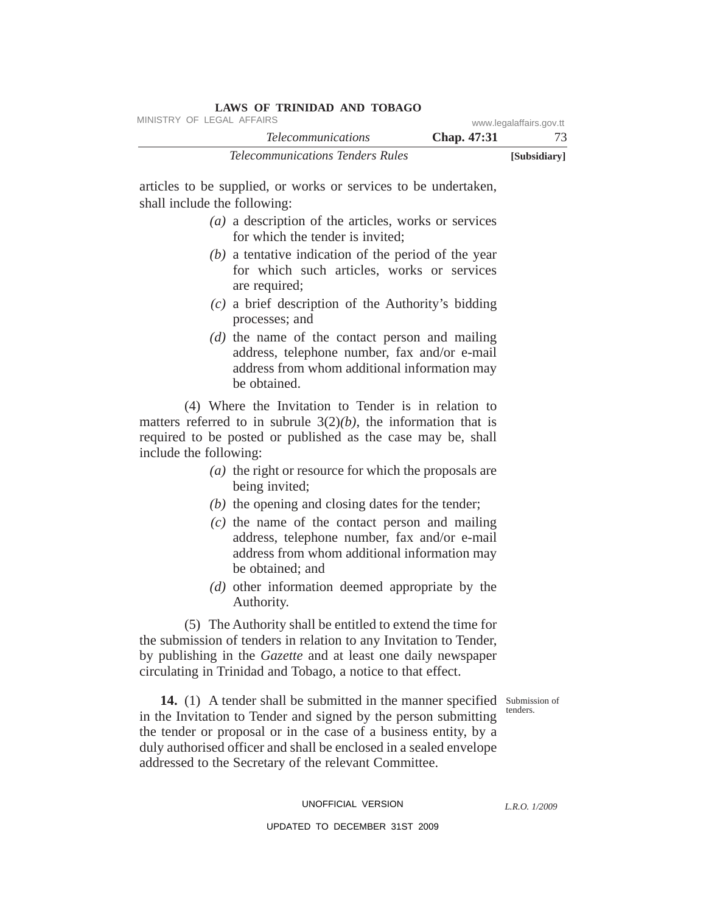articles to be supplied, or works or services to be undertaken, shall include the following:

*(a)* a description of the articles, works or services for which the tender is invited;

*(b)* a tentative indication of the period of the year for which such articles, works or services are required;

*(c)* a brief description of the Authority's bidding processes; and

*(d)* the name of the contact person and mailing address, telephone number, fax and/or e-mail address from whom additional information may be obtained.

(4) Where the Invitation to Tender is in relation to matters referred to in subrule 3(2)*(b)*, the information that is required to be posted or published as the case may be, shall include the following:

*(a)* the right or resource for which the proposals are being invited;

*(b)* the opening and closing dates for the tender;

*(c)* the name of the contact person and mailing address, telephone number, fax and/or e-mail address from whom additional information may be obtained; and

*(d)* other information deemed appropriate by the Authority.

(5) The Authority shall be entitled to extend the time for the submission of tenders in relation to any Invitation to Tender, by publishing in the *Gazette* and at least one daily newspaper circulating in Trinidad and Tobago, a notice to that effect.

Submission of tenders.

**14.** (1) A tender shall be submitted in the manner specified in the Invitation to Tender and signed by the person submitting the tender or proposal or in the case of a business entity, by a duly authorised officer and shall be enclosed in a sealed envelope addressed to the Secretary of the relevant Committee.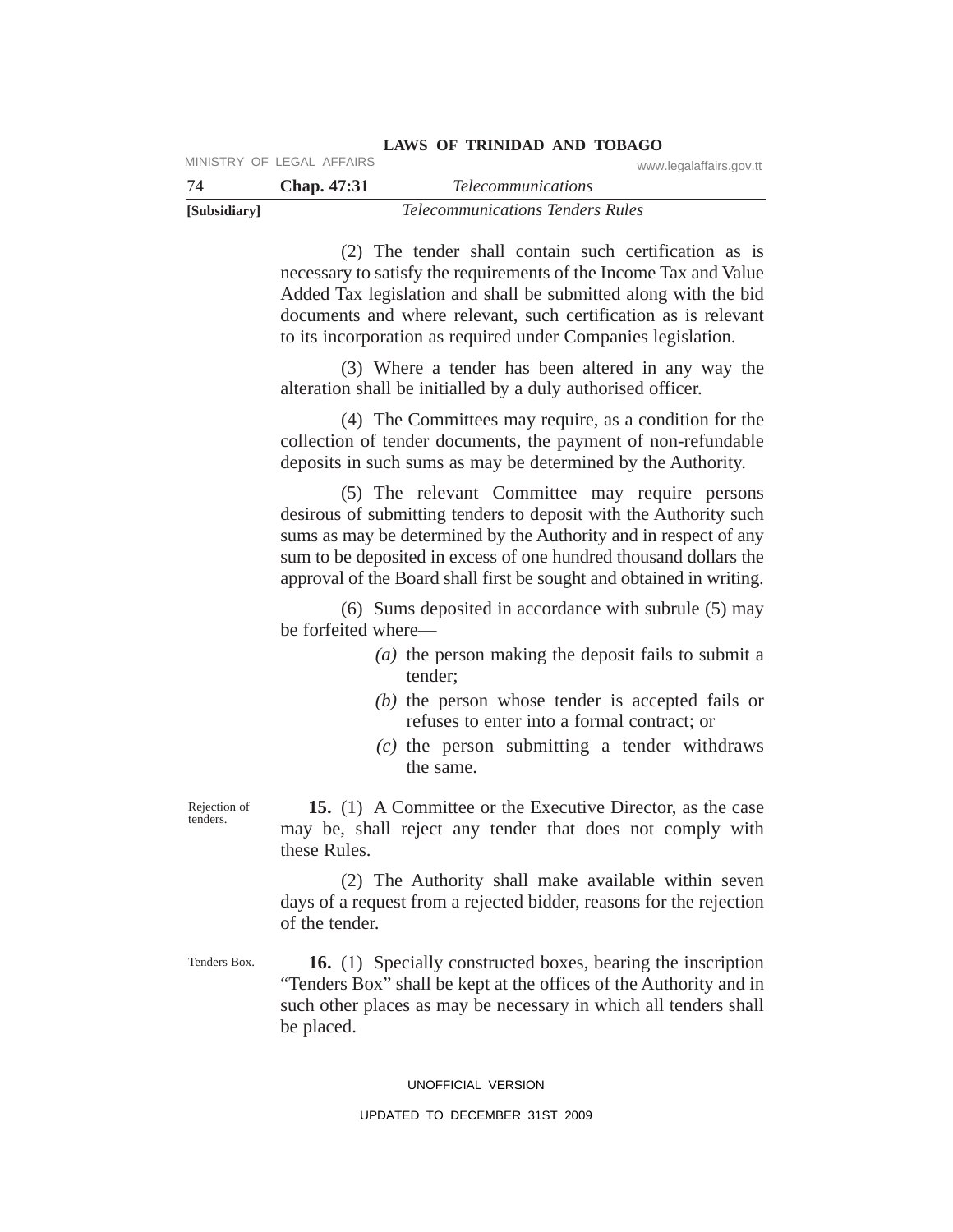(2) The tender shall contain such certification as is necessary to satisfy the requirements of the Income Tax and Value Added Tax legislation and shall be submitted along with the bid documents and where relevant, such certification as is relevant to its incorporation as required under Companies legislation.

(3) Where a tender has been altered in any way the alteration shall be initialled by a duly authorised officer.

(4) The Committees may require, as a condition for the collection of tender documents, the payment of non-refundable deposits in such sums as may be determined by the Authority.

(5) The relevant Committee may require persons desirous of submitting tenders to deposit with the Authority such sums as may be determined by the Authority and in respect of any sum to be deposited in excess of one hundred thousand dollars the approval of the Board shall first be sought and obtained in writing.

(6) Sums deposited in accordance with subrule (5) may be forfeited where—

*(a)* the person making the deposit fails to submit a tender;

*(b)* the person whose tender is accepted fails or refuses to enter into a formal contract; or

*(c)* the person submitting a tender withdraws the same.

Rejection of tenders.

**15.** (1) A Committee or the Executive Director, as the case may be, shall reject any tender that does not comply with these Rules.

(2) The Authority shall make available within seven days of a request from a rejected bidder, reasons for the rejection of the tender.

Tenders Box.

**16.** (1) Specially constructed boxes, bearing the inscription "Tenders Box" shall be kept at the offices of the Authority and in such other places as may be necessary in which all tenders shall be placed.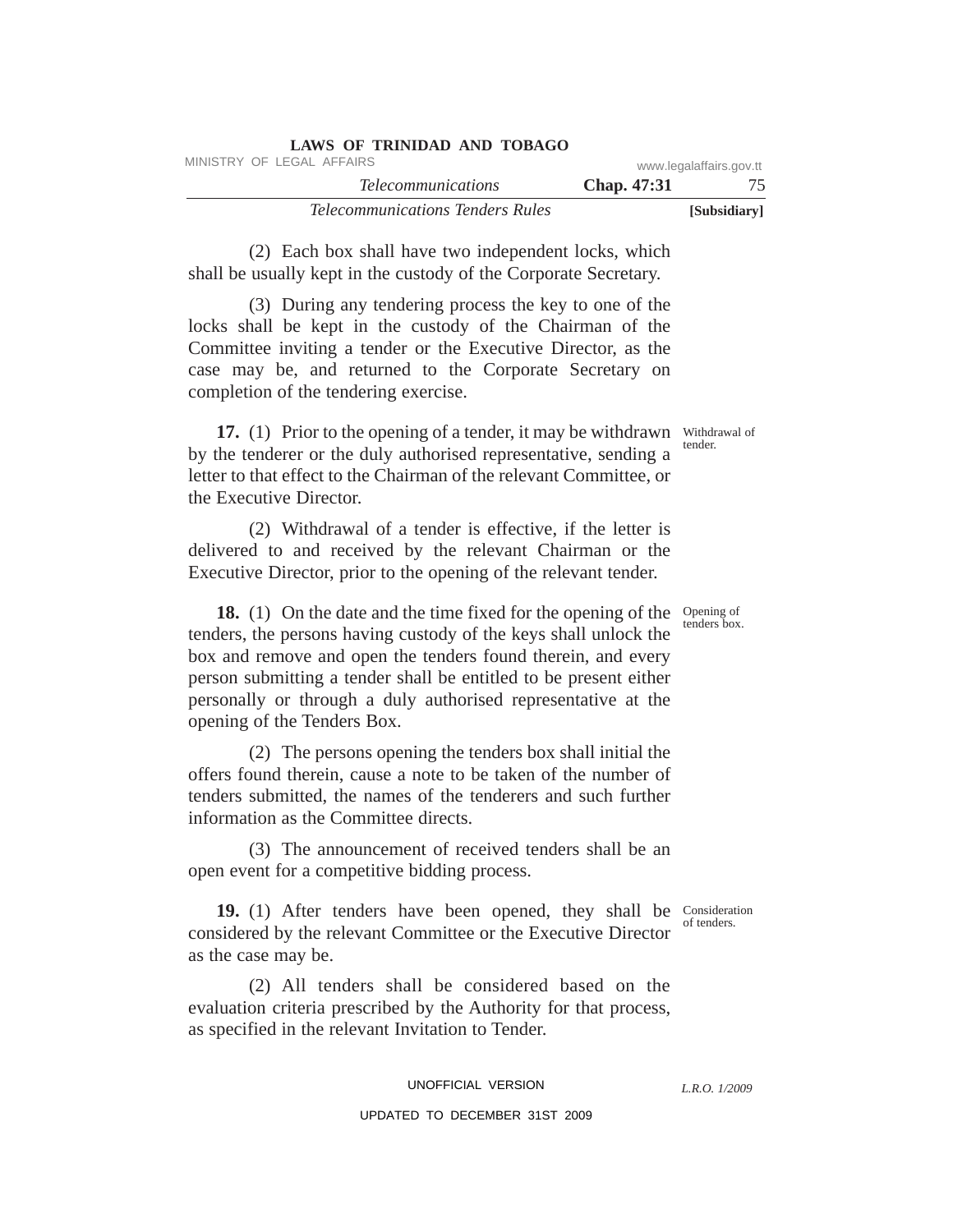(2) Each box shall have two independent locks, which shall be usually kept in the custody of the Corporate Secretary.

(3) During any tendering process the key to one of the locks shall be kept in the custody of the Chairman of the Committee inviting a tender or the Executive Director, as the case may be, and returned to the Corporate Secretary on completion of the tendering exercise.

Withdrawal of tender.

**17.** (1) Prior to the opening of a tender, it may be withdrawn by the tenderer or the duly authorised representative, sending a letter to that effect to the Chairman of the relevant Committee, or the Executive Director.

(2) Withdrawal of a tender is effective, if the letter is delivered to and received by the relevant Chairman or the Executive Director, prior to the opening of the relevant tender.

Opening of tenders box.

**18.** (1) On the date and the time fixed for the opening of the tenders, the persons having custody of the keys shall unlock the box and remove and open the tenders found therein, and every person submitting a tender shall be entitled to be present either personally or through a duly authorised representative at the opening of the Tenders Box.

(2) The persons opening the tenders box shall initial the offers found therein, cause a note to be taken of the number of tenders submitted, the names of the tenderers and such further information as the Committee directs.

(3) The announcement of received tenders shall be an open event for a competitive bidding process.

Consideration of tenders.

**19.** (1) After tenders have been opened, they shall be considered by the relevant Committee or the Executive Director as the case may be.

(2) All tenders shall be considered based on the evaluation criteria prescribed by the Authority for that process, as specified in the relevant Invitation to Tender.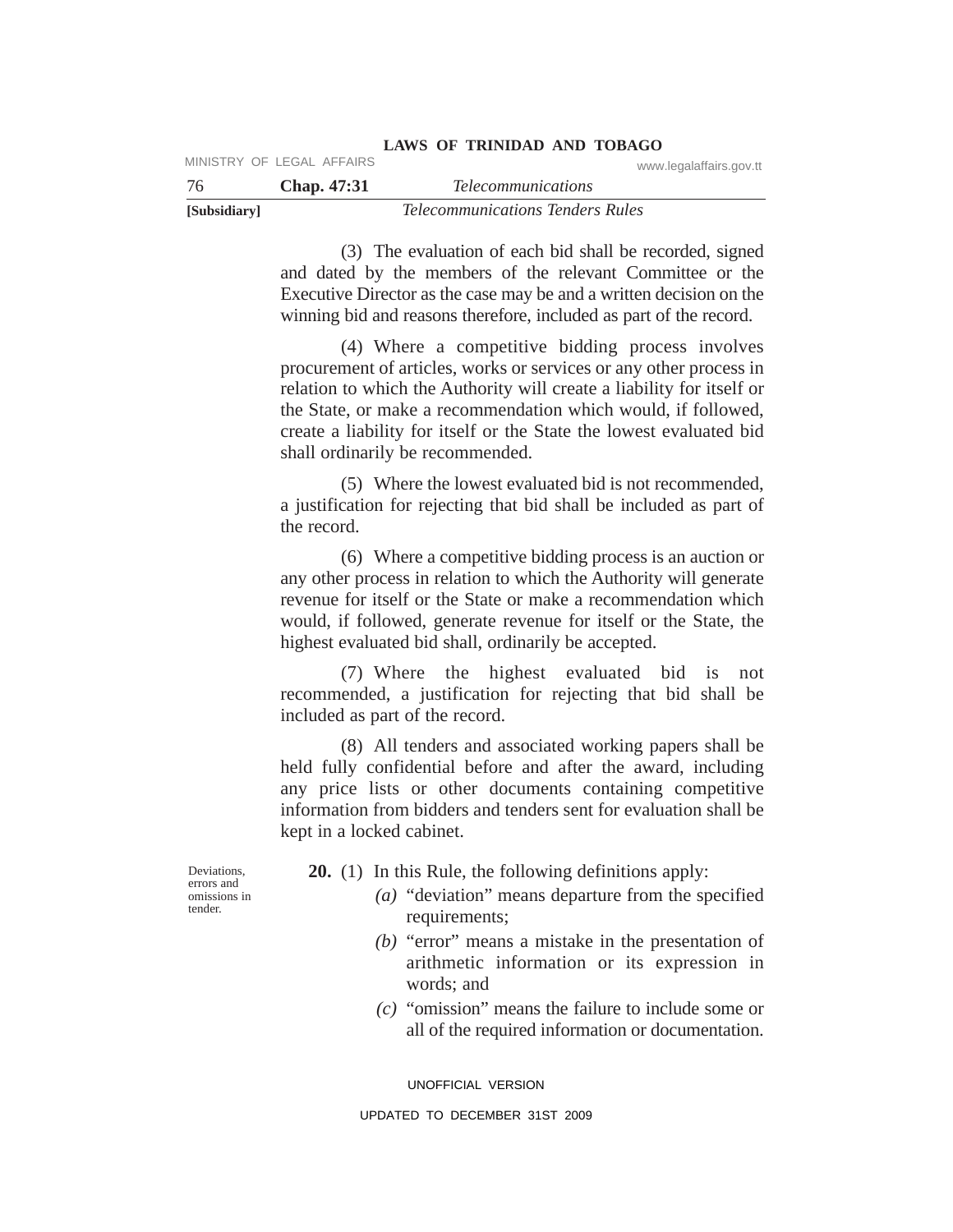(3) The evaluation of each bid shall be recorded, signed and dated by the members of the relevant Committee or the Executive Director as the case may be and a written decision on the winning bid and reasons therefore, included as part of the record.

(4) Where a competitive bidding process involves procurement of articles, works or services or any other process in relation to which the Authority will create a liability for itself or the State, or make a recommendation which would, if followed, create a liability for itself or the State the lowest evaluated bid shall ordinarily be recommended.

(5) Where the lowest evaluated bid is not recommended, a justification for rejecting that bid shall be included as part of the record.

(6) Where a competitive bidding process is an auction or any other process in relation to which the Authority will generate revenue for itself or the State or make a recommendation which would, if followed, generate revenue for itself or the State, the highest evaluated bid shall, ordinarily be accepted.

(7) Where the highest evaluated bid is not recommended, a justification for rejecting that bid shall be included as part of the record.

(8) All tenders and associated working papers shall be held fully confidential before and after the award, including any price lists or other documents containing competitive information from bidders and tenders sent for evaluation shall be kept in a locked cabinet.

Deviations, errors and omissions in tender.

**20.** (1) In this Rule, the following definitions apply:

*(a)* "deviation" means departure from the specified requirements;

*(b)* "error" means a mistake in the presentation of arithmetic information or its expression in words; and

*(c)* "omission" means the failure to include some or all of the required information or documentation.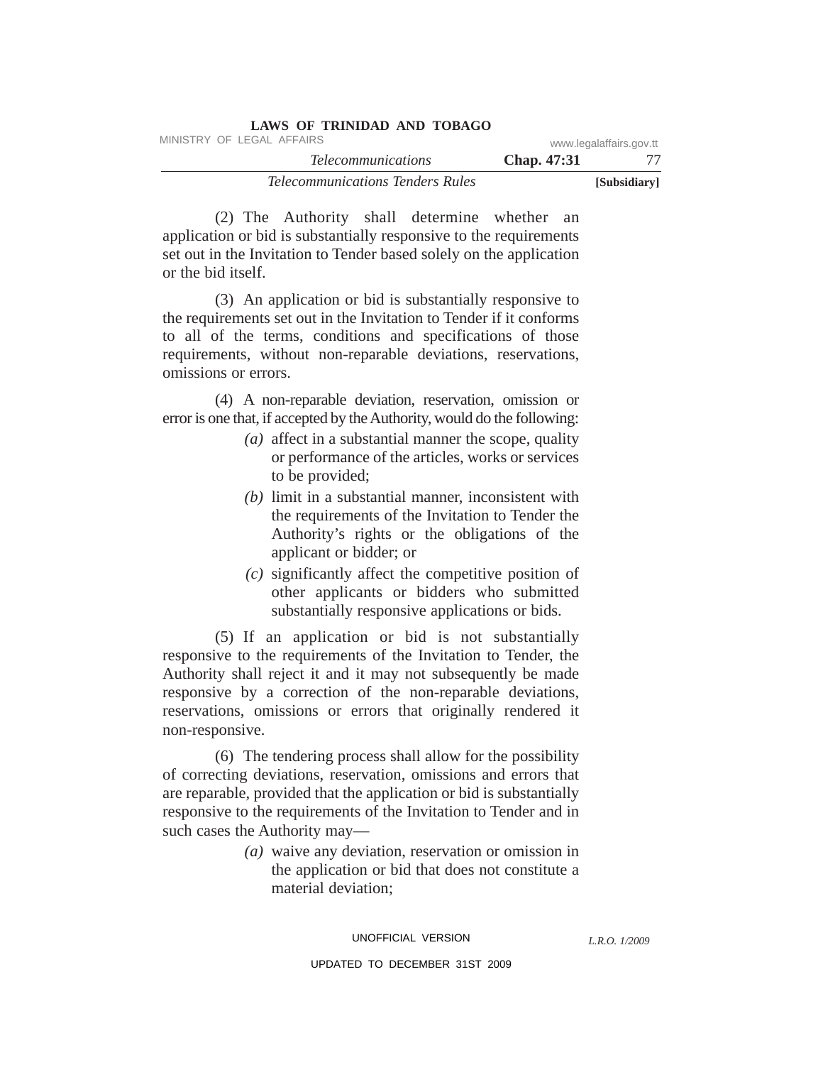(2) The Authority shall determine whether an application or bid is substantially responsive to the requirements set out in the Invitation to Tender based solely on the application or the bid itself.

(3) An application or bid is substantially responsive to the requirements set out in the Invitation to Tender if it conforms to all of the terms, conditions and specifications of those requirements, without non-reparable deviations, reservations, omissions or errors.

(4) A non-reparable deviation, reservation, omission or error is one that, if accepted by the Authority, would do the following:

*(a)* affect in a substantial manner the scope, quality or performance of the articles, works or services to be provided;

*(b)* limit in a substantial manner, inconsistent with the requirements of the Invitation to Tender the Authority's rights or the obligations of the applicant or bidder; or

*(c)* significantly affect the competitive position of other applicants or bidders who submitted substantially responsive applications or bids.

(5) If an application or bid is not substantially responsive to the requirements of the Invitation to Tender, the Authority shall reject it and it may not subsequently be made responsive by a correction of the non-reparable deviations, reservations, omissions or errors that originally rendered it non-responsive.

(6) The tendering process shall allow for the possibility of correcting deviations, reservation, omissions and errors that are reparable, provided that the application or bid is substantially responsive to the requirements of the Invitation to Tender and in such cases the Authority may—

*(a)* waive any deviation, reservation or omission in the application or bid that does not constitute a material deviation;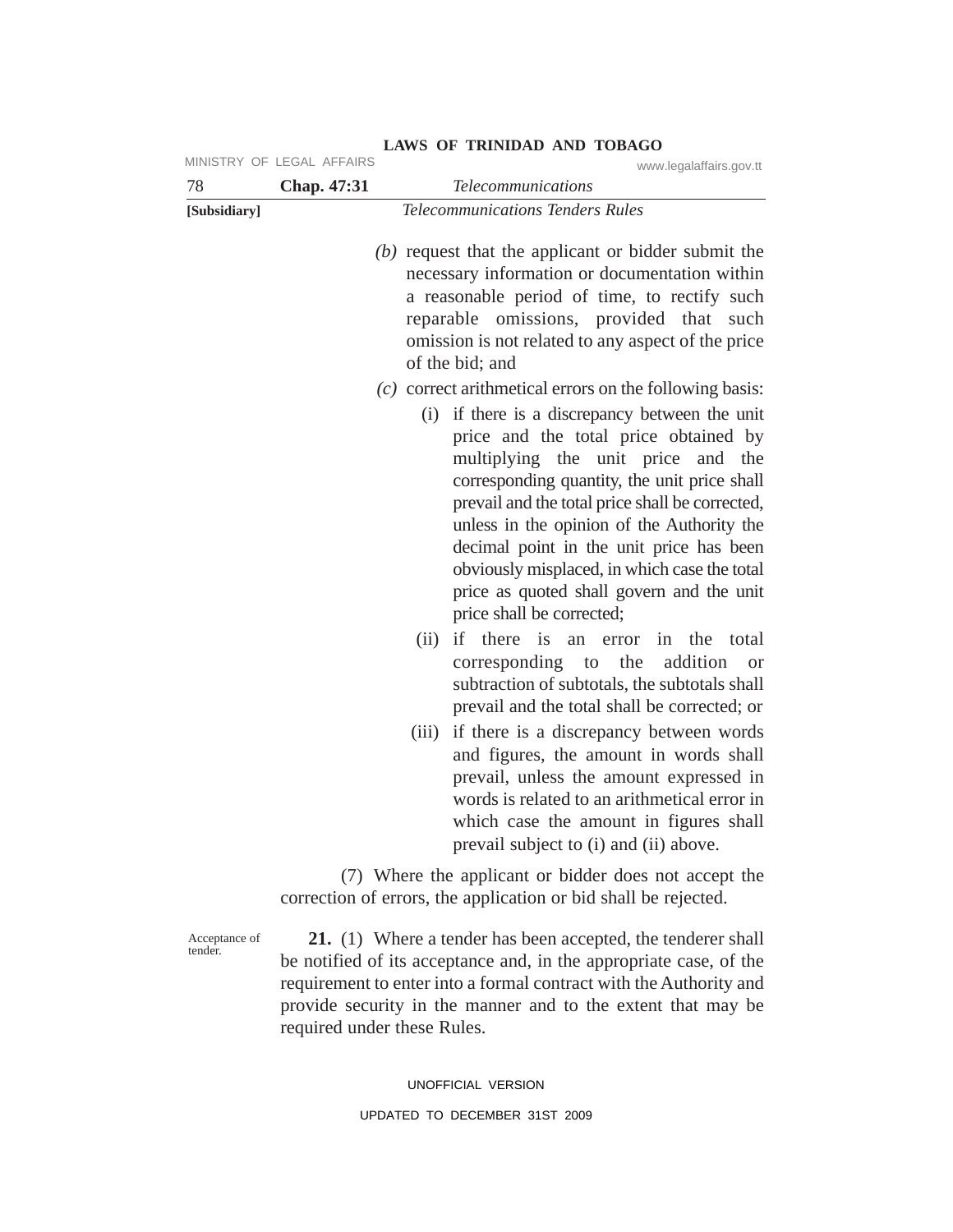*(b)* request that the applicant or bidder submit the necessary information or documentation within a reasonable period of time, to rectify such reparable omissions, provided that such omission is not related to any aspect of the price of the bid; and

*(c)* correct arithmetical errors on the following basis:

(i) if there is a discrepancy between the unit price and the total price obtained by multiplying the unit price and the corresponding quantity, the unit price shall prevail and the total price shall be corrected, unless in the opinion of the Authority the decimal point in the unit price has been obviously misplaced, in which case the total price as quoted shall govern and the unit price shall be corrected;

(ii) if there is an error in the total corresponding to the addition or subtraction of subtotals, the subtotals shall prevail and the total shall be corrected; or

(iii) if there is a discrepancy between words and figures, the amount in words shall prevail, unless the amount expressed in words is related to an arithmetical error in which case the amount in figures shall prevail subject to (i) and (ii) above.

(7) Where the applicant or bidder does not accept the correction of errors, the application or bid shall be rejected.

Acceptance of tender.

**21.** (1) Where a tender has been accepted, the tenderer shall be notified of its acceptance and, in the appropriate case, of the requirement to enter into a formal contract with the Authority and provide security in the manner and to the extent that may be required under these Rules.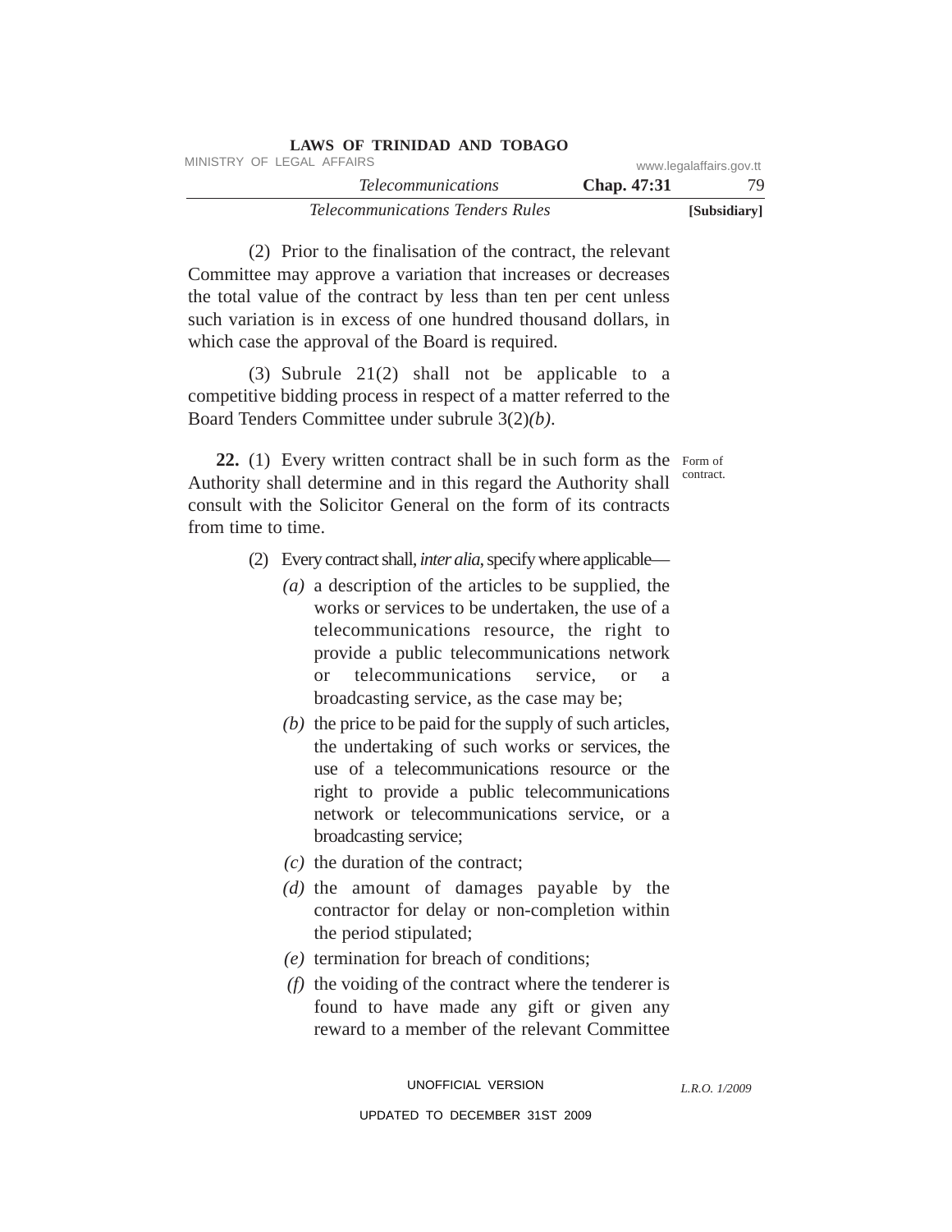(2) Prior to the finalisation of the contract, the relevant Committee may approve a variation that increases or decreases the total value of the contract by less than ten per cent unless such variation is in excess of one hundred thousand dollars, in which case the approval of the Board is required.

(3) Subrule 21(2) shall not be applicable to a competitive bidding process in respect of a matter referred to the Board Tenders Committee under subrule 3(2)*(b)*.

Form of contract.

**22.** (1) Every written contract shall be in such form as the Authority shall determine and in this regard the Authority shall consult with the Solicitor General on the form of its contracts from time to time.

(2) Every contract shall, *inter alia*, specify where applicable—

*(a)* a description of the articles to be supplied, the works or services to be undertaken, the use of a telecommunications resource, the right to provide a public telecommunications network or telecommunications service, or a broadcasting service, as the case may be;

*(b)* the price to be paid for the supply of such articles, the undertaking of such works or services, the use of a telecommunications resource or the right to provide a public telecommunications network or telecommunications service, or a broadcasting service;

*(c)* the duration of the contract;

*(d)* the amount of damages payable by the contractor for delay or non-completion within the period stipulated;

*(e)* termination for breach of conditions;

*(f)* the voiding of the contract where the tenderer is found to have made any gift or given any reward to a member of the relevant Committee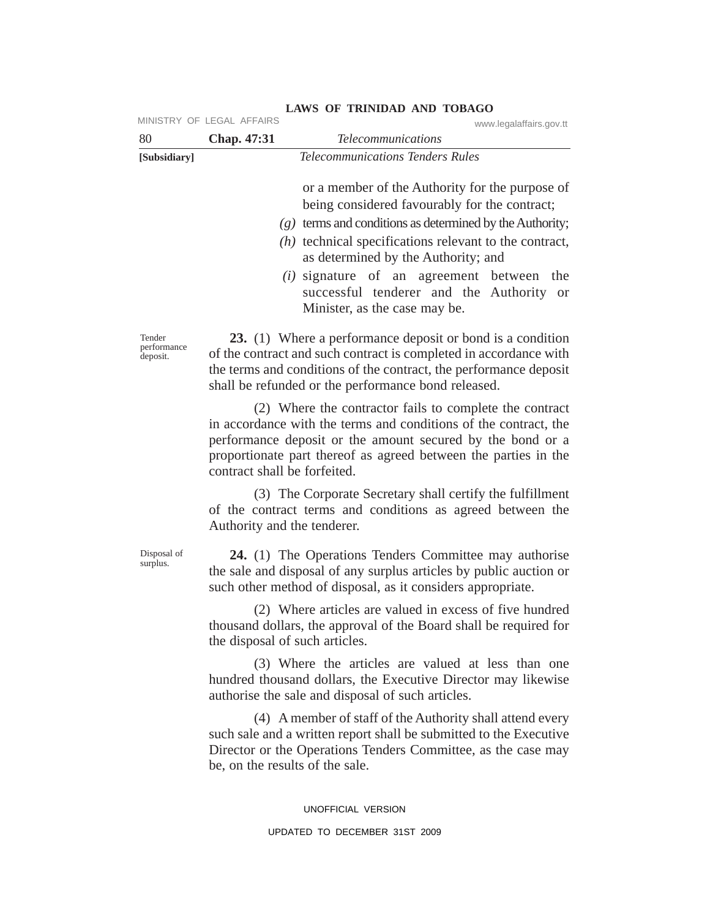or a member of the Authority for the purpose of being considered favourably for the contract;

*(g)* terms and conditions as determined by the Authority;

*(h)* technical specifications relevant to the contract, as determined by the Authority; and

*(i)* signature of an agreement between the successful tenderer and the Authority or Minister, as the case may be.

Tender performance deposit.

**23.** (1) Where a performance deposit or bond is a condition of the contract and such contract is completed in accordance with the terms and conditions of the contract, the performance deposit shall be refunded or the performance bond released.

(2) Where the contractor fails to complete the contract in accordance with the terms and conditions of the contract, the performance deposit or the amount secured by the bond or a proportionate part thereof as agreed between the parties in the contract shall be forfeited.

(3) The Corporate Secretary shall certify the fulfillment of the contract terms and conditions as agreed between the Authority and the tenderer.

Disposal of surplus.

**24.** (1) The Operations Tenders Committee may authorise the sale and disposal of any surplus articles by public auction or such other method of disposal, as it considers appropriate.

(2) Where articles are valued in excess of five hundred thousand dollars, the approval of the Board shall be required for the disposal of such articles.

(3) Where the articles are valued at less than one hundred thousand dollars, the Executive Director may likewise authorise the sale and disposal of such articles.

(4) A member of staff of the Authority shall attend every such sale and a written report shall be submitted to the Executive Director or the Operations Tenders Committee, as the case may be, on the results of the sale.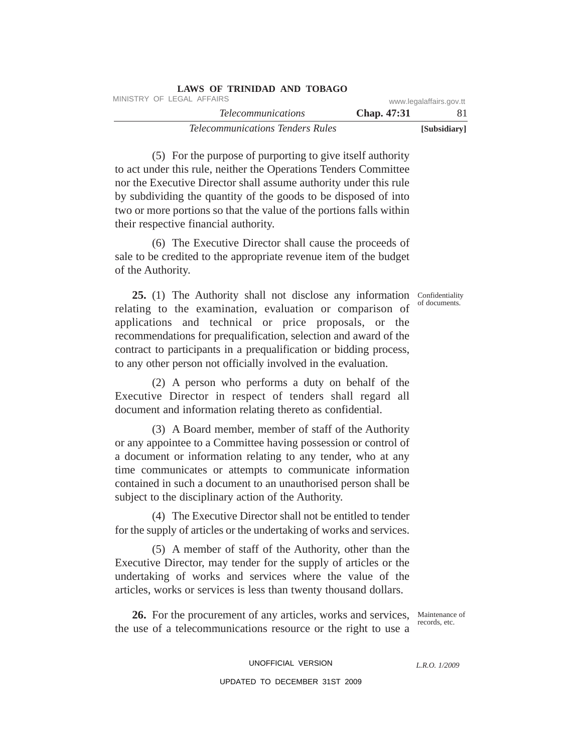(5) For the purpose of purporting to give itself authority to act under this rule, neither the Operations Tenders Committee nor the Executive Director shall assume authority under this rule by subdividing the quantity of the goods to be disposed of into two or more portions so that the value of the portions falls within their respective financial authority.

(6) The Executive Director shall cause the proceeds of sale to be credited to the appropriate revenue item of the budget of the Authority.

Confidentiality of documents.

**25.** (1) The Authority shall not disclose any information relating to the examination, evaluation or comparison of applications and technical or price proposals, or the recommendations for prequalification, selection and award of the contract to participants in a prequalification or bidding process, to any other person not officially involved in the evaluation.

(2) A person who performs a duty on behalf of the Executive Director in respect of tenders shall regard all document and information relating thereto as confidential.

(3) A Board member, member of staff of the Authority or any appointee to a Committee having possession or control of a document or information relating to any tender, who at any time communicates or attempts to communicate information contained in such a document to an unauthorised person shall be subject to the disciplinary action of the Authority.

(4) The Executive Director shall not be entitled to tender for the supply of articles or the undertaking of works and services.

(5) A member of staff of the Authority, other than the Executive Director, may tender for the supply of articles or the undertaking of works and services where the value of the articles, works or services is less than twenty thousand dollars.

Maintenance of records, etc.

**26.** For the procurement of any articles, works and services, the use of a telecommunications resource or the right to use a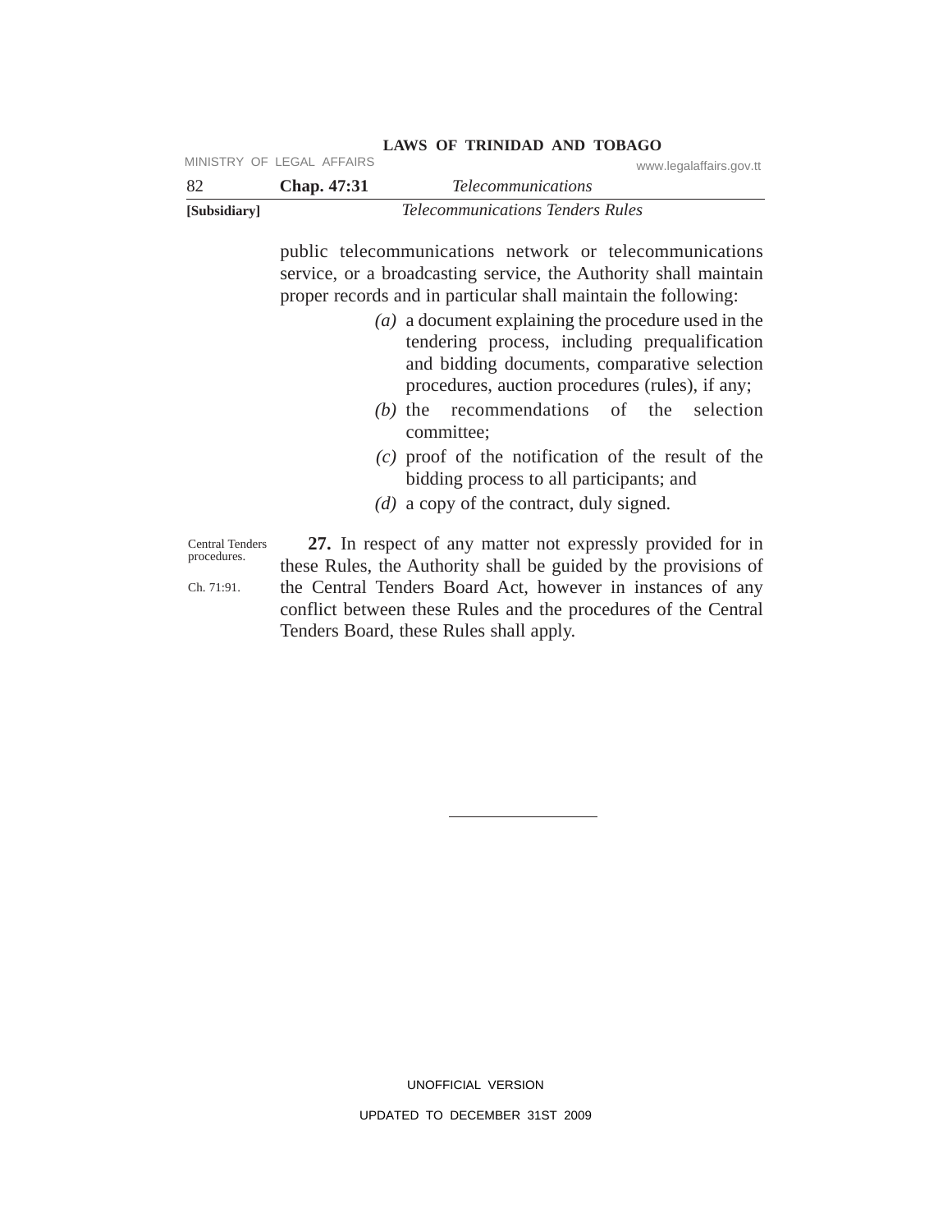public telecommunications network or telecommunications service, or a broadcasting service, the Authority shall maintain proper records and in particular shall maintain the following:

*(a)* a document explaining the procedure used in the tendering process, including prequalification and bidding documents, comparative selection procedures, auction procedures (rules), if any;

*(b)* the recommendations of the selection committee;

*(c)* proof of the notification of the result of the bidding process to all participants; and

*(d)* a copy of the contract, duly signed.

Central Tenders procedures.

Ch. 71:91.

**27.** In respect of any matter not expressly provided for in these Rules, the Authority shall be guided by the provisions of the Central Tenders Board Act, however in instances of any conflict between these Rules and the procedures of the Central Tenders Board, these Rules shall apply.

---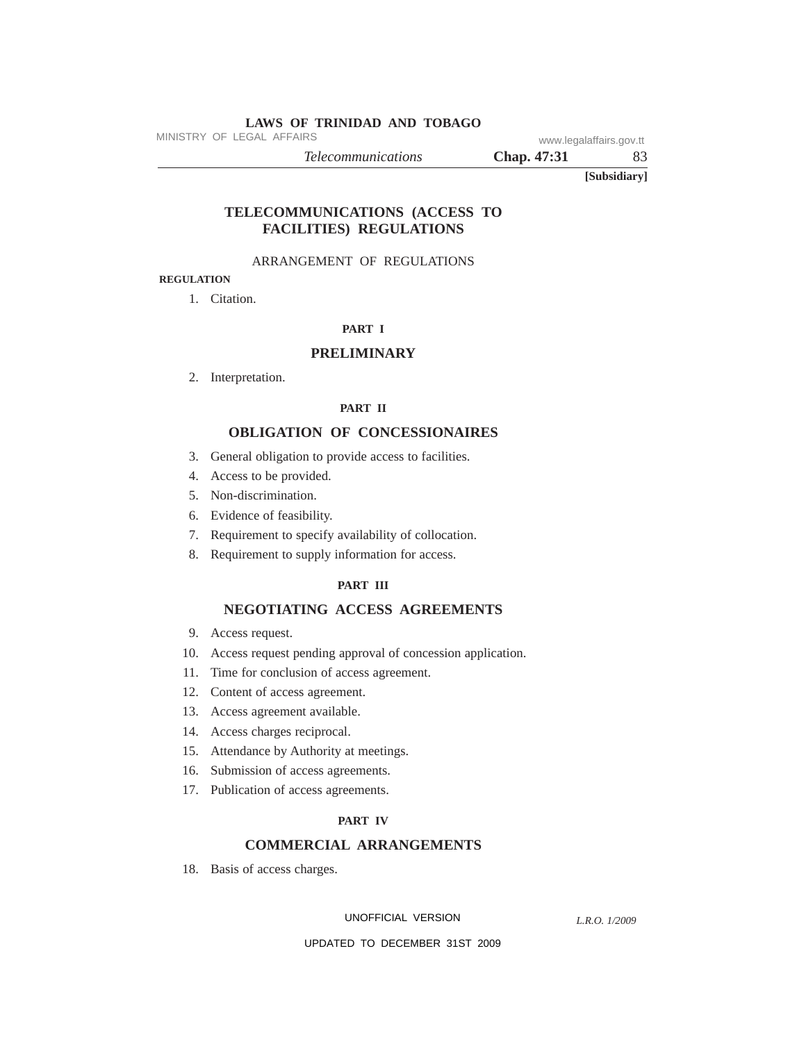[Subsidiary]

# TELECOMMUNICATIONS (ACCESS TO FACILITIES) REGULATIONS

ARRANGEMENT OF REGULATIONS

**REGULATION**

1. Citation.

**PART I**

## PRELIMINARY

2. Interpretation.

**PART II**

## OBLIGATION OF CONCESSIONAIRES

3. General obligation to provide access to facilities.
4. Access to be provided.
5. Non-discrimination.
6. Evidence of feasibility.
7. Requirement to specify availability of collocation.
8. Requirement to supply information for access.

**PART III**

## NEGOTIATING ACCESS AGREEMENTS

9. Access request.
10. Access request pending approval of concession application.
11. Time for conclusion of access agreement.
12. Content of access agreement.
13. Access agreement available.
14. Access charges reciprocal.
15. Attendance by Authority at meetings.
16. Submission of access agreements.
17. Publication of access agreements.

**PART IV**

## COMMERCIAL ARRANGEMENTS

18. Basis of access charges.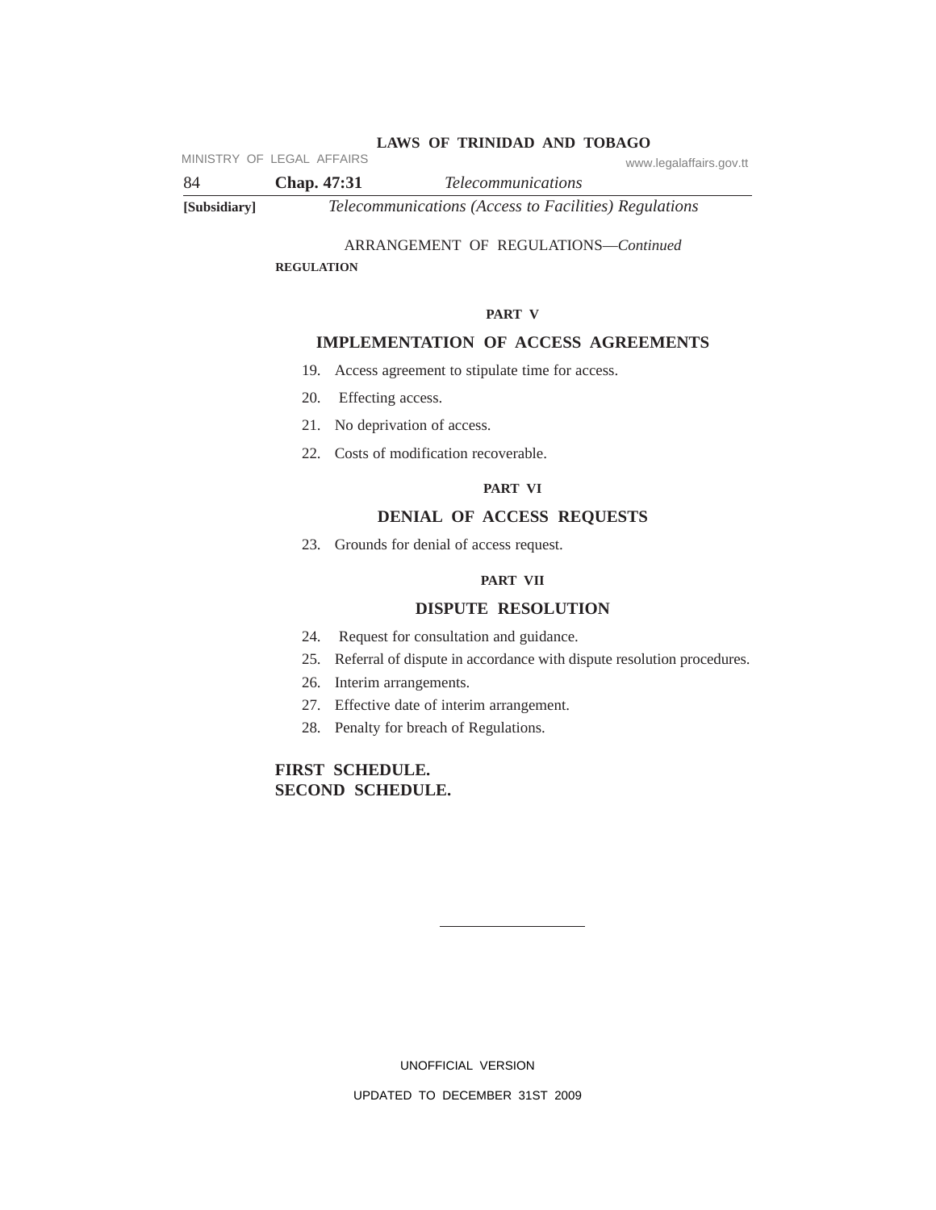ARRANGEMENT OF REGULATIONS—*Continued*

**REGULATION**

**PART V**

## IMPLEMENTATION OF ACCESS AGREEMENTS

19. Access agreement to stipulate time for access.
20. Effecting access.
21. No deprivation of access.
22. Costs of modification recoverable.

**PART VI**

## DENIAL OF ACCESS REQUESTS

23. Grounds for denial of access request.

**PART VII**

## DISPUTE RESOLUTION

24. Request for consultation and guidance.
25. Referral of dispute in accordance with dispute resolution procedures.
26. Interim arrangements.
27. Effective date of interim arrangement.
28. Penalty for breach of Regulations.

**FIRST SCHEDULE.**
**SECOND SCHEDULE.**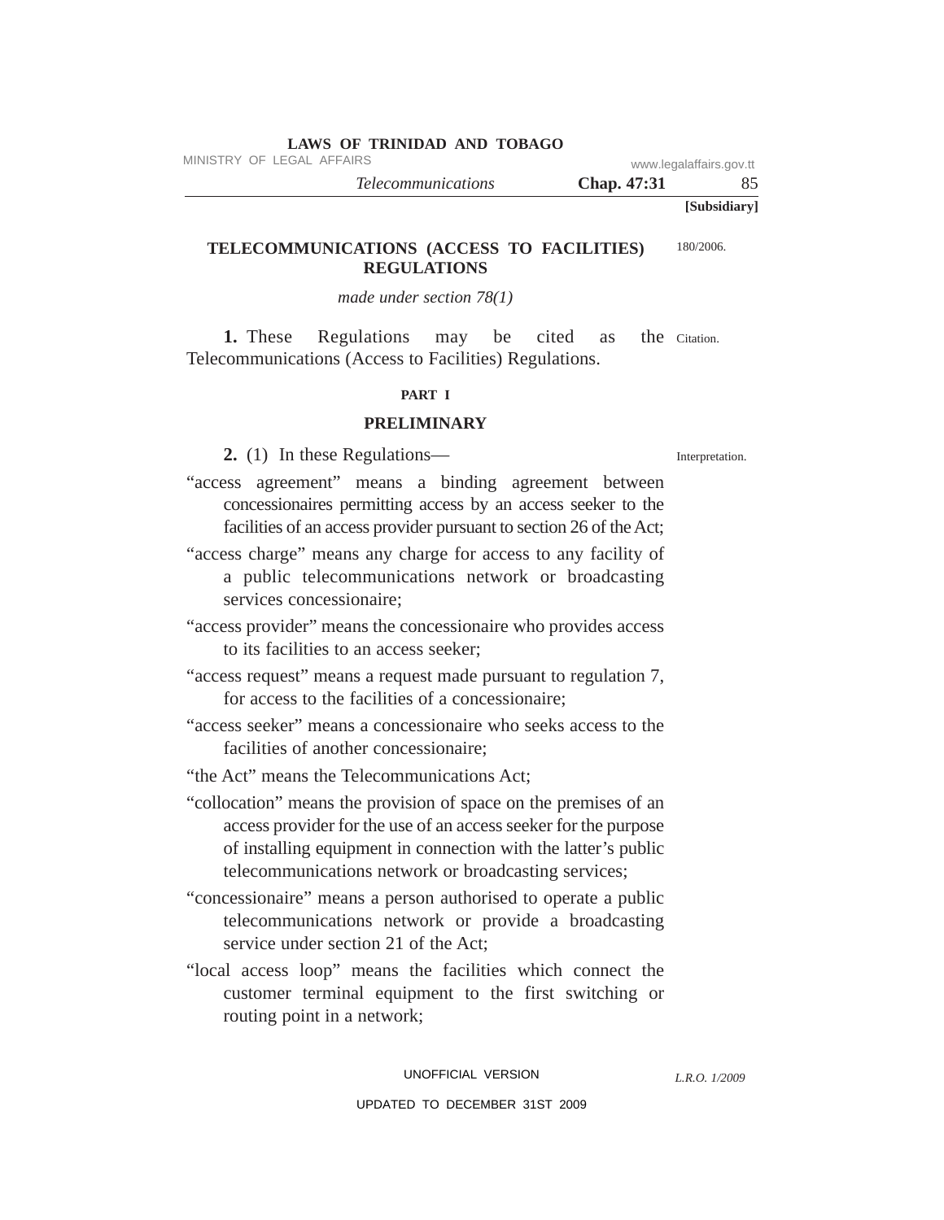**[Subsidiary]**

# TELECOMMUNICATIONS (ACCESS TO FACILITIES) REGULATIONS

180/2006.

*made under section 78(1)*

Citation.

**1.** These Regulations may be cited as the Telecommunications (Access to Facilities) Regulations.

## PART I

## PRELIMINARY

Interpretation.

**2.** (1) In these Regulations—

"access agreement" means a binding agreement between concessionaires permitting access by an access seeker to the facilities of an access provider pursuant to section 26 of the Act;

"access charge" means any charge for access to any facility of a public telecommunications network or broadcasting services concessionaire;

"access provider" means the concessionaire who provides access to its facilities to an access seeker;

"access request" means a request made pursuant to regulation 7, for access to the facilities of a concessionaire;

"access seeker" means a concessionaire who seeks access to the facilities of another concessionaire;

"the Act" means the Telecommunications Act;

"collocation" means the provision of space on the premises of an access provider for the use of an access seeker for the purpose of installing equipment in connection with the latter's public telecommunications network or broadcasting services;

"concessionaire" means a person authorised to operate a public telecommunications network or provide a broadcasting service under section 21 of the Act;

"local access loop" means the facilities which connect the customer terminal equipment to the first switching or routing point in a network;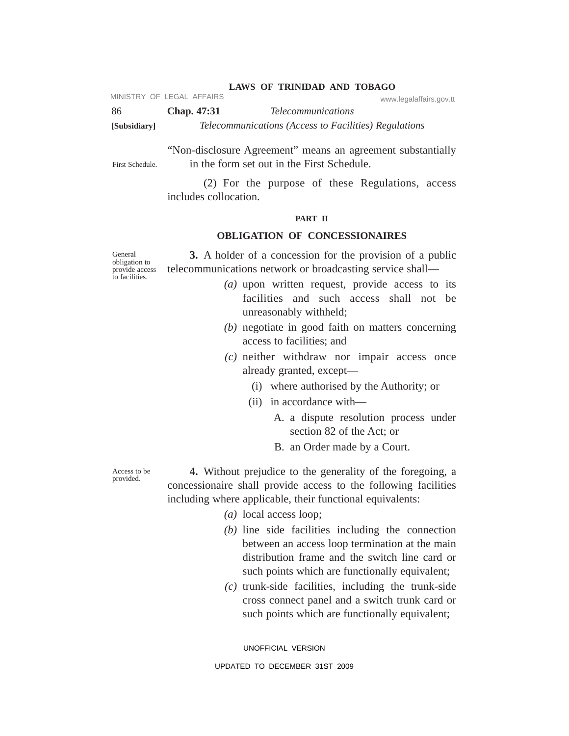"Non-disclosure Agreement" means an agreement substantially in the form set out in the First Schedule.

First Schedule.

(2) For the purpose of these Regulations, access includes collocation.

## PART II

## OBLIGATION OF CONCESSIONAIRES

General obligation to provide access to facilities.

**3.** A holder of a concession for the provision of a public telecommunications network or broadcasting service shall—

*(a)* upon written request, provide access to its facilities and such access shall not be unreasonably withheld;

*(b)* negotiate in good faith on matters concerning access to facilities; and

*(c)* neither withdraw nor impair access once already granted, except—

(i) where authorised by the Authority; or

(ii) in accordance with—

A. a dispute resolution process under section 82 of the Act; or

B. an Order made by a Court.

Access to be provided.

**4.** Without prejudice to the generality of the foregoing, a concessionaire shall provide access to the following facilities including where applicable, their functional equivalents:

*(a)* local access loop;

*(b)* line side facilities including the connection between an access loop termination at the main distribution frame and the switch line card or such points which are functionally equivalent;

*(c)* trunk-side facilities, including the trunk-side cross connect panel and a switch trunk card or such points which are functionally equivalent;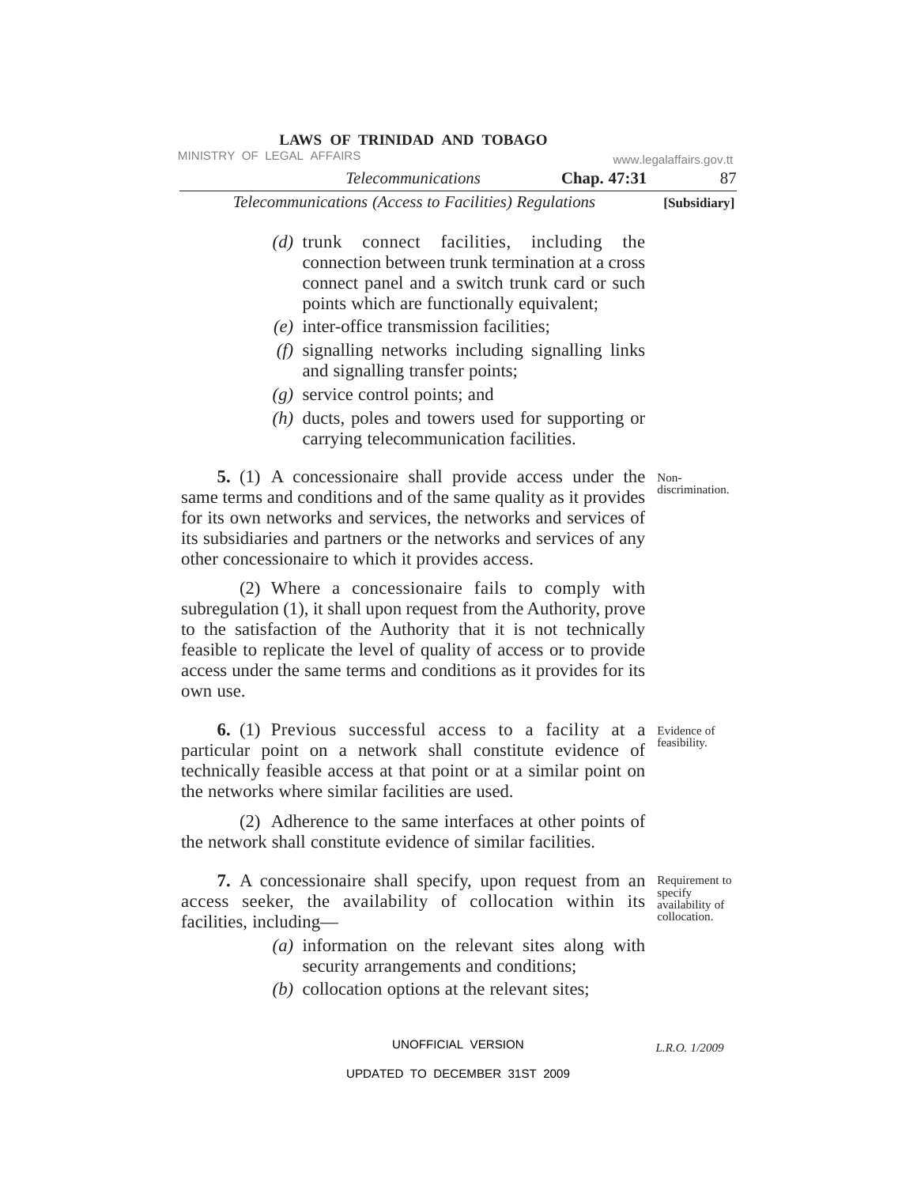*(d)* trunk connect facilities, including the connection between trunk termination at a cross connect panel and a switch trunk card or such points which are functionally equivalent;

*(e)* inter-office transmission facilities;

*(f)* signalling networks including signalling links and signalling transfer points;

*(g)* service control points; and

*(h)* ducts, poles and towers used for supporting or carrying telecommunication facilities.

Non-discrimination.

**5.** (1) A concessionaire shall provide access under the same terms and conditions and of the same quality as it provides for its own networks and services, the networks and services of its subsidiaries and partners or the networks and services of any other concessionaire to which it provides access.

(2) Where a concessionaire fails to comply with subregulation (1), it shall upon request from the Authority, prove to the satisfaction of the Authority that it is not technically feasible to replicate the level of quality of access or to provide access under the same terms and conditions as it provides for its own use.

Evidence of feasibility.

**6.** (1) Previous successful access to a facility at a particular point on a network shall constitute evidence of technically feasible access at that point or at a similar point on the networks where similar facilities are used.

(2) Adherence to the same interfaces at other points of the network shall constitute evidence of similar facilities.

Requirement to specify availability of collocation.

**7.** A concessionaire shall specify, upon request from an access seeker, the availability of collocation within its facilities, including—

*(a)* information on the relevant sites along with security arrangements and conditions;

*(b)* collocation options at the relevant sites;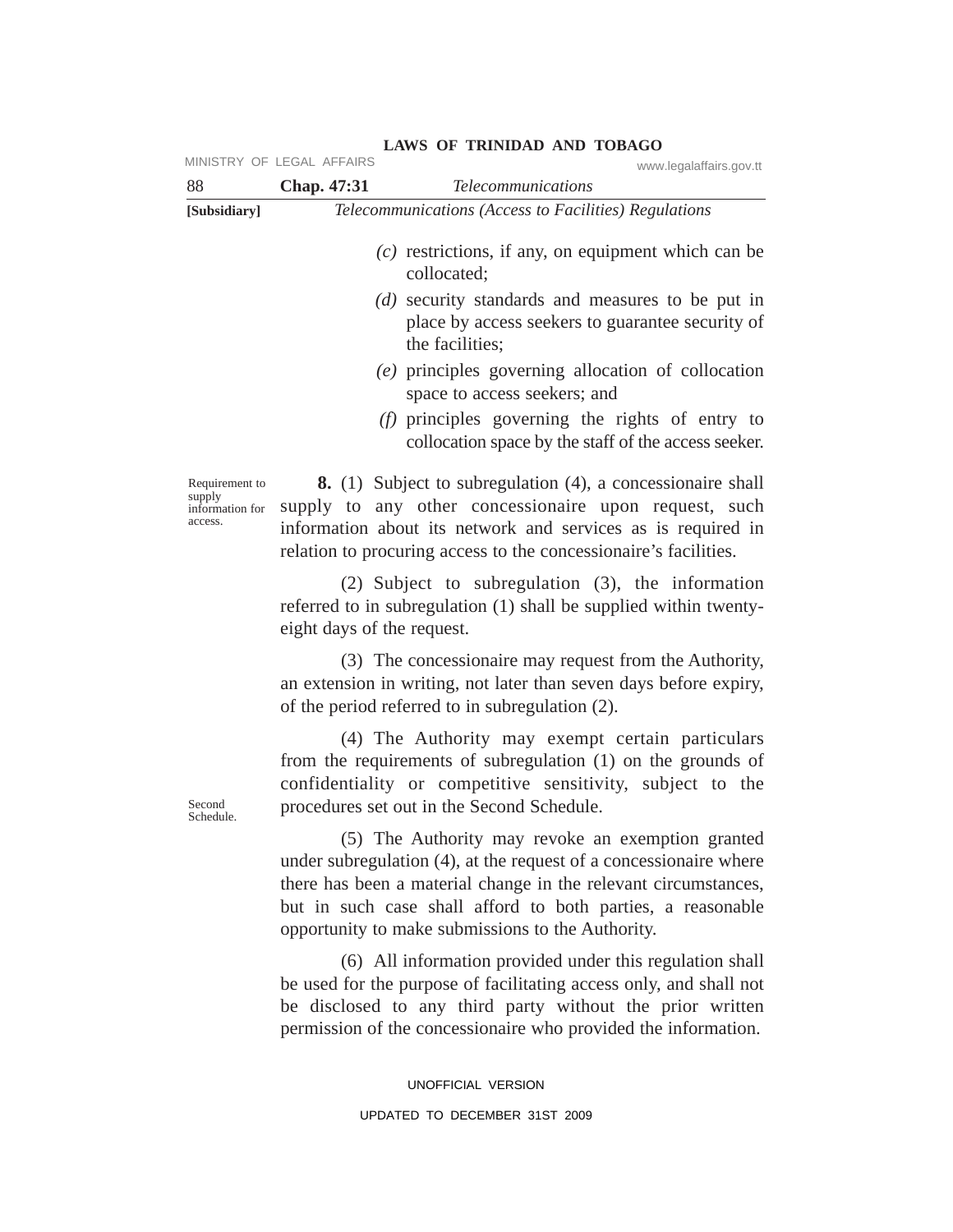*(c)* restrictions, if any, on equipment which can be collocated;

*(d)* security standards and measures to be put in place by access seekers to guarantee security of the facilities;

*(e)* principles governing allocation of collocation space to access seekers; and

*(f)* principles governing the rights of entry to collocation space by the staff of the access seeker.

Requirement to supply information for access.

**8.** (1) Subject to subregulation (4), a concessionaire shall supply to any other concessionaire upon request, such information about its network and services as is required in relation to procuring access to the concessionaire's facilities.

(2) Subject to subregulation (3), the information referred to in subregulation (1) shall be supplied within twenty-eight days of the request.

(3) The concessionaire may request from the Authority, an extension in writing, not later than seven days before expiry, of the period referred to in subregulation (2).

Second Schedule.

(4) The Authority may exempt certain particulars from the requirements of subregulation (1) on the grounds of confidentiality or competitive sensitivity, subject to the procedures set out in the Second Schedule.

(5) The Authority may revoke an exemption granted under subregulation (4), at the request of a concessionaire where there has been a material change in the relevant circumstances, but in such case shall afford to both parties, a reasonable opportunity to make submissions to the Authority.

(6) All information provided under this regulation shall be used for the purpose of facilitating access only, and shall not be disclosed to any third party without the prior written permission of the concessionaire who provided the information.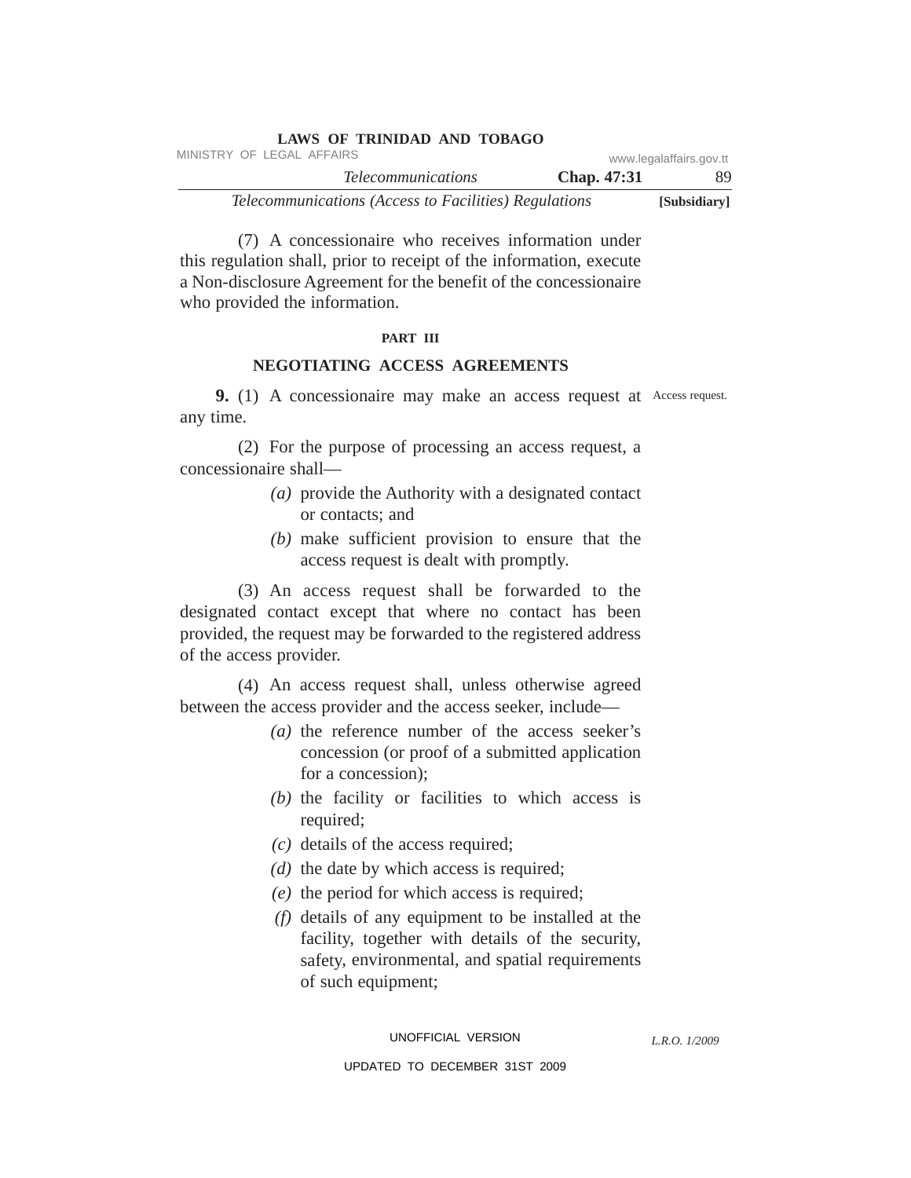(7) A concessionaire who receives information under this regulation shall, prior to receipt of the information, execute a Non-disclosure Agreement for the benefit of the concessionaire who provided the information.

## PART III

## NEGOTIATING ACCESS AGREEMENTS

Access request.

**9.** (1) A concessionaire may make an access request at any time.

(2) For the purpose of processing an access request, a concessionaire shall—

*(a)* provide the Authority with a designated contact or contacts; and

*(b)* make sufficient provision to ensure that the access request is dealt with promptly.

(3) An access request shall be forwarded to the designated contact except that where no contact has been provided, the request may be forwarded to the registered address of the access provider.

(4) An access request shall, unless otherwise agreed between the access provider and the access seeker, include—

*(a)* the reference number of the access seeker's concession (or proof of a submitted application for a concession);

*(b)* the facility or facilities to which access is required;

*(c)* details of the access required;

*(d)* the date by which access is required;

*(e)* the period for which access is required;

*(f)* details of any equipment to be installed at the facility, together with details of the security, safety, environmental, and spatial requirements of such equipment;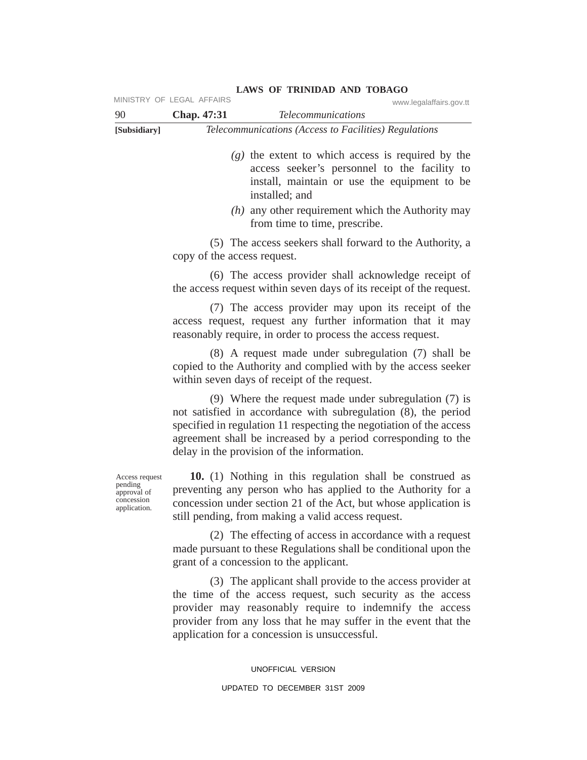*(g)* the extent to which access is required by the access seeker's personnel to the facility to install, maintain or use the equipment to be installed; and

*(h)* any other requirement which the Authority may from time to time, prescribe.

(5) The access seekers shall forward to the Authority, a copy of the access request.

(6) The access provider shall acknowledge receipt of the access request within seven days of its receipt of the request.

(7) The access provider may upon its receipt of the access request, request any further information that it may reasonably require, in order to process the access request.

(8) A request made under subregulation (7) shall be copied to the Authority and complied with by the access seeker within seven days of receipt of the request.

(9) Where the request made under subregulation (7) is not satisfied in accordance with subregulation (8), the period specified in regulation 11 respecting the negotiation of the access agreement shall be increased by a period corresponding to the delay in the provision of the information.

Access request pending approval of concession application.

**10.** (1) Nothing in this regulation shall be construed as preventing any person who has applied to the Authority for a concession under section 21 of the Act, but whose application is still pending, from making a valid access request.

(2) The effecting of access in accordance with a request made pursuant to these Regulations shall be conditional upon the grant of a concession to the applicant.

(3) The applicant shall provide to the access provider at the time of the access request, such security as the access provider may reasonably require to indemnify the access provider from any loss that he may suffer in the event that the application for a concession is unsuccessful.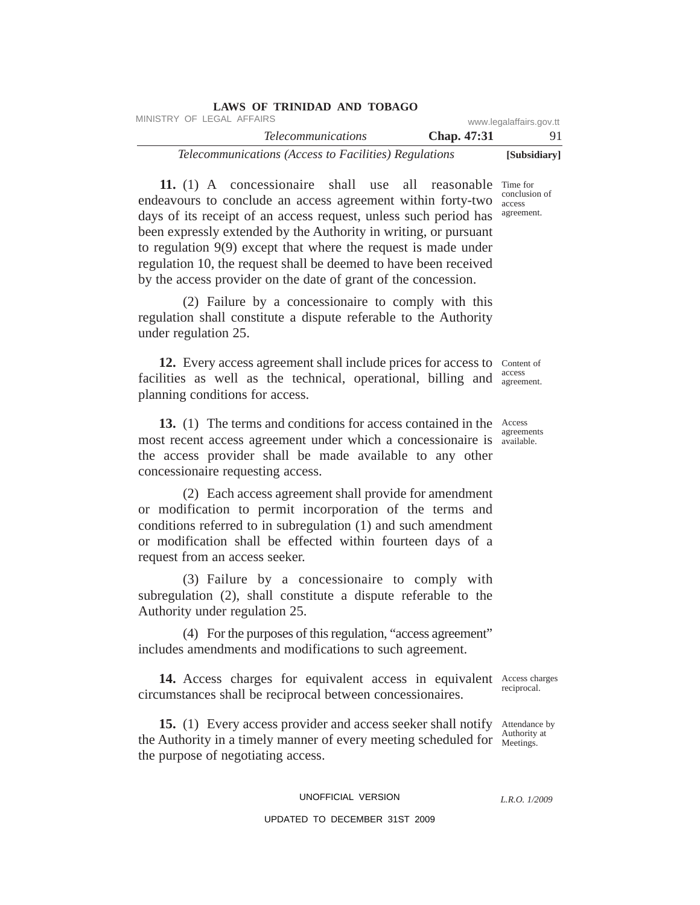**11.** (1) A concessionaire shall use all reasonable endeavours to conclude an access agreement within forty-two days of its receipt of an access request, unless such period has been expressly extended by the Authority in writing, or pursuant to regulation 9(9) except that where the request is made under regulation 10, the request shall be deemed to have been received by the access provider on the date of grant of the concession.

Time for conclusion of access agreement.

(2) Failure by a concessionaire to comply with this regulation shall constitute a dispute referable to the Authority under regulation 25.

**12.** Every access agreement shall include prices for access to facilities as well as the technical, operational, billing and planning conditions for access.

Content of access agreement.

**13.** (1) The terms and conditions for access contained in the most recent access agreement under which a concessionaire is the access provider shall be made available to any other concessionaire requesting access.

Access agreements available.

(2) Each access agreement shall provide for amendment or modification to permit incorporation of the terms and conditions referred to in subregulation (1) and such amendment or modification shall be effected within fourteen days of a request from an access seeker.

(3) Failure by a concessionaire to comply with subregulation (2), shall constitute a dispute referable to the Authority under regulation 25.

(4) For the purposes of this regulation, "access agreement" includes amendments and modifications to such agreement.

**14.** Access charges for equivalent access in equivalent circumstances shall be reciprocal between concessionaires.

Access charges reciprocal.

**15.** (1) Every access provider and access seeker shall notify the Authority in a timely manner of every meeting scheduled for the purpose of negotiating access.

Attendance by Authority at Meetings.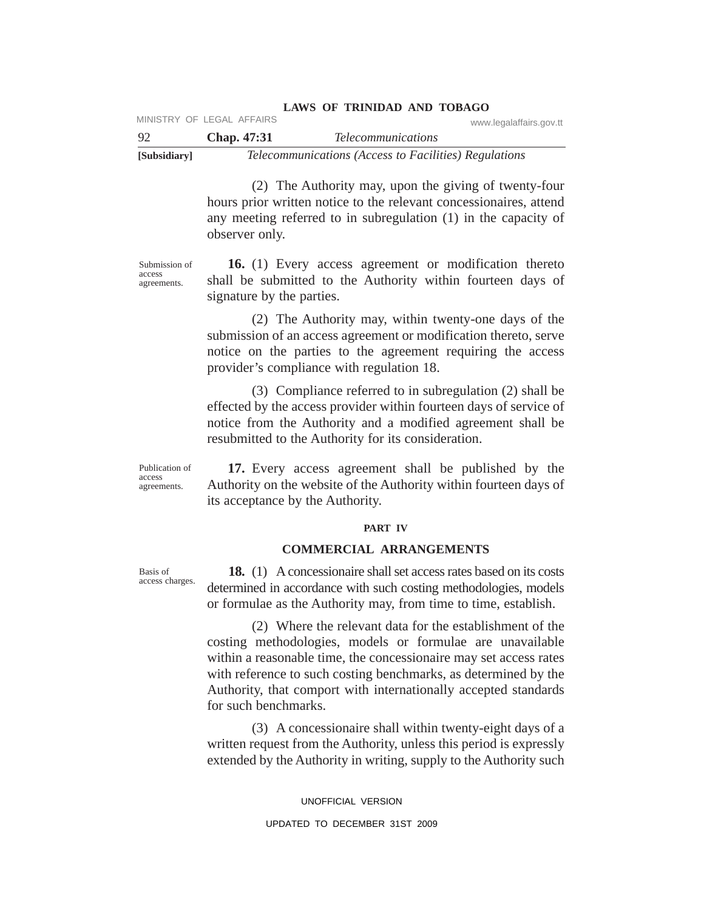(2) The Authority may, upon the giving of twenty-four hours prior written notice to the relevant concessionaires, attend any meeting referred to in subregulation (1) in the capacity of observer only.

Submission of access agreements.

**16.** (1) Every access agreement or modification thereto shall be submitted to the Authority within fourteen days of signature by the parties.

(2) The Authority may, within twenty-one days of the submission of an access agreement or modification thereto, serve notice on the parties to the agreement requiring the access provider's compliance with regulation 18.

(3) Compliance referred to in subregulation (2) shall be effected by the access provider within fourteen days of service of notice from the Authority and a modified agreement shall be resubmitted to the Authority for its consideration.

Publication of access agreements.

**17.** Every access agreement shall be published by the Authority on the website of the Authority within fourteen days of its acceptance by the Authority.

## PART IV

## COMMERCIAL ARRANGEMENTS

Basis of access charges.

**18.** (1) A concessionaire shall set access rates based on its costs determined in accordance with such costing methodologies, models or formulae as the Authority may, from time to time, establish.

(2) Where the relevant data for the establishment of the costing methodologies, models or formulae are unavailable within a reasonable time, the concessionaire may set access rates with reference to such costing benchmarks, as determined by the Authority, that comport with internationally accepted standards for such benchmarks.

(3) A concessionaire shall within twenty-eight days of a written request from the Authority, unless this period is expressly extended by the Authority in writing, supply to the Authority such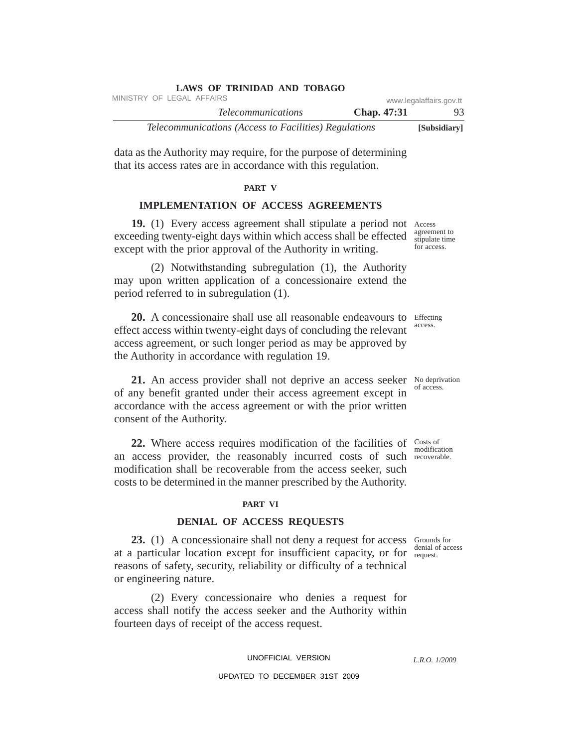data as the Authority may require, for the purpose of determining that its access rates are in accordance with this regulation.

## PART V

## IMPLEMENTATION OF ACCESS AGREEMENTS

Access agreement to stipulate time for access.

**19.** (1) Every access agreement shall stipulate a period not exceeding twenty-eight days within which access shall be effected except with the prior approval of the Authority in writing.

(2) Notwithstanding subregulation (1), the Authority may upon written application of a concessionaire extend the period referred to in subregulation (1).

Effecting access.

**20.** A concessionaire shall use all reasonable endeavours to effect access within twenty-eight days of concluding the relevant access agreement, or such longer period as may be approved by the Authority in accordance with regulation 19.

No deprivation of access.

**21.** An access provider shall not deprive an access seeker of any benefit granted under their access agreement except in accordance with the access agreement or with the prior written consent of the Authority.

Costs of modification recoverable.

**22.** Where access requires modification of the facilities of an access provider, the reasonably incurred costs of such modification shall be recoverable from the access seeker, such costs to be determined in the manner prescribed by the Authority.

## PART VI

## DENIAL OF ACCESS REQUESTS

Grounds for denial of access request.

**23.** (1) A concessionaire shall not deny a request for access at a particular location except for insufficient capacity, or for reasons of safety, security, reliability or difficulty of a technical or engineering nature.

(2) Every concessionaire who denies a request for access shall notify the access seeker and the Authority within fourteen days of receipt of the access request.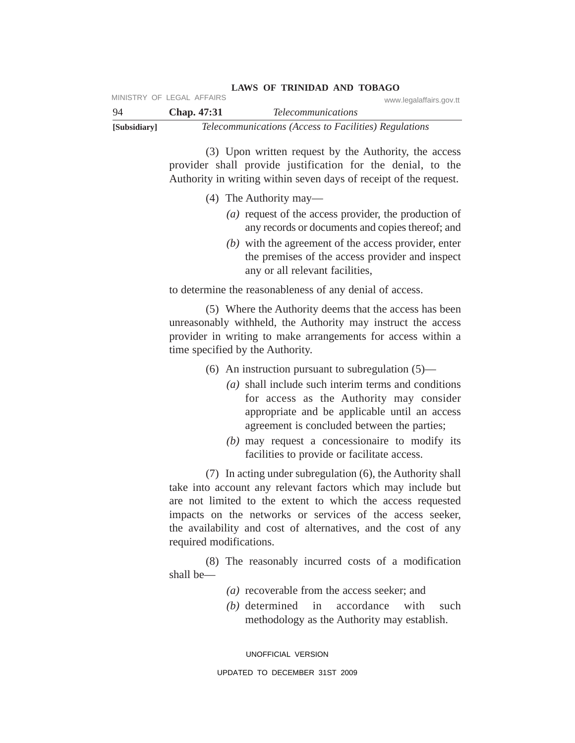(3) Upon written request by the Authority, the access provider shall provide justification for the denial, to the Authority in writing within seven days of receipt of the request.

(4) The Authority may—

*(a)* request of the access provider, the production of any records or documents and copies thereof; and

*(b)* with the agreement of the access provider, enter the premises of the access provider and inspect any or all relevant facilities,

to determine the reasonableness of any denial of access.

(5) Where the Authority deems that the access has been unreasonably withheld, the Authority may instruct the access provider in writing to make arrangements for access within a time specified by the Authority.

(6) An instruction pursuant to subregulation (5)—

*(a)* shall include such interim terms and conditions for access as the Authority may consider appropriate and be applicable until an access agreement is concluded between the parties;

*(b)* may request a concessionaire to modify its facilities to provide or facilitate access.

(7) In acting under subregulation (6), the Authority shall take into account any relevant factors which may include but are not limited to the extent to which the access requested impacts on the networks or services of the access seeker, the availability and cost of alternatives, and the cost of any required modifications.

(8) The reasonably incurred costs of a modification shall be—

*(a)* recoverable from the access seeker; and

*(b)* determined in accordance with such methodology as the Authority may establish.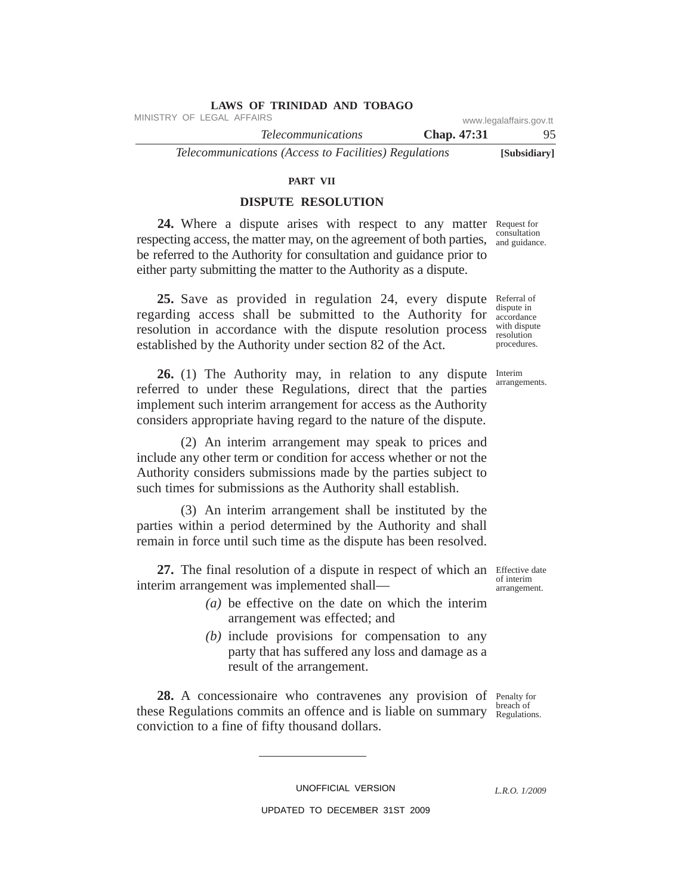## PART VII

## DISPUTE RESOLUTION

Request for consultation and guidance.

**24.** Where a dispute arises with respect to any matter respecting access, the matter may, on the agreement of both parties, be referred to the Authority for consultation and guidance prior to either party submitting the matter to the Authority as a dispute.

Referral of dispute in accordance with dispute resolution procedures.

**25.** Save as provided in regulation 24, every dispute regarding access shall be submitted to the Authority for resolution in accordance with the dispute resolution process established by the Authority under section 82 of the Act.

Interim arrangements.

**26.** (1) The Authority may, in relation to any dispute referred to under these Regulations, direct that the parties implement such interim arrangement for access as the Authority considers appropriate having regard to the nature of the dispute.

(2) An interim arrangement may speak to prices and include any other term or condition for access whether or not the Authority considers submissions made by the parties subject to such times for submissions as the Authority shall establish.

(3) An interim arrangement shall be instituted by the parties within a period determined by the Authority and shall remain in force until such time as the dispute has been resolved.

Effective date of interim arrangement.

**27.** The final resolution of a dispute in respect of which an interim arrangement was implemented shall—

*(a)* be effective on the date on which the interim arrangement was effected; and

*(b)* include provisions for compensation to any party that has suffered any loss and damage as a result of the arrangement.

Penalty for breach of Regulations.

**28.** A concessionaire who contravenes any provision of these Regulations commits an offence and is liable on summary conviction to a fine of fifty thousand dollars.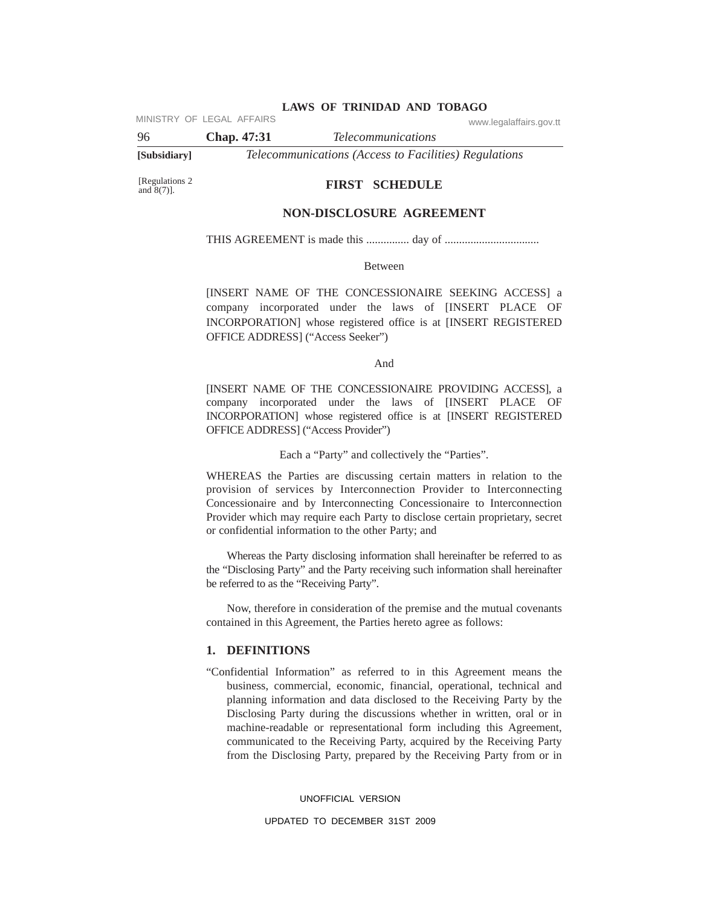[Regulations 2 and 8(7)].

# FIRST SCHEDULE

## NON-DISCLOSURE AGREEMENT

THIS AGREEMENT is made this ............... day of .................................

Between

[INSERT NAME OF THE CONCESSIONAIRE SEEKING ACCESS] a company incorporated under the laws of [INSERT PLACE OF INCORPORATION] whose registered office is at [INSERT REGISTERED OFFICE ADDRESS] ("Access Seeker")

And

[INSERT NAME OF THE CONCESSIONAIRE PROVIDING ACCESS], a company incorporated under the laws of [INSERT PLACE OF INCORPORATION] whose registered office is at [INSERT REGISTERED OFFICE ADDRESS] ("Access Provider")

Each a "Party" and collectively the "Parties".

WHEREAS the Parties are discussing certain matters in relation to the provision of services by Interconnection Provider to Interconnecting Concessionaire and by Interconnecting Concessionaire to Interconnection Provider which may require each Party to disclose certain proprietary, secret or confidential information to the other Party; and

Whereas the Party disclosing information shall hereinafter be referred to as the "Disclosing Party" and the Party receiving such information shall hereinafter be referred to as the "Receiving Party".

Now, therefore in consideration of the premise and the mutual covenants contained in this Agreement, the Parties hereto agree as follows:

### 1. DEFINITIONS

"Confidential Information" as referred to in this Agreement means the business, commercial, economic, financial, operational, technical and planning information and data disclosed to the Receiving Party by the Disclosing Party during the discussions whether in written, oral or in machine-readable or representational form including this Agreement, communicated to the Receiving Party, acquired by the Receiving Party from the Disclosing Party, prepared by the Receiving Party from or in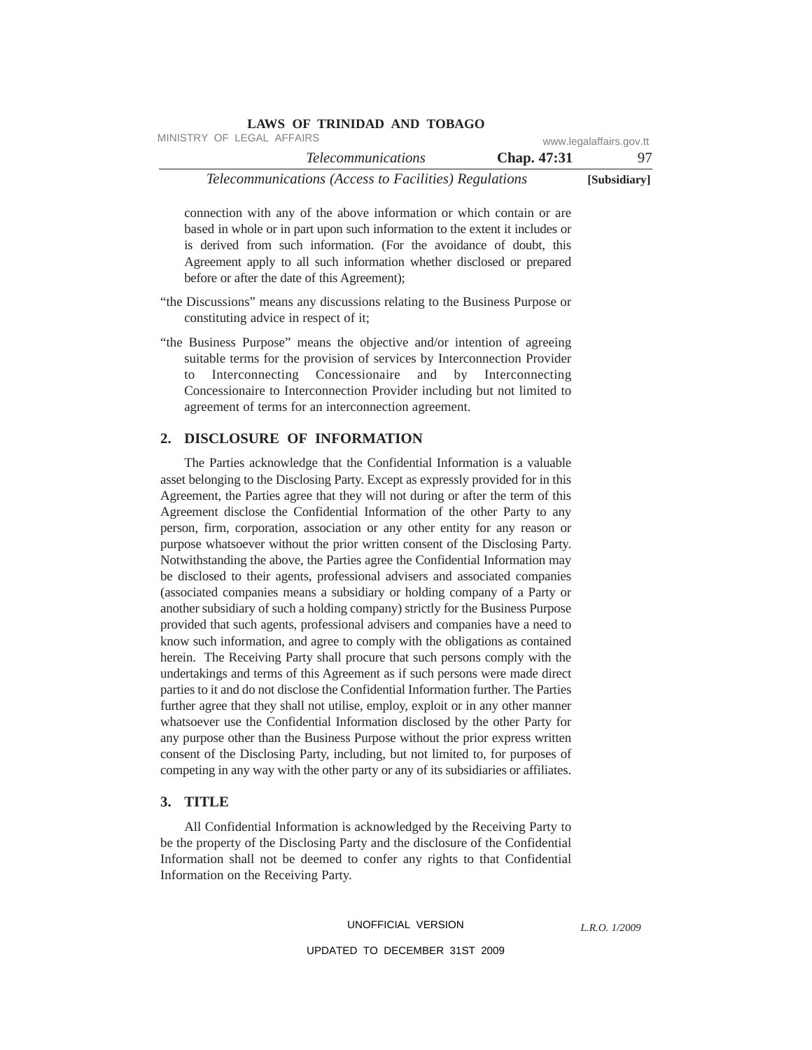connection with any of the above information or which contain or are based in whole or in part upon such information to the extent it includes or is derived from such information. (For the avoidance of doubt, this Agreement apply to all such information whether disclosed or prepared before or after the date of this Agreement);

"the Discussions" means any discussions relating to the Business Purpose or constituting advice in respect of it;

"the Business Purpose" means the objective and/or intention of agreeing suitable terms for the provision of services by Interconnection Provider to Interconnecting Concessionaire and by Interconnecting Concessionaire to Interconnection Provider including but not limited to agreement of terms for an interconnection agreement.

## 2. DISCLOSURE OF INFORMATION

The Parties acknowledge that the Confidential Information is a valuable asset belonging to the Disclosing Party. Except as expressly provided for in this Agreement, the Parties agree that they will not during or after the term of this Agreement disclose the Confidential Information of the other Party to any person, firm, corporation, association or any other entity for any reason or purpose whatsoever without the prior written consent of the Disclosing Party. Notwithstanding the above, the Parties agree the Confidential Information may be disclosed to their agents, professional advisers and associated companies (associated companies means a subsidiary or holding company of a Party or another subsidiary of such a holding company) strictly for the Business Purpose provided that such agents, professional advisers and companies have a need to know such information, and agree to comply with the obligations as contained herein. The Receiving Party shall procure that such persons comply with the undertakings and terms of this Agreement as if such persons were made direct parties to it and do not disclose the Confidential Information further. The Parties further agree that they shall not utilise, employ, exploit or in any other manner whatsoever use the Confidential Information disclosed by the other Party for any purpose other than the Business Purpose without the prior express written consent of the Disclosing Party, including, but not limited to, for purposes of competing in any way with the other party or any of its subsidiaries or affiliates.

## 3. TITLE

All Confidential Information is acknowledged by the Receiving Party to be the property of the Disclosing Party and the disclosure of the Confidential Information shall not be deemed to confer any rights to that Confidential Information on the Receiving Party.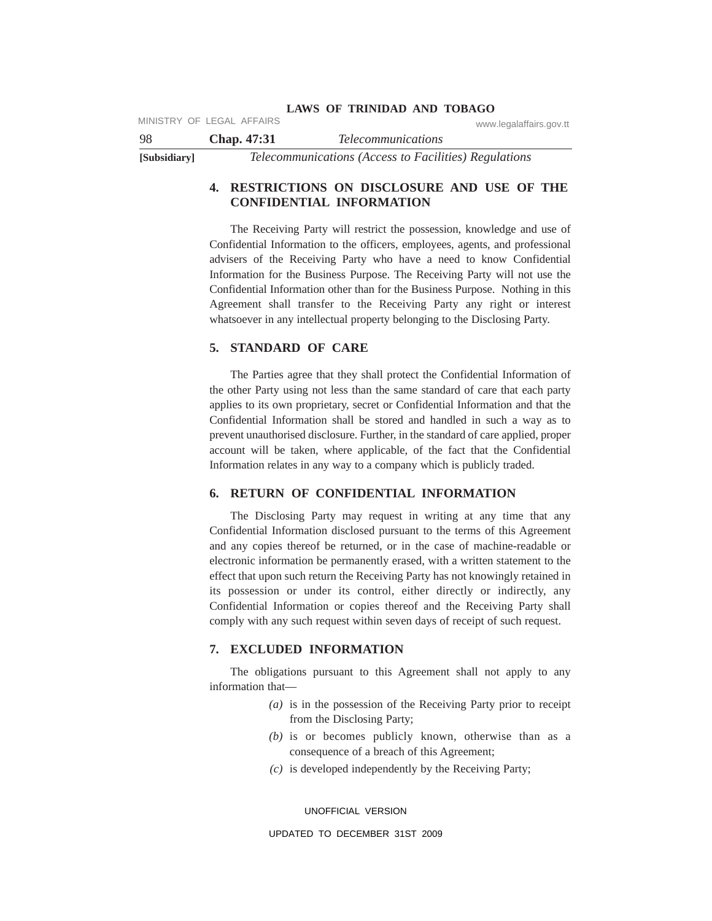## 4. RESTRICTIONS ON DISCLOSURE AND USE OF THE CONFIDENTIAL INFORMATION

The Receiving Party will restrict the possession, knowledge and use of Confidential Information to the officers, employees, agents, and professional advisers of the Receiving Party who have a need to know Confidential Information for the Business Purpose. The Receiving Party will not use the Confidential Information other than for the Business Purpose. Nothing in this Agreement shall transfer to the Receiving Party any right or interest whatsoever in any intellectual property belonging to the Disclosing Party.

## 5. STANDARD OF CARE

The Parties agree that they shall protect the Confidential Information of the other Party using not less than the same standard of care that each party applies to its own proprietary, secret or Confidential Information and that the Confidential Information shall be stored and handled in such a way as to prevent unauthorised disclosure. Further, in the standard of care applied, proper account will be taken, where applicable, of the fact that the Confidential Information relates in any way to a company which is publicly traded.

## 6. RETURN OF CONFIDENTIAL INFORMATION

The Disclosing Party may request in writing at any time that any Confidential Information disclosed pursuant to the terms of this Agreement and any copies thereof be returned, or in the case of machine-readable or electronic information be permanently erased, with a written statement to the effect that upon such return the Receiving Party has not knowingly retained in its possession or under its control, either directly or indirectly, any Confidential Information or copies thereof and the Receiving Party shall comply with any such request within seven days of receipt of such request.

## 7. EXCLUDED INFORMATION

The obligations pursuant to this Agreement shall not apply to any information that—

*(a)* is in the possession of the Receiving Party prior to receipt from the Disclosing Party;

*(b)* is or becomes publicly known, otherwise than as a consequence of a breach of this Agreement;

*(c)* is developed independently by the Receiving Party;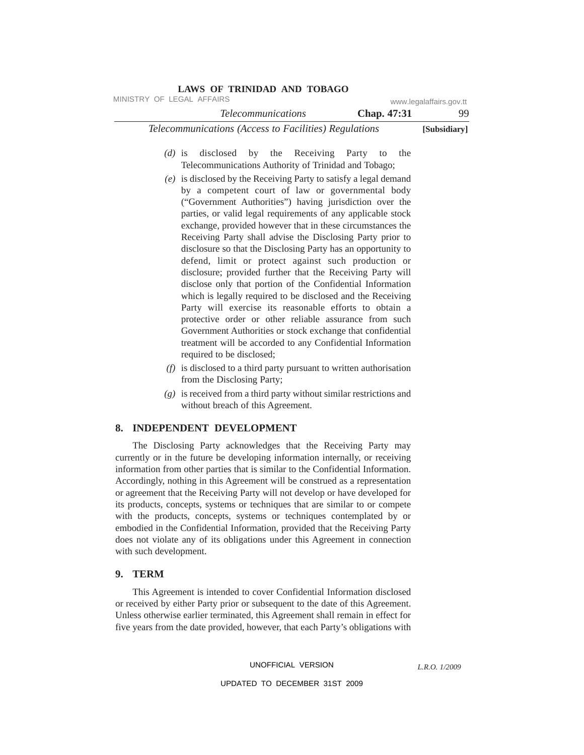*(d)* is disclosed by the Receiving Party to the Telecommunications Authority of Trinidad and Tobago;

*(e)* is disclosed by the Receiving Party to satisfy a legal demand by a competent court of law or governmental body ("Government Authorities") having jurisdiction over the parties, or valid legal requirements of any applicable stock exchange, provided however that in these circumstances the Receiving Party shall advise the Disclosing Party prior to disclosure so that the Disclosing Party has an opportunity to defend, limit or protect against such production or disclosure; provided further that the Receiving Party will disclose only that portion of the Confidential Information which is legally required to be disclosed and the Receiving Party will exercise its reasonable efforts to obtain a protective order or other reliable assurance from such Government Authorities or stock exchange that confidential treatment will be accorded to any Confidential Information required to be disclosed;

*(f)* is disclosed to a third party pursuant to written authorisation from the Disclosing Party;

*(g)* is received from a third party without similar restrictions and without breach of this Agreement.

## 8. INDEPENDENT DEVELOPMENT

The Disclosing Party acknowledges that the Receiving Party may currently or in the future be developing information internally, or receiving information from other parties that is similar to the Confidential Information. Accordingly, nothing in this Agreement will be construed as a representation or agreement that the Receiving Party will not develop or have developed for its products, concepts, systems or techniques that are similar to or compete with the products, concepts, systems or techniques contemplated by or embodied in the Confidential Information, provided that the Receiving Party does not violate any of its obligations under this Agreement in connection with such development.

## 9. TERM

This Agreement is intended to cover Confidential Information disclosed or received by either Party prior or subsequent to the date of this Agreement. Unless otherwise earlier terminated, this Agreement shall remain in effect for five years from the date provided, however, that each Party's obligations with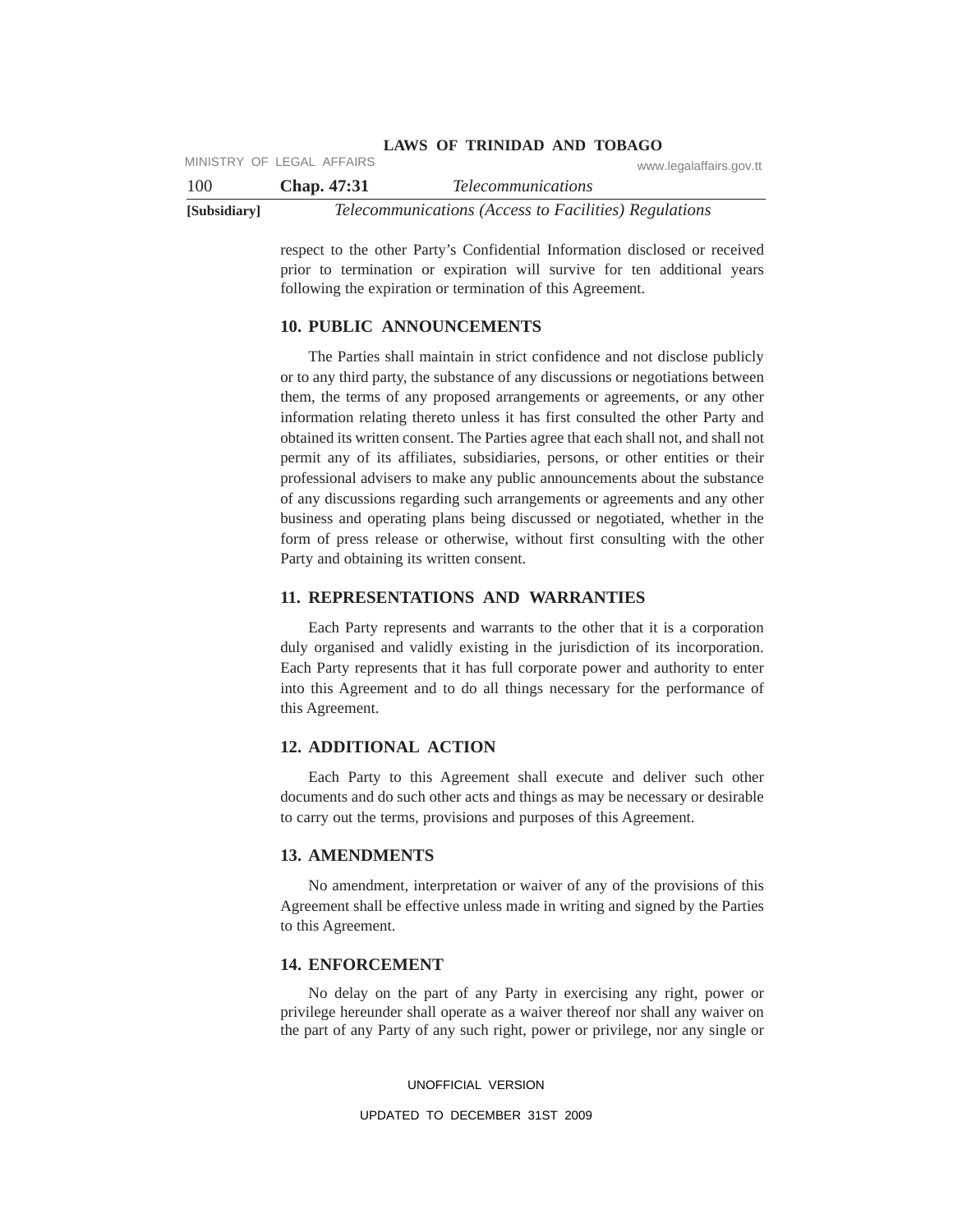respect to the other Party's Confidential Information disclosed or received prior to termination or expiration will survive for ten additional years following the expiration or termination of this Agreement.

## 10. PUBLIC ANNOUNCEMENTS

The Parties shall maintain in strict confidence and not disclose publicly or to any third party, the substance of any discussions or negotiations between them, the terms of any proposed arrangements or agreements, or any other information relating thereto unless it has first consulted the other Party and obtained its written consent. The Parties agree that each shall not, and shall not permit any of its affiliates, subsidiaries, persons, or other entities or their professional advisers to make any public announcements about the substance of any discussions regarding such arrangements or agreements and any other business and operating plans being discussed or negotiated, whether in the form of press release or otherwise, without first consulting with the other Party and obtaining its written consent.

## 11. REPRESENTATIONS AND WARRANTIES

Each Party represents and warrants to the other that it is a corporation duly organised and validly existing in the jurisdiction of its incorporation. Each Party represents that it has full corporate power and authority to enter into this Agreement and to do all things necessary for the performance of this Agreement.

## 12. ADDITIONAL ACTION

Each Party to this Agreement shall execute and deliver such other documents and do such other acts and things as may be necessary or desirable to carry out the terms, provisions and purposes of this Agreement.

## 13. AMENDMENTS

No amendment, interpretation or waiver of any of the provisions of this Agreement shall be effective unless made in writing and signed by the Parties to this Agreement.

## 14. ENFORCEMENT

No delay on the part of any Party in exercising any right, power or privilege hereunder shall operate as a waiver thereof nor shall any waiver on the part of any Party of any such right, power or privilege, nor any single or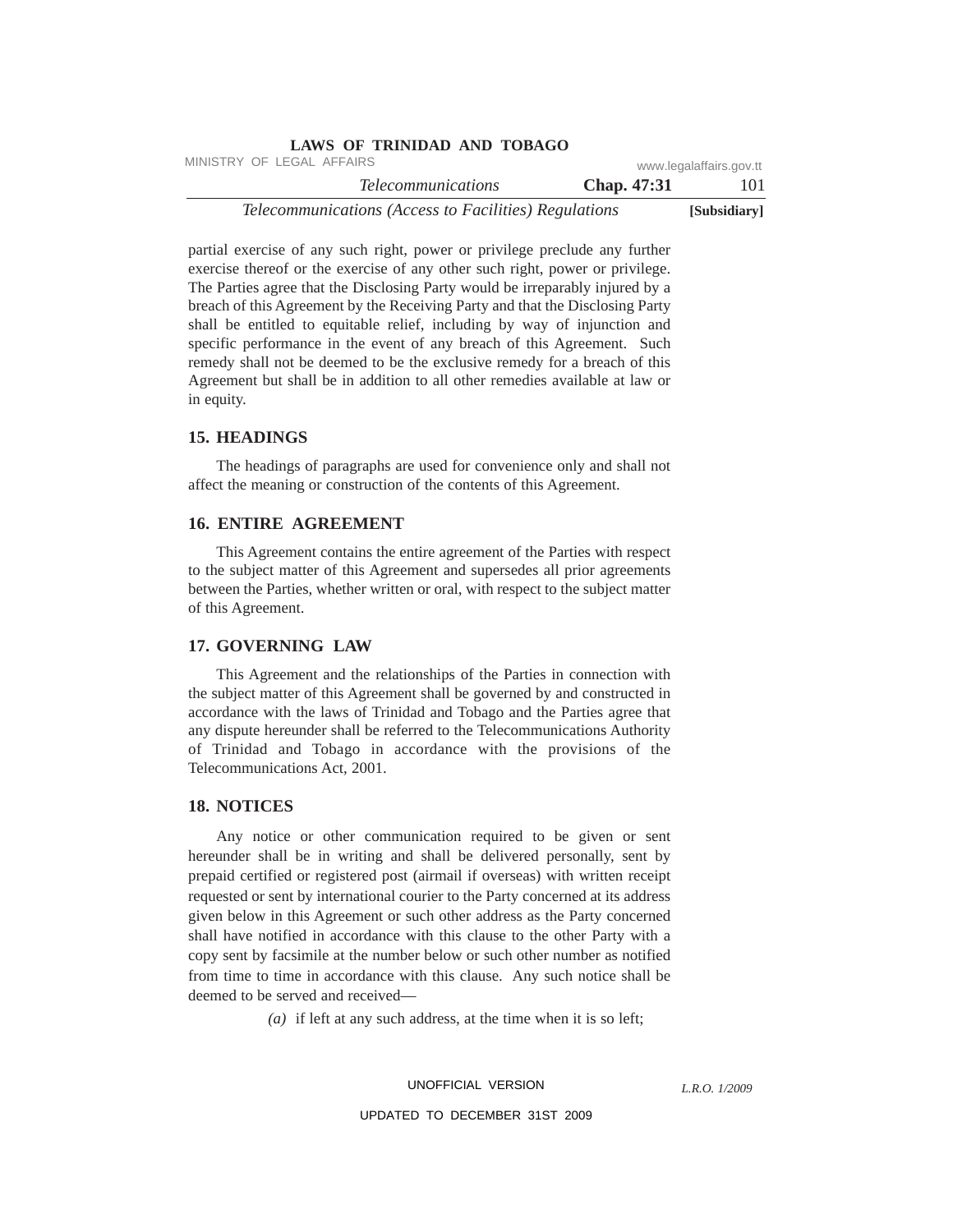partial exercise of any such right, power or privilege preclude any further exercise thereof or the exercise of any other such right, power or privilege. The Parties agree that the Disclosing Party would be irreparably injured by a breach of this Agreement by the Receiving Party and that the Disclosing Party shall be entitled to equitable relief, including by way of injunction and specific performance in the event of any breach of this Agreement. Such remedy shall not be deemed to be the exclusive remedy for a breach of this Agreement but shall be in addition to all other remedies available at law or in equity.

## 15. HEADINGS

The headings of paragraphs are used for convenience only and shall not affect the meaning or construction of the contents of this Agreement.

## 16. ENTIRE AGREEMENT

This Agreement contains the entire agreement of the Parties with respect to the subject matter of this Agreement and supersedes all prior agreements between the Parties, whether written or oral, with respect to the subject matter of this Agreement.

## 17. GOVERNING LAW

This Agreement and the relationships of the Parties in connection with the subject matter of this Agreement shall be governed by and constructed in accordance with the laws of Trinidad and Tobago and the Parties agree that any dispute hereunder shall be referred to the Telecommunications Authority of Trinidad and Tobago in accordance with the provisions of the Telecommunications Act, 2001.

## 18. NOTICES

Any notice or other communication required to be given or sent hereunder shall be in writing and shall be delivered personally, sent by prepaid certified or registered post (airmail if overseas) with written receipt requested or sent by international courier to the Party concerned at its address given below in this Agreement or such other address as the Party concerned shall have notified in accordance with this clause to the other Party with a copy sent by facsimile at the number below or such other number as notified from time to time in accordance with this clause. Any such notice shall be deemed to be served and received—

*(a)* if left at any such address, at the time when it is so left;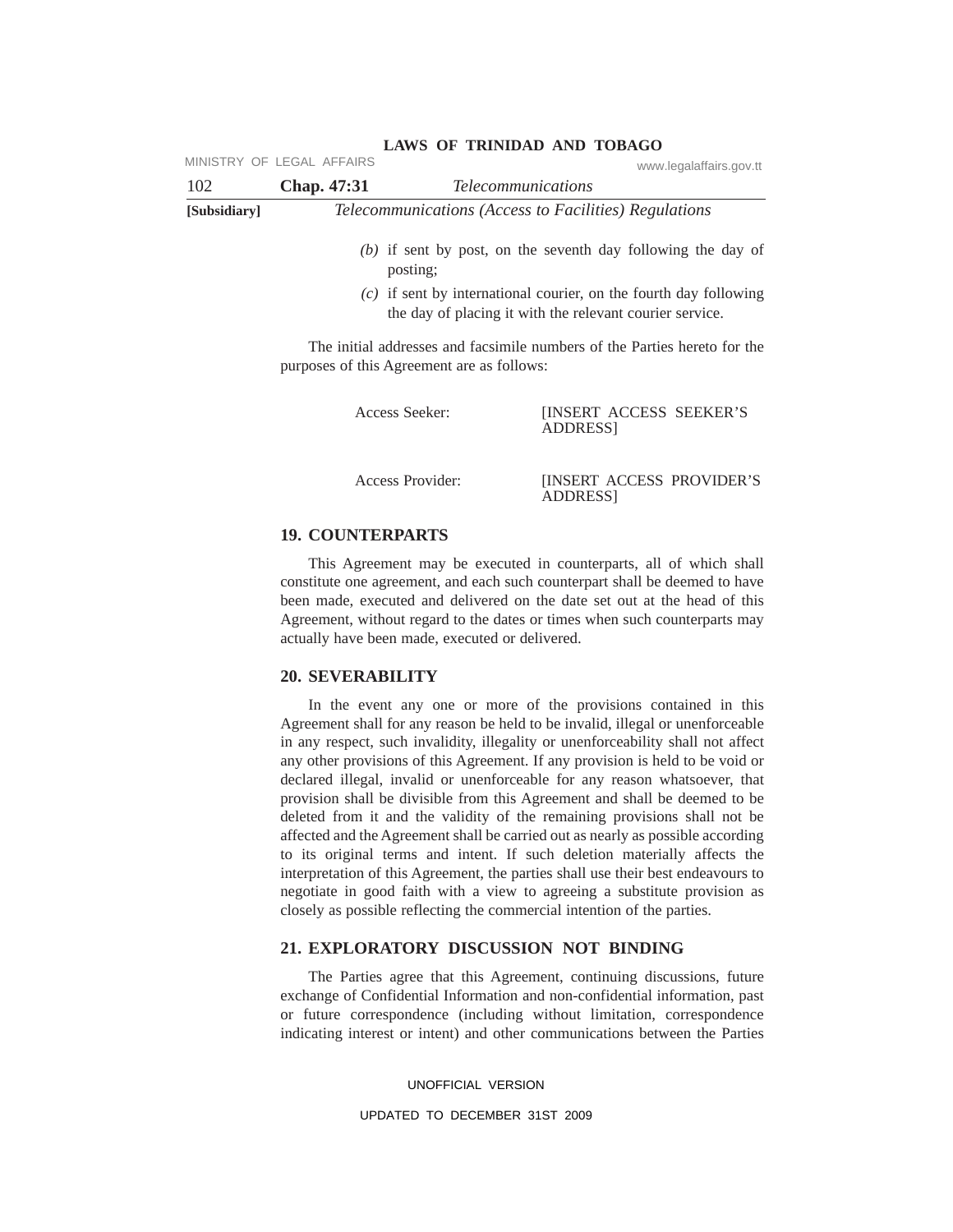*(b)* if sent by post, on the seventh day following the day of posting;

*(c)* if sent by international courier, on the fourth day following the day of placing it with the relevant courier service.

The initial addresses and facsimile numbers of the Parties hereto for the purposes of this Agreement are as follows:

Access Seeker: [INSERT ACCESS SEEKER'S ADDRESS]

Access Provider: [INSERT ACCESS PROVIDER'S ADDRESS]

## 19. COUNTERPARTS

This Agreement may be executed in counterparts, all of which shall constitute one agreement, and each such counterpart shall be deemed to have been made, executed and delivered on the date set out at the head of this Agreement, without regard to the dates or times when such counterparts may actually have been made, executed or delivered.

## 20. SEVERABILITY

In the event any one or more of the provisions contained in this Agreement shall for any reason be held to be invalid, illegal or unenforceable in any respect, such invalidity, illegality or unenforceability shall not affect any other provisions of this Agreement. If any provision is held to be void or declared illegal, invalid or unenforceable for any reason whatsoever, that provision shall be divisible from this Agreement and shall be deemed to be deleted from it and the validity of the remaining provisions shall not be affected and the Agreement shall be carried out as nearly as possible according to its original terms and intent. If such deletion materially affects the interpretation of this Agreement, the parties shall use their best endeavours to negotiate in good faith with a view to agreeing a substitute provision as closely as possible reflecting the commercial intention of the parties.

## 21. EXPLORATORY DISCUSSION NOT BINDING

The Parties agree that this Agreement, continuing discussions, future exchange of Confidential Information and non-confidential information, past or future correspondence (including without limitation, correspondence indicating interest or intent) and other communications between the Parties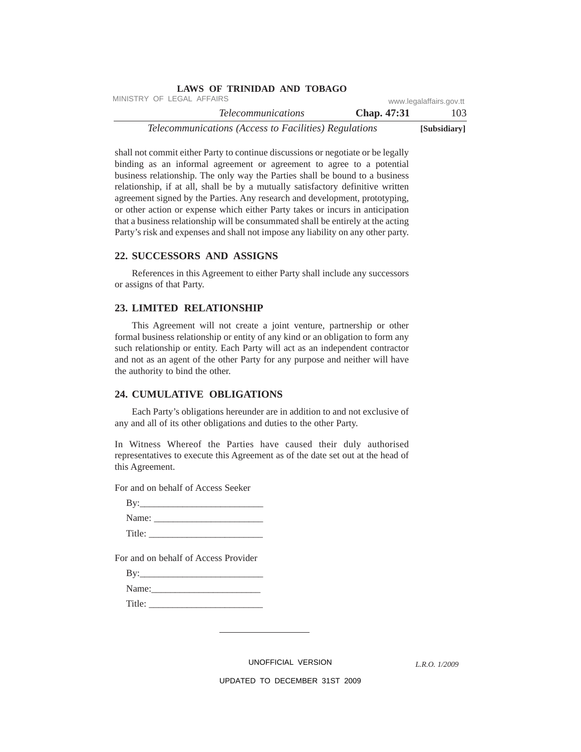shall not commit either Party to continue discussions or negotiate or be legally binding as an informal agreement or agreement to agree to a potential business relationship. The only way the Parties shall be bound to a business relationship, if at all, shall be by a mutually satisfactory definitive written agreement signed by the Parties. Any research and development, prototyping, or other action or expense which either Party takes or incurs in anticipation that a business relationship will be consummated shall be entirely at the acting Party's risk and expenses and shall not impose any liability on any other party.

## 22. SUCCESSORS AND ASSIGNS

References in this Agreement to either Party shall include any successors or assigns of that Party.

## 23. LIMITED RELATIONSHIP

This Agreement will not create a joint venture, partnership or other formal business relationship or entity of any kind or an obligation to form any such relationship or entity. Each Party will act as an independent contractor and not as an agent of the other Party for any purpose and neither will have the authority to bind the other.

## 24. CUMULATIVE OBLIGATIONS

Each Party's obligations hereunder are in addition to and not exclusive of any and all of its other obligations and duties to the other Party.

In Witness Whereof the Parties have caused their duly authorised representatives to execute this Agreement as of the date set out at the head of this Agreement.

For and on behalf of Access Seeker

By:_________________________

Name: ______________________

Title: _______________________

For and on behalf of Access Provider

By:_________________________

Name:______________________

Title: _______________________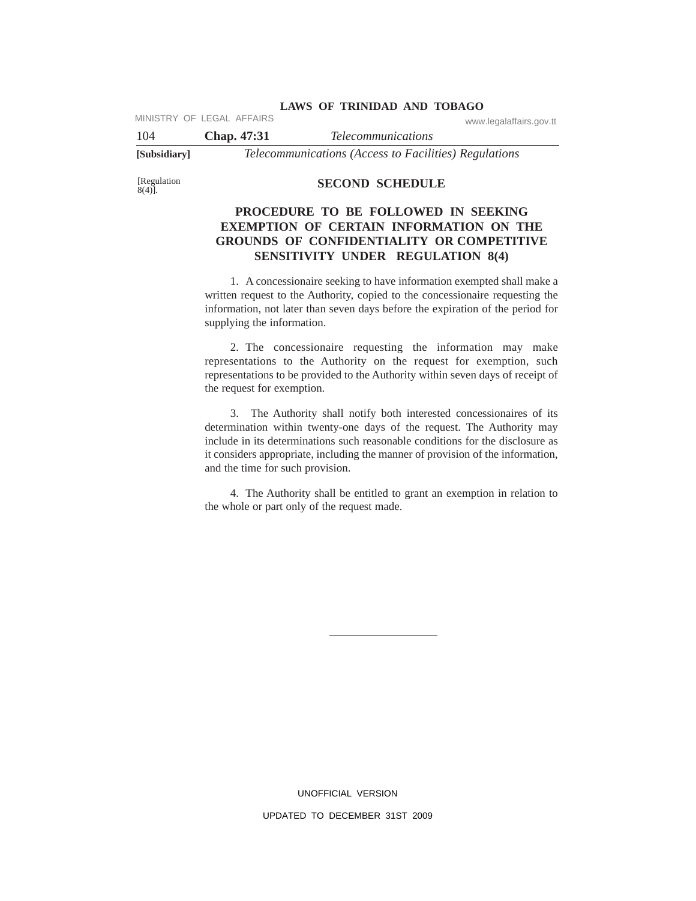[Regulation 8(4)].

## SECOND SCHEDULE

### PROCEDURE TO BE FOLLOWED IN SEEKING EXEMPTION OF CERTAIN INFORMATION ON THE GROUNDS OF CONFIDENTIALITY OR COMPETITIVE SENSITIVITY UNDER REGULATION 8(4)

1. A concessionaire seeking to have information exempted shall make a written request to the Authority, copied to the concessionaire requesting the information, not later than seven days before the expiration of the period for supplying the information.

2. The concessionaire requesting the information may make representations to the Authority on the request for exemption, such representations to be provided to the Authority within seven days of receipt of the request for exemption.

3. The Authority shall notify both interested concessionaires of its determination within twenty-one days of the request. The Authority may include in its determinations such reasonable conditions for the disclosure as it considers appropriate, including the manner of provision of the information, and the time for such provision.

4. The Authority shall be entitled to grant an exemption in relation to the whole or part only of the request made.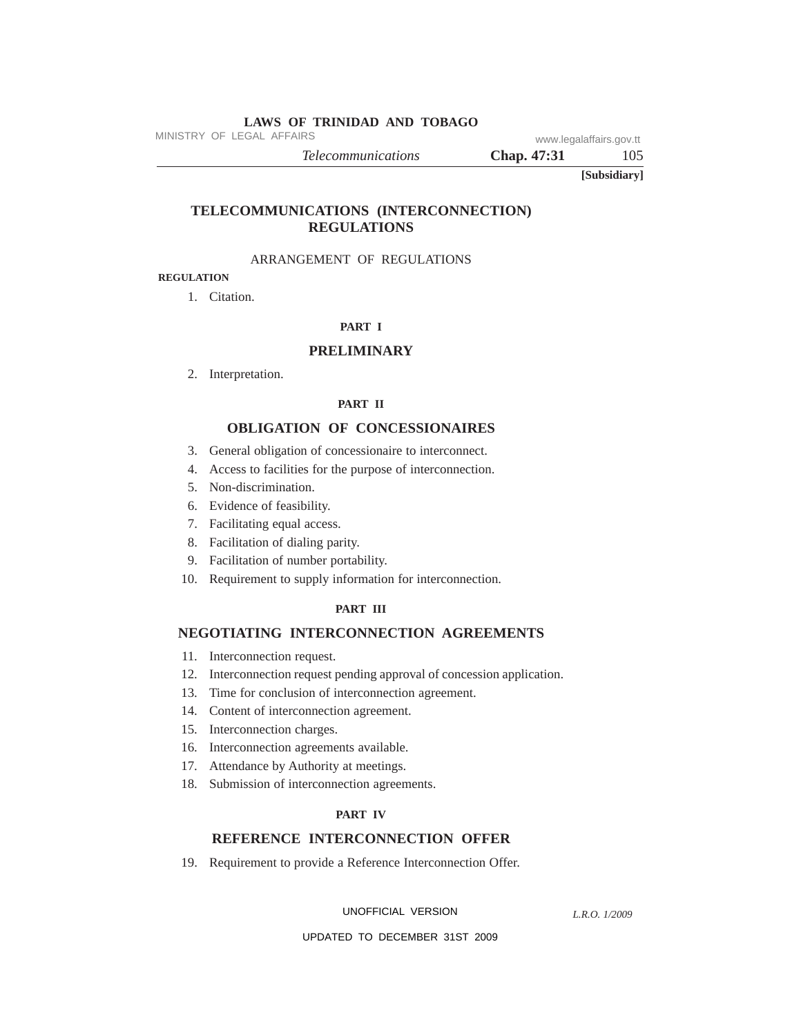# TELECOMMUNICATIONS (INTERCONNECTION) REGULATIONS

ARRANGEMENT OF REGULATIONS

**REGULATION**

1. Citation.

**PART I**

## PRELIMINARY

2. Interpretation.

**PART II**

## OBLIGATION OF CONCESSIONAIRES

3. General obligation of concessionaire to interconnect.
4. Access to facilities for the purpose of interconnection.
5. Non-discrimination.
6. Evidence of feasibility.
7. Facilitating equal access.
8. Facilitation of dialing parity.
9. Facilitation of number portability.
10. Requirement to supply information for interconnection.

**PART III**

## NEGOTIATING INTERCONNECTION AGREEMENTS

11. Interconnection request.
12. Interconnection request pending approval of concession application.
13. Time for conclusion of interconnection agreement.
14. Content of interconnection agreement.
15. Interconnection charges.
16. Interconnection agreements available.
17. Attendance by Authority at meetings.
18. Submission of interconnection agreements.

**PART IV**

## REFERENCE INTERCONNECTION OFFER

19. Requirement to provide a Reference Interconnection Offer.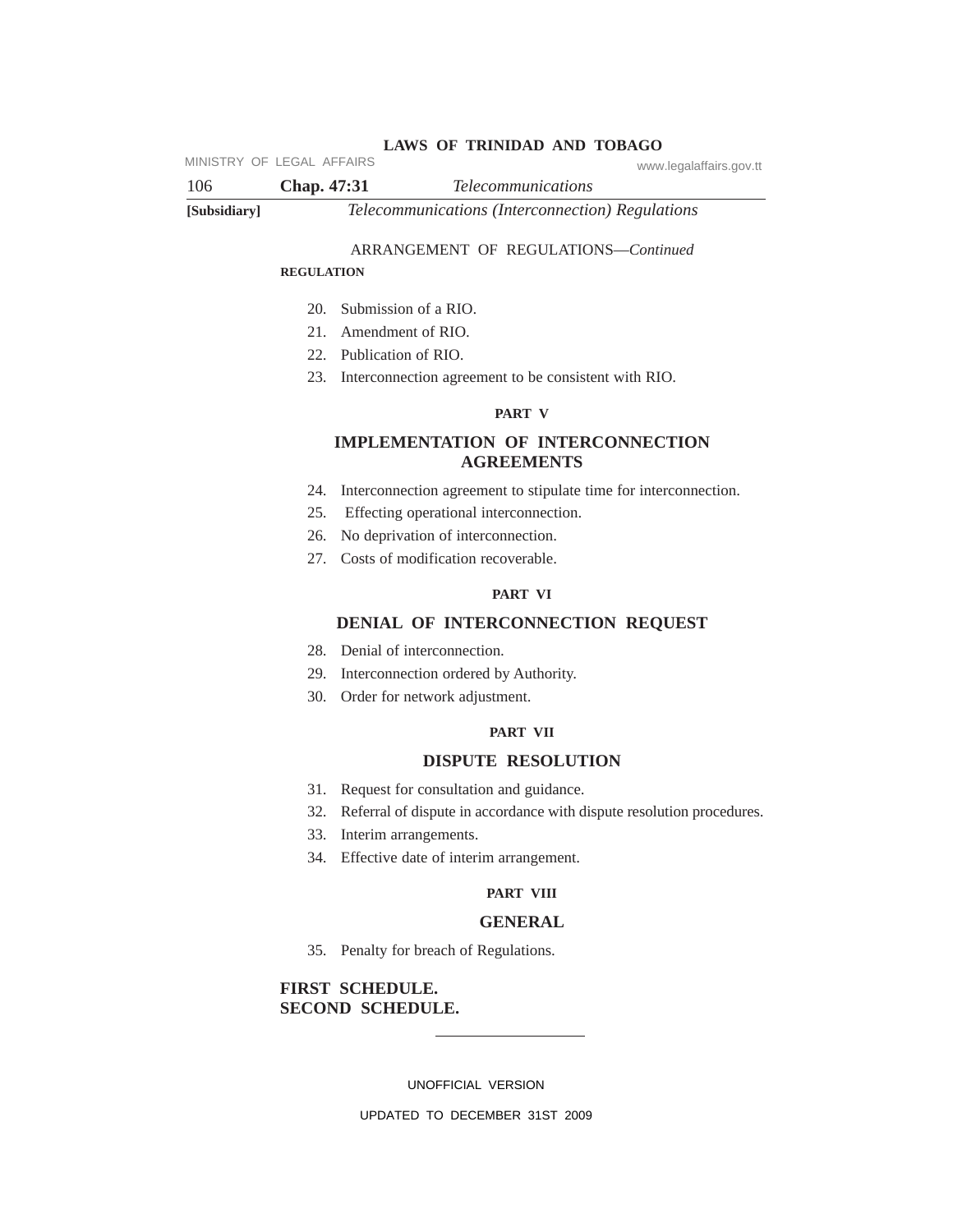ARRANGEMENT OF REGULATIONS—*Continued*

**REGULATION**

20. Submission of a RIO.
21. Amendment of RIO.
22. Publication of RIO.
23. Interconnection agreement to be consistent with RIO.

**PART V**

## IMPLEMENTATION OF INTERCONNECTION AGREEMENTS

24. Interconnection agreement to stipulate time for interconnection.
25. Effecting operational interconnection.
26. No deprivation of interconnection.
27. Costs of modification recoverable.

**PART VI**

## DENIAL OF INTERCONNECTION REQUEST

28. Denial of interconnection.
29. Interconnection ordered by Authority.
30. Order for network adjustment.

**PART VII**

## DISPUTE RESOLUTION

31. Request for consultation and guidance.
32. Referral of dispute in accordance with dispute resolution procedures.
33. Interim arrangements.
34. Effective date of interim arrangement.

**PART VIII**

## GENERAL

35. Penalty for breach of Regulations.

**FIRST SCHEDULE.**
**SECOND SCHEDULE.**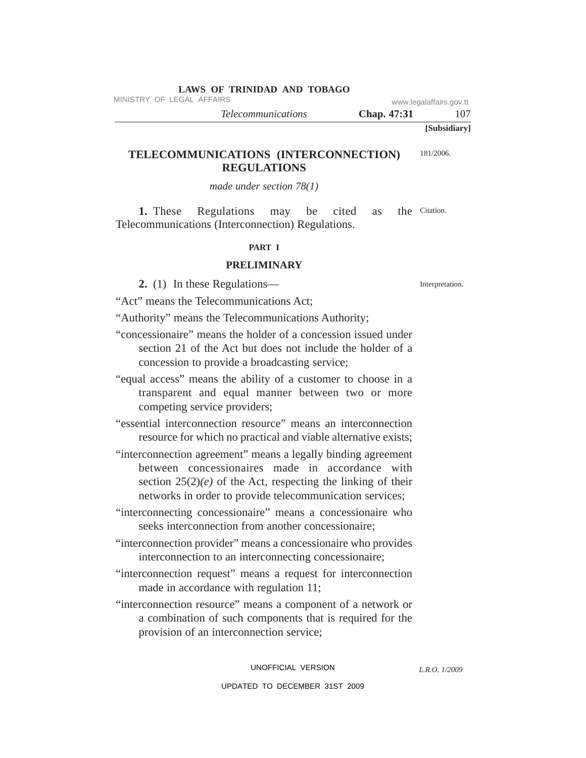# TELECOMMUNICATIONS (INTERCONNECTION) REGULATIONS

181/2006.

*made under section 78(1)*

Citation.

**1.** These Regulations may be cited as the Telecommunications (Interconnection) Regulations.

## PART I

## PRELIMINARY

Interpretation.

**2.** (1) In these Regulations—

"Act" means the Telecommunications Act;

"Authority" means the Telecommunications Authority;

"concessionaire" means the holder of a concession issued under section 21 of the Act but does not include the holder of a concession to provide a broadcasting service;

"equal access" means the ability of a customer to choose in a transparent and equal manner between two or more competing service providers;

"essential interconnection resource" means an interconnection resource for which no practical and viable alternative exists;

"interconnection agreement" means a legally binding agreement between concessionaires made in accordance with section 25(2)*(e)* of the Act, respecting the linking of their networks in order to provide telecommunication services;

"interconnecting concessionaire" means a concessionaire who seeks interconnection from another concessionaire;

"interconnection provider" means a concessionaire who provides interconnection to an interconnecting concessionaire;

"interconnection request" means a request for interconnection made in accordance with regulation 11;

"interconnection resource" means a component of a network or a combination of such components that is required for the provision of an interconnection service;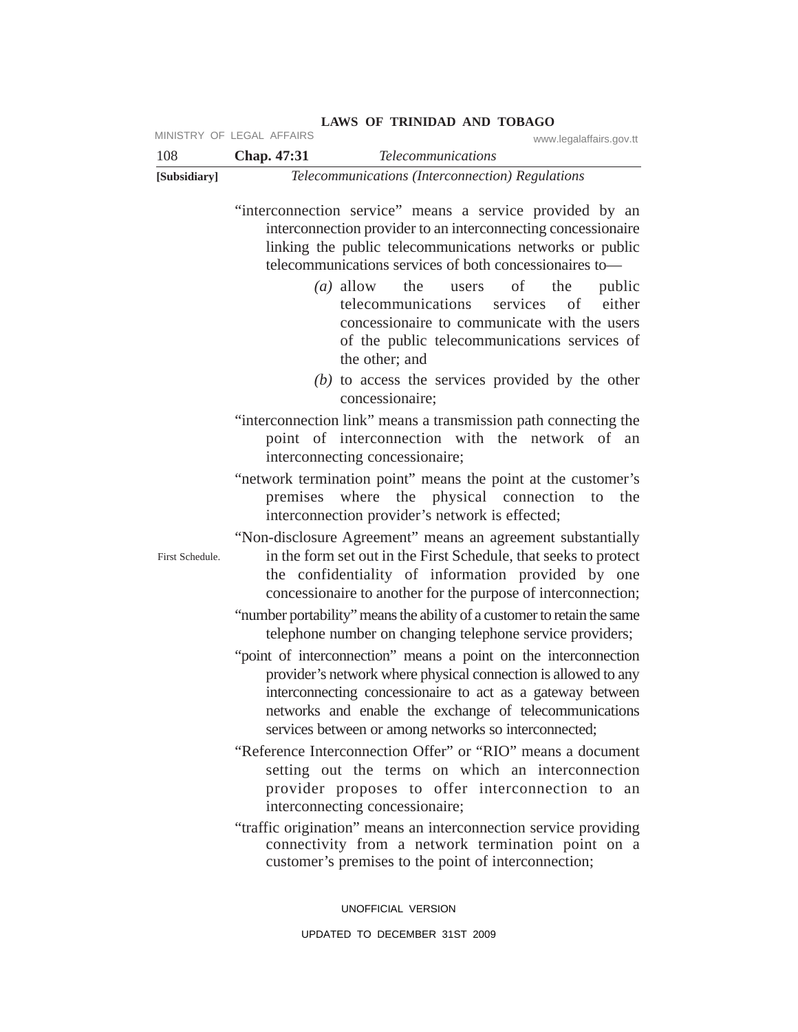"interconnection service" means a service provided by an interconnection provider to an interconnecting concessionaire linking the public telecommunications networks or public telecommunications services of both concessionaires to—

*(a)* allow the users of the public telecommunications services of either concessionaire to communicate with the users of the public telecommunications services of the other; and

*(b)* to access the services provided by the other concessionaire;

"interconnection link" means a transmission path connecting the point of interconnection with the network of an interconnecting concessionaire;

"network termination point" means the point at the customer's premises where the physical connection to the interconnection provider's network is effected;

"Non-disclosure Agreement" means an agreement substantially in the form set out in the First Schedule, that seeks to protect the confidentiality of information provided by one concessionaire to another for the purpose of interconnection;

First Schedule.

"number portability" means the ability of a customer to retain the same telephone number on changing telephone service providers;

"point of interconnection" means a point on the interconnection provider's network where physical connection is allowed to any interconnecting concessionaire to act as a gateway between networks and enable the exchange of telecommunications services between or among networks so interconnected;

"Reference Interconnection Offer" or "RIO" means a document setting out the terms on which an interconnection provider proposes to offer interconnection to an interconnecting concessionaire;

"traffic origination" means an interconnection service providing connectivity from a network termination point on a customer's premises to the point of interconnection;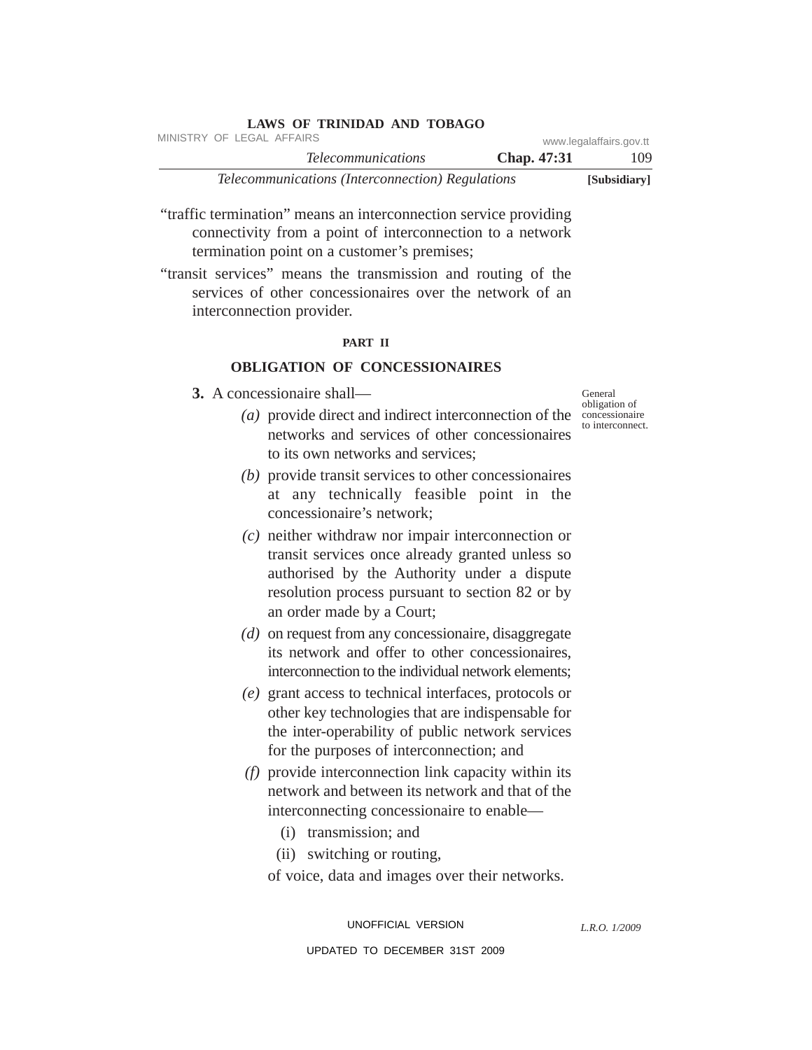"traffic termination" means an interconnection service providing connectivity from a point of interconnection to a network termination point on a customer's premises;

"transit services" means the transmission and routing of the services of other concessionaires over the network of an interconnection provider.

## PART II

## OBLIGATION OF CONCESSIONAIRES

General obligation of concessionaire to interconnect.

**3.** A concessionaire shall—

*(a)* provide direct and indirect interconnection of the networks and services of other concessionaires to its own networks and services;

*(b)* provide transit services to other concessionaires at any technically feasible point in the concessionaire's network;

*(c)* neither withdraw nor impair interconnection or transit services once already granted unless so authorised by the Authority under a dispute resolution process pursuant to section 82 or by an order made by a Court;

*(d)* on request from any concessionaire, disaggregate its network and offer to other concessionaires, interconnection to the individual network elements;

*(e)* grant access to technical interfaces, protocols or other key technologies that are indispensable for the inter-operability of public network services for the purposes of interconnection; and

*(f)* provide interconnection link capacity within its network and between its network and that of the interconnecting concessionaire to enable—

(i) transmission; and

(ii) switching or routing,

of voice, data and images over their networks.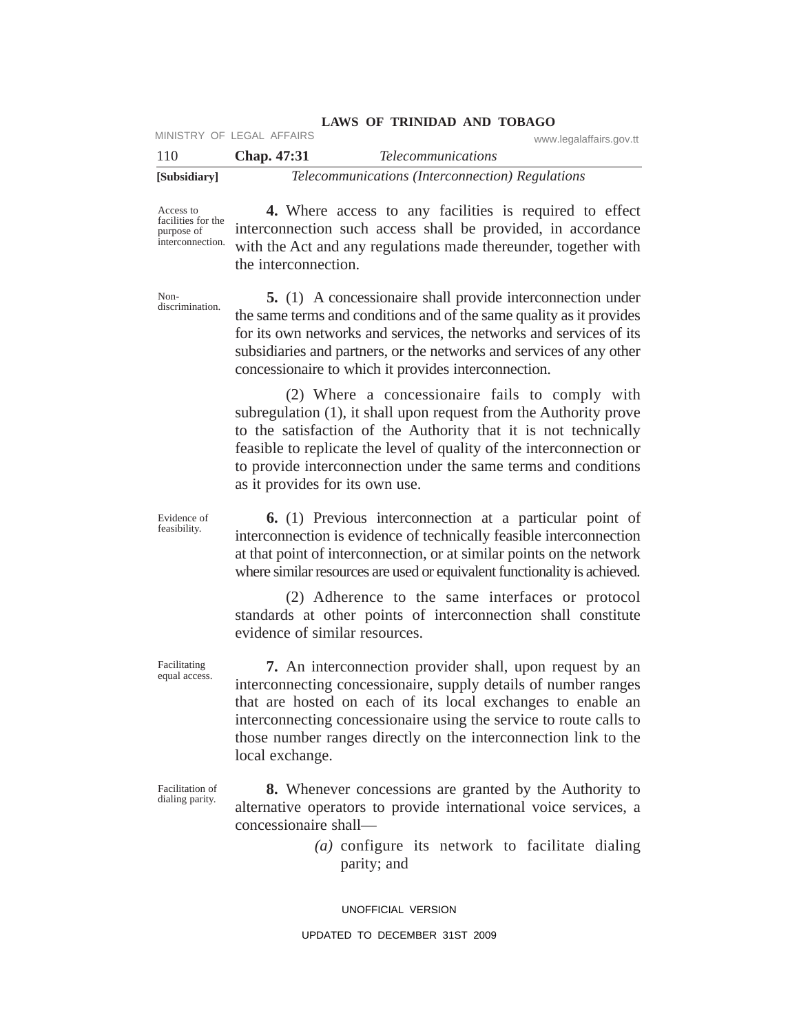*Access to facilities for the purpose of interconnection.*

**4.** Where access to any facilities is required to effect interconnection such access shall be provided, in accordance with the Act and any regulations made thereunder, together with the interconnection.

*Non-discrimination.*

**5.** (1) A concessionaire shall provide interconnection under the same terms and conditions and of the same quality as it provides for its own networks and services, the networks and services of its subsidiaries and partners, or the networks and services of any other concessionaire to which it provides interconnection.

(2) Where a concessionaire fails to comply with subregulation (1), it shall upon request from the Authority prove to the satisfaction of the Authority that it is not technically feasible to replicate the level of quality of the interconnection or to provide interconnection under the same terms and conditions as it provides for its own use.

*Evidence of feasibility.*

**6.** (1) Previous interconnection at a particular point of interconnection is evidence of technically feasible interconnection at that point of interconnection, or at similar points on the network where similar resources are used or equivalent functionality is achieved.

(2) Adherence to the same interfaces or protocol standards at other points of interconnection shall constitute evidence of similar resources.

*Facilitating equal access.*

**7.** An interconnection provider shall, upon request by an interconnecting concessionaire, supply details of number ranges that are hosted on each of its local exchanges to enable an interconnecting concessionaire using the service to route calls to those number ranges directly on the interconnection link to the local exchange.

*Facilitation of dialing parity.*

**8.** Whenever concessions are granted by the Authority to alternative operators to provide international voice services, a concessionaire shall—

*(a)* configure its network to facilitate dialing parity; and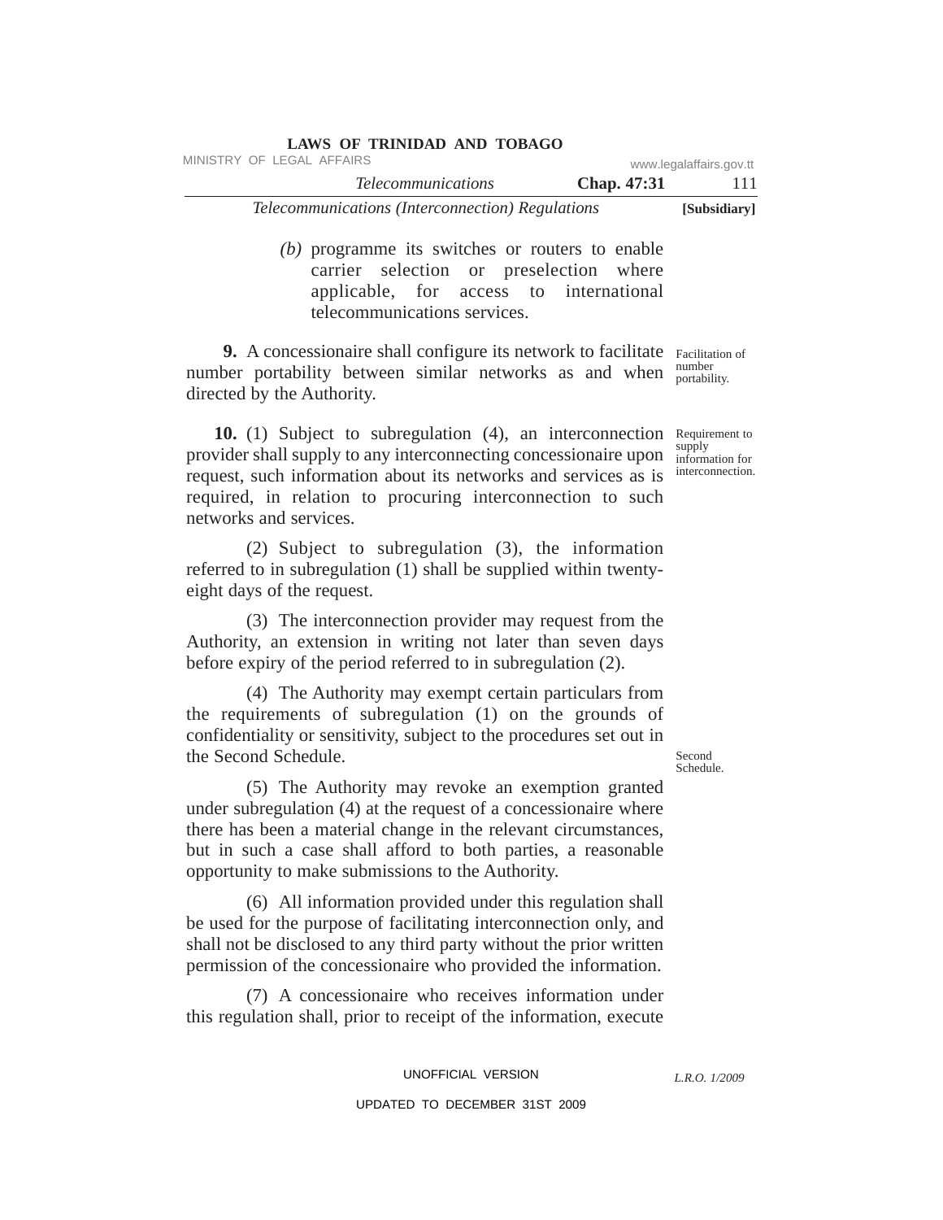(b) programme its switches or routers to enable carrier selection or preselection where applicable, for access to international telecommunications services.

Facilitation of number portability.

**9.** A concessionaire shall configure its network to facilitate number portability between similar networks as and when directed by the Authority.

Requirement to supply information for interconnection.

**10.** (1) Subject to subregulation (4), an interconnection provider shall supply to any interconnecting concessionaire upon request, such information about its networks and services as is required, in relation to procuring interconnection to such networks and services.

(2) Subject to subregulation (3), the information referred to in subregulation (1) shall be supplied within twenty-eight days of the request.

(3) The interconnection provider may request from the Authority, an extension in writing not later than seven days before expiry of the period referred to in subregulation (2).

(4) The Authority may exempt certain particulars from the requirements of subregulation (1) on the grounds of confidentiality or sensitivity, subject to the procedures set out in the Second Schedule.

Second Schedule.

(5) The Authority may revoke an exemption granted under subregulation (4) at the request of a concessionaire where there has been a material change in the relevant circumstances, but in such a case shall afford to both parties, a reasonable opportunity to make submissions to the Authority.

(6) All information provided under this regulation shall be used for the purpose of facilitating interconnection only, and shall not be disclosed to any third party without the prior written permission of the concessionaire who provided the information.

(7) A concessionaire who receives information under this regulation shall, prior to receipt of the information, execute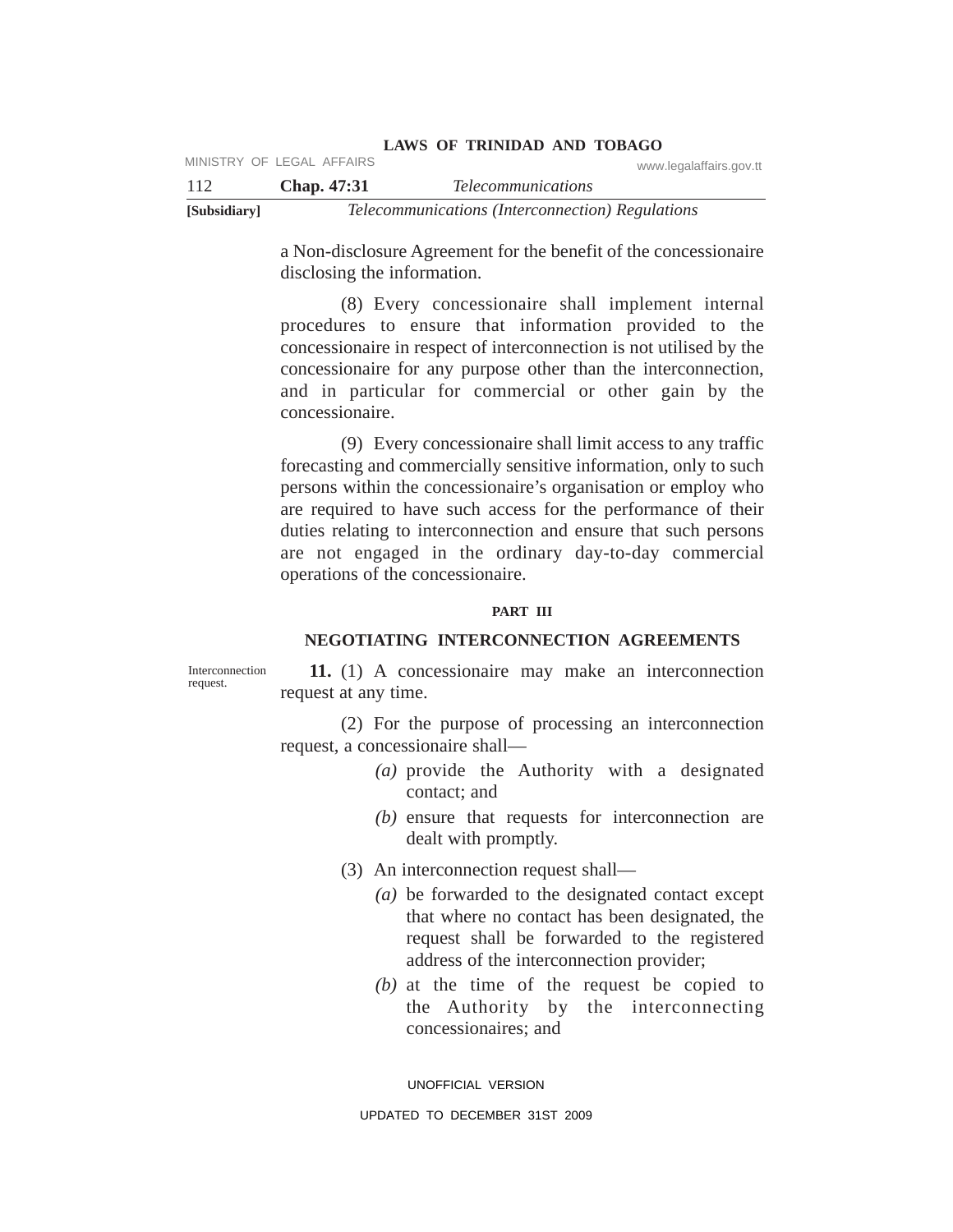a Non-disclosure Agreement for the benefit of the concessionaire disclosing the information.

(8) Every concessionaire shall implement internal procedures to ensure that information provided to the concessionaire in respect of interconnection is not utilised by the concessionaire for any purpose other than the interconnection, and in particular for commercial or other gain by the concessionaire.

(9) Every concessionaire shall limit access to any traffic forecasting and commercially sensitive information, only to such persons within the concessionaire's organisation or employ who are required to have such access for the performance of their duties relating to interconnection and ensure that such persons are not engaged in the ordinary day-to-day commercial operations of the concessionaire.

## PART III

## NEGOTIATING INTERCONNECTION AGREEMENTS

Interconnection request.

**11.** (1) A concessionaire may make an interconnection request at any time.

(2) For the purpose of processing an interconnection request, a concessionaire shall—

*(a)* provide the Authority with a designated contact; and

*(b)* ensure that requests for interconnection are dealt with promptly.

(3) An interconnection request shall—

*(a)* be forwarded to the designated contact except that where no contact has been designated, the request shall be forwarded to the registered address of the interconnection provider;

*(b)* at the time of the request be copied to the Authority by the interconnecting concessionaires; and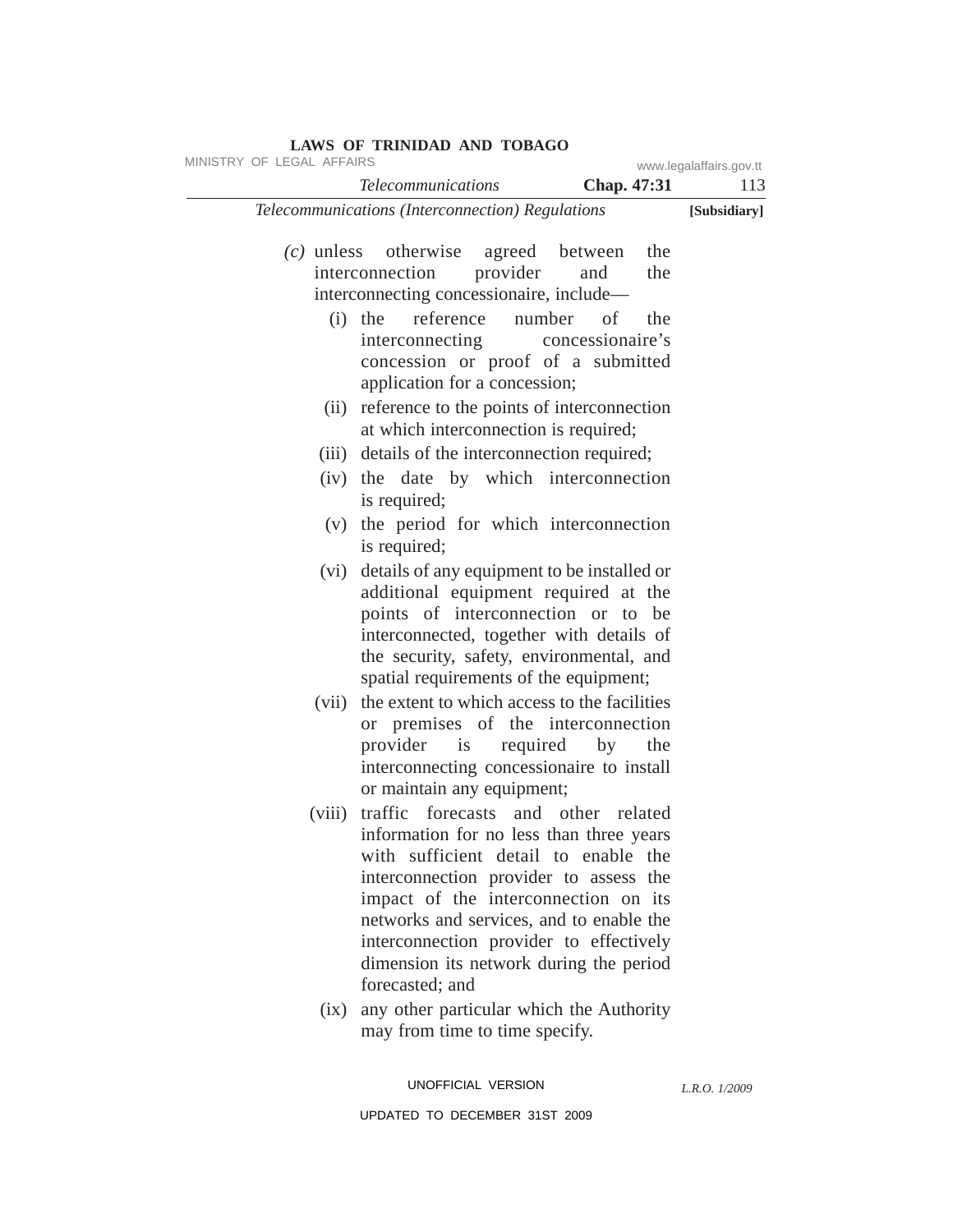(*c*) unless otherwise agreed between the interconnection provider and the interconnecting concessionaire, include—

(i) the reference number of the interconnecting concessionaire's concession or proof of a submitted application for a concession;

(ii) reference to the points of interconnection at which interconnection is required;

(iii) details of the interconnection required;

(iv) the date by which interconnection is required;

(v) the period for which interconnection is required;

(vi) details of any equipment to be installed or additional equipment required at the points of interconnection or to be interconnected, together with details of the security, safety, environmental, and spatial requirements of the equipment;

(vii) the extent to which access to the facilities or premises of the interconnection provider is required by the interconnecting concessionaire to install or maintain any equipment;

(viii) traffic forecasts and other related information for no less than three years with sufficient detail to enable the interconnection provider to assess the impact of the interconnection on its networks and services, and to enable the interconnection provider to effectively dimension its network during the period forecasted; and

(ix) any other particular which the Authority may from time to time specify.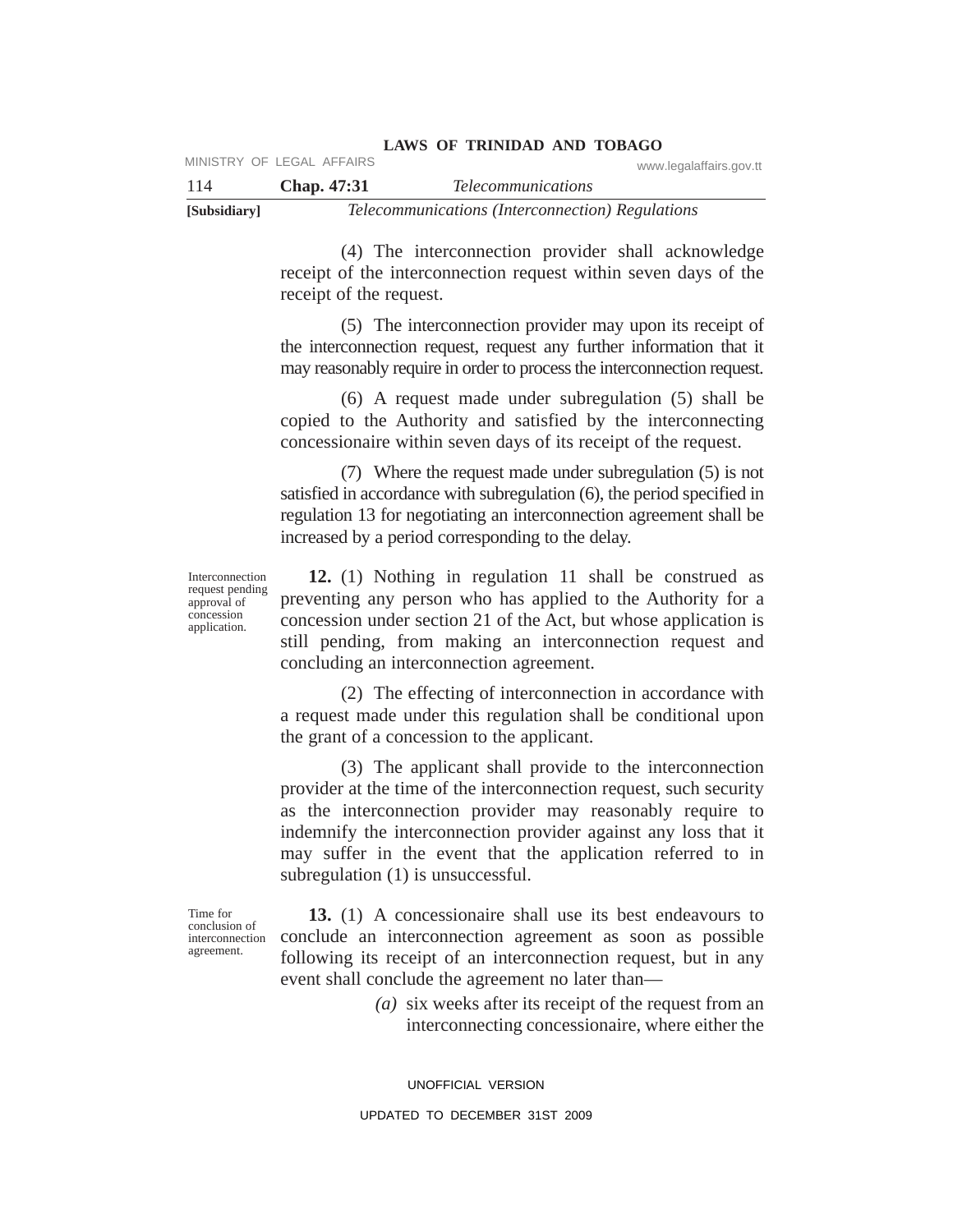(4) The interconnection provider shall acknowledge receipt of the interconnection request within seven days of the receipt of the request.

(5) The interconnection provider may upon its receipt of the interconnection request, request any further information that it may reasonably require in order to process the interconnection request.

(6) A request made under subregulation (5) shall be copied to the Authority and satisfied by the interconnecting concessionaire within seven days of its receipt of the request.

(7) Where the request made under subregulation (5) is not satisfied in accordance with subregulation (6), the period specified in regulation 13 for negotiating an interconnection agreement shall be increased by a period corresponding to the delay.

*Interconnection request pending approval of concession application.*

**12.** (1) Nothing in regulation 11 shall be construed as preventing any person who has applied to the Authority for a concession under section 21 of the Act, but whose application is still pending, from making an interconnection request and concluding an interconnection agreement.

(2) The effecting of interconnection in accordance with a request made under this regulation shall be conditional upon the grant of a concession to the applicant.

(3) The applicant shall provide to the interconnection provider at the time of the interconnection request, such security as the interconnection provider may reasonably require to indemnify the interconnection provider against any loss that it may suffer in the event that the application referred to in subregulation (1) is unsuccessful.

*Time for conclusion of interconnection agreement.*

**13.** (1) A concessionaire shall use its best endeavours to conclude an interconnection agreement as soon as possible following its receipt of an interconnection request, but in any event shall conclude the agreement no later than—

*(a)* six weeks after its receipt of the request from an interconnecting concessionaire, where either the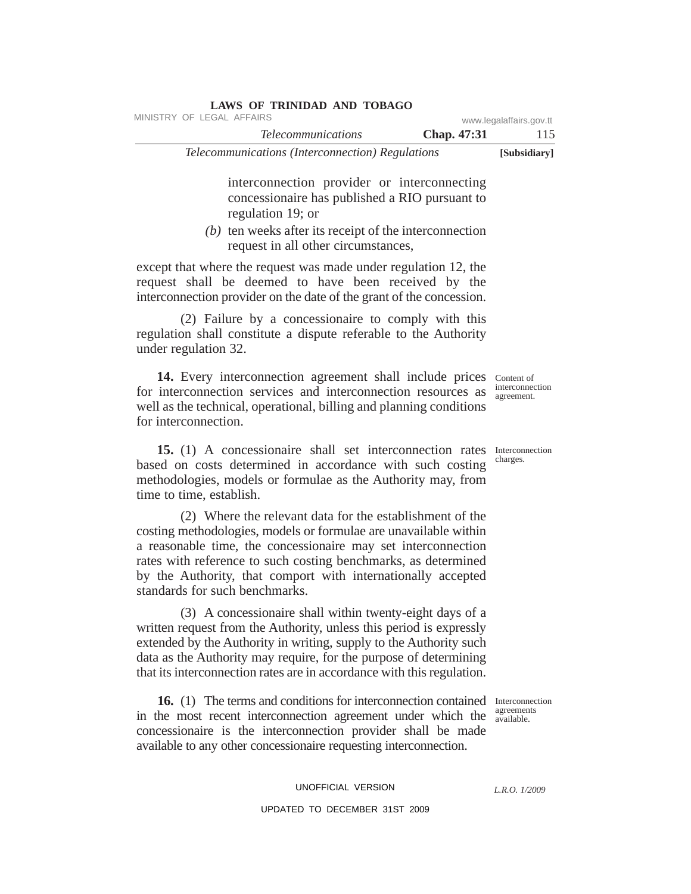interconnection provider or interconnecting concessionaire has published a RIO pursuant to regulation 19; or

*(b)* ten weeks after its receipt of the interconnection request in all other circumstances,

except that where the request was made under regulation 12, the request shall be deemed to have been received by the interconnection provider on the date of the grant of the concession.

(2) Failure by a concessionaire to comply with this regulation shall constitute a dispute referable to the Authority under regulation 32.

Content of interconnection agreement.

**14.** Every interconnection agreement shall include prices for interconnection services and interconnection resources as well as the technical, operational, billing and planning conditions for interconnection.

Interconnection charges.

**15.** (1) A concessionaire shall set interconnection rates based on costs determined in accordance with such costing methodologies, models or formulae as the Authority may, from time to time, establish.

(2) Where the relevant data for the establishment of the costing methodologies, models or formulae are unavailable within a reasonable time, the concessionaire may set interconnection rates with reference to such costing benchmarks, as determined by the Authority, that comport with internationally accepted standards for such benchmarks.

(3) A concessionaire shall within twenty-eight days of a written request from the Authority, unless this period is expressly extended by the Authority in writing, supply to the Authority such data as the Authority may require, for the purpose of determining that its interconnection rates are in accordance with this regulation.

Interconnection agreements available.

**16.** (1) The terms and conditions for interconnection contained in the most recent interconnection agreement under which the concessionaire is the interconnection provider shall be made available to any other concessionaire requesting interconnection.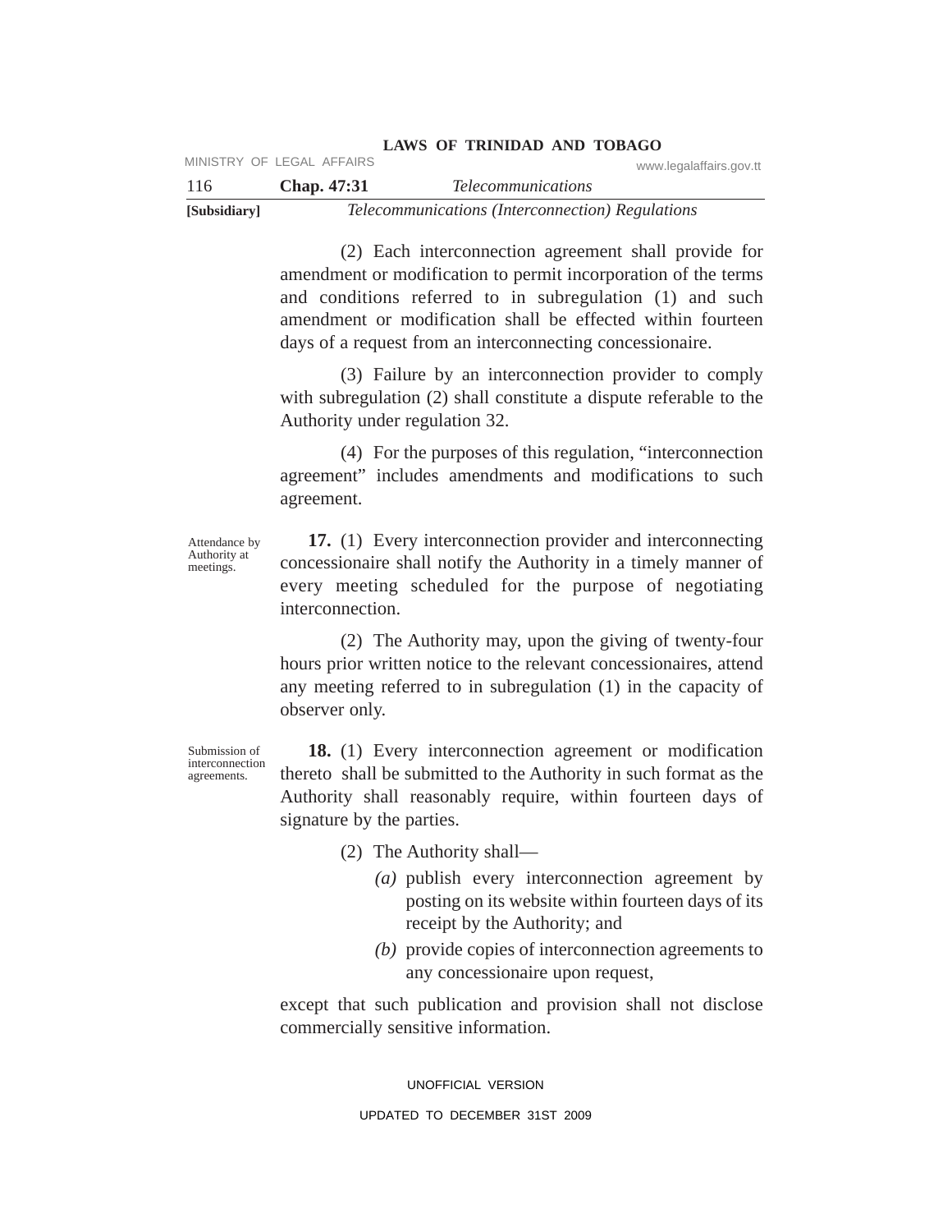(2) Each interconnection agreement shall provide for amendment or modification to permit incorporation of the terms and conditions referred to in subregulation (1) and such amendment or modification shall be effected within fourteen days of a request from an interconnecting concessionaire.

(3) Failure by an interconnection provider to comply with subregulation (2) shall constitute a dispute referable to the Authority under regulation 32.

(4) For the purposes of this regulation, "interconnection agreement" includes amendments and modifications to such agreement.

Attendance by Authority at meetings.

**17.** (1) Every interconnection provider and interconnecting concessionaire shall notify the Authority in a timely manner of every meeting scheduled for the purpose of negotiating interconnection.

(2) The Authority may, upon the giving of twenty-four hours prior written notice to the relevant concessionaires, attend any meeting referred to in subregulation (1) in the capacity of observer only.

Submission of interconnection agreements.

**18.** (1) Every interconnection agreement or modification thereto shall be submitted to the Authority in such format as the Authority shall reasonably require, within fourteen days of signature by the parties.

(2) The Authority shall—

*(a)* publish every interconnection agreement by posting on its website within fourteen days of its receipt by the Authority; and

*(b)* provide copies of interconnection agreements to any concessionaire upon request,

except that such publication and provision shall not disclose commercially sensitive information.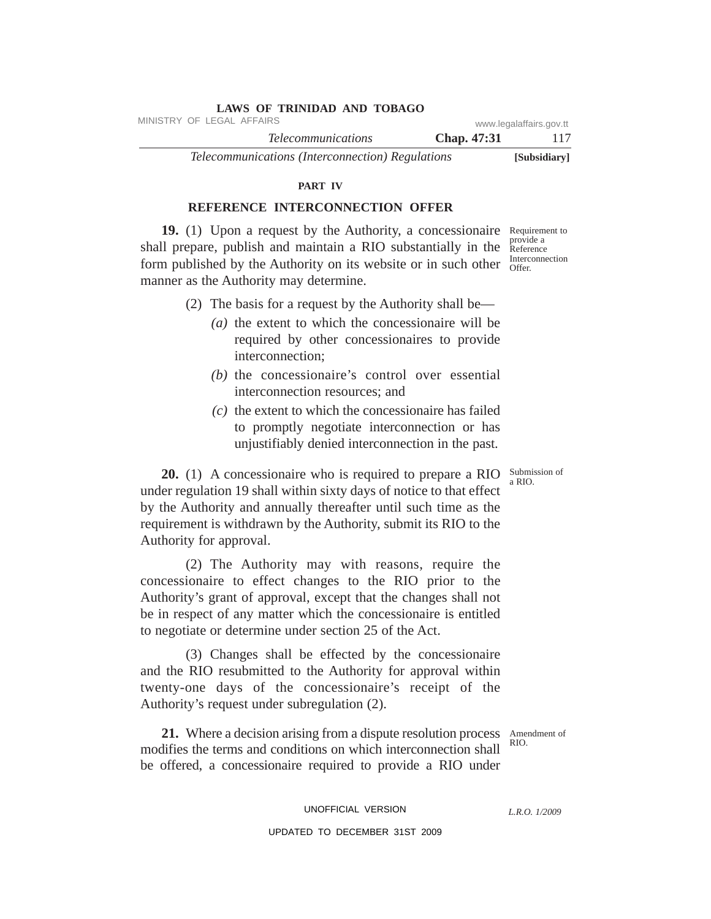PART IV

## REFERENCE INTERCONNECTION OFFER

Requirement to provide a Reference Interconnection Offer.

**19.** (1) Upon a request by the Authority, a concessionaire shall prepare, publish and maintain a RIO substantially in the form published by the Authority on its website or in such other manner as the Authority may determine.

(2) The basis for a request by the Authority shall be—

*(a)* the extent to which the concessionaire will be required by other concessionaires to provide interconnection;

*(b)* the concessionaire's control over essential interconnection resources; and

*(c)* the extent to which the concessionaire has failed to promptly negotiate interconnection or has unjustifiably denied interconnection in the past.

Submission of a RIO.

**20.** (1) A concessionaire who is required to prepare a RIO under regulation 19 shall within sixty days of notice to that effect by the Authority and annually thereafter until such time as the requirement is withdrawn by the Authority, submit its RIO to the Authority for approval.

(2) The Authority may with reasons, require the concessionaire to effect changes to the RIO prior to the Authority's grant of approval, except that the changes shall not be in respect of any matter which the concessionaire is entitled to negotiate or determine under section 25 of the Act.

(3) Changes shall be effected by the concessionaire and the RIO resubmitted to the Authority for approval within twenty-one days of the concessionaire's receipt of the Authority's request under subregulation (2).

Amendment of RIO.

**21.** Where a decision arising from a dispute resolution process modifies the terms and conditions on which interconnection shall be offered, a concessionaire required to provide a RIO under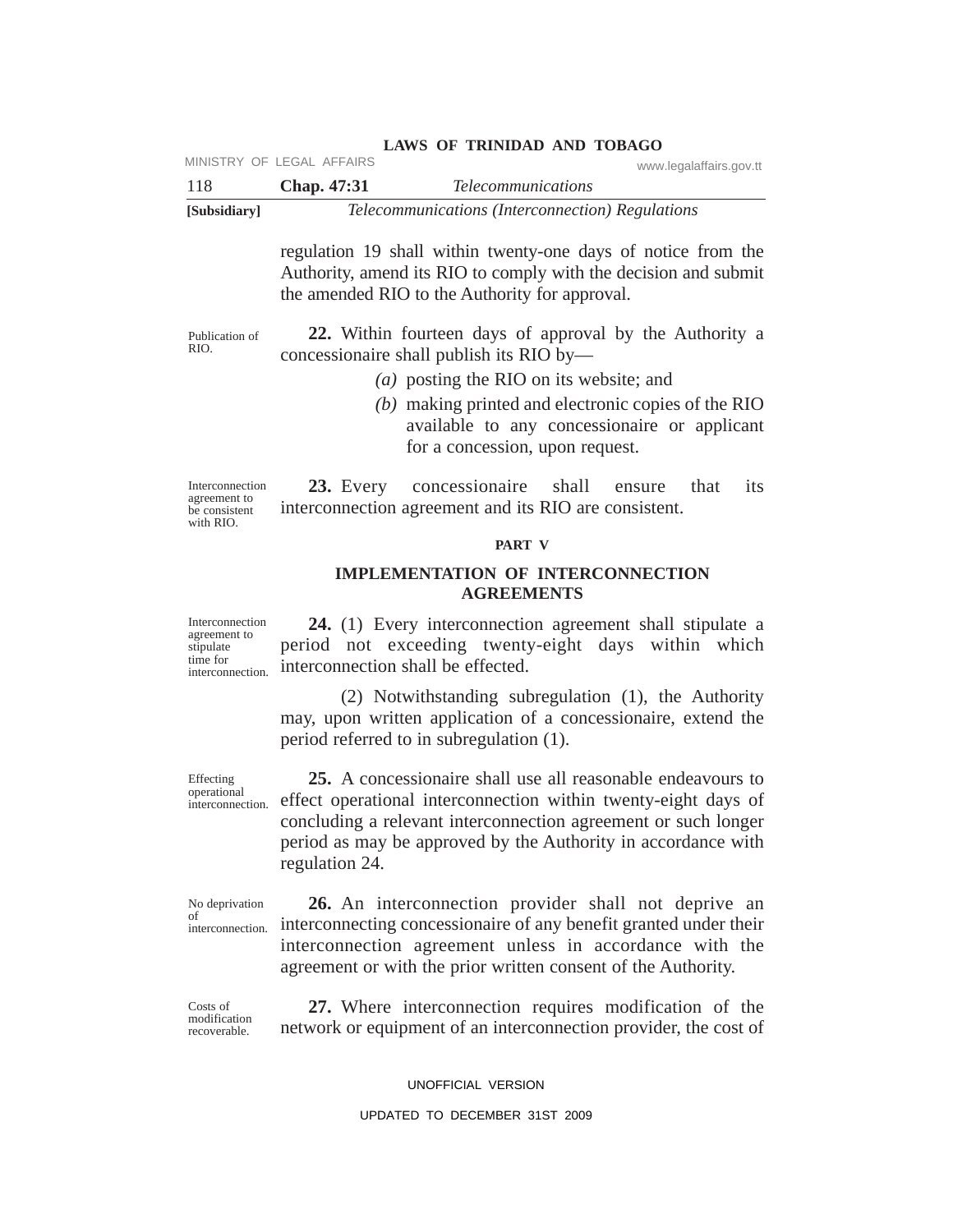regulation 19 shall within twenty-one days of notice from the Authority, amend its RIO to comply with the decision and submit the amended RIO to the Authority for approval.

Publication of RIO.

**22.** Within fourteen days of approval by the Authority a concessionaire shall publish its RIO by—

*(a)* posting the RIO on its website; and

*(b)* making printed and electronic copies of the RIO available to any concessionaire or applicant for a concession, upon request.

Interconnection agreement to be consistent with RIO.

**23.** Every concessionaire shall ensure that its interconnection agreement and its RIO are consistent.

**PART V**

## IMPLEMENTATION OF INTERCONNECTION AGREEMENTS

Interconnection agreement to stipulate time for interconnection.

**24.** (1) Every interconnection agreement shall stipulate a period not exceeding twenty-eight days within which interconnection shall be effected.

(2) Notwithstanding subregulation (1), the Authority may, upon written application of a concessionaire, extend the period referred to in subregulation (1).

Effecting operational interconnection.

**25.** A concessionaire shall use all reasonable endeavours to effect operational interconnection within twenty-eight days of concluding a relevant interconnection agreement or such longer period as may be approved by the Authority in accordance with regulation 24.

No deprivation of interconnection.

**26.** An interconnection provider shall not deprive an interconnecting concessionaire of any benefit granted under their interconnection agreement unless in accordance with the agreement or with the prior written consent of the Authority.

Costs of modification recoverable.

**27.** Where interconnection requires modification of the network or equipment of an interconnection provider, the cost of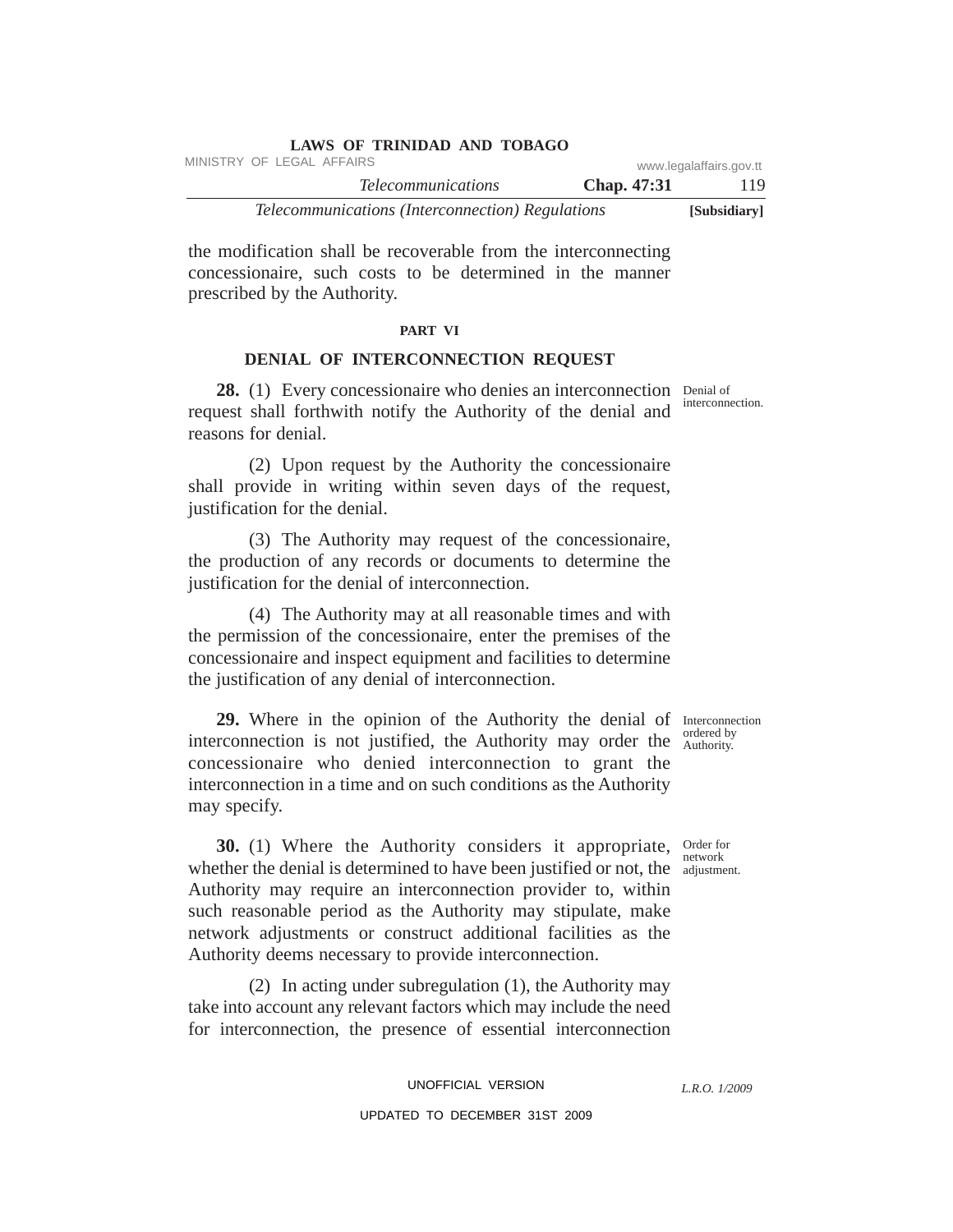the modification shall be recoverable from the interconnecting concessionaire, such costs to be determined in the manner prescribed by the Authority.

## PART VI

## DENIAL OF INTERCONNECTION REQUEST

Denial of interconnection.

**28.** (1) Every concessionaire who denies an interconnection request shall forthwith notify the Authority of the denial and reasons for denial.

(2) Upon request by the Authority the concessionaire shall provide in writing within seven days of the request, justification for the denial.

(3) The Authority may request of the concessionaire, the production of any records or documents to determine the justification for the denial of interconnection.

(4) The Authority may at all reasonable times and with the permission of the concessionaire, enter the premises of the concessionaire and inspect equipment and facilities to determine the justification of any denial of interconnection.

Interconnection ordered by Authority.

**29.** Where in the opinion of the Authority the denial of interconnection is not justified, the Authority may order the concessionaire who denied interconnection to grant the interconnection in a time and on such conditions as the Authority may specify.

Order for network adjustment.

**30.** (1) Where the Authority considers it appropriate, whether the denial is determined to have been justified or not, the Authority may require an interconnection provider to, within such reasonable period as the Authority may stipulate, make network adjustments or construct additional facilities as the Authority deems necessary to provide interconnection.

(2) In acting under subregulation (1), the Authority may take into account any relevant factors which may include the need for interconnection, the presence of essential interconnection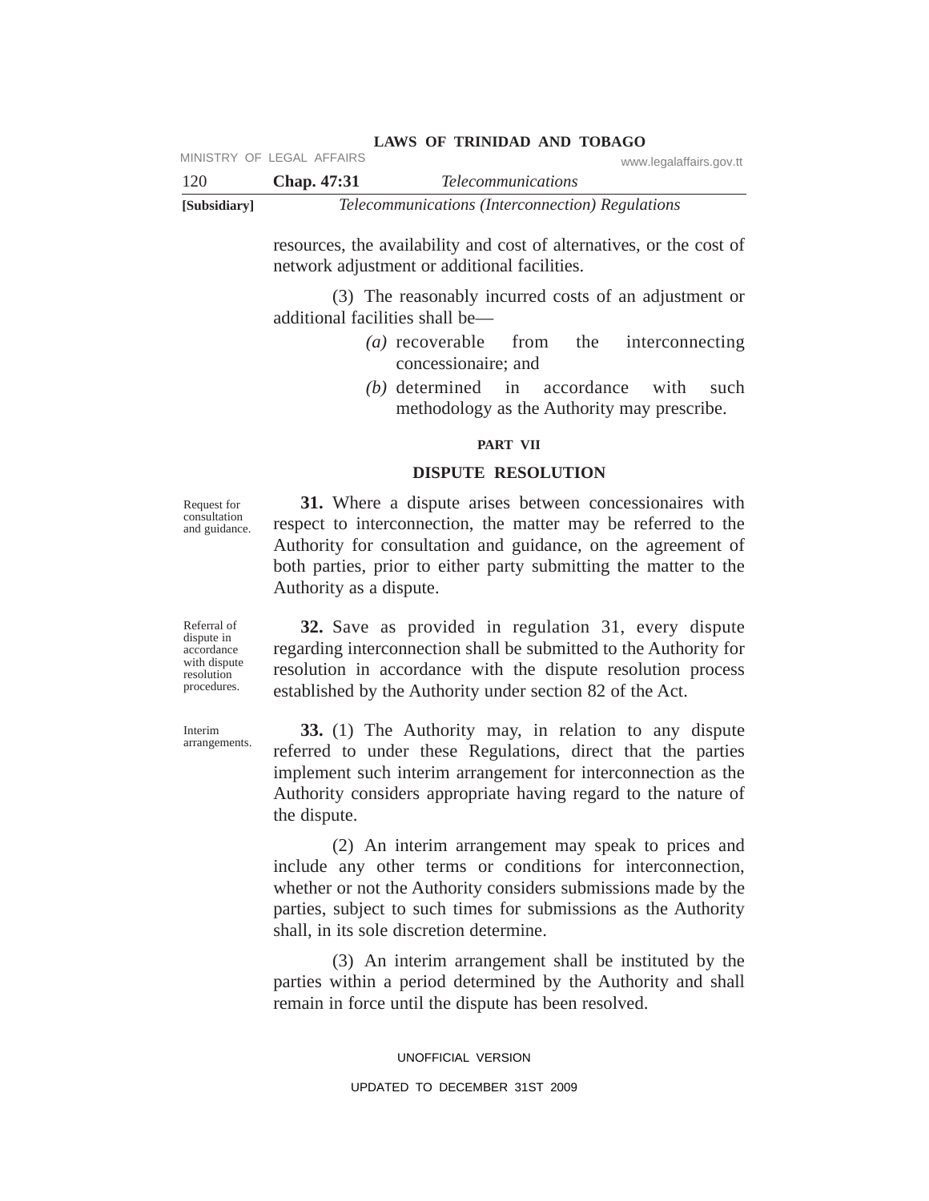resources, the availability and cost of alternatives, or the cost of network adjustment or additional facilities.

(3) The reasonably incurred costs of an adjustment or additional facilities shall be—

*(a)* recoverable from the interconnecting concessionaire; and

*(b)* determined in accordance with such methodology as the Authority may prescribe.

## PART VII

## DISPUTE RESOLUTION

Request for consultation and guidance.

**31.** Where a dispute arises between concessionaires with respect to interconnection, the matter may be referred to the Authority for consultation and guidance, on the agreement of both parties, prior to either party submitting the matter to the Authority as a dispute.

Referral of dispute in accordance with dispute resolution procedures.

**32.** Save as provided in regulation 31, every dispute regarding interconnection shall be submitted to the Authority for resolution in accordance with the dispute resolution process established by the Authority under section 82 of the Act.

Interim arrangements.

**33.** (1) The Authority may, in relation to any dispute referred to under these Regulations, direct that the parties implement such interim arrangement for interconnection as the Authority considers appropriate having regard to the nature of the dispute.

(2) An interim arrangement may speak to prices and include any other terms or conditions for interconnection, whether or not the Authority considers submissions made by the parties, subject to such times for submissions as the Authority shall, in its sole discretion determine.

(3) An interim arrangement shall be instituted by the parties within a period determined by the Authority and shall remain in force until the dispute has been resolved.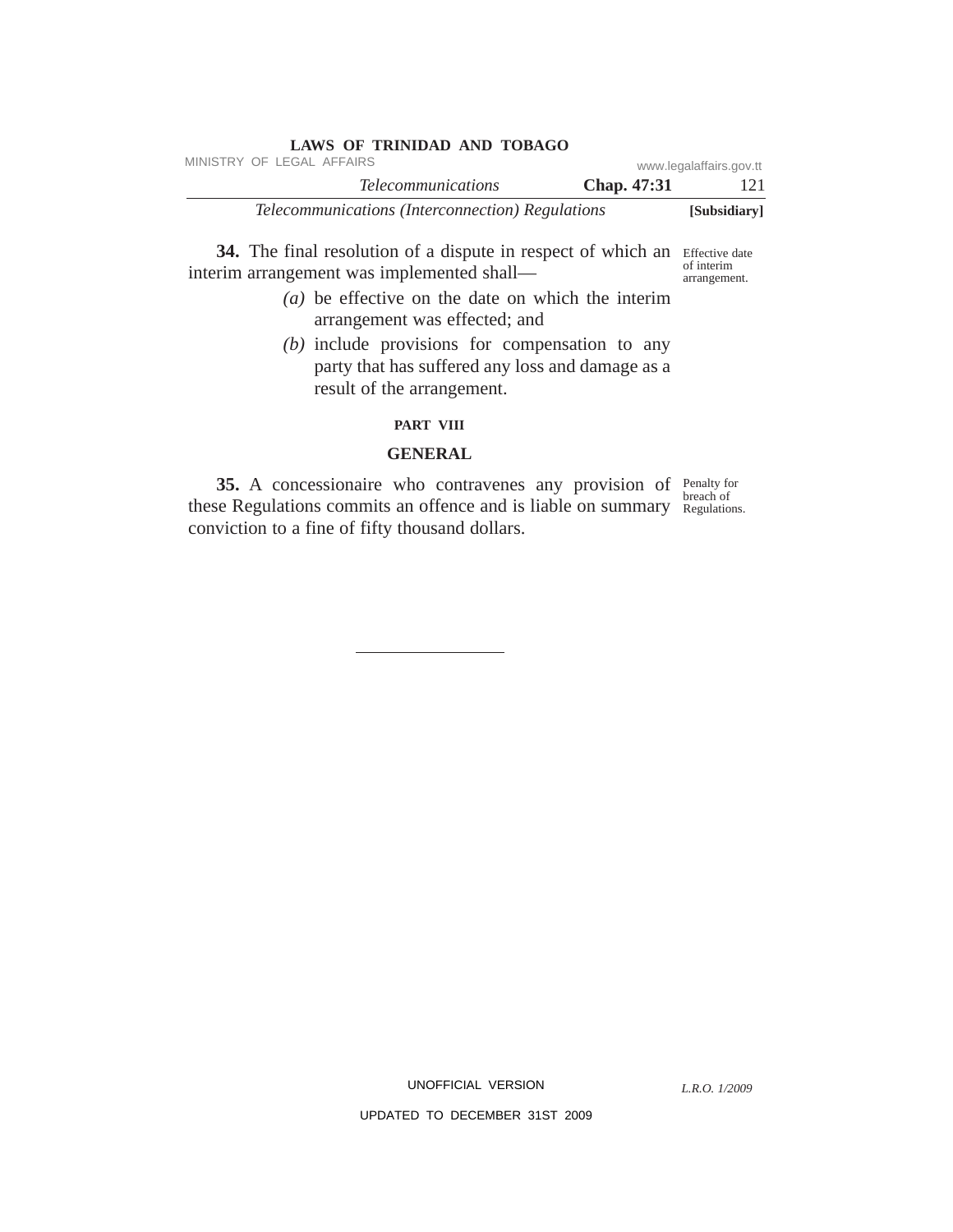**34.** The final resolution of a dispute in respect of which an interim arrangement was implemented shall—

*Effective date of interim arrangement.*

*(a)* be effective on the date on which the interim arrangement was effected; and

*(b)* include provisions for compensation to any party that has suffered any loss and damage as a result of the arrangement.

## PART VIII

## GENERAL

**35.** A concessionaire who contravenes any provision of these Regulations commits an offence and is liable on summary conviction to a fine of fifty thousand dollars.

*Penalty for breach of Regulations.*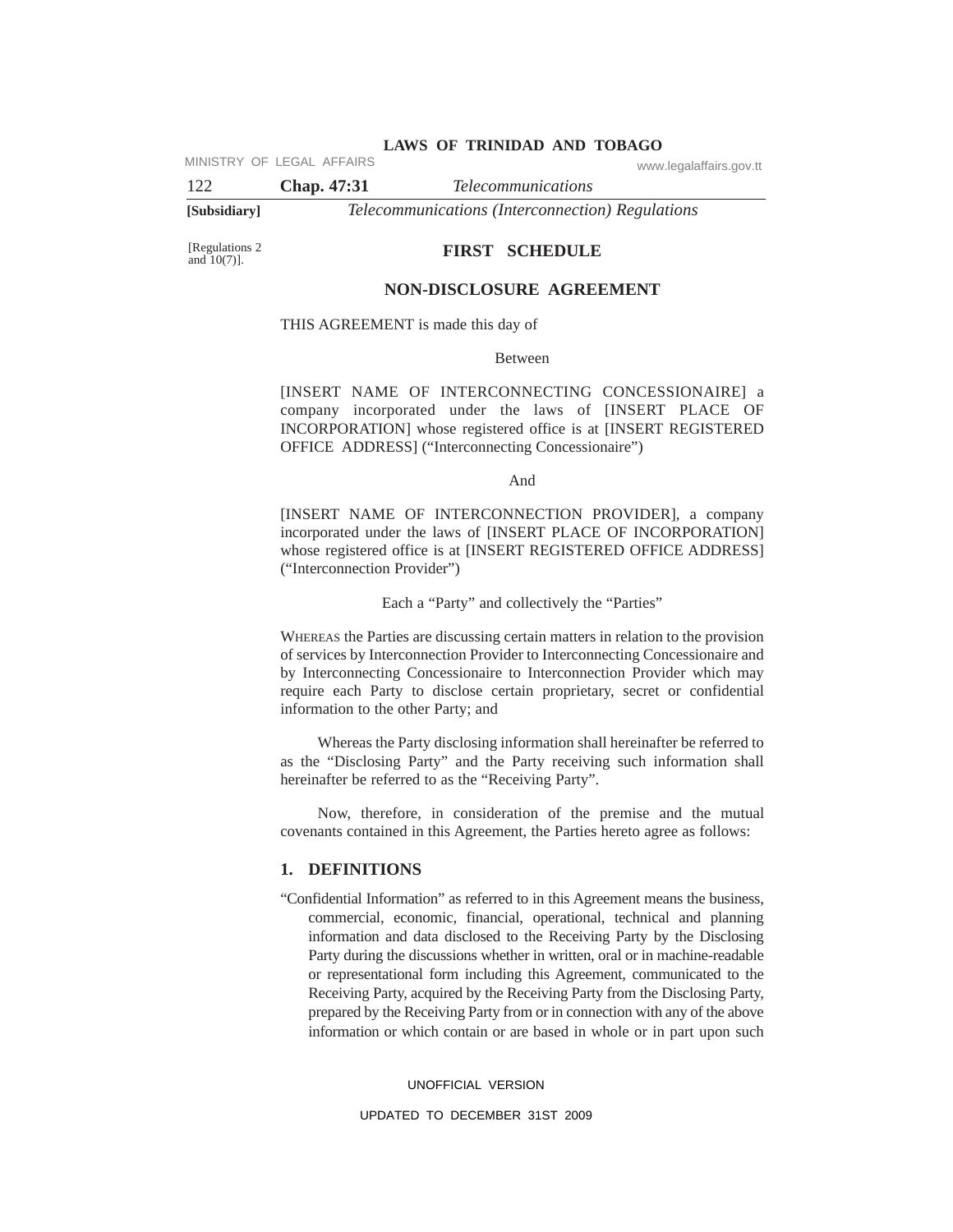[Regulations 2 and 10(7)].

## FIRST SCHEDULE

## NON-DISCLOSURE AGREEMENT

THIS AGREEMENT is made this day of

Between

[INSERT NAME OF INTERCONNECTING CONCESSIONAIRE] a company incorporated under the laws of [INSERT PLACE OF INCORPORATION] whose registered office is at [INSERT REGISTERED OFFICE ADDRESS] ("Interconnecting Concessionaire")

And

[INSERT NAME OF INTERCONNECTION PROVIDER], a company incorporated under the laws of [INSERT PLACE OF INCORPORATION] whose registered office is at [INSERT REGISTERED OFFICE ADDRESS] ("Interconnection Provider")

Each a "Party" and collectively the "Parties"

WHEREAS the Parties are discussing certain matters in relation to the provision of services by Interconnection Provider to Interconnecting Concessionaire and by Interconnecting Concessionaire to Interconnection Provider which may require each Party to disclose certain proprietary, secret or confidential information to the other Party; and

Whereas the Party disclosing information shall hereinafter be referred to as the "Disclosing Party" and the Party receiving such information shall hereinafter be referred to as the "Receiving Party".

Now, therefore, in consideration of the premise and the mutual covenants contained in this Agreement, the Parties hereto agree as follows:

### 1. DEFINITIONS

"Confidential Information" as referred to in this Agreement means the business, commercial, economic, financial, operational, technical and planning information and data disclosed to the Receiving Party by the Disclosing Party during the discussions whether in written, oral or in machine-readable or representational form including this Agreement, communicated to the Receiving Party, acquired by the Receiving Party from the Disclosing Party, prepared by the Receiving Party from or in connection with any of the above information or which contain or are based in whole or in part upon such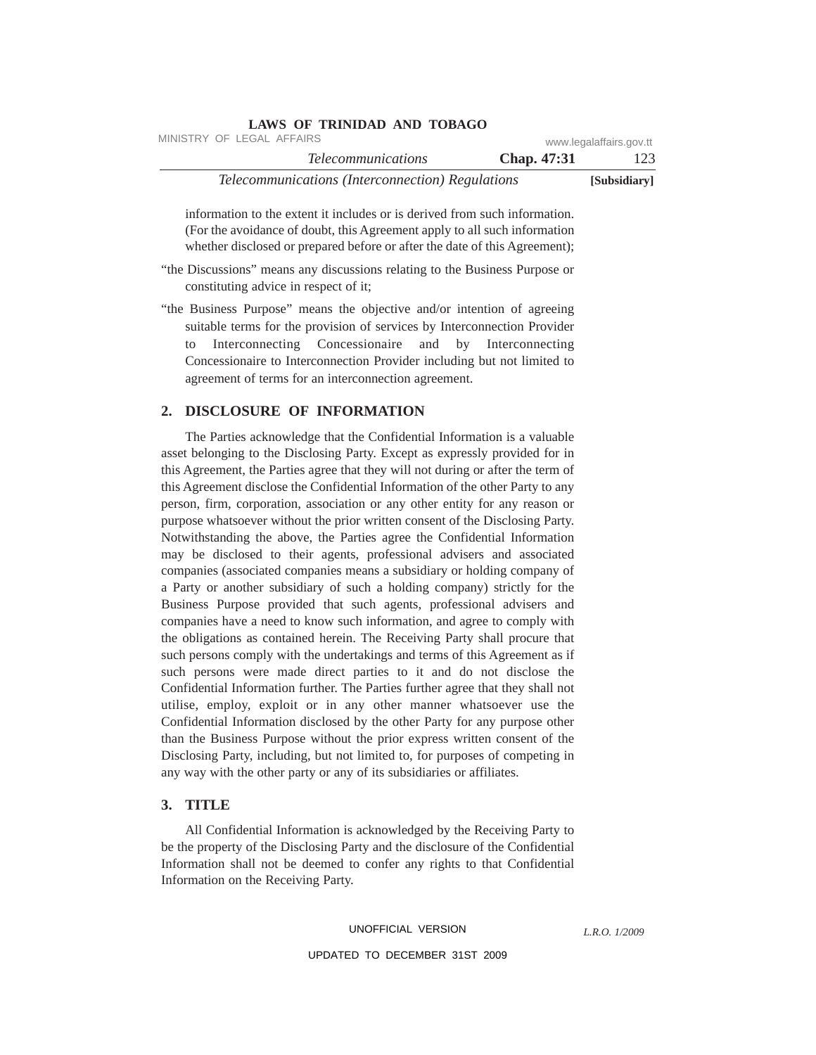information to the extent it includes or is derived from such information. (For the avoidance of doubt, this Agreement apply to all such information whether disclosed or prepared before or after the date of this Agreement);

"the Discussions" means any discussions relating to the Business Purpose or constituting advice in respect of it;

"the Business Purpose" means the objective and/or intention of agreeing suitable terms for the provision of services by Interconnection Provider to Interconnecting Concessionaire and by Interconnecting Concessionaire to Interconnection Provider including but not limited to agreement of terms for an interconnection agreement.

## 2. DISCLOSURE OF INFORMATION

The Parties acknowledge that the Confidential Information is a valuable asset belonging to the Disclosing Party. Except as expressly provided for in this Agreement, the Parties agree that they will not during or after the term of this Agreement disclose the Confidential Information of the other Party to any person, firm, corporation, association or any other entity for any reason or purpose whatsoever without the prior written consent of the Disclosing Party. Notwithstanding the above, the Parties agree the Confidential Information may be disclosed to their agents, professional advisers and associated companies (associated companies means a subsidiary or holding company of a Party or another subsidiary of such a holding company) strictly for the Business Purpose provided that such agents, professional advisers and companies have a need to know such information, and agree to comply with the obligations as contained herein. The Receiving Party shall procure that such persons comply with the undertakings and terms of this Agreement as if such persons were made direct parties to it and do not disclose the Confidential Information further. The Parties further agree that they shall not utilise, employ, exploit or in any other manner whatsoever use the Confidential Information disclosed by the other Party for any purpose other than the Business Purpose without the prior express written consent of the Disclosing Party, including, but not limited to, for purposes of competing in any way with the other party or any of its subsidiaries or affiliates.

## 3. TITLE

All Confidential Information is acknowledged by the Receiving Party to be the property of the Disclosing Party and the disclosure of the Confidential Information shall not be deemed to confer any rights to that Confidential Information on the Receiving Party.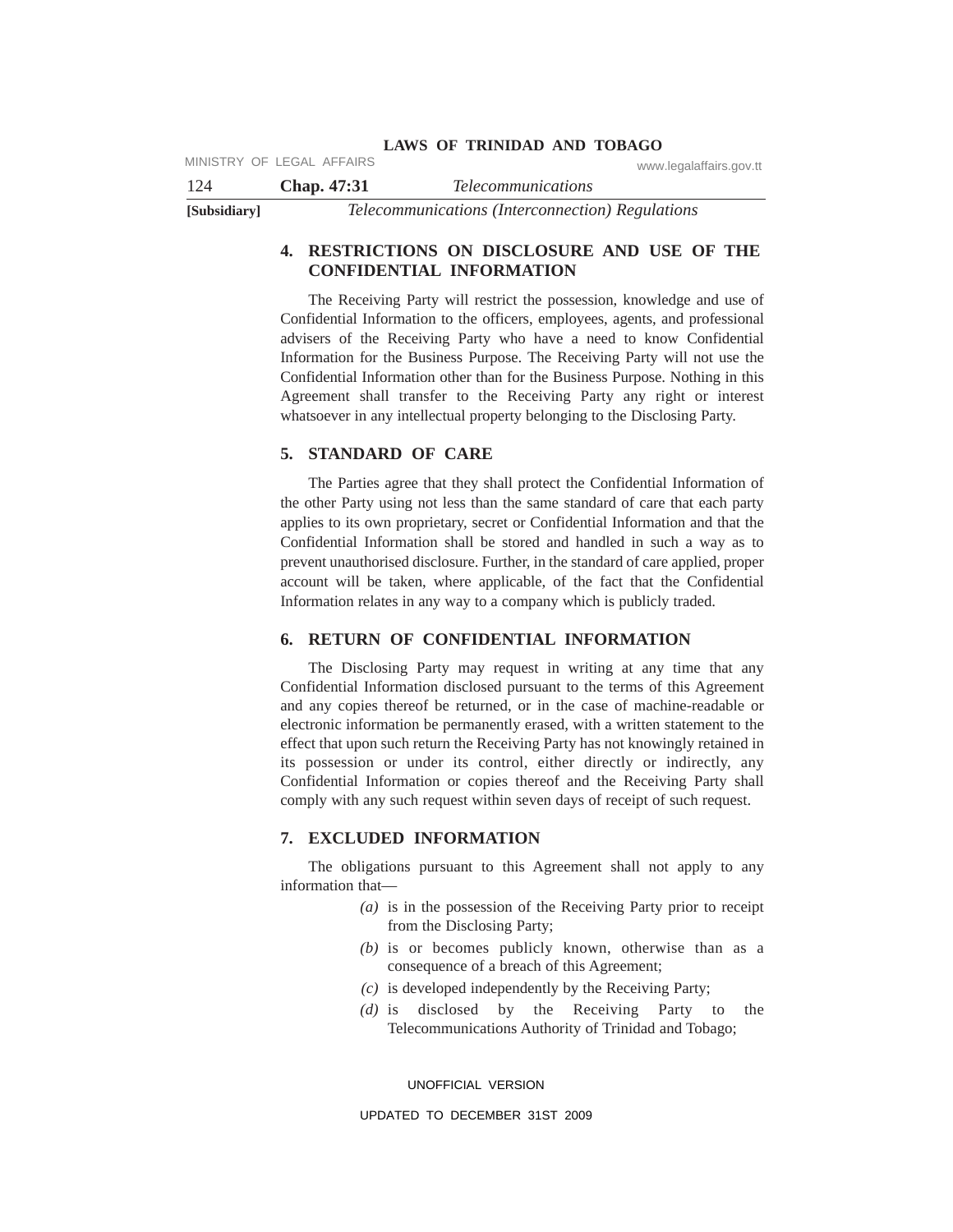## 4. RESTRICTIONS ON DISCLOSURE AND USE OF THE CONFIDENTIAL INFORMATION

The Receiving Party will restrict the possession, knowledge and use of Confidential Information to the officers, employees, agents, and professional advisers of the Receiving Party who have a need to know Confidential Information for the Business Purpose. The Receiving Party will not use the Confidential Information other than for the Business Purpose. Nothing in this Agreement shall transfer to the Receiving Party any right or interest whatsoever in any intellectual property belonging to the Disclosing Party.

## 5. STANDARD OF CARE

The Parties agree that they shall protect the Confidential Information of the other Party using not less than the same standard of care that each party applies to its own proprietary, secret or Confidential Information and that the Confidential Information shall be stored and handled in such a way as to prevent unauthorised disclosure. Further, in the standard of care applied, proper account will be taken, where applicable, of the fact that the Confidential Information relates in any way to a company which is publicly traded.

## 6. RETURN OF CONFIDENTIAL INFORMATION

The Disclosing Party may request in writing at any time that any Confidential Information disclosed pursuant to the terms of this Agreement and any copies thereof be returned, or in the case of machine-readable or electronic information be permanently erased, with a written statement to the effect that upon such return the Receiving Party has not knowingly retained in its possession or under its control, either directly or indirectly, any Confidential Information or copies thereof and the Receiving Party shall comply with any such request within seven days of receipt of such request.

## 7. EXCLUDED INFORMATION

The obligations pursuant to this Agreement shall not apply to any information that—

*(a)* is in the possession of the Receiving Party prior to receipt from the Disclosing Party;

*(b)* is or becomes publicly known, otherwise than as a consequence of a breach of this Agreement;

*(c)* is developed independently by the Receiving Party;

*(d)* is disclosed by the Receiving Party to the Telecommunications Authority of Trinidad and Tobago;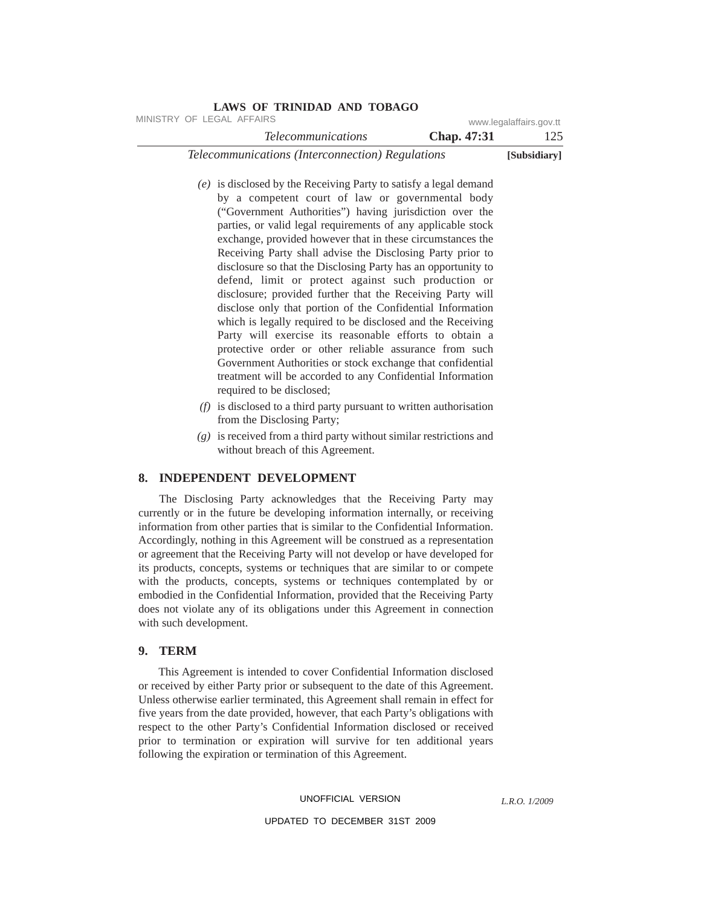*(e)* is disclosed by the Receiving Party to satisfy a legal demand by a competent court of law or governmental body ("Government Authorities") having jurisdiction over the parties, or valid legal requirements of any applicable stock exchange, provided however that in these circumstances the Receiving Party shall advise the Disclosing Party prior to disclosure so that the Disclosing Party has an opportunity to defend, limit or protect against such production or disclosure; provided further that the Receiving Party will disclose only that portion of the Confidential Information which is legally required to be disclosed and the Receiving Party will exercise its reasonable efforts to obtain a protective order or other reliable assurance from such Government Authorities or stock exchange that confidential treatment will be accorded to any Confidential Information required to be disclosed;

*(f)* is disclosed to a third party pursuant to written authorisation from the Disclosing Party;

*(g)* is received from a third party without similar restrictions and without breach of this Agreement.

## 8. INDEPENDENT DEVELOPMENT

The Disclosing Party acknowledges that the Receiving Party may currently or in the future be developing information internally, or receiving information from other parties that is similar to the Confidential Information. Accordingly, nothing in this Agreement will be construed as a representation or agreement that the Receiving Party will not develop or have developed for its products, concepts, systems or techniques that are similar to or compete with the products, concepts, systems or techniques contemplated by or embodied in the Confidential Information, provided that the Receiving Party does not violate any of its obligations under this Agreement in connection with such development.

## 9. TERM

This Agreement is intended to cover Confidential Information disclosed or received by either Party prior or subsequent to the date of this Agreement. Unless otherwise earlier terminated, this Agreement shall remain in effect for five years from the date provided, however, that each Party's obligations with respect to the other Party's Confidential Information disclosed or received prior to termination or expiration will survive for ten additional years following the expiration or termination of this Agreement.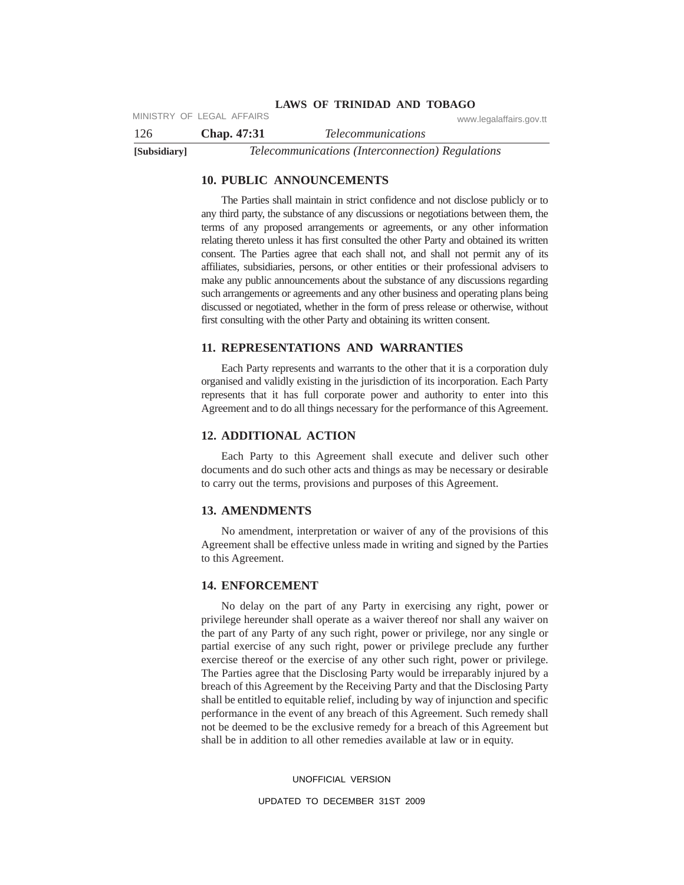## 10. PUBLIC ANNOUNCEMENTS

The Parties shall maintain in strict confidence and not disclose publicly or to any third party, the substance of any discussions or negotiations between them, the terms of any proposed arrangements or agreements, or any other information relating thereto unless it has first consulted the other Party and obtained its written consent. The Parties agree that each shall not, and shall not permit any of its affiliates, subsidiaries, persons, or other entities or their professional advisers to make any public announcements about the substance of any discussions regarding such arrangements or agreements and any other business and operating plans being discussed or negotiated, whether in the form of press release or otherwise, without first consulting with the other Party and obtaining its written consent.

## 11. REPRESENTATIONS AND WARRANTIES

Each Party represents and warrants to the other that it is a corporation duly organised and validly existing in the jurisdiction of its incorporation. Each Party represents that it has full corporate power and authority to enter into this Agreement and to do all things necessary for the performance of this Agreement.

## 12. ADDITIONAL ACTION

Each Party to this Agreement shall execute and deliver such other documents and do such other acts and things as may be necessary or desirable to carry out the terms, provisions and purposes of this Agreement.

## 13. AMENDMENTS

No amendment, interpretation or waiver of any of the provisions of this Agreement shall be effective unless made in writing and signed by the Parties to this Agreement.

## 14. ENFORCEMENT

No delay on the part of any Party in exercising any right, power or privilege hereunder shall operate as a waiver thereof nor shall any waiver on the part of any Party of any such right, power or privilege, nor any single or partial exercise of any such right, power or privilege preclude any further exercise thereof or the exercise of any other such right, power or privilege. The Parties agree that the Disclosing Party would be irreparably injured by a breach of this Agreement by the Receiving Party and that the Disclosing Party shall be entitled to equitable relief, including by way of injunction and specific performance in the event of any breach of this Agreement. Such remedy shall not be deemed to be the exclusive remedy for a breach of this Agreement but shall be in addition to all other remedies available at law or in equity.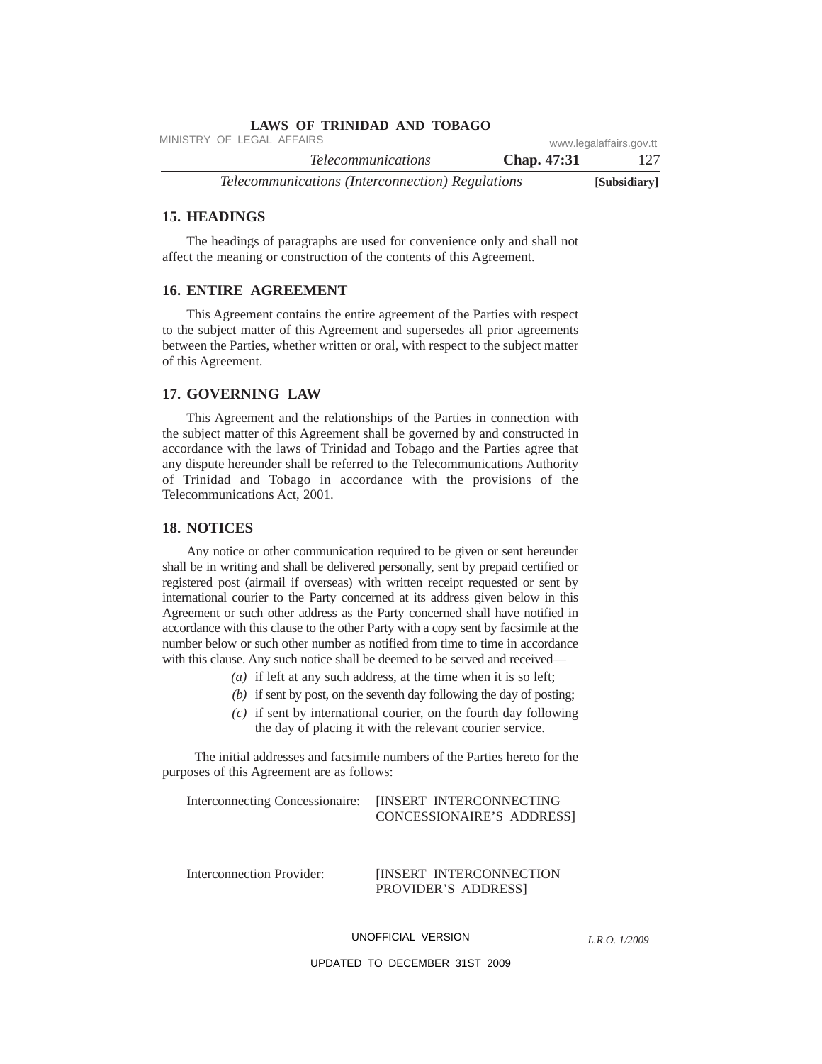## 15. HEADINGS

The headings of paragraphs are used for convenience only and shall not affect the meaning or construction of the contents of this Agreement.

## 16. ENTIRE AGREEMENT

This Agreement contains the entire agreement of the Parties with respect to the subject matter of this Agreement and supersedes all prior agreements between the Parties, whether written or oral, with respect to the subject matter of this Agreement.

## 17. GOVERNING LAW

This Agreement and the relationships of the Parties in connection with the subject matter of this Agreement shall be governed by and constructed in accordance with the laws of Trinidad and Tobago and the Parties agree that any dispute hereunder shall be referred to the Telecommunications Authority of Trinidad and Tobago in accordance with the provisions of the Telecommunications Act, 2001.

## 18. NOTICES

Any notice or other communication required to be given or sent hereunder shall be in writing and shall be delivered personally, sent by prepaid certified or registered post (airmail if overseas) with written receipt requested or sent by international courier to the Party concerned at its address given below in this Agreement or such other address as the Party concerned shall have notified in accordance with this clause to the other Party with a copy sent by facsimile at the number below or such other number as notified from time to time in accordance with this clause. Any such notice shall be deemed to be served and received—

*(a)* if left at any such address, at the time when it is so left;

*(b)* if sent by post, on the seventh day following the day of posting;

*(c)* if sent by international courier, on the fourth day following the day of placing it with the relevant courier service.

The initial addresses and facsimile numbers of the Parties hereto for the purposes of this Agreement are as follows:

Interconnecting Concessionaire: [INSERT INTERCONNECTING CONCESSIONAIRE'S ADDRESS]

Interconnection Provider: [INSERT INTERCONNECTION PROVIDER'S ADDRESS]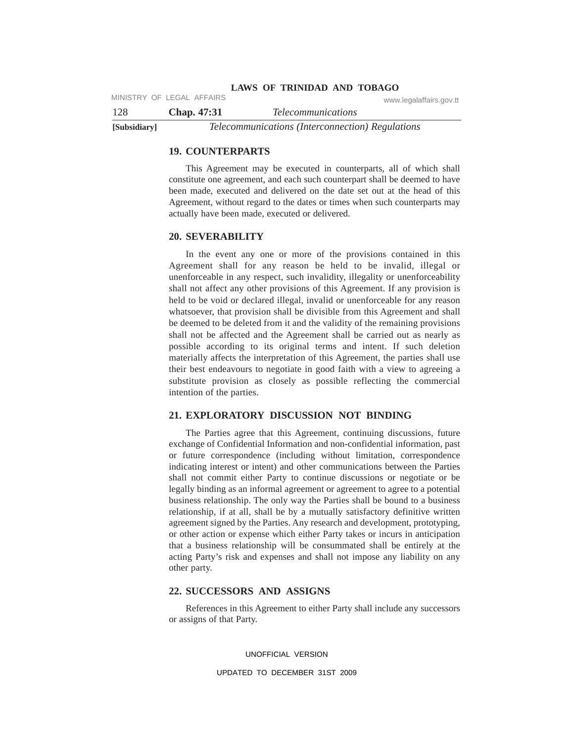## 19. COUNTERPARTS

This Agreement may be executed in counterparts, all of which shall constitute one agreement, and each such counterpart shall be deemed to have been made, executed and delivered on the date set out at the head of this Agreement, without regard to the dates or times when such counterparts may actually have been made, executed or delivered.

## 20. SEVERABILITY

In the event any one or more of the provisions contained in this Agreement shall for any reason be held to be invalid, illegal or unenforceable in any respect, such invalidity, illegality or unenforceability shall not affect any other provisions of this Agreement. If any provision is held to be void or declared illegal, invalid or unenforceable for any reason whatsoever, that provision shall be divisible from this Agreement and shall be deemed to be deleted from it and the validity of the remaining provisions shall not be affected and the Agreement shall be carried out as nearly as possible according to its original terms and intent. If such deletion materially affects the interpretation of this Agreement, the parties shall use their best endeavours to negotiate in good faith with a view to agreeing a substitute provision as closely as possible reflecting the commercial intention of the parties.

## 21. EXPLORATORY DISCUSSION NOT BINDING

The Parties agree that this Agreement, continuing discussions, future exchange of Confidential Information and non-confidential information, past or future correspondence (including without limitation, correspondence indicating interest or intent) and other communications between the Parties shall not commit either Party to continue discussions or negotiate or be legally binding as an informal agreement or agreement to agree to a potential business relationship. The only way the Parties shall be bound to a business relationship, if at all, shall be by a mutually satisfactory definitive written agreement signed by the Parties. Any research and development, prototyping, or other action or expense which either Party takes or incurs in anticipation that a business relationship will be consummated shall be entirely at the acting Party's risk and expenses and shall not impose any liability on any other party.

## 22. SUCCESSORS AND ASSIGNS

References in this Agreement to either Party shall include any successors or assigns of that Party.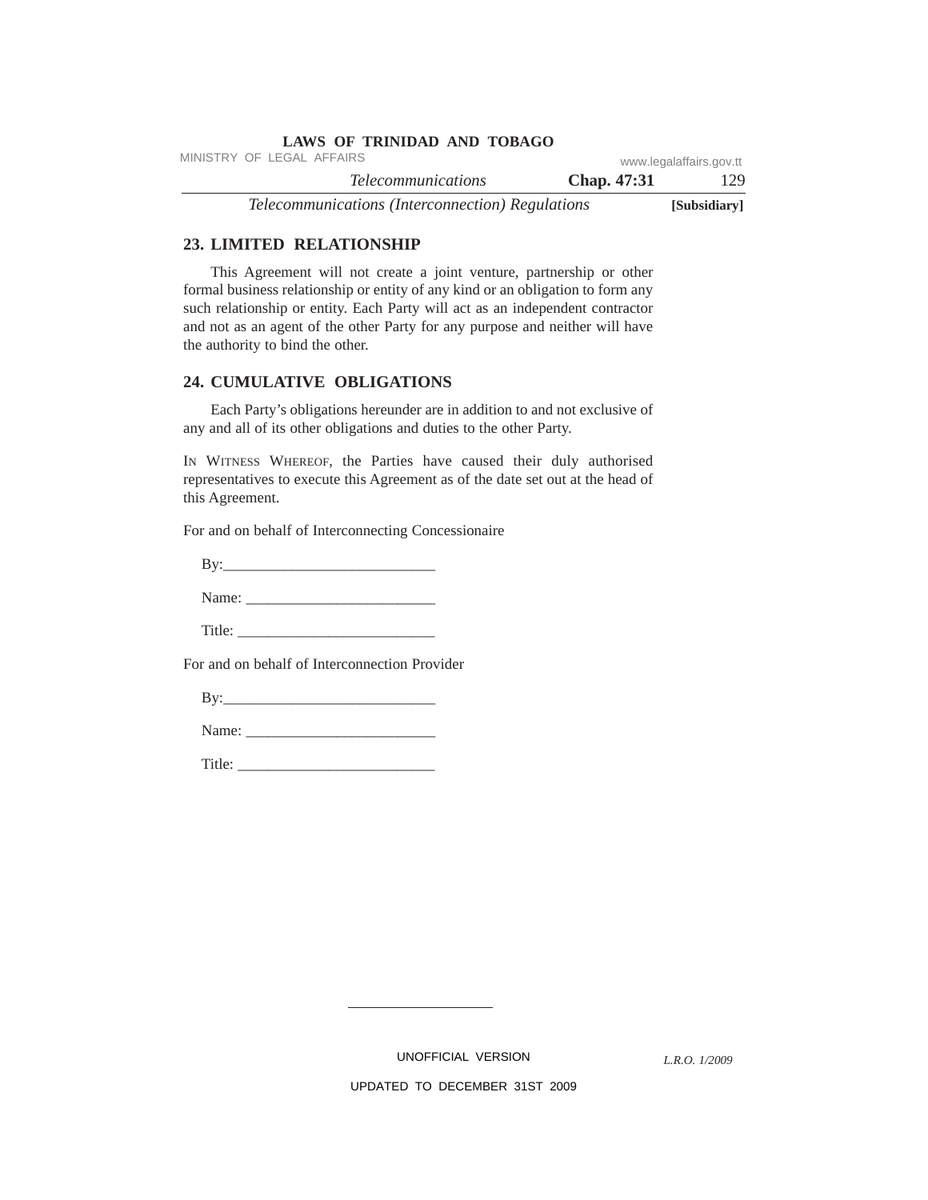## 23. LIMITED RELATIONSHIP

This Agreement will not create a joint venture, partnership or other formal business relationship or entity of any kind or an obligation to form any such relationship or entity. Each Party will act as an independent contractor and not as an agent of the other Party for any purpose and neither will have the authority to bind the other.

## 24. CUMULATIVE OBLIGATIONS

Each Party's obligations hereunder are in addition to and not exclusive of any and all of its other obligations and duties to the other Party.

IN WITNESS WHEREOF, the Parties have caused their duly authorised representatives to execute this Agreement as of the date set out at the head of this Agreement.

For and on behalf of Interconnecting Concessionaire

By:___________________________

Name: ________________________

Title: _________________________

For and on behalf of Interconnection Provider

By:___________________________

Name: ________________________

Title: _________________________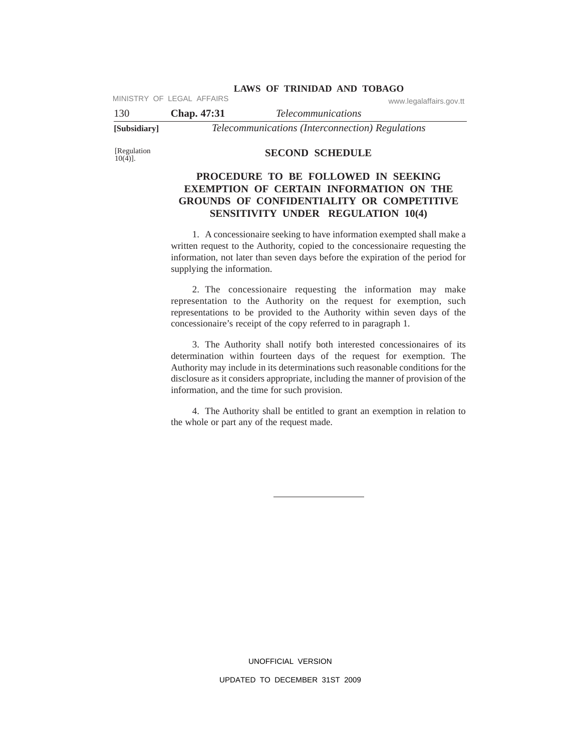[Regulation 10(4)].

## SECOND SCHEDULE

### PROCEDURE TO BE FOLLOWED IN SEEKING EXEMPTION OF CERTAIN INFORMATION ON THE GROUNDS OF CONFIDENTIALITY OR COMPETITIVE SENSITIVITY UNDER REGULATION 10(4)

1. A concessionaire seeking to have information exempted shall make a written request to the Authority, copied to the concessionaire requesting the information, not later than seven days before the expiration of the period for supplying the information.

2. The concessionaire requesting the information may make representation to the Authority on the request for exemption, such representations to be provided to the Authority within seven days of the concessionaire's receipt of the copy referred to in paragraph 1.

3. The Authority shall notify both interested concessionaires of its determination within fourteen days of the request for exemption. The Authority may include in its determinations such reasonable conditions for the disclosure as it considers appropriate, including the manner of provision of the information, and the time for such provision.

4. The Authority shall be entitled to grant an exemption in relation to the whole or part any of the request made.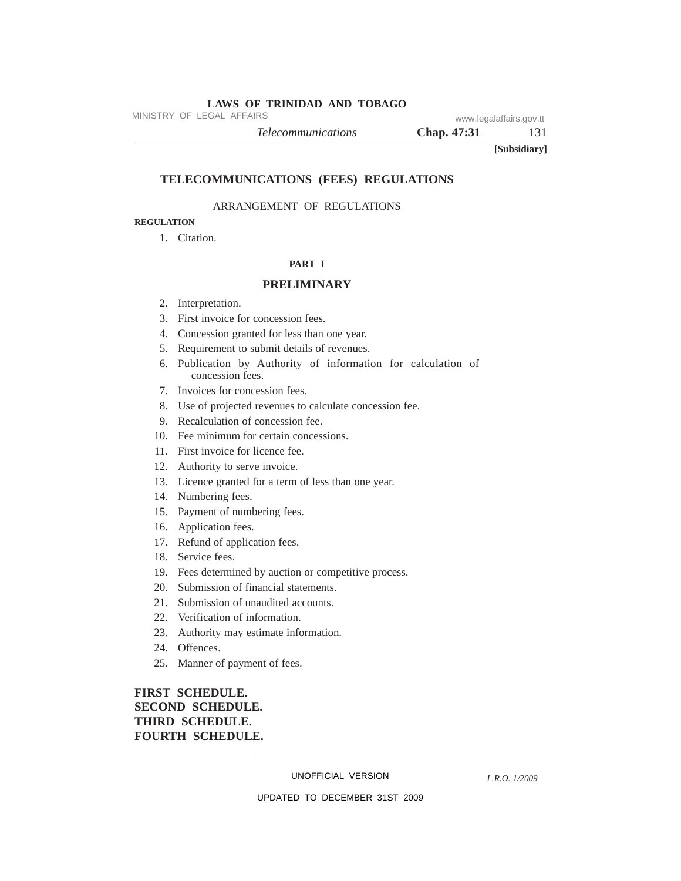**[Subsidiary]**

# TELECOMMUNICATIONS (FEES) REGULATIONS

## ARRANGEMENT OF REGULATIONS

**REGULATION**

1. Citation.

### PART I

### PRELIMINARY

2. Interpretation.
3. First invoice for concession fees.
4. Concession granted for less than one year.
5. Requirement to submit details of revenues.
6. Publication by Authority of information for calculation of concession fees.
7. Invoices for concession fees.
8. Use of projected revenues to calculate concession fee.
9. Recalculation of concession fee.
10. Fee minimum for certain concessions.
11. First invoice for licence fee.
12. Authority to serve invoice.
13. Licence granted for a term of less than one year.
14. Numbering fees.
15. Payment of numbering fees.
16. Application fees.
17. Refund of application fees.
18. Service fees.
19. Fees determined by auction or competitive process.
20. Submission of financial statements.
21. Submission of unaudited accounts.
22. Verification of information.
23. Authority may estimate information.
24. Offences.
25. Manner of payment of fees.

**FIRST SCHEDULE.**
**SECOND SCHEDULE.**
**THIRD SCHEDULE.**
**FOURTH SCHEDULE.**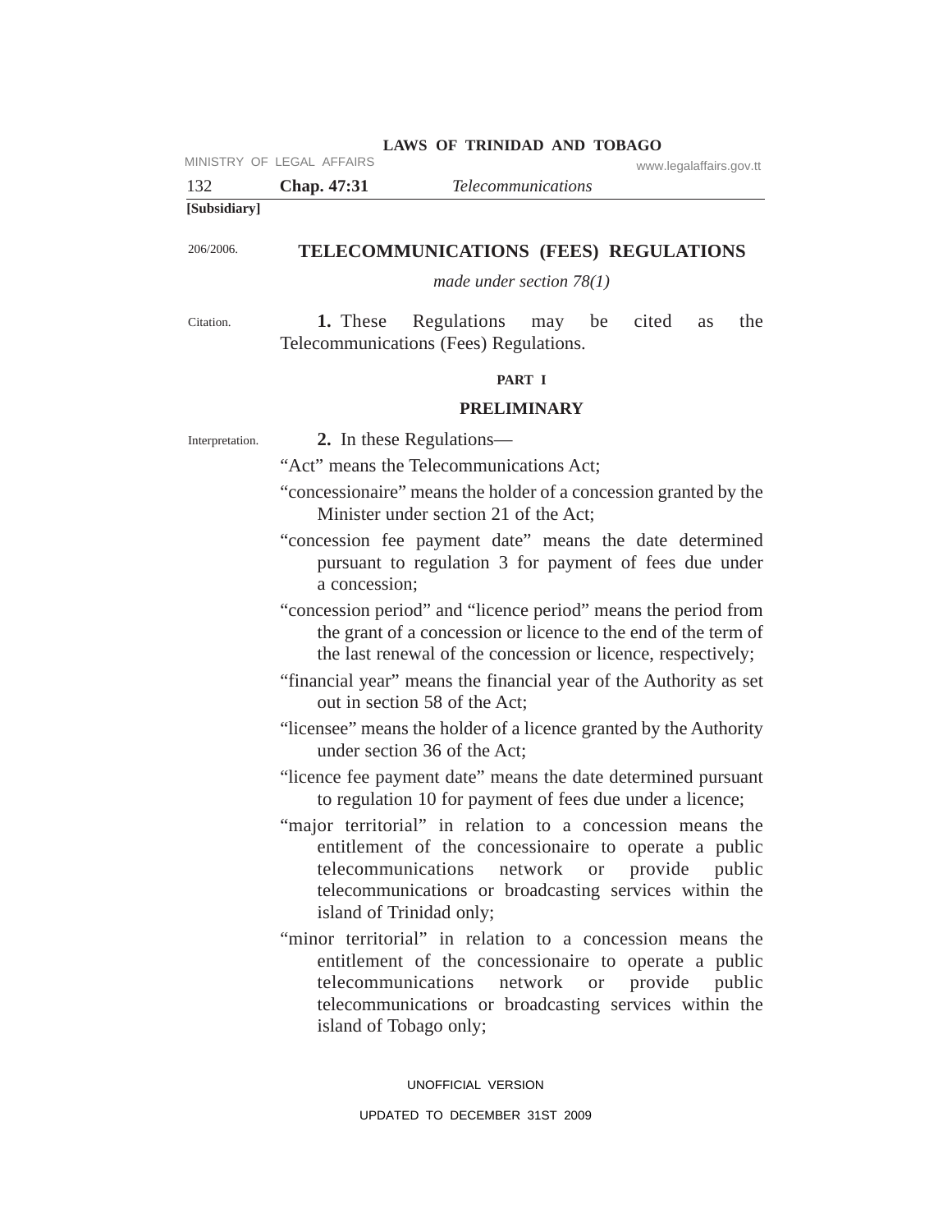[Subsidiary]

206/2006.

# TELECOMMUNICATIONS (FEES) REGULATIONS

*made under section 78(1)*

Citation.

**1.** These Regulations may be cited as the Telecommunications (Fees) Regulations.

## PART I

## PRELIMINARY

Interpretation.

**2.** In these Regulations—

"Act" means the Telecommunications Act;

"concessionaire" means the holder of a concession granted by the Minister under section 21 of the Act;

"concession fee payment date" means the date determined pursuant to regulation 3 for payment of fees due under a concession;

"concession period" and "licence period" means the period from the grant of a concession or licence to the end of the term of the last renewal of the concession or licence, respectively;

"financial year" means the financial year of the Authority as set out in section 58 of the Act;

"licensee" means the holder of a licence granted by the Authority under section 36 of the Act;

"licence fee payment date" means the date determined pursuant to regulation 10 for payment of fees due under a licence;

"major territorial" in relation to a concession means the entitlement of the concessionaire to operate a public telecommunications network or provide public telecommunications or broadcasting services within the island of Trinidad only;

"minor territorial" in relation to a concession means the entitlement of the concessionaire to operate a public telecommunications network or provide public telecommunications or broadcasting services within the island of Tobago only;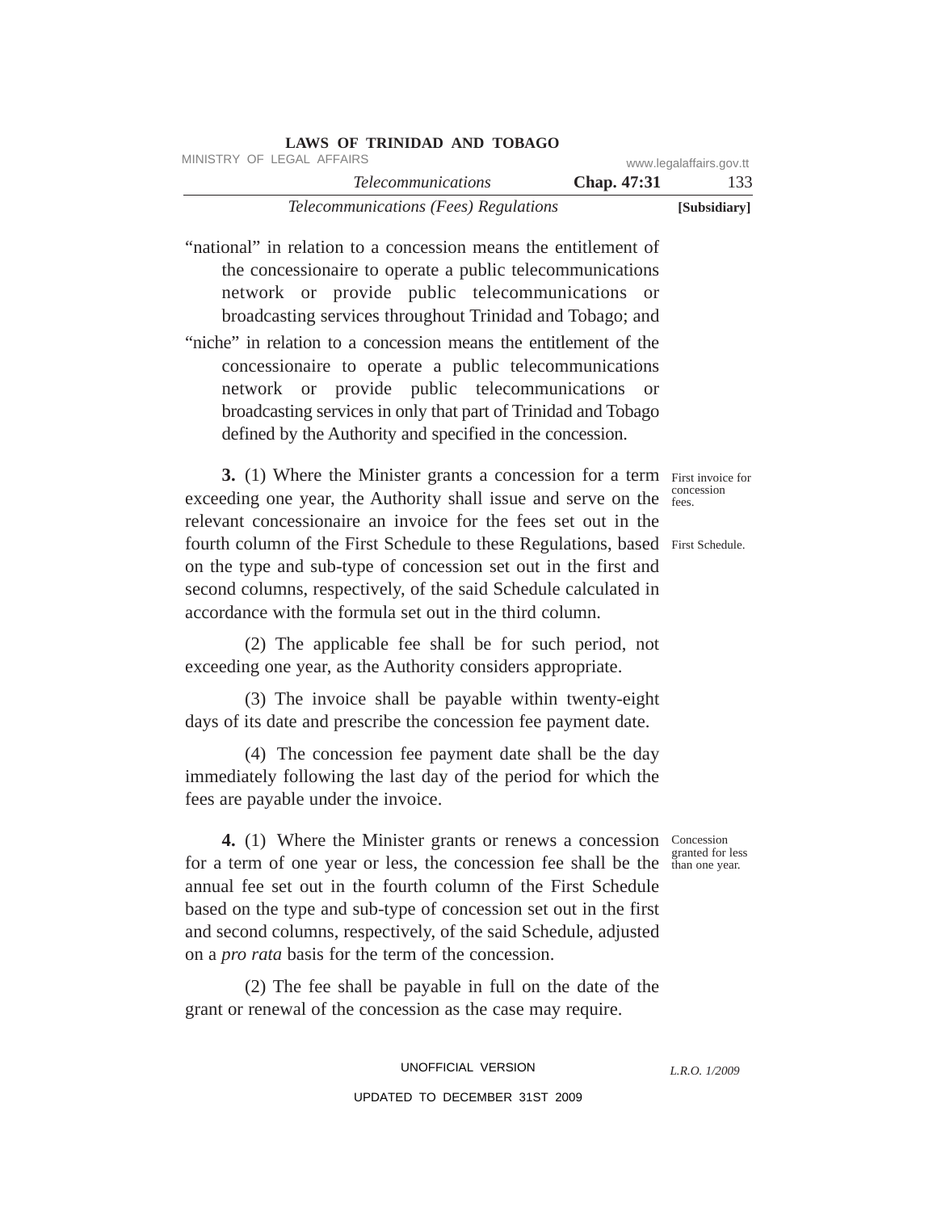"national" in relation to a concession means the entitlement of the concessionaire to operate a public telecommunications network or provide public telecommunications or broadcasting services throughout Trinidad and Tobago; and

"niche" in relation to a concession means the entitlement of the concessionaire to operate a public telecommunications network or provide public telecommunications or broadcasting services in only that part of Trinidad and Tobago defined by the Authority and specified in the concession.

First invoice for concession fees.

First Schedule.

**3.** (1) Where the Minister grants a concession for a term exceeding one year, the Authority shall issue and serve on the relevant concessionaire an invoice for the fees set out in the fourth column of the First Schedule to these Regulations, based on the type and sub-type of concession set out in the first and second columns, respectively, of the said Schedule calculated in accordance with the formula set out in the third column.

(2) The applicable fee shall be for such period, not exceeding one year, as the Authority considers appropriate.

(3) The invoice shall be payable within twenty-eight days of its date and prescribe the concession fee payment date.

(4) The concession fee payment date shall be the day immediately following the last day of the period for which the fees are payable under the invoice.

Concession granted for less than one year.

**4.** (1) Where the Minister grants or renews a concession for a term of one year or less, the concession fee shall be the annual fee set out in the fourth column of the First Schedule based on the type and sub-type of concession set out in the first and second columns, respectively, of the said Schedule, adjusted on a *pro rata* basis for the term of the concession.

(2) The fee shall be payable in full on the date of the grant or renewal of the concession as the case may require.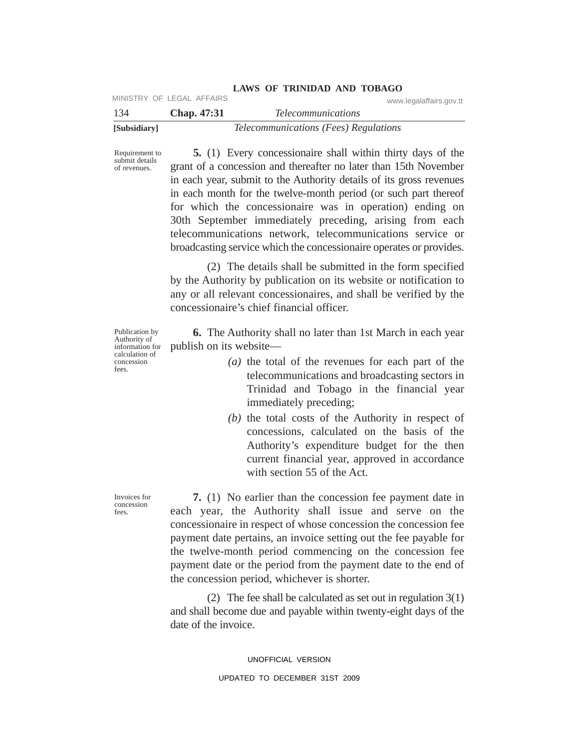Requirement to submit details of revenues.

**5.** (1) Every concessionaire shall within thirty days of the grant of a concession and thereafter no later than 15th November in each year, submit to the Authority details of its gross revenues in each month for the twelve-month period (or such part thereof for which the concessionaire was in operation) ending on 30th September immediately preceding, arising from each telecommunications network, telecommunications service or broadcasting service which the concessionaire operates or provides.

(2) The details shall be submitted in the form specified by the Authority by publication on its website or notification to any or all relevant concessionaires, and shall be verified by the concessionaire's chief financial officer.

Publication by Authority of information for calculation of concession fees.

**6.** The Authority shall no later than 1st March in each year publish on its website—

*(a)* the total of the revenues for each part of the telecommunications and broadcasting sectors in Trinidad and Tobago in the financial year immediately preceding;

*(b)* the total costs of the Authority in respect of concessions, calculated on the basis of the Authority's expenditure budget for the then current financial year, approved in accordance with section 55 of the Act.

Invoices for concession fees.

**7.** (1) No earlier than the concession fee payment date in each year, the Authority shall issue and serve on the concessionaire in respect of whose concession the concession fee payment date pertains, an invoice setting out the fee payable for the twelve-month period commencing on the concession fee payment date or the period from the payment date to the end of the concession period, whichever is shorter.

(2) The fee shall be calculated as set out in regulation 3(1) and shall become due and payable within twenty-eight days of the date of the invoice.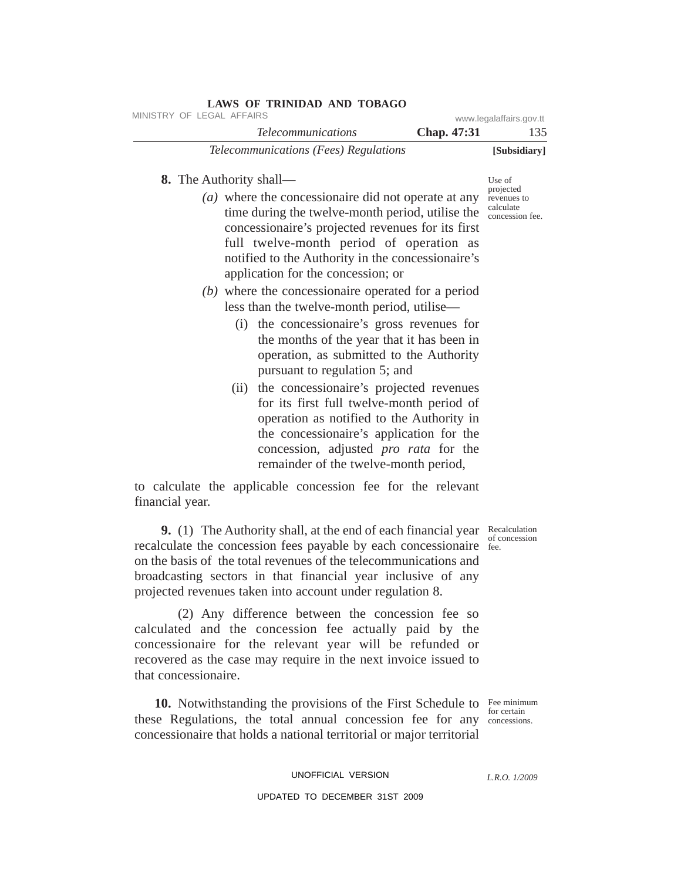**8.** The Authority shall—

Use of projected revenues to calculate concession fee.

*(a)* where the concessionaire did not operate at any time during the twelve-month period, utilise the concessionaire's projected revenues for its first full twelve-month period of operation as notified to the Authority in the concessionaire's application for the concession; or

*(b)* where the concessionaire operated for a period less than the twelve-month period, utilise—

(i) the concessionaire's gross revenues for the months of the year that it has been in operation, as submitted to the Authority pursuant to regulation 5; and

(ii) the concessionaire's projected revenues for its first full twelve-month period of operation as notified to the Authority in the concessionaire's application for the concession, adjusted *pro rata* for the remainder of the twelve-month period,

to calculate the applicable concession fee for the relevant financial year.

**9.** (1) The Authority shall, at the end of each financial year recalculate the concession fees payable by each concessionaire on the basis of the total revenues of the telecommunications and broadcasting sectors in that financial year inclusive of any projected revenues taken into account under regulation 8.

Recalculation of concession fee.

(2) Any difference between the concession fee so calculated and the concession fee actually paid by the concessionaire for the relevant year will be refunded or recovered as the case may require in the next invoice issued to that concessionaire.

**10.** Notwithstanding the provisions of the First Schedule to these Regulations, the total annual concession fee for any concessionaire that holds a national territorial or major territorial

Fee minimum for certain concessions.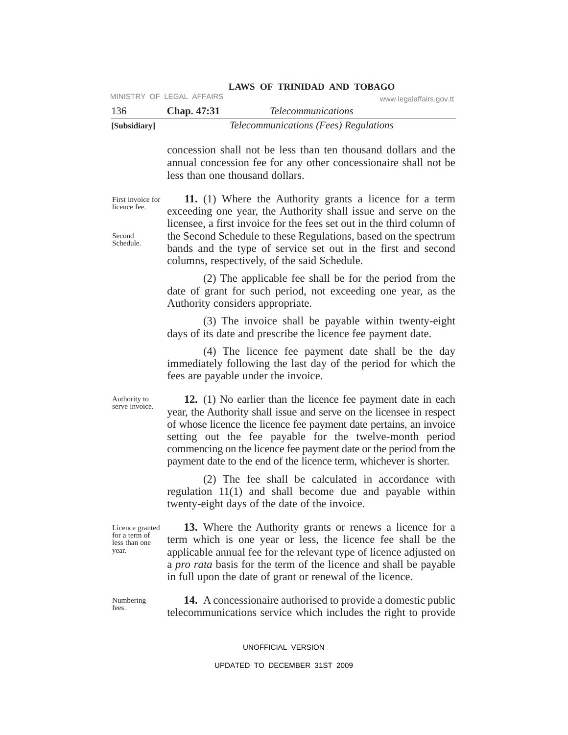concession shall not be less than ten thousand dollars and the annual concession fee for any other concessionaire shall not be less than one thousand dollars.

*First invoice for licence fee.*

*Second Schedule.*

**11.** (1) Where the Authority grants a licence for a term exceeding one year, the Authority shall issue and serve on the licensee, a first invoice for the fees set out in the third column of the Second Schedule to these Regulations, based on the spectrum bands and the type of service set out in the first and second columns, respectively, of the said Schedule.

(2) The applicable fee shall be for the period from the date of grant for such period, not exceeding one year, as the Authority considers appropriate.

(3) The invoice shall be payable within twenty-eight days of its date and prescribe the licence fee payment date.

(4) The licence fee payment date shall be the day immediately following the last day of the period for which the fees are payable under the invoice.

*Authority to serve invoice.*

**12.** (1) No earlier than the licence fee payment date in each year, the Authority shall issue and serve on the licensee in respect of whose licence the licence fee payment date pertains, an invoice setting out the fee payable for the twelve-month period commencing on the licence fee payment date or the period from the payment date to the end of the licence term, whichever is shorter.

(2) The fee shall be calculated in accordance with regulation 11(1) and shall become due and payable within twenty-eight days of the date of the invoice.

*Licence granted for a term of less than one year.*

**13.** Where the Authority grants or renews a licence for a term which is one year or less, the licence fee shall be the applicable annual fee for the relevant type of licence adjusted on a *pro rata* basis for the term of the licence and shall be payable in full upon the date of grant or renewal of the licence.

*Numbering fees.*

**14.** A concessionaire authorised to provide a domestic public telecommunications service which includes the right to provide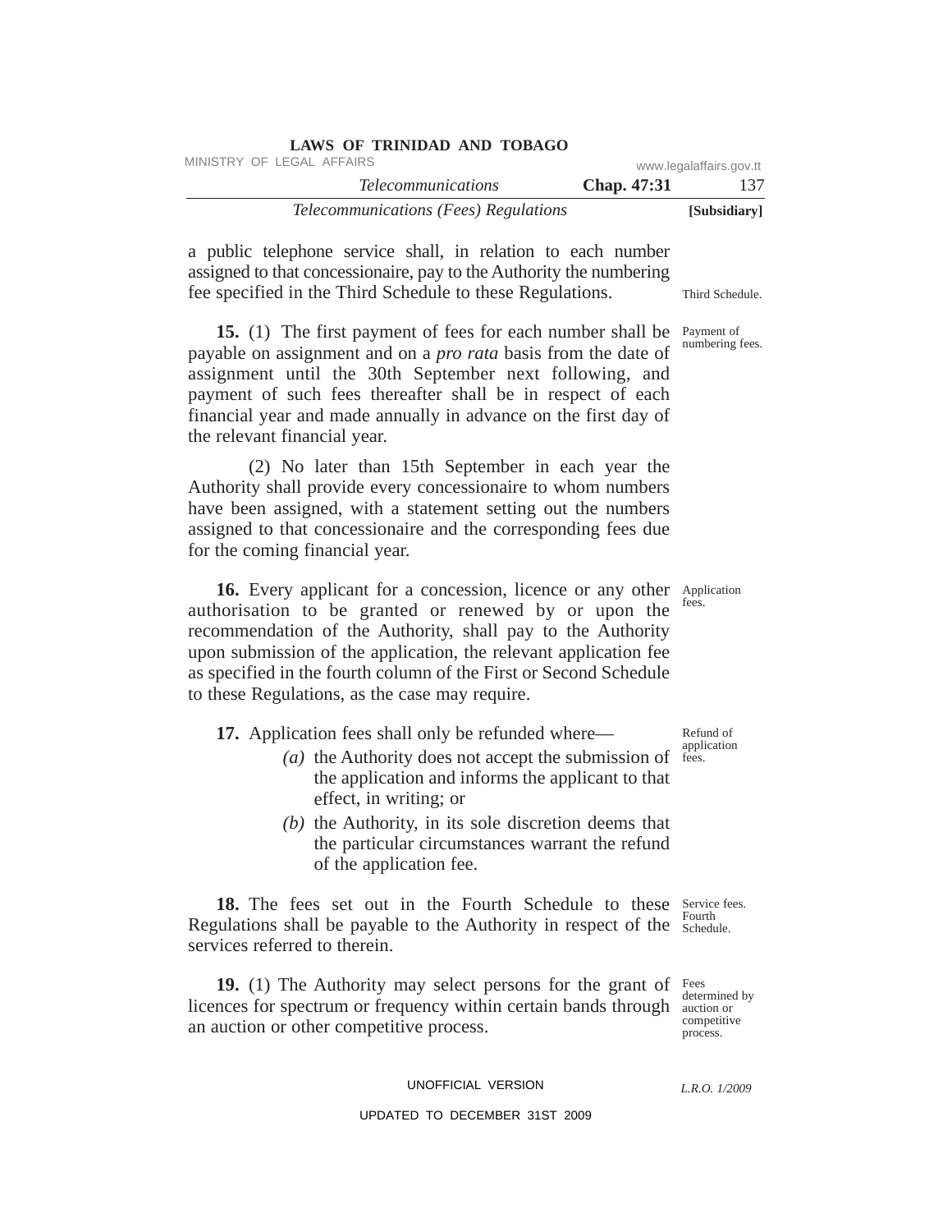a public telephone service shall, in relation to each number assigned to that concessionaire, pay to the Authority the numbering fee specified in the Third Schedule to these Regulations.

Third Schedule.

Payment of numbering fees.

**15.** (1) The first payment of fees for each number shall be payable on assignment and on a *pro rata* basis from the date of assignment until the 30th September next following, and payment of such fees thereafter shall be in respect of each financial year and made annually in advance on the first day of the relevant financial year.

(2) No later than 15th September in each year the Authority shall provide every concessionaire to whom numbers have been assigned, with a statement setting out the numbers assigned to that concessionaire and the corresponding fees due for the coming financial year.

Application fees.

**16.** Every applicant for a concession, licence or any other authorisation to be granted or renewed by or upon the recommendation of the Authority, shall pay to the Authority upon submission of the application, the relevant application fee as specified in the fourth column of the First or Second Schedule to these Regulations, as the case may require.

Refund of application fees.

**17.** Application fees shall only be refunded where—

*(a)* the Authority does not accept the submission of the application and informs the applicant to that effect, in writing; or

*(b)* the Authority, in its sole discretion deems that the particular circumstances warrant the refund of the application fee.

Service fees. Fourth Schedule.

**18.** The fees set out in the Fourth Schedule to these Regulations shall be payable to the Authority in respect of the services referred to therein.

Fees determined by auction or competitive process.

**19.** (1) The Authority may select persons for the grant of licences for spectrum or frequency within certain bands through an auction or other competitive process.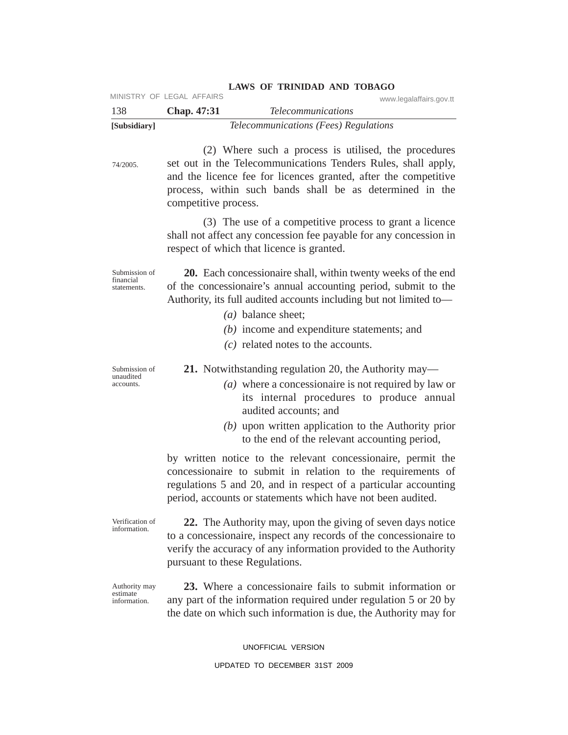(2) Where such a process is utilised, the procedures set out in the Telecommunications Tenders Rules, shall apply, and the licence fee for licences granted, after the competitive process, within such bands shall be as determined in the competitive process.

74/2005.

(3) The use of a competitive process to grant a licence shall not affect any concession fee payable for any concession in respect of which that licence is granted.

Submission of financial statements.

**20.** Each concessionaire shall, within twenty weeks of the end of the concessionaire's annual accounting period, submit to the Authority, its full audited accounts including but not limited to—

*(a)* balance sheet;

*(b)* income and expenditure statements; and

*(c)* related notes to the accounts.

Submission of unaudited accounts.

**21.** Notwithstanding regulation 20, the Authority may—

*(a)* where a concessionaire is not required by law or its internal procedures to produce annual audited accounts; and

*(b)* upon written application to the Authority prior to the end of the relevant accounting period,

by written notice to the relevant concessionaire, permit the concessionaire to submit in relation to the requirements of regulations 5 and 20, and in respect of a particular accounting period, accounts or statements which have not been audited.

Verification of information.

**22.** The Authority may, upon the giving of seven days notice to a concessionaire, inspect any records of the concessionaire to verify the accuracy of any information provided to the Authority pursuant to these Regulations.

Authority may estimate information.

**23.** Where a concessionaire fails to submit information or any part of the information required under regulation 5 or 20 by the date on which such information is due, the Authority may for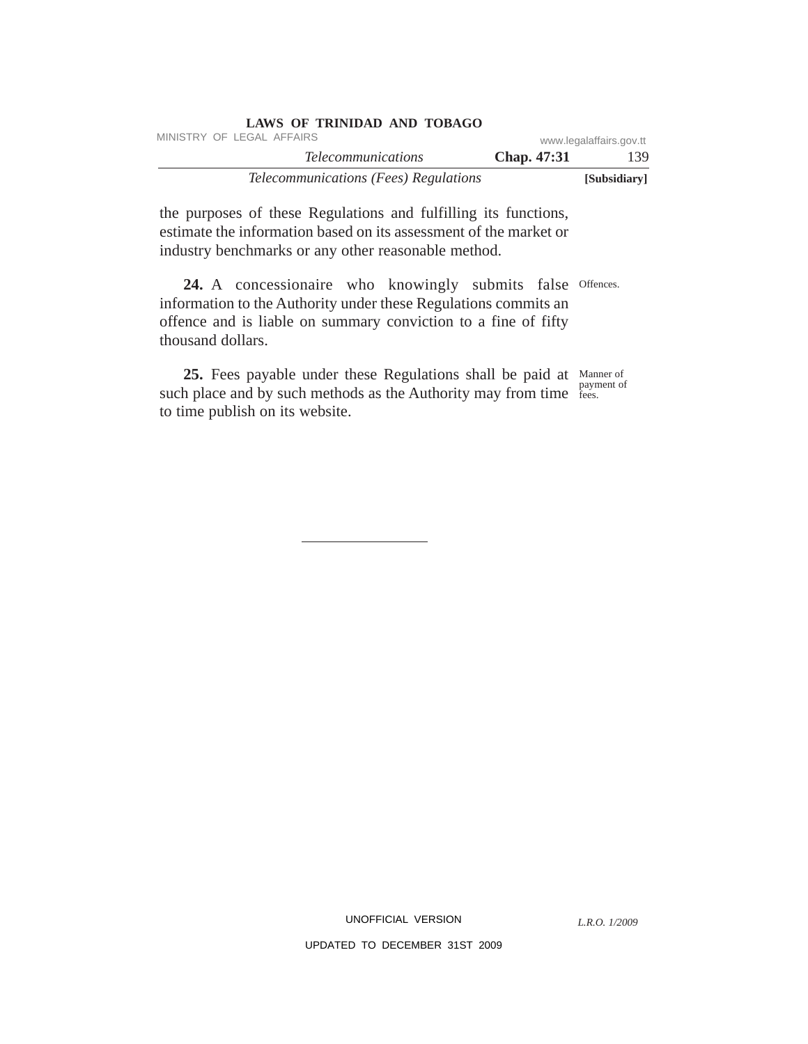the purposes of these Regulations and fulfilling its functions, estimate the information based on its assessment of the market or industry benchmarks or any other reasonable method.

Offences.

**24.** A concessionaire who knowingly submits false information to the Authority under these Regulations commits an offence and is liable on summary conviction to a fine of fifty thousand dollars.

Manner of payment of fees.

**25.** Fees payable under these Regulations shall be paid at such place and by such methods as the Authority may from time to time publish on its website.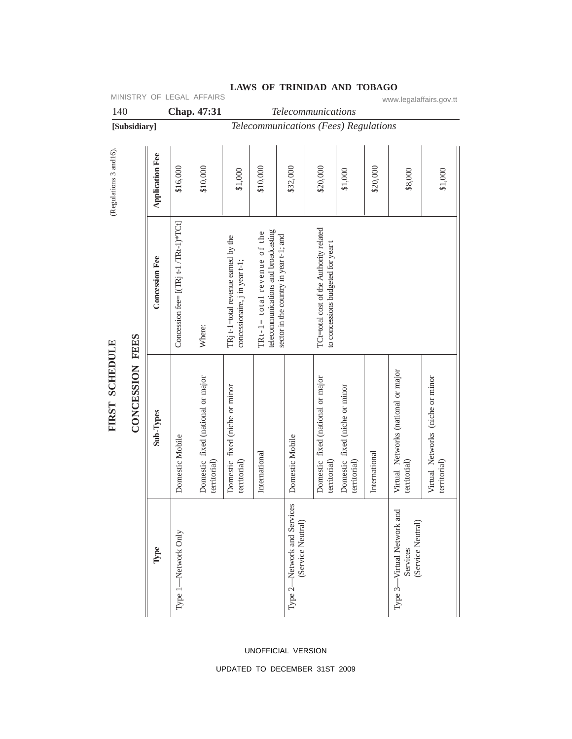# FIRST SCHEDULE

(Regulations 3 and 16).

## CONCESSION FEES

| Type | Sub-Types | Concession Fee | Application Fee |
|---|---|---|---|
| Type 1—Network Only | Domestic Mobile | Concession fee= [(TRj t-1 /TRt-1)*TCt] | $16,000 |
| | Domestic fixed (national or major territorial) | Where: | $10,000 |
| | Domestic fixed (niche or minor territorial) | TRj t-1=total revenue earned by the concessionaire, j in year t-1; | $1,000 |
| | International | TRt-1= total revenue of the telecommunications and broadcasting sector in the country in year t-1; and | $10,000 |
| Type 2—Network and Services (Service Neutral) | Domestic Mobile | | $32,000 |
| | Domestic fixed (national or major territorial) | TCt=total cost of the Authority related to concessions budgeted for year t | $20,000 |
| | Domestic fixed (niche or minor territorial) | | $1,000 |
| | International | | $20,000 |
| Type 3—Virtual Network and Services (Service Neutral) | Virtual Networks (national or major territorial) | | $8,000 |
| | Virtual Networks (niche or minor territorial) | | $1,000 |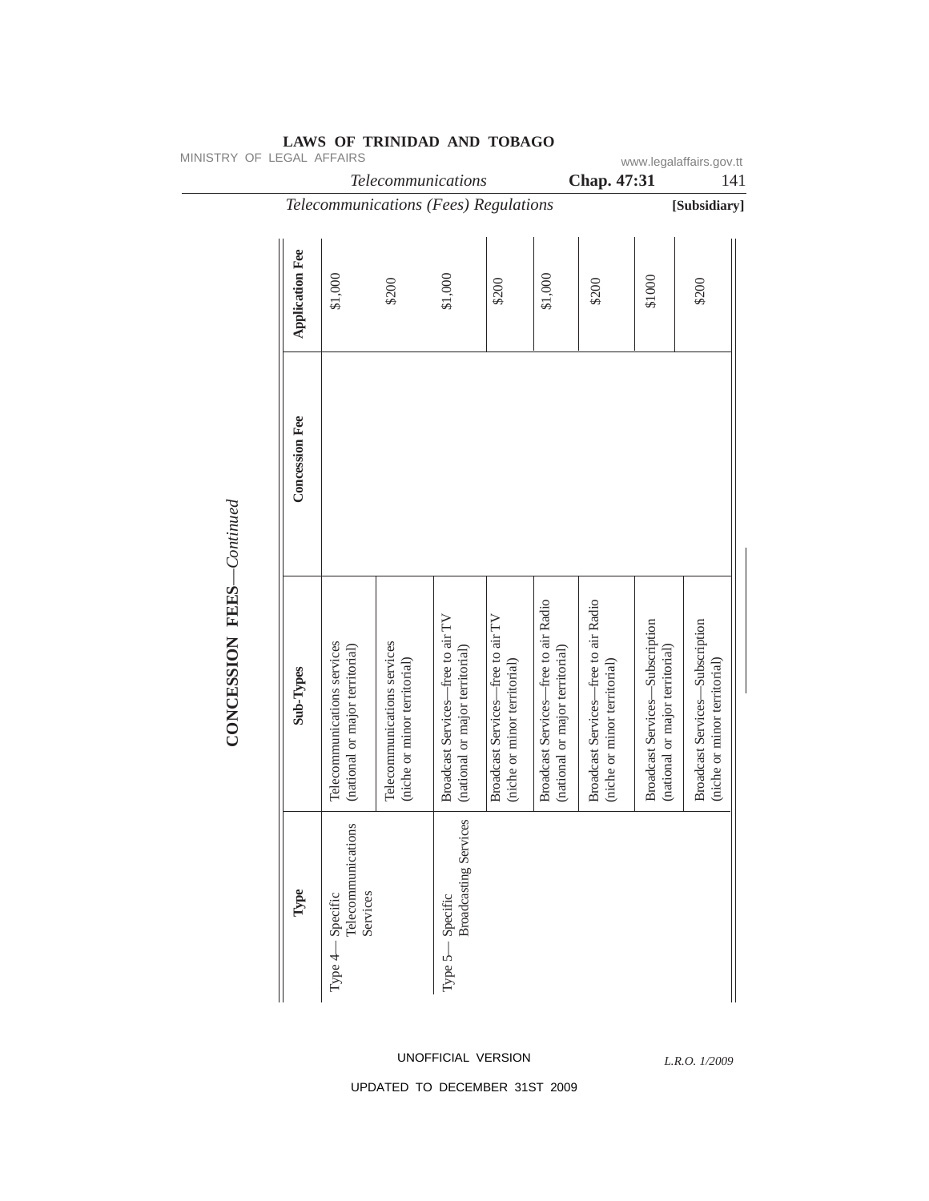## CONCESSION FEES—*Continued*

| Type | Sub-Types | Concession Fee | Application Fee |
|---|---|---|---|
| Type 4— Specific Telecommunications Services | Telecommunications services (national or major territorial) | | $1,000 |
| | Telecommunications services (niche or minor territorial) | | $200 |
| Type 5— Specific Broadcasting Services | Broadcast Services—free to air TV (national or major territorial) | | $1,000 |
| | Broadcast Services—free to air TV (niche or minor territorial) | | $200 |
| | Broadcast Services—free to air Radio (national or major territorial) | | $1,000 |
| | Broadcast Services—free to air Radio (niche or minor territorial) | | $200 |
| | Broadcast Services—Subscription (national or major territorial) | | $1000 |
| | Broadcast Services—Subscription (niche or minor territorial) | | $200 |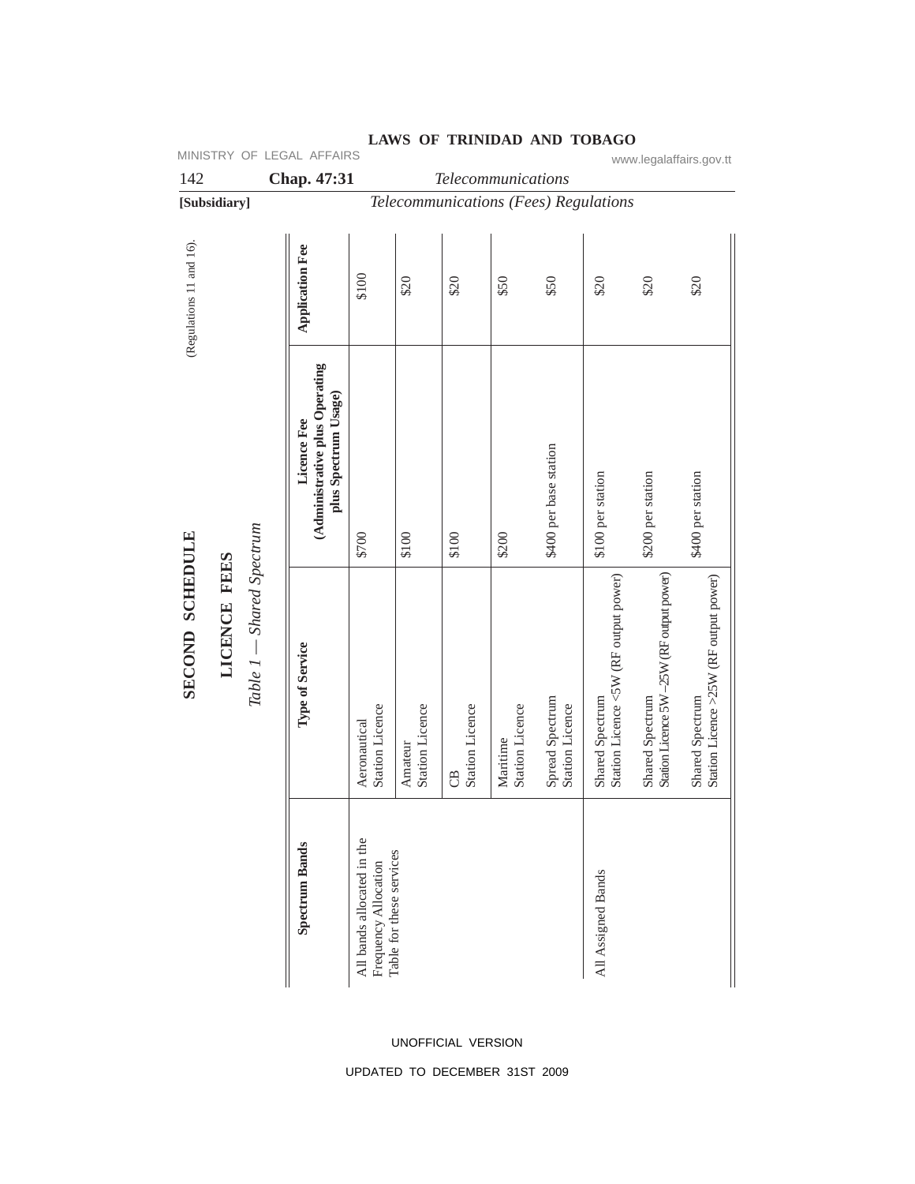# SECOND SCHEDULE

(Regulations 11 and 16).

## LICENCE FEES

*Table 1 — Shared Spectrum*

| Spectrum Bands | Type of Service | Licence Fee (Administrative plus Operating plus Spectrum Usage) | Application Fee |
|---|---|---|---|
| All bands allocated in the Frequency Allocation Table for these services | Aeronautical Station Licence | $700 | $100 |
| | Amateur Station Licence | $100 | $20 |
| | CB Station Licence | $100 | $20 |
| | Maritime Station Licence | $200 | $50 |
| | Spread Spectrum Station Licence | $400 per base station | $50 |
| All Assigned Bands | Shared Spectrum Station Licence <5W (RF output power) | $100 per station | $20 |
| | Shared Spectrum Station Licence 5W –25W (RF output power) | $200 per station | $20 |
| | Shared Spectrum Station Licence >25W (RF output power) | $400 per station | $20 |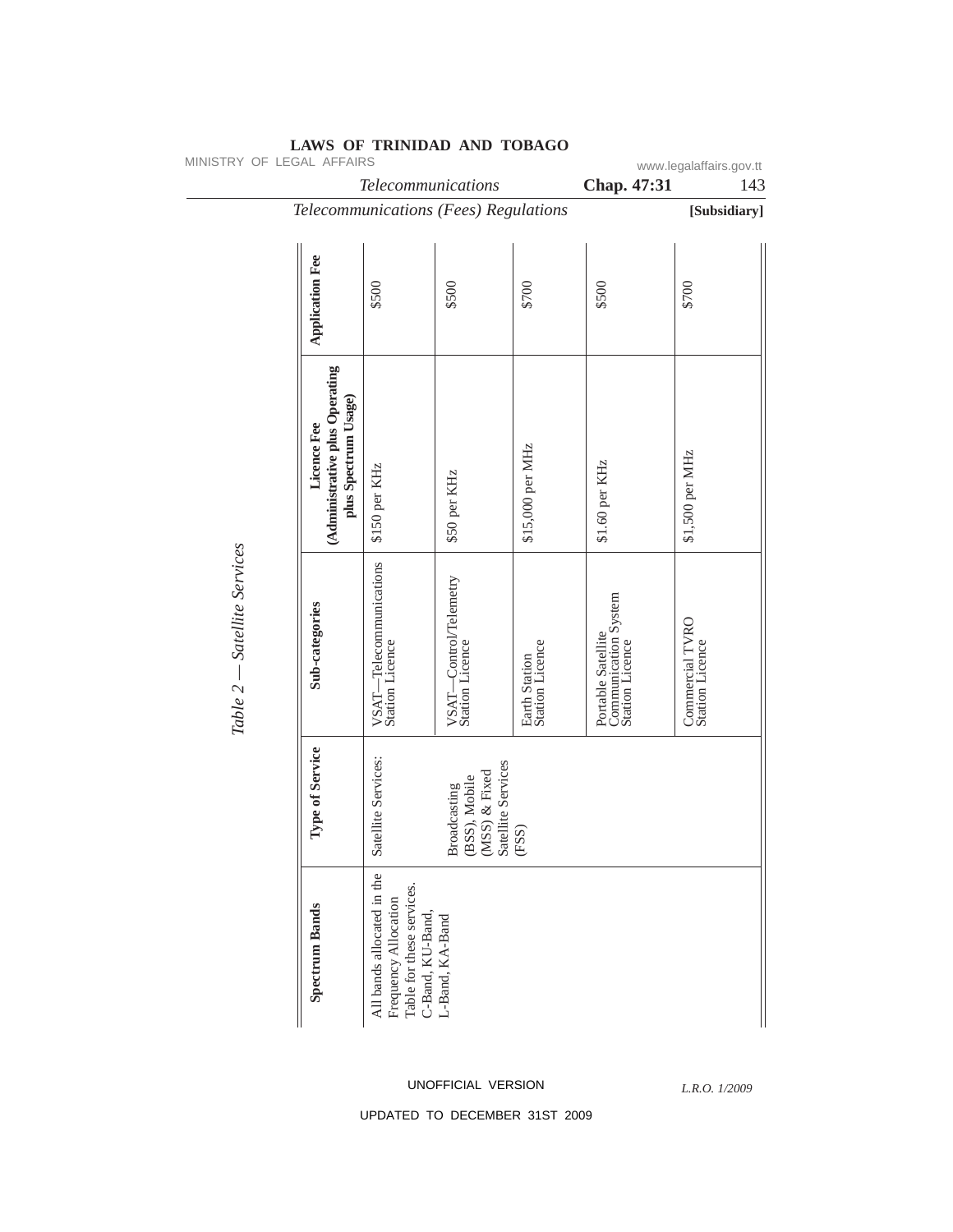*Table 2 — Satellite Services*

| Spectrum Bands | Type of Service | Sub-categories | Licence Fee (Administrative plus Operating plus Spectrum Usage) | Application Fee |
|---|---|---|---|---|
| All bands allocated in the Frequency Allocation Table for these services. C-Band, KU-Band, L-Band, KA-Band | Satellite Services: | VSAT—Telecommunications Station Licence | $150 per KHz | $500 |
| | Broadcasting (BSS), Mobile (MSS) & Fixed Satellite Services (FSS) | VSAT—Control/Telemetry Station Licence | $50 per KHz | $500 |
| | | Earth Station Station Licence | $15,000 per MHz | $700 |
| | | Portable Satellite Communication System Station Licence | $1.60 per KHz | $500 |
| | | Commercial TVRO Station Licence | $1,500 per MHz | $700 |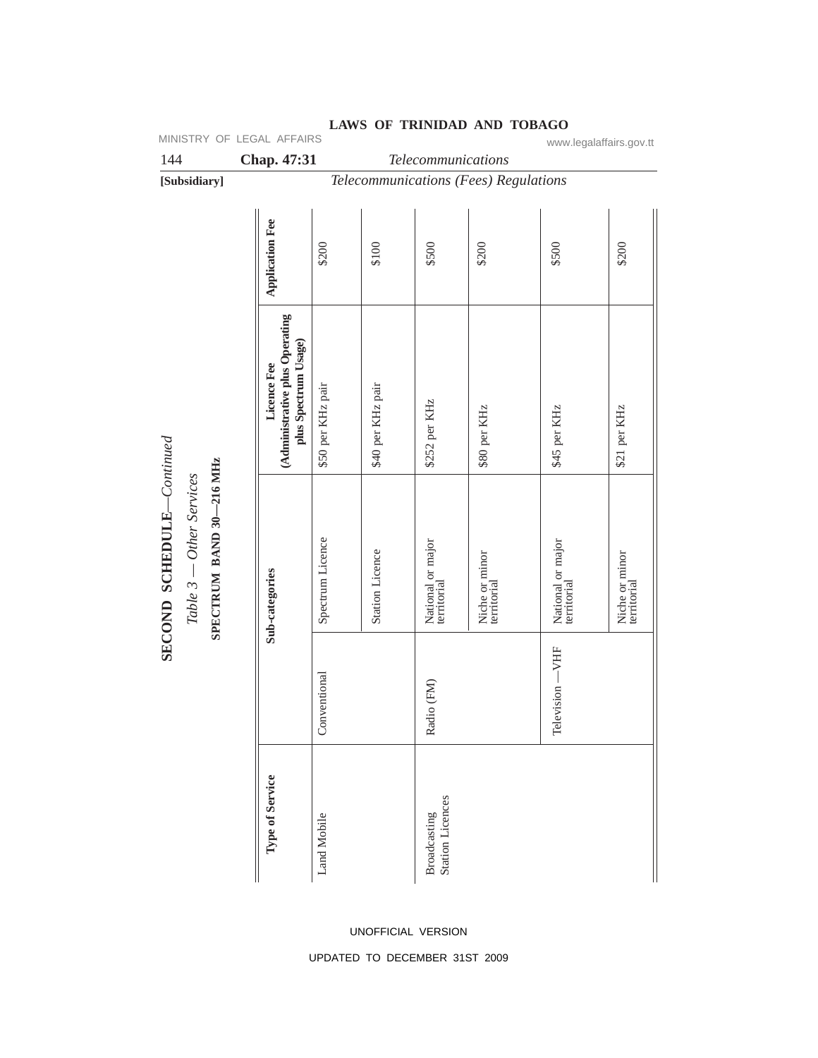**SECOND SCHEDULE**—*Continued*

*Table 3 — Other Services*

**SPECTRUM BAND 30—216 MHz**

| Type of Service | Sub-categories | | Licence Fee (Administrative plus Operating plus Spectrum Usage) | Application Fee |
|---|---|---|---|---|
| Land Mobile | Conventional | Spectrum Licence | $50 per KHz pair | $200 |
| | | Station Licence | $40 per KHz pair | $100 |
| Broadcasting Station Licences | Radio (FM) | National or major territorial | $252 per KHz | $500 |
| | | Niche or minor territorial | $80 per KHz | $200 |
| | Television —VHF | National or major territorial | $45 per KHz | $500 |
| | | Niche or minor territorial | $21 per KHz | $200 |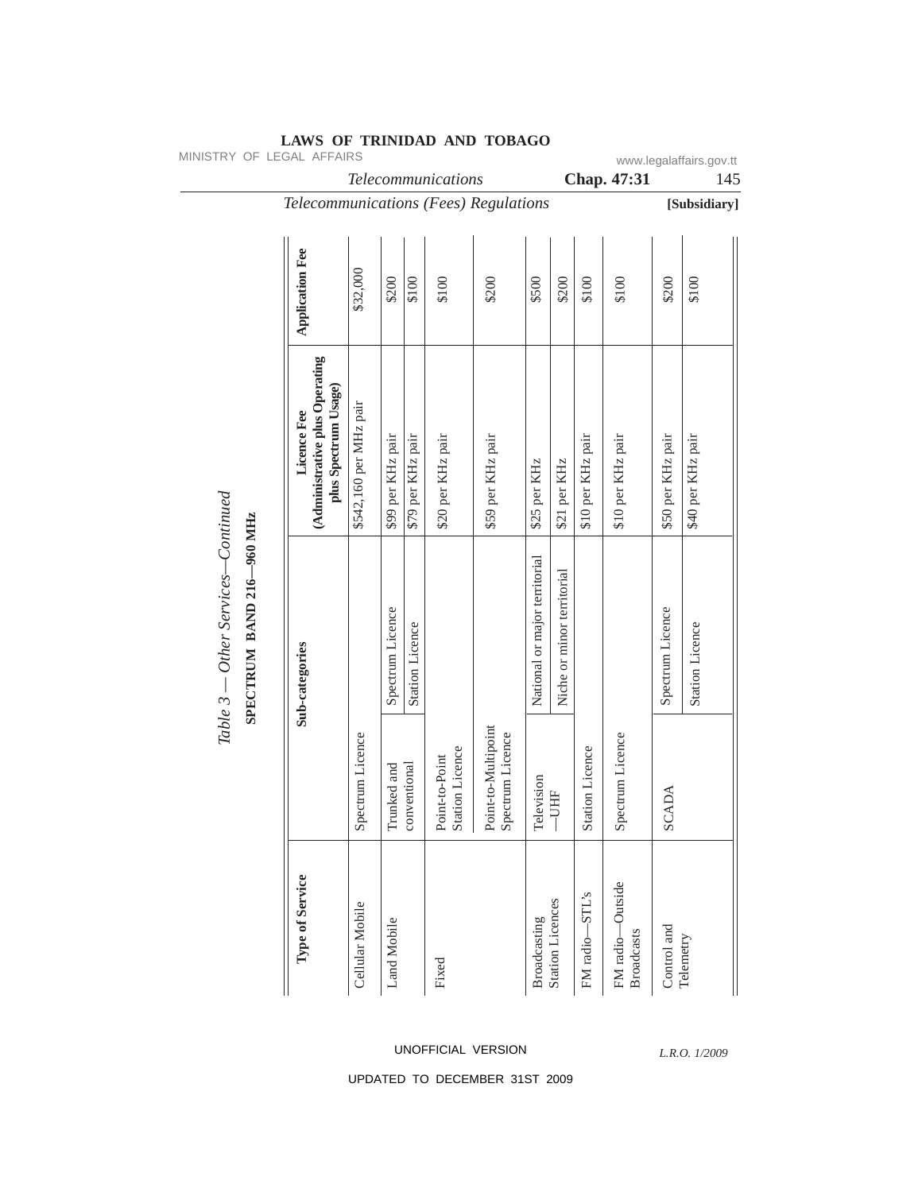*Table 3 — Other Services—Continued*

**SPECTRUM BAND 216—960 MHz**

| Type of Service | Sub-categories | | Licence Fee (Administrative plus Operating plus Spectrum Usage) | Application Fee |
|---|---|---|---|---|
| Cellular Mobile | Spectrum Licence | | $542,160 per MHz pair | $32,000 |
| Land Mobile | Trunked and conventional | Spectrum Licence | $99 per KHz pair | $200 |
| | | Station Licence | $79 per KHz pair | $100 |
| Fixed | Point-to-Point Station Licence | | $20 per KHz pair | $100 |
| | Point-to-Multipoint Spectrum Licence | | $59 per KHz pair | $200 |
| Broadcasting Station Licences | Television —UHF | National or major territorial | $25 per KHz | $500 |
| | | Niche or minor territorial | $21 per KHz | $200 |
| FM radio—STL's | Station Licence | | $10 per KHz pair | $100 |
| FM radio—Outside Broadcasts | Spectrum Licence | | $10 per KHz pair | $100 |
| Control and Telemetry | SCADA | Spectrum Licence | $50 per KHz pair | $200 |
| | | Station Licence | $40 per KHz pair | $100 |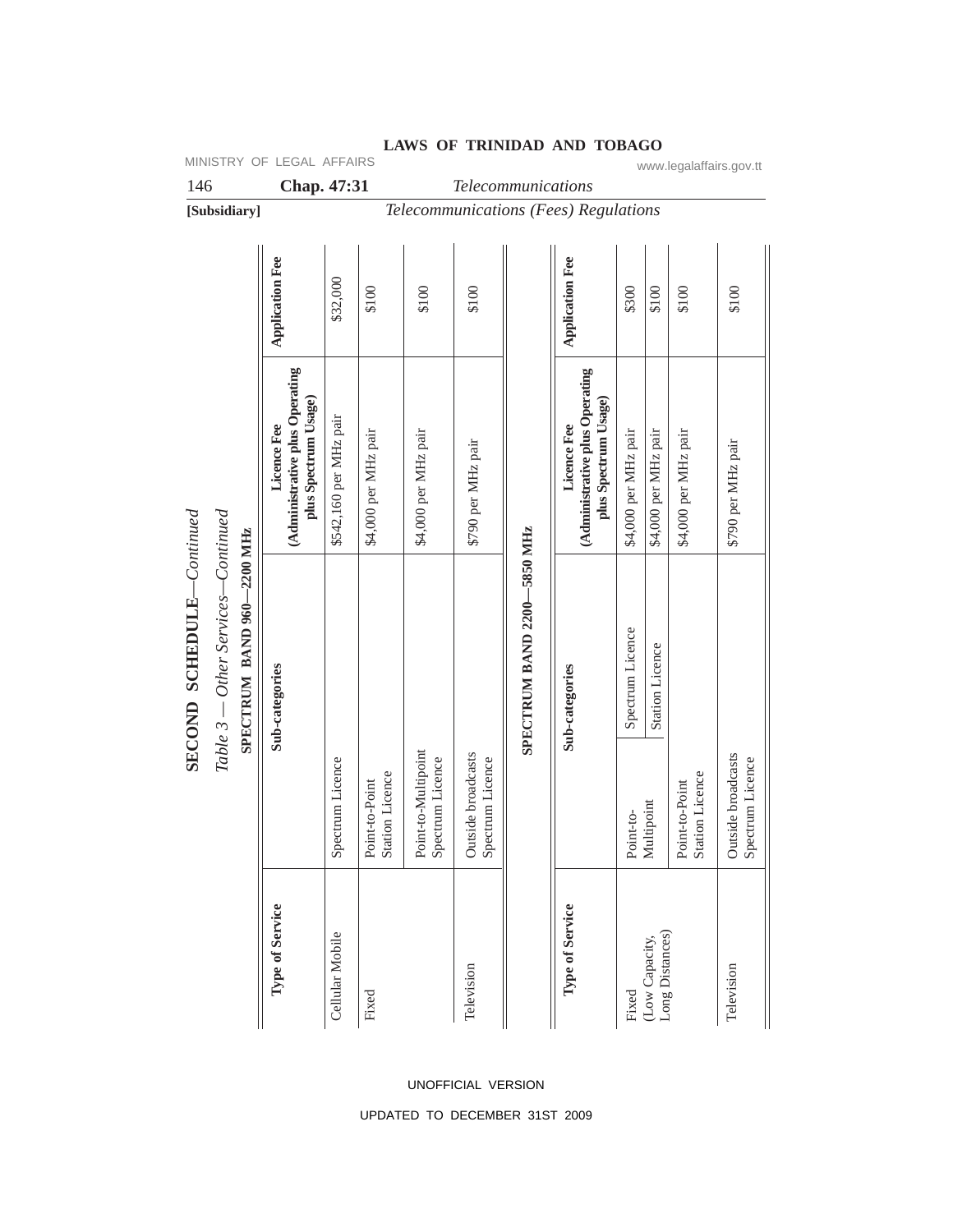## SECOND SCHEDULE—*Continued*

*Table 3 — Other Services—Continued*

**SPECTRUM BAND 960—2200 MHz**

| Type of Service | Sub-categories | | Licence Fee (Administrative plus Operating plus Spectrum Usage) | Application Fee |
|---|---|---|---|---|
| Cellular Mobile | Spectrum Licence | | $542,160 per MHz pair | $32,000 |
| Fixed | Point-to-Point Station Licence | | $4,000 per MHz pair | $100 |
| | Point-to-Multipoint Spectrum Licence | | $4,000 per MHz pair | $100 |
| Television | Outside broadcasts Spectrum Licence | | $790 per MHz pair | $100 |

**SPECTRUM BAND 2200—5850 MHz**

| Type of Service | Sub-categories | | Licence Fee (Administrative plus Operating plus Spectrum Usage) | Application Fee |
|---|---|---|---|---|
| Fixed (Low Capacity, Long Distances) | Point-to-Multipoint | Spectrum Licence | $4,000 per MHz pair | $300 |
| | | Station Licence | $4,000 per MHz pair | $100 |
| | Point-to-Point Station Licence | | $4,000 per MHz pair | $100 |
| Television | Outside broadcasts Spectrum Licence | | $790 per MHz pair | $100 |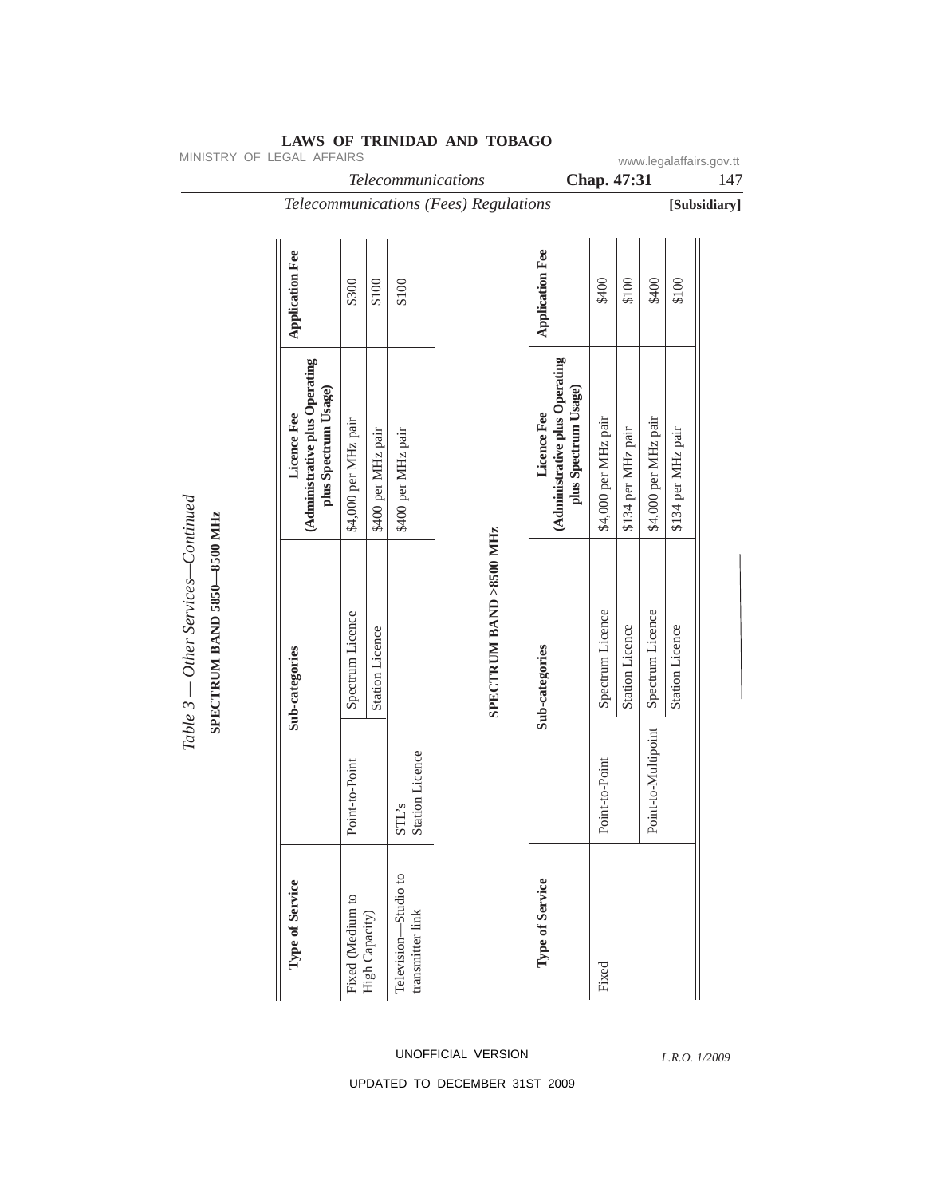*Table 3 — Other Services—Continued*

**SPECTRUM BAND 5850—8500 MHz**

| Type of Service | Sub-categories | | Licence Fee (Administrative plus Operating plus Spectrum Usage) | Application Fee |
|---|---|---|---|---|
| Fixed (Medium to High Capacity) | Point-to-Point | Spectrum Licence | $4,000 per MHz pair | $300 |
| | | Station Licence | $400 per MHz pair | $100 |
| Television—Studio to transmitter link | STL's Station Licence | | $400 per MHz pair | $100 |

**SPECTRUM BAND >8500 MHz**

| Type of Service | Sub-categories | | Licence Fee (Administrative plus Operating plus Spectrum Usage) | Application Fee |
|---|---|---|---|---|
| Fixed | Point-to-Point | Spectrum Licence | $4,000 per MHz pair | $400 |
| | | Station Licence | $134 per MHz pair | $100 |
| | Point-to-Multipoint | Spectrum Licence | $4,000 per MHz pair | $400 |
| | | Station Licence | $134 per MHz pair | $100 |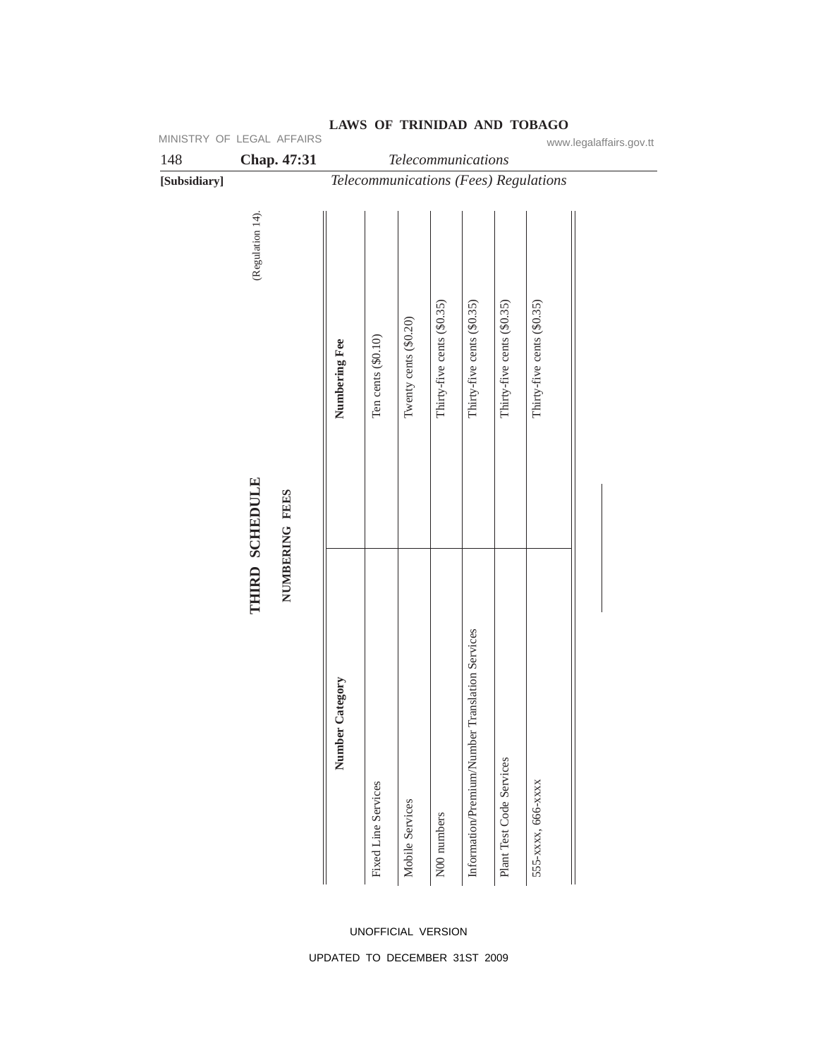# THIRD SCHEDULE

(Regulation 14).

## NUMBERING FEES

| Number Category | Numbering Fee |
| --- | --- |
| Fixed Line Services | Ten cents ($0.10) |
| Mobile Services | Twenty cents ($0.20) |
| N00 numbers | Thirty-five cents ($0.35) |
| Information/Premium/Number Translation Services | Thirty-five cents ($0.35) |
| Plant Test Code Services | Thirty-five cents ($0.35) |
| 555-xxxx, 666-xxxx | Thirty-five cents ($0.35) |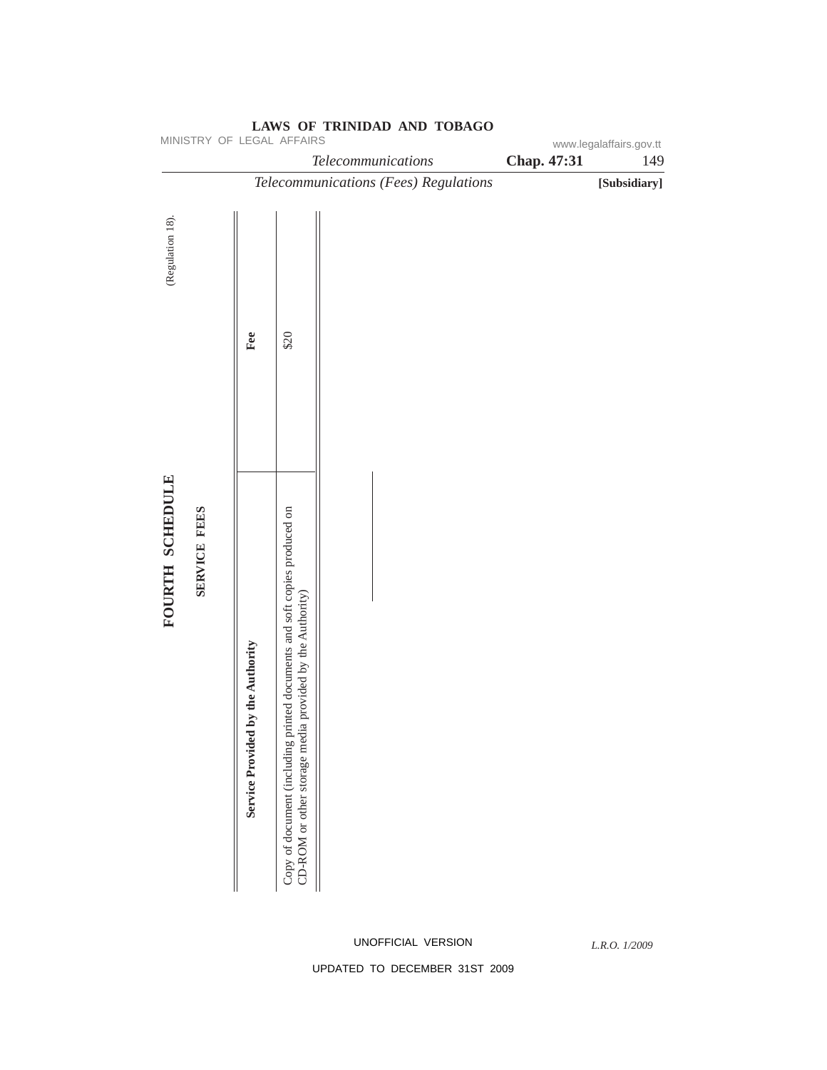# FOURTH SCHEDULE

(Regulation 18).

## SERVICE FEES

| Service Provided by the Authority | Fee |
|---|---|
| Copy of document (including printed documents and soft copies produced on CD-ROM or other storage media provided by the Authority) | $20 |